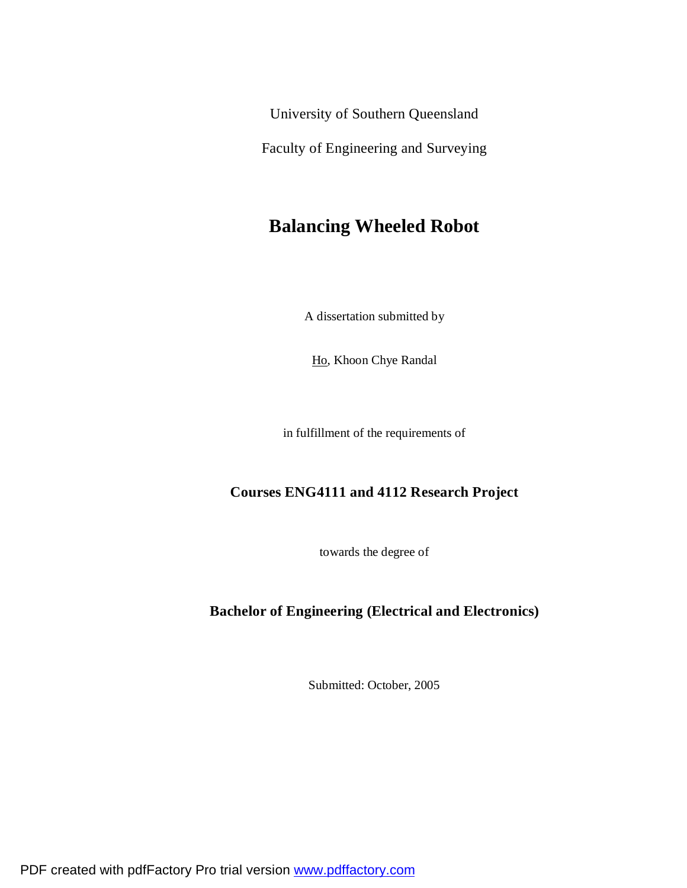University of Southern Queensland

Faculty of Engineering and Surveying

# Balancing Wheeled Robot

A dissertation submitted by

Ho, Khoon Chye Randal

in fulfillment of the requirements of

**Courses ENG4111 and 4112 Research Project**

towards the degree of

**Bachelor of Engineering (Electrical and Electronics)**

Submitted: October, 2005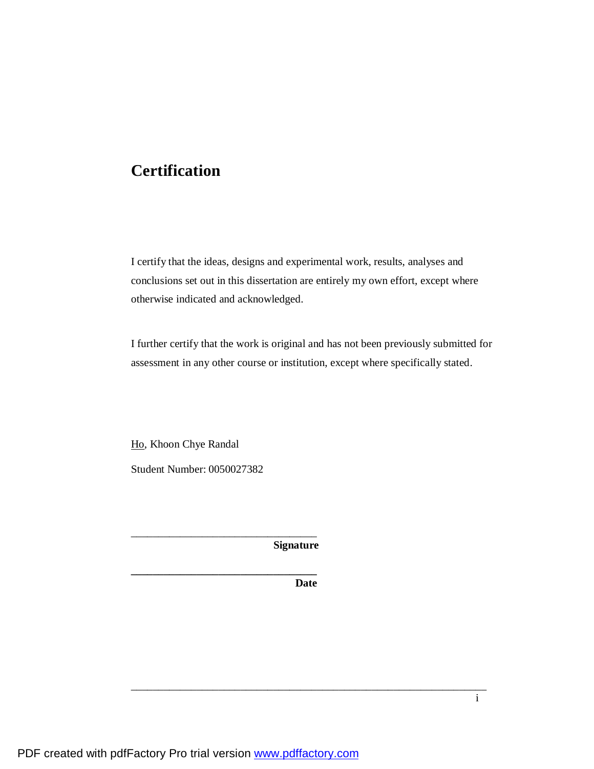# Certification

I certify that the ideas, designs and experimental work, results, analyses and conclusions set out in this dissertation are entirely my own effort, except where otherwise indicated and acknowledged.

I further certify that the work is original and has not been previously submitted for assessment in any other course or institution, except where specifically stated.

Ho, Khoon Chye Randal

Student Number: 0050027382

\_\_\_\_\_\_\_\_\_\_\_\_\_\_\_\_\_\_\_\_\_\_\_\_\_\_\_\_\_\_\_\_

**Signature**

\_\_\_\_\_\_\_\_\_\_\_\_\_\_\_\_\_\_\_\_\_\_\_\_\_\_\_\_\_\_\_\_

**Date**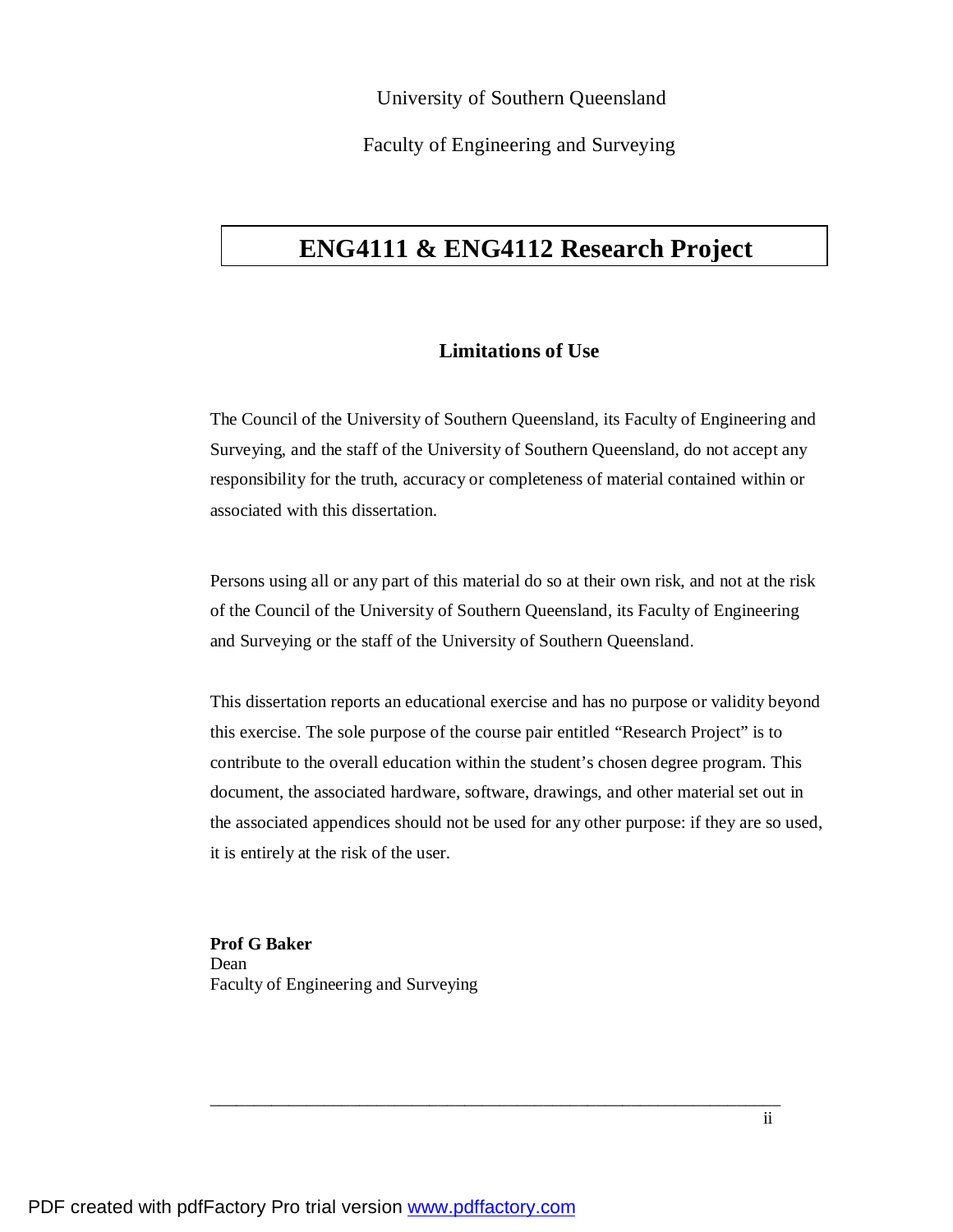University of Southern Queensland

Faculty of Engineering and Surveying

# ENG4111 & ENG4112 Research Project

## Limitations of Use

The Council of the University of Southern Queensland, its Faculty of Engineering and Surveying, and the staff of the University of Southern Queensland, do not accept any responsibility for the truth, accuracy or completeness of material contained within or associated with this dissertation.

Persons using all or any part of this material do so at their own risk, and not at the risk of the Council of the University of Southern Queensland, its Faculty of Engineering and Surveying or the staff of the University of Southern Queensland.

This dissertation reports an educational exercise and has no purpose or validity beyond this exercise. The sole purpose of the course pair entitled "Research Project" is to contribute to the overall education within the student's chosen degree program. This document, the associated hardware, software, drawings, and other material set out in the associated appendices should not be used for any other purpose: if they are so used, it is entirely at the risk of the user.

**Prof G Baker**
Dean
Faculty of Engineering and Surveying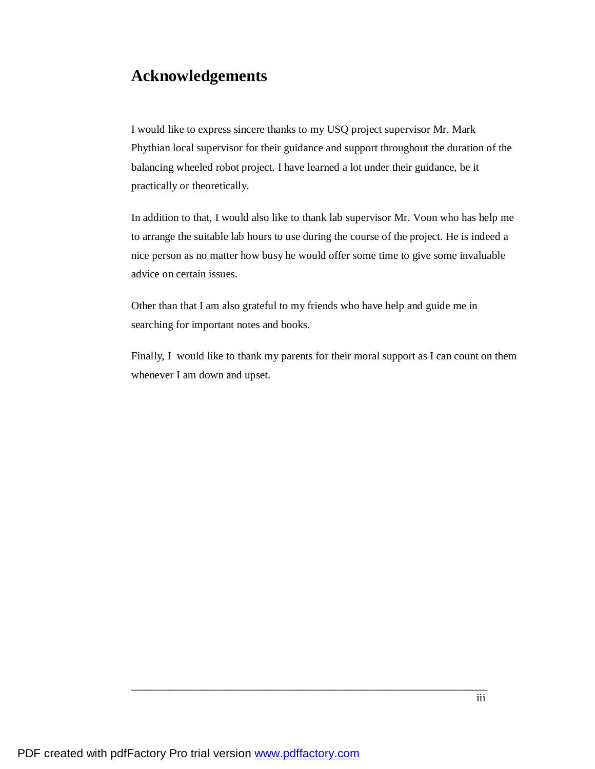# Acknowledgements

I would like to express sincere thanks to my USQ project supervisor Mr. Mark Phythian local supervisor for their guidance and support throughout the duration of the balancing wheeled robot project. I have learned a lot under their guidance, be it practically or theoretically.

In addition to that, I would also like to thank lab supervisor Mr. Voon who has help me to arrange the suitable lab hours to use during the course of the project. He is indeed a nice person as no matter how busy he would offer some time to give some invaluable advice on certain issues.

Other than that I am also grateful to my friends who have help and guide me in searching for important notes and books.

Finally, I would like to thank my parents for their moral support as I can count on them whenever I am down and upset.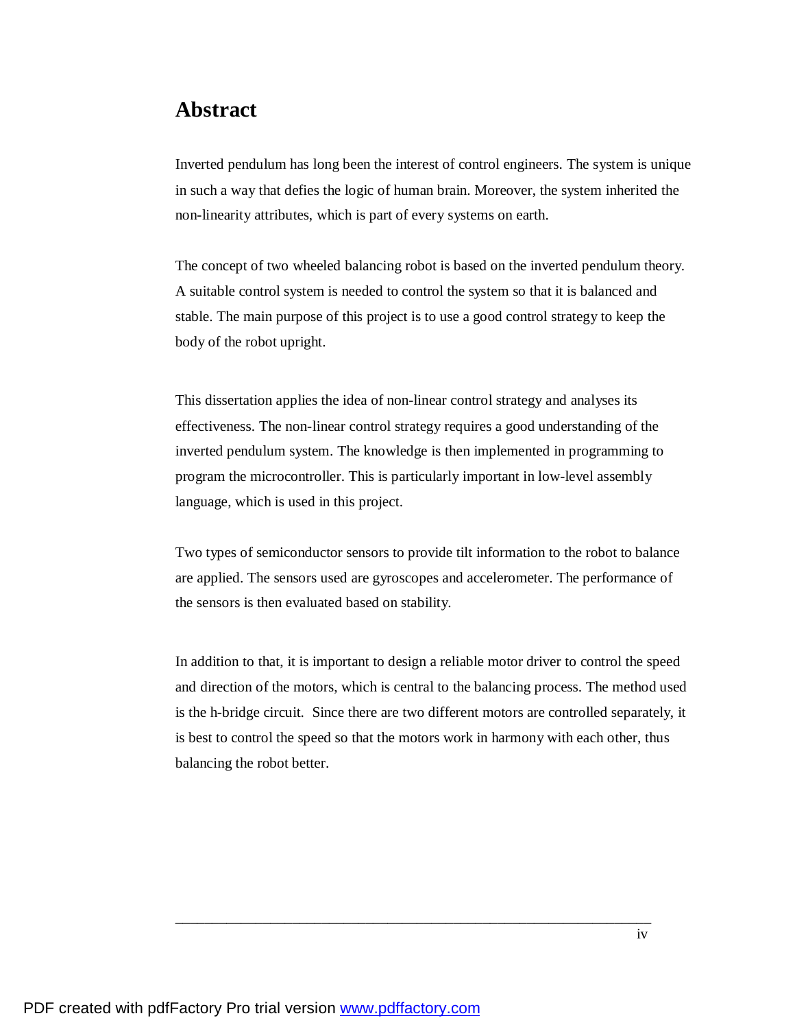# Abstract

Inverted pendulum has long been the interest of control engineers. The system is unique in such a way that defies the logic of human brain. Moreover, the system inherited the non-linearity attributes, which is part of every systems on earth.

The concept of two wheeled balancing robot is based on the inverted pendulum theory. A suitable control system is needed to control the system so that it is balanced and stable. The main purpose of this project is to use a good control strategy to keep the body of the robot upright.

This dissertation applies the idea of non-linear control strategy and analyses its effectiveness. The non-linear control strategy requires a good understanding of the inverted pendulum system. The knowledge is then implemented in programming to program the microcontroller. This is particularly important in low-level assembly language, which is used in this project.

Two types of semiconductor sensors to provide tilt information to the robot to balance are applied. The sensors used are gyroscopes and accelerometer. The performance of the sensors is then evaluated based on stability.

In addition to that, it is important to design a reliable motor driver to control the speed and direction of the motors, which is central to the balancing process. The method used is the h-bridge circuit. Since there are two different motors are controlled separately, it is best to control the speed so that the motors work in harmony with each other, thus balancing the robot better.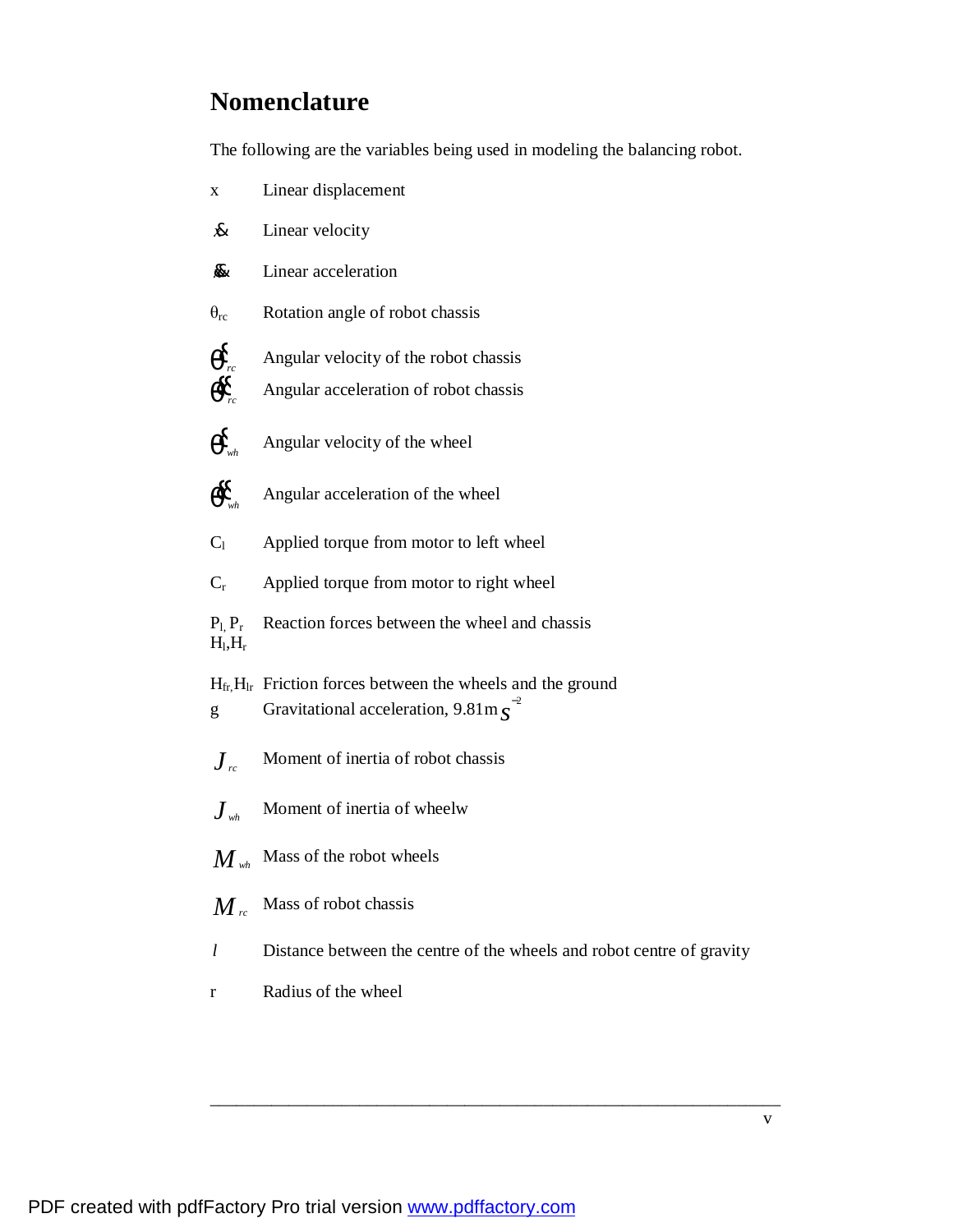# Nomenclature

The following are the variables being used in modeling the balancing robot.

| | |
|---|---|
| x | Linear displacement |
| $\dot{x}$ | Linear velocity |
| $\ddot{x}$ | Linear acceleration |
| $\theta_{rc}$ | Rotation angle of robot chassis |
| $\dot{\theta}_{rc}$ | Angular velocity of the robot chassis |
| $\ddot{\theta}_{rc}$ | Angular acceleration of robot chassis |
| $\dot{\theta}_{wh}$ | Angular velocity of the wheel |
| $\ddot{\theta}_{wh}$ | Angular acceleration of the wheel |
| $C_l$ | Applied torque from motor to left wheel |
| $C_r$ | Applied torque from motor to right wheel |
| $P_l$, $P_r$ $H_l$, $H_r$ | Reaction forces between the wheel and chassis |
| $H_{fr}$, $H_{lr}$ | Friction forces between the wheels and the ground |
| g | Gravitational acceleration, $9.81 m s^{-2}$ |
| $J_{rc}$ | Moment of inertia of robot chassis |
| $J_{wh}$ | Moment of inertia of wheelw |
| $M_{wh}$ | Mass of the robot wheels |
| $M_{rc}$ | Mass of robot chassis |
| $l$ | Distance between the centre of the wheels and robot centre of gravity |
| r | Radius of the wheel |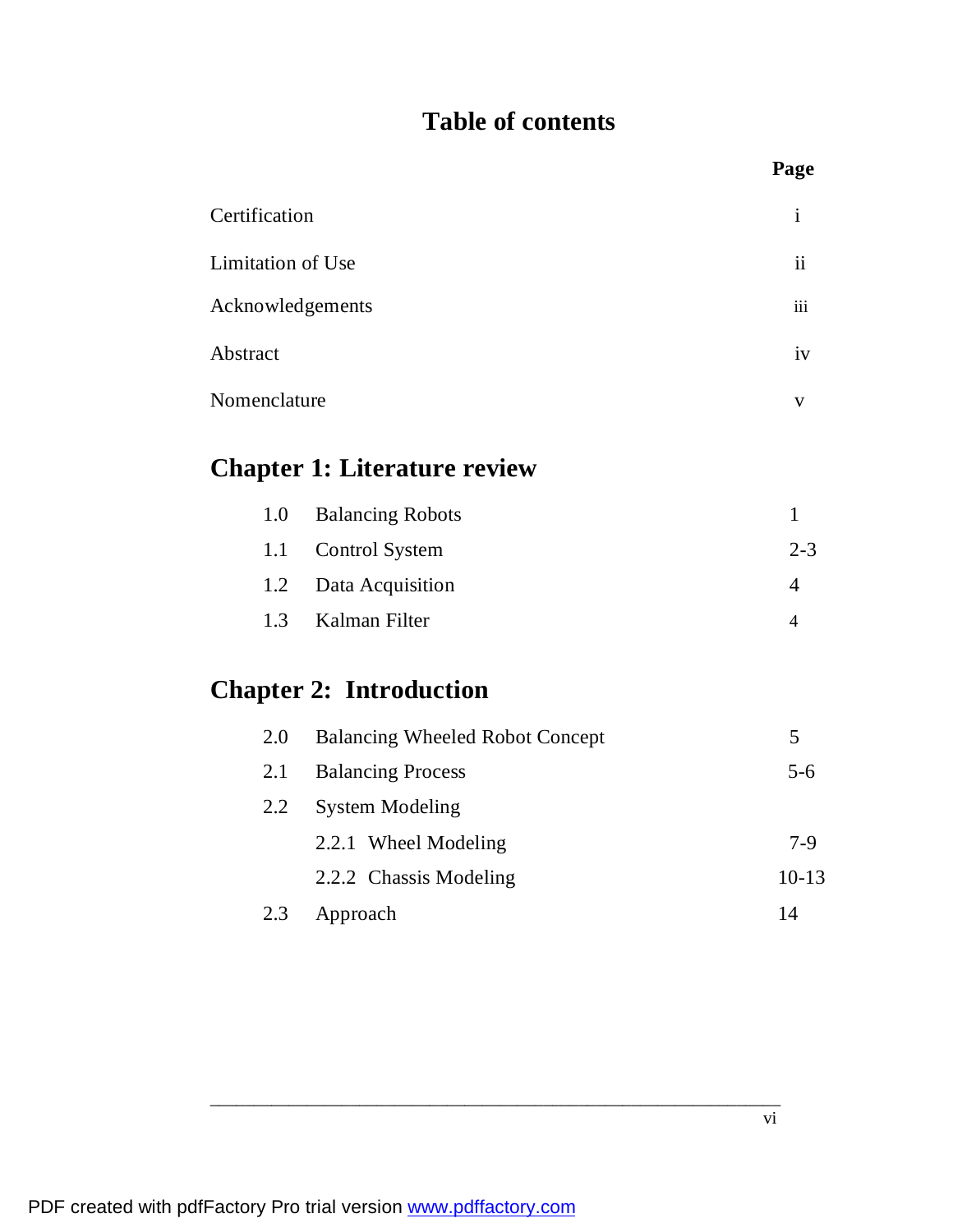# Table of contents

| | | Page |
|---|---|---|
| Certification | | i |
| Limitation of Use | | ii |
| Acknowledgements | | iii |
| Abstract | | iv |
| Nomenclature | | v |

## Chapter 1: Literature review

| | | |
|---|---|---|
| 1.0 | Balancing Robots | 1 |
| 1.1 | Control System | 2-3 |
| 1.2 | Data Acquisition | 4 |
| 1.3 | Kalman Filter | 4 |

## Chapter 2: Introduction

| | | |
|---|---|---|
| 2.0 | Balancing Wheeled Robot Concept | 5 |
| 2.1 | Balancing Process | 5-6 |
| 2.2 | System Modeling | |
| | 2.2.1 Wheel Modeling | 7-9 |
| | 2.2.2 Chassis Modeling | 10-13 |
| 2.3 | Approach | 14 |

PDF created with pdfFactory Pro trial version www.pdffactory.com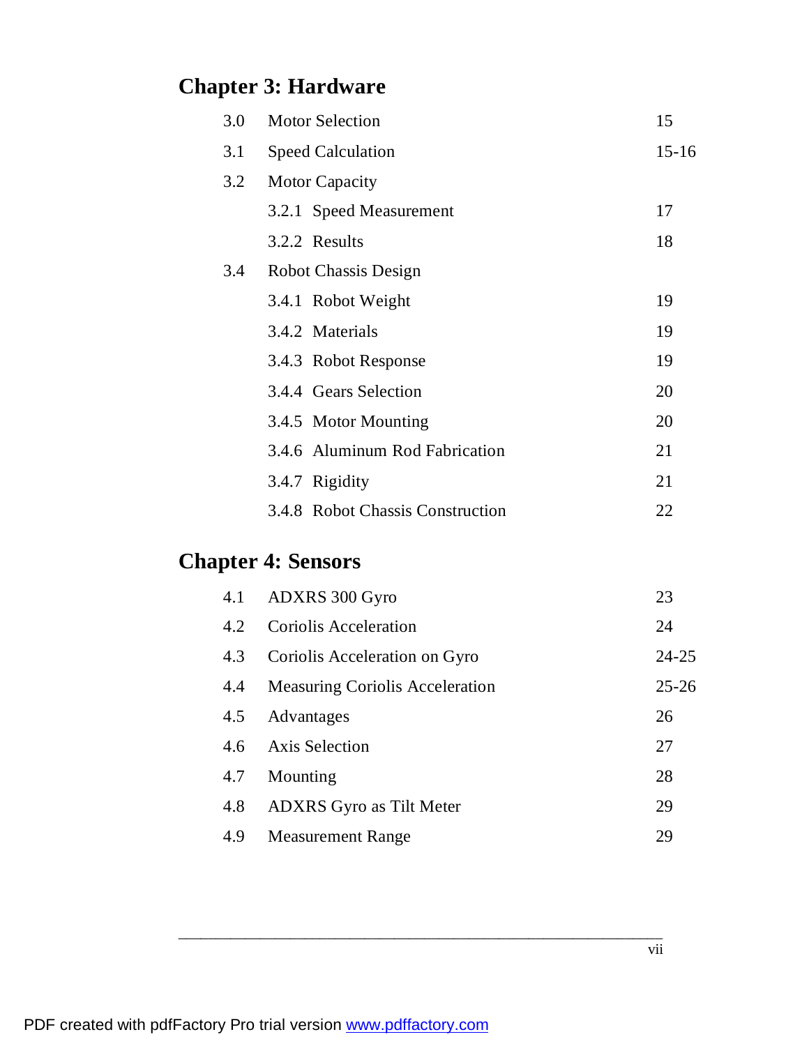## Chapter 3: Hardware

| | | |
|---|---|---|
| 3.0 | Motor Selection | 15 |
| 3.1 | Speed Calculation | 15-16 |
| 3.2 | Motor Capacity | |
| | 3.2.1 Speed Measurement | 17 |
| | 3.2.2 Results | 18 |
| 3.4 | Robot Chassis Design | |
| | 3.4.1 Robot Weight | 19 |
| | 3.4.2 Materials | 19 |
| | 3.4.3 Robot Response | 19 |
| | 3.4.4 Gears Selection | 20 |
| | 3.4.5 Motor Mounting | 20 |
| | 3.4.6 Aluminum Rod Fabrication | 21 |
| | 3.4.7 Rigidity | 21 |
| | 3.4.8 Robot Chassis Construction | 22 |

## Chapter 4: Sensors

| | | |
|---|---|---|
| 4.1 | ADXRS 300 Gyro | 23 |
| 4.2 | Coriolis Acceleration | 24 |
| 4.3 | Coriolis Acceleration on Gyro | 24-25 |
| 4.4 | Measuring Coriolis Acceleration | 25-26 |
| 4.5 | Advantages | 26 |
| 4.6 | Axis Selection | 27 |
| 4.7 | Mounting | 28 |
| 4.8 | ADXRS Gyro as Tilt Meter | 29 |
| 4.9 | Measurement Range | 29 |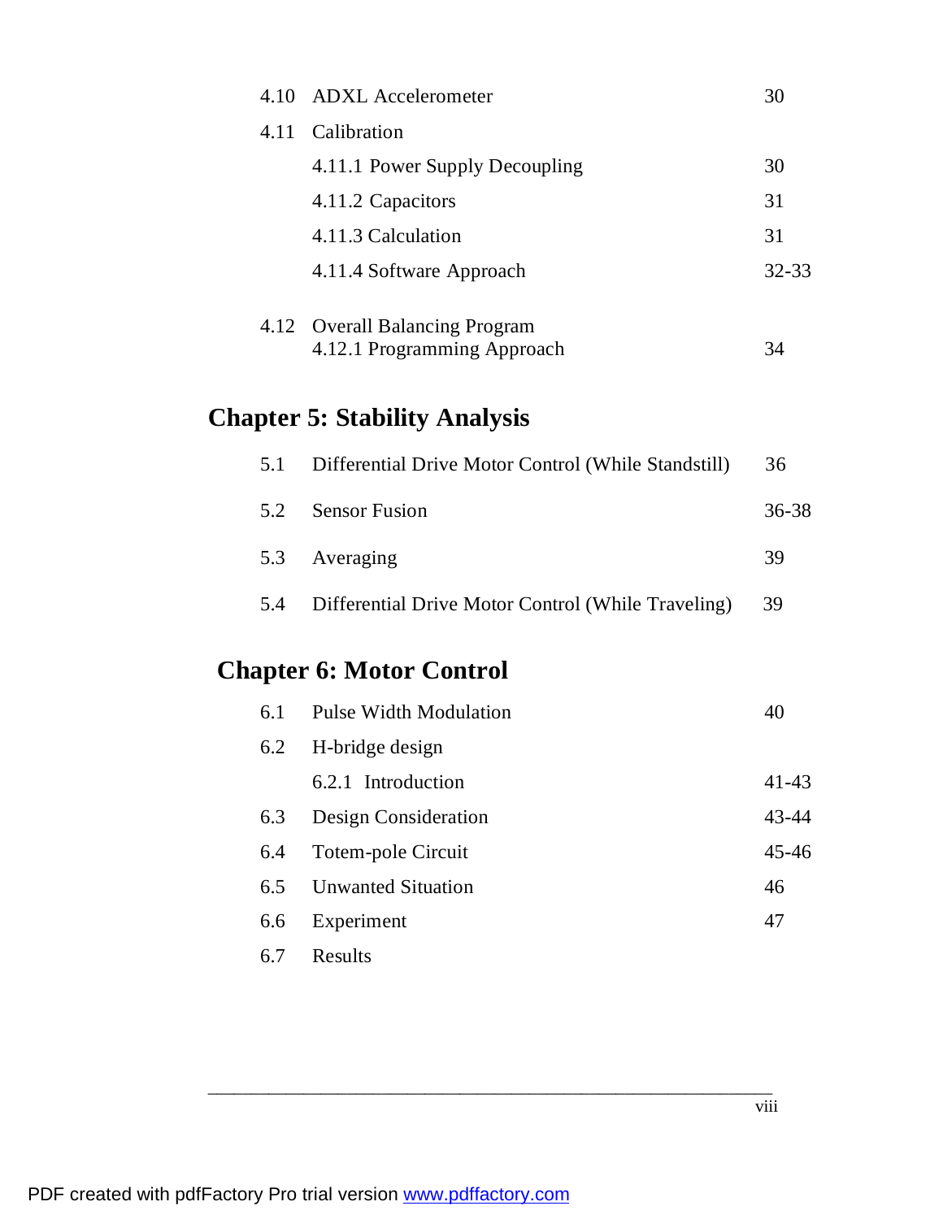| | | |
|---|---|---|
| 4.10 | ADXL Accelerometer | 30 |
| 4.11 | Calibration | |
| | 4.11.1 Power Supply Decoupling | 30 |
| | 4.11.2 Capacitors | 31 |
| | 4.11.3 Calculation | 31 |
| | 4.11.4 Software Approach | 32-33 |
| 4.12 | Overall Balancing Program | |
| | 4.12.1 Programming Approach | 34 |

## Chapter 5: Stability Analysis

| | | |
|---|---|---|
| 5.1 | Differential Drive Motor Control (While Standstill) | 36 |
| 5.2 | Sensor Fusion | 36-38 |
| 5.3 | Averaging | 39 |
| 5.4 | Differential Drive Motor Control (While Traveling) | 39 |

## Chapter 6: Motor Control

| | | |
|---|---|---|
| 6.1 | Pulse Width Modulation | 40 |
| 6.2 | H-bridge design | |
| | 6.2.1 Introduction | 41-43 |
| 6.3 | Design Consideration | 43-44 |
| 6.4 | Totem-pole Circuit | 45-46 |
| 6.5 | Unwanted Situation | 46 |
| 6.6 | Experiment | 47 |
| 6.7 | Results | |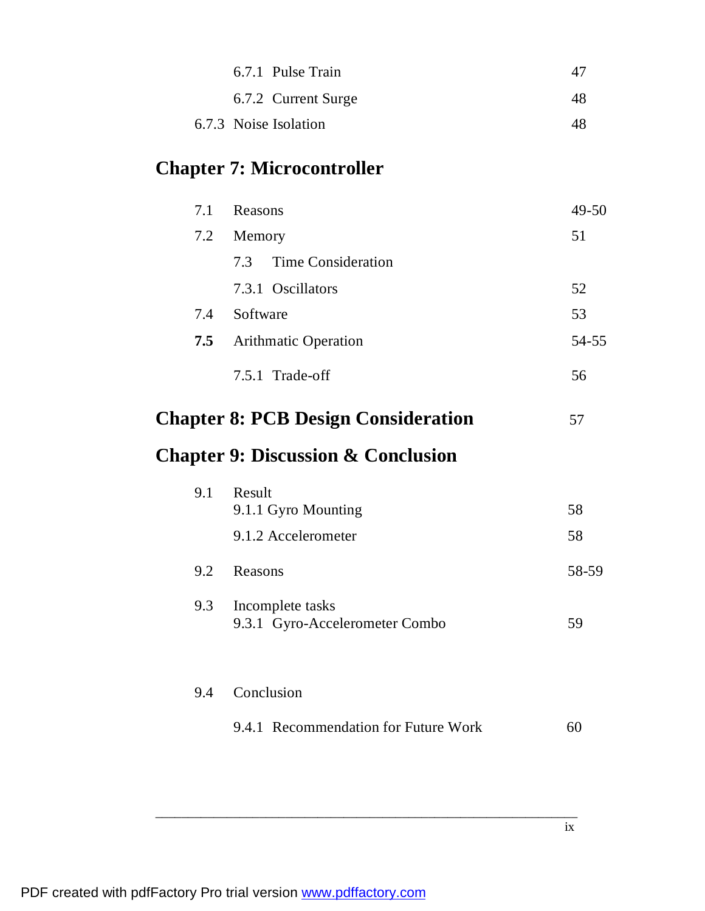| | | |
|---|---|---|
| 6.7.1 | Pulse Train | 47 |
| 6.7.2 | Current Surge | 48 |
| 6.7.3 | Noise Isolation | 48 |

## Chapter 7: Microcontroller

| | | |
|---|---|---|
| 7.1 | Reasons | 49-50 |
| 7.2 | Memory | 51 |
| 7.3 | Time Consideration | |
| 7.3.1 | Oscillators | 52 |
| 7.4 | Software | 53 |
| **7.5** | Arithmatic Operation | 54-55 |
| 7.5.1 | Trade-off | 56 |

## Chapter 8: PCB Design Consideration 57

## Chapter 9: Discussion & Conclusion

| | | |
|---|---|---|
| 9.1 | Result | |
| 9.1.1 | Gyro Mounting | 58 |
| 9.1.2 | Accelerometer | 58 |
| 9.2 | Reasons | 58-59 |
| 9.3 | Incomplete tasks | |
| 9.3.1 | Gyro-Accelerometer Combo | 59 |
| 9.4 | Conclusion | |
| 9.4.1 | Recommendation for Future Work | 60 |

PDF created with pdfFactory Pro trial version www.pdffactory.com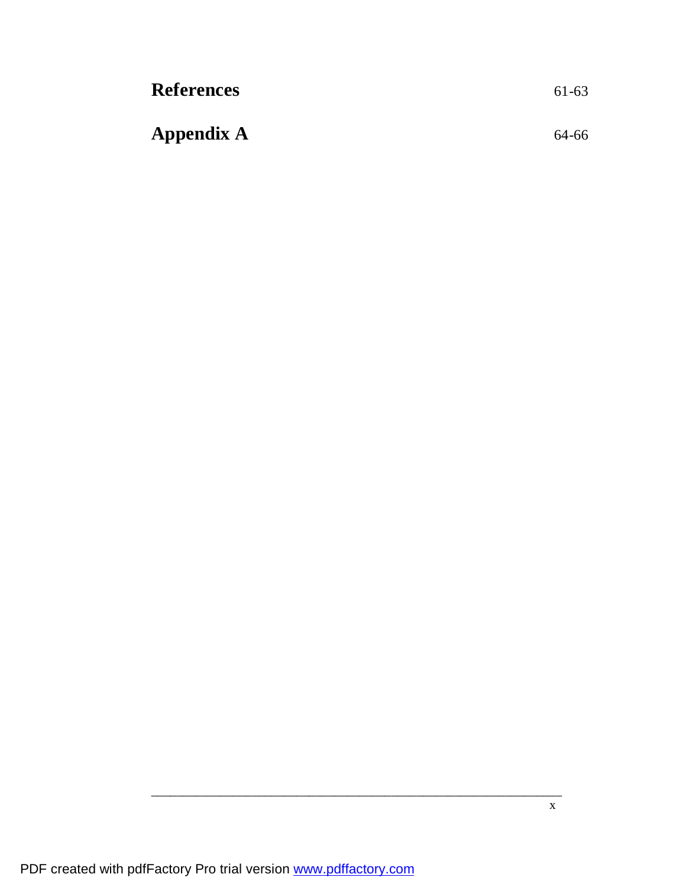| | |
|---|---|
| **References** | 61-63 |
| **Appendix A** | 64-66 |

PDF created with pdfFactory Pro trial version [www.pdffactory.com](http://www.pdffactory.com)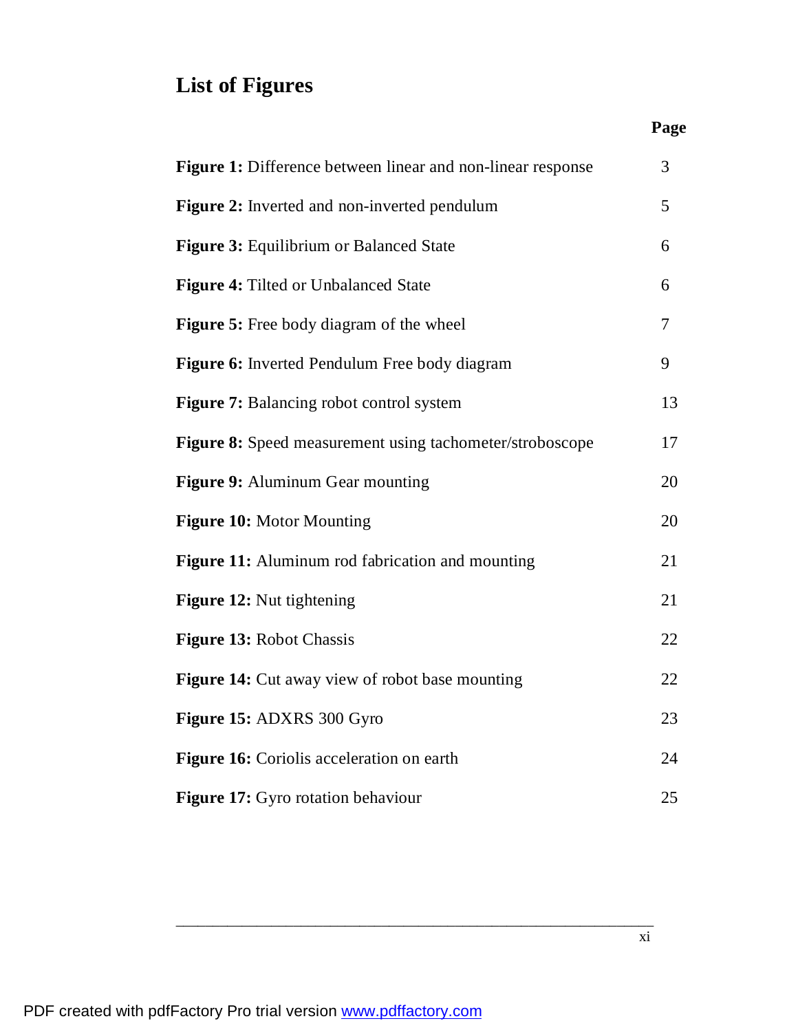# List of Figures

| | Page |
|---|---|
| **Figure 1:** Difference between linear and non-linear response | 3 |
| **Figure 2:** Inverted and non-inverted pendulum | 5 |
| **Figure 3:** Equilibrium or Balanced State | 6 |
| **Figure 4:** Tilted or Unbalanced State | 6 |
| **Figure 5:** Free body diagram of the wheel | 7 |
| **Figure 6:** Inverted Pendulum Free body diagram | 9 |
| **Figure 7:** Balancing robot control system | 13 |
| **Figure 8:** Speed measurement using tachometer/stroboscope | 17 |
| **Figure 9:** Aluminum Gear mounting | 20 |
| **Figure 10:** Motor Mounting | 20 |
| **Figure 11:** Aluminum rod fabrication and mounting | 21 |
| **Figure 12:** Nut tightening | 21 |
| **Figure 13:** Robot Chassis | 22 |
| **Figure 14:** Cut away view of robot base mounting | 22 |
| **Figure 15:** ADXRS 300 Gyro | 23 |
| **Figure 16:** Coriolis acceleration on earth | 24 |
| **Figure 17:** Gyro rotation behaviour | 25 |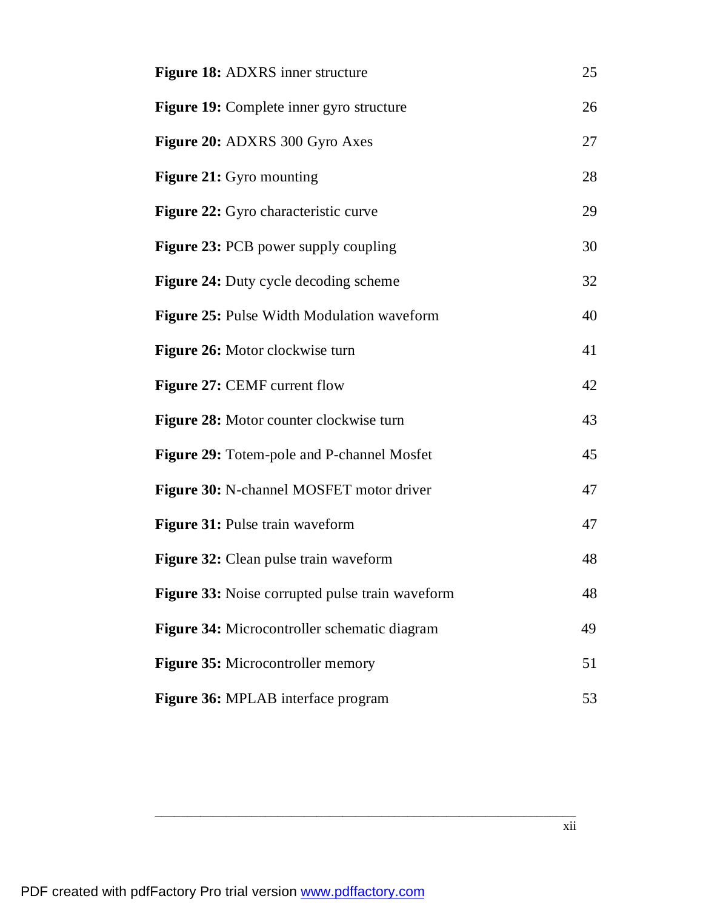| | |
|---|---|
| **Figure 18:** ADXRS inner structure | 25 |
| **Figure 19:** Complete inner gyro structure | 26 |
| **Figure 20:** ADXRS 300 Gyro Axes | 27 |
| **Figure 21:** Gyro mounting | 28 |
| **Figure 22:** Gyro characteristic curve | 29 |
| **Figure 23:** PCB power supply coupling | 30 |
| **Figure 24:** Duty cycle decoding scheme | 32 |
| **Figure 25:** Pulse Width Modulation waveform | 40 |
| **Figure 26:** Motor clockwise turn | 41 |
| **Figure 27:** CEMF current flow | 42 |
| **Figure 28:** Motor counter clockwise turn | 43 |
| **Figure 29:** Totem-pole and P-channel Mosfet | 45 |
| **Figure 30:** N-channel MOSFET motor driver | 47 |
| **Figure 31:** Pulse train waveform | 47 |
| **Figure 32:** Clean pulse train waveform | 48 |
| **Figure 33:** Noise corrupted pulse train waveform | 48 |
| **Figure 34:** Microcontroller schematic diagram | 49 |
| **Figure 35:** Microcontroller memory | 51 |
| **Figure 36:** MPLAB interface program | 53 |

PDF created with pdfFactory Pro trial version www.pdffactory.com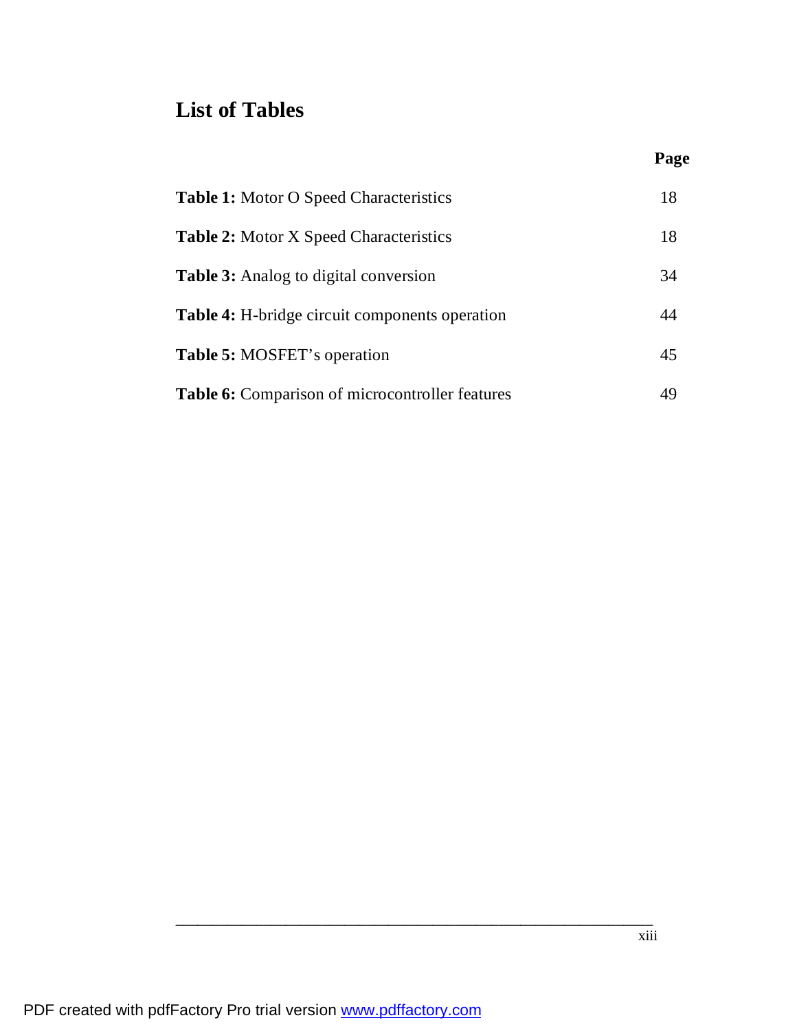# List of Tables

| | Page |
|---|---|
| **Table 1:** Motor O Speed Characteristics | 18 |
| **Table 2:** Motor X Speed Characteristics | 18 |
| **Table 3:** Analog to digital conversion | 34 |
| **Table 4:** H-bridge circuit components operation | 44 |
| **Table 5:** MOSFET’s operation | 45 |
| **Table 6:** Comparison of microcontroller features | 49 |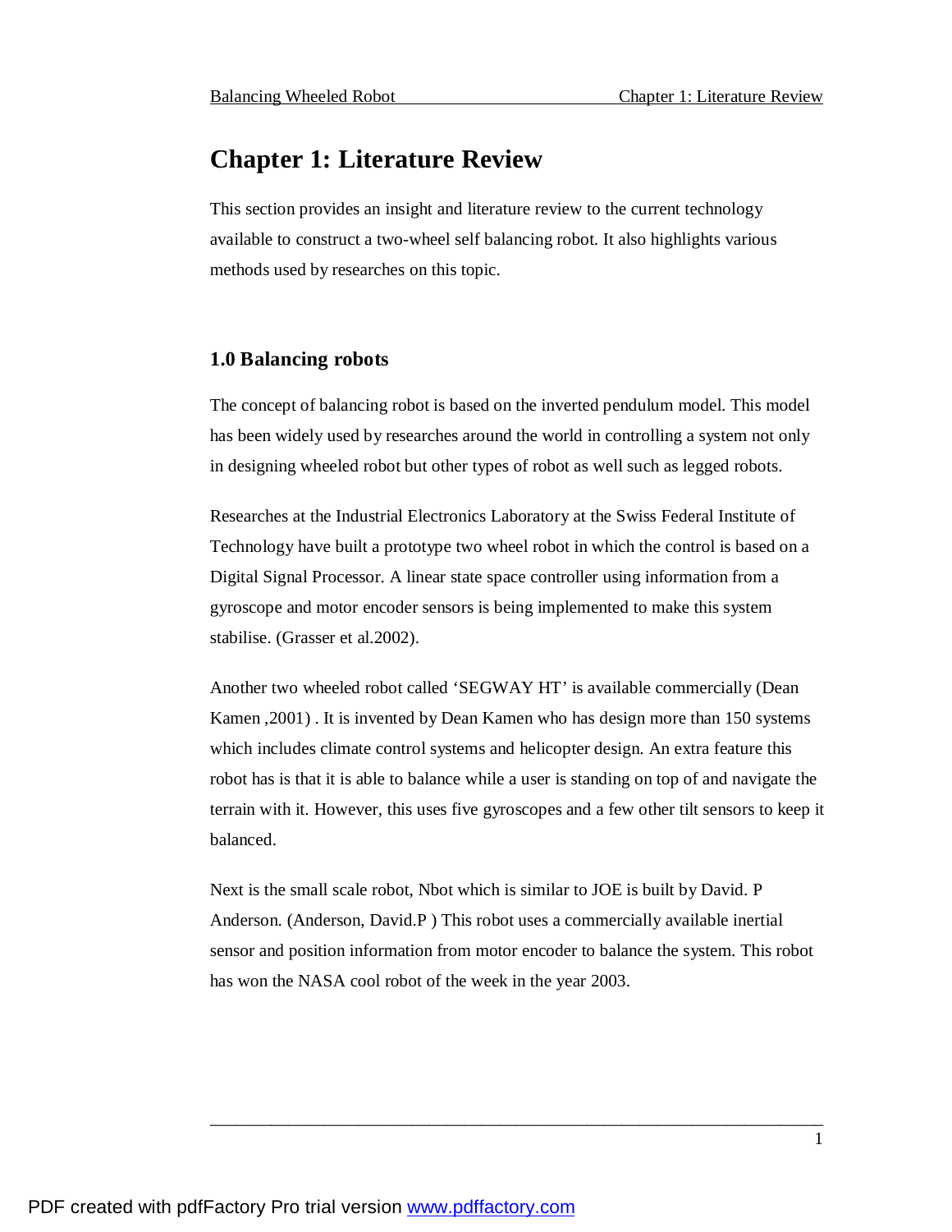# Chapter 1: Literature Review

This section provides an insight and literature review to the current technology available to construct a two-wheel self balancing robot. It also highlights various methods used by researches on this topic.

## 1.0 Balancing robots

The concept of balancing robot is based on the inverted pendulum model. This model has been widely used by researches around the world in controlling a system not only in designing wheeled robot but other types of robot as well such as legged robots.

Researches at the Industrial Electronics Laboratory at the Swiss Federal Institute of Technology have built a prototype two wheel robot in which the control is based on a Digital Signal Processor. A linear state space controller using information from a gyroscope and motor encoder sensors is being implemented to make this system stabilise. (Grasser et al.2002).

Another two wheeled robot called 'SEGWAY HT' is available commercially (Dean Kamen ,2001) . It is invented by Dean Kamen who has design more than 150 systems which includes climate control systems and helicopter design. An extra feature this robot has is that it is able to balance while a user is standing on top of and navigate the terrain with it. However, this uses five gyroscopes and a few other tilt sensors to keep it balanced.

Next is the small scale robot, Nbot which is similar to JOE is built by David. P Anderson. (Anderson, David.P ) This robot uses a commercially available inertial sensor and position information from motor encoder to balance the system. This robot has won the NASA cool robot of the week in the year 2003.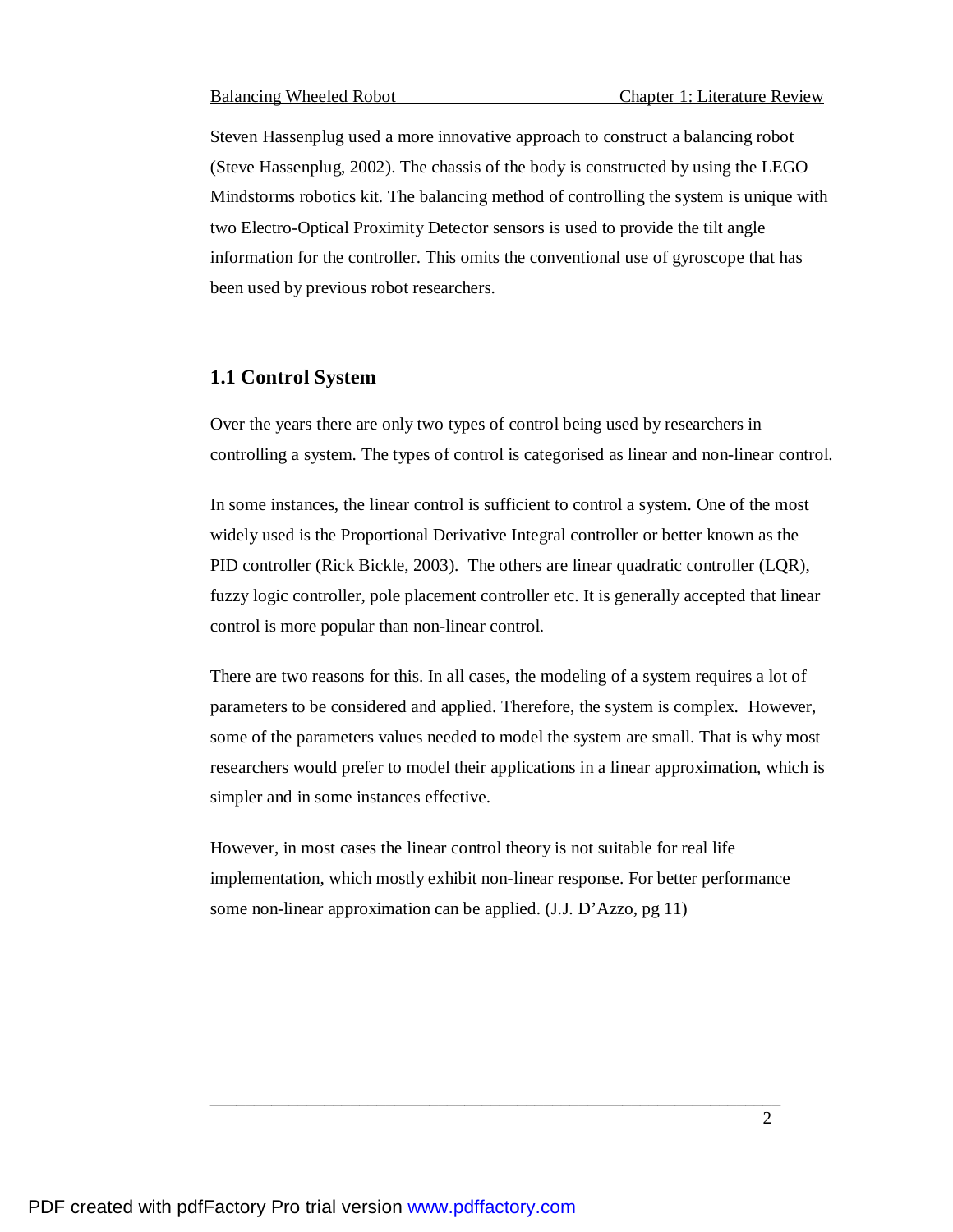Steven Hassenplug used a more innovative approach to construct a balancing robot (Steve Hassenplug, 2002). The chassis of the body is constructed by using the LEGO Mindstorms robotics kit. The balancing method of controlling the system is unique with two Electro-Optical Proximity Detector sensors is used to provide the tilt angle information for the controller. This omits the conventional use of gyroscope that has been used by previous robot researchers.

## 1.1 Control System

Over the years there are only two types of control being used by researchers in controlling a system. The types of control is categorised as linear and non-linear control.

In some instances, the linear control is sufficient to control a system. One of the most widely used is the Proportional Derivative Integral controller or better known as the PID controller (Rick Bickle, 2003). The others are linear quadratic controller (LQR), fuzzy logic controller, pole placement controller etc. It is generally accepted that linear control is more popular than non-linear control.

There are two reasons for this. In all cases, the modeling of a system requires a lot of parameters to be considered and applied. Therefore, the system is complex. However, some of the parameters values needed to model the system are small. That is why most researchers would prefer to model their applications in a linear approximation, which is simpler and in some instances effective.

However, in most cases the linear control theory is not suitable for real life implementation, which mostly exhibit non-linear response. For better performance some non-linear approximation can be applied. (J.J. D'Azzo, pg 11)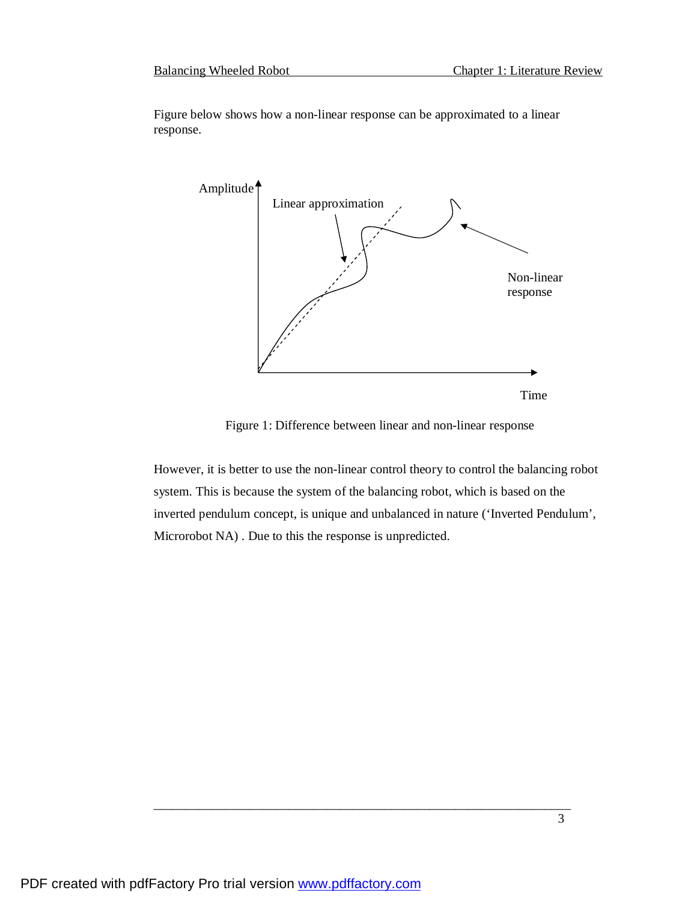Figure below shows how a non-linear response can be approximated to a linear response.

Amplitude

Linear approximation

Non-linear response

Time

Figure 1: Difference between linear and non-linear response

However, it is better to use the non-linear control theory to control the balancing robot system. This is because the system of the balancing robot, which is based on the inverted pendulum concept, is unique and unbalanced in nature (‘Inverted Pendulum’, Microrobot NA) . Due to this the response is unpredicted.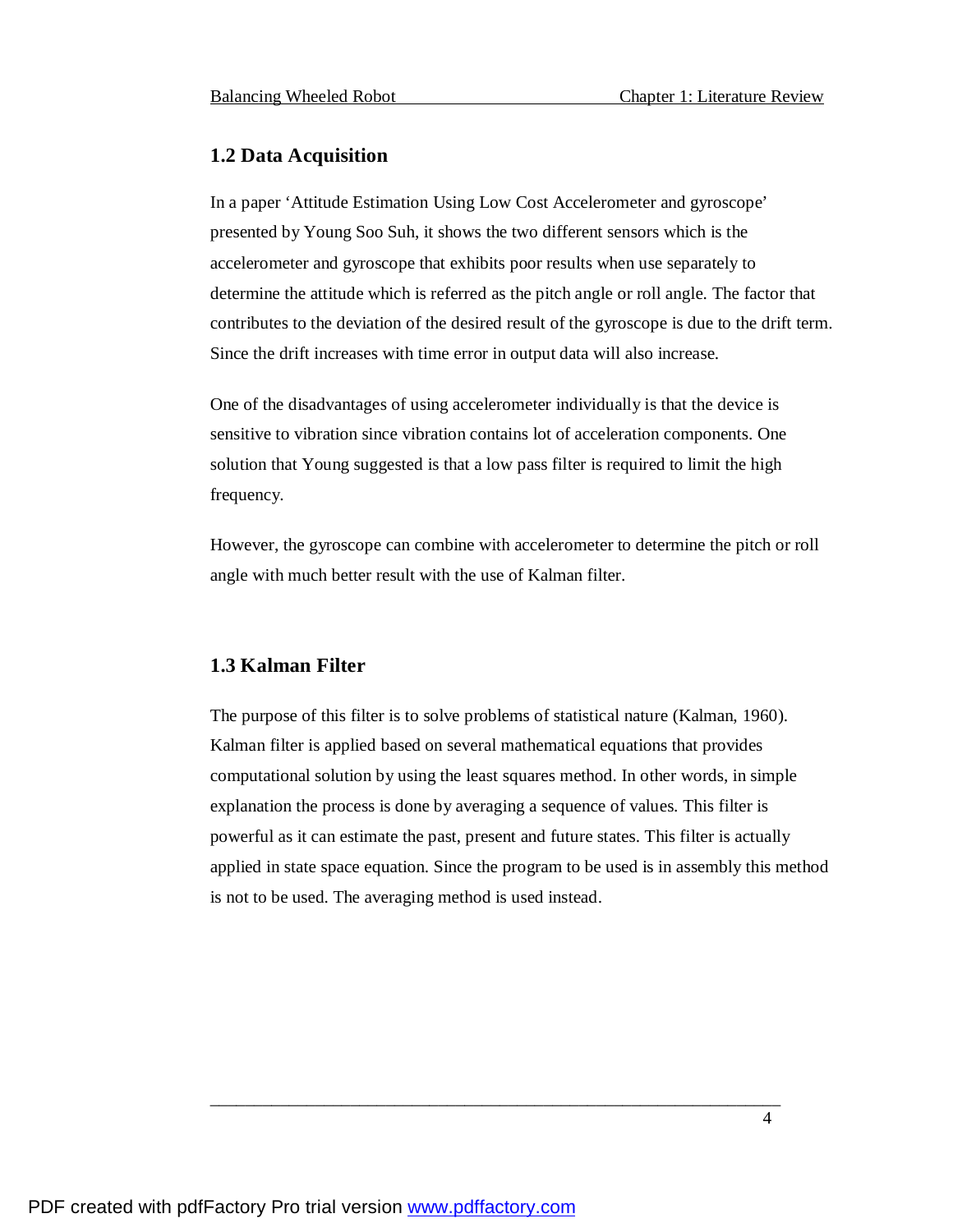## 1.2 Data Acquisition

In a paper 'Attitude Estimation Using Low Cost Accelerometer and gyroscope' presented by Young Soo Suh, it shows the two different sensors which is the accelerometer and gyroscope that exhibits poor results when use separately to determine the attitude which is referred as the pitch angle or roll angle. The factor that contributes to the deviation of the desired result of the gyroscope is due to the drift term. Since the drift increases with time error in output data will also increase.

One of the disadvantages of using accelerometer individually is that the device is sensitive to vibration since vibration contains lot of acceleration components. One solution that Young suggested is that a low pass filter is required to limit the high frequency.

However, the gyroscope can combine with accelerometer to determine the pitch or roll angle with much better result with the use of Kalman filter.

## 1.3 Kalman Filter

The purpose of this filter is to solve problems of statistical nature (Kalman, 1960). Kalman filter is applied based on several mathematical equations that provides computational solution by using the least squares method. In other words, in simple explanation the process is done by averaging a sequence of values. This filter is powerful as it can estimate the past, present and future states. This filter is actually applied in state space equation. Since the program to be used is in assembly this method is not to be used. The averaging method is used instead.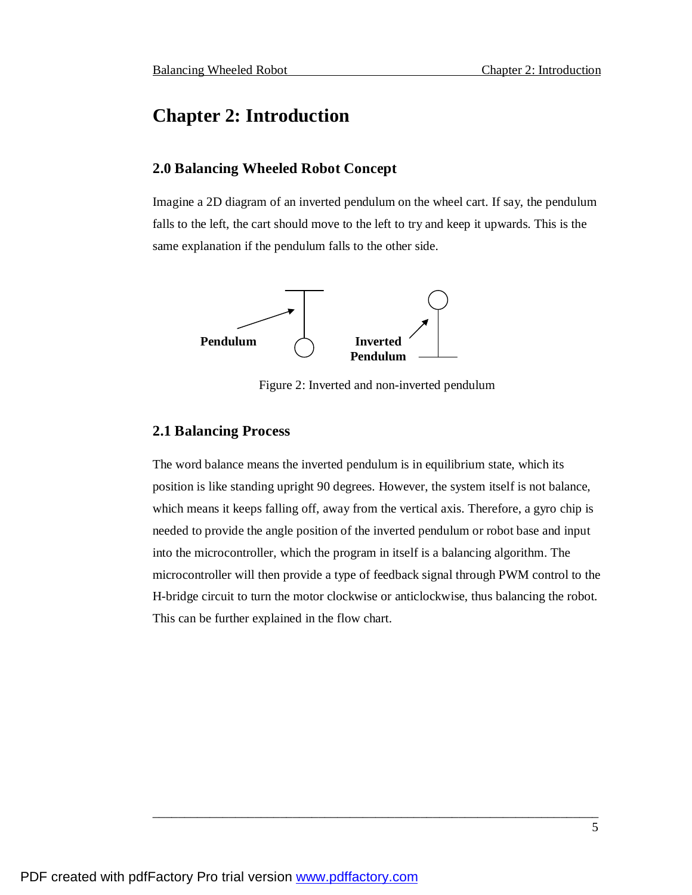# Chapter 2: Introduction

## 2.0 Balancing Wheeled Robot Concept

Imagine a 2D diagram of an inverted pendulum on the wheel cart. If say, the pendulum falls to the left, the cart should move to the left to try and keep it upwards. This is the same explanation if the pendulum falls to the other side.

**Pendulum**

**Inverted Pendulum**

Figure 2: Inverted and non-inverted pendulum

## 2.1 Balancing Process

The word balance means the inverted pendulum is in equilibrium state, which its position is like standing upright 90 degrees. However, the system itself is not balance, which means it keeps falling off, away from the vertical axis. Therefore, a gyro chip is needed to provide the angle position of the inverted pendulum or robot base and input into the microcontroller, which the program in itself is a balancing algorithm. The microcontroller will then provide a type of feedback signal through PWM control to the H-bridge circuit to turn the motor clockwise or anticlockwise, thus balancing the robot. This can be further explained in the flow chart.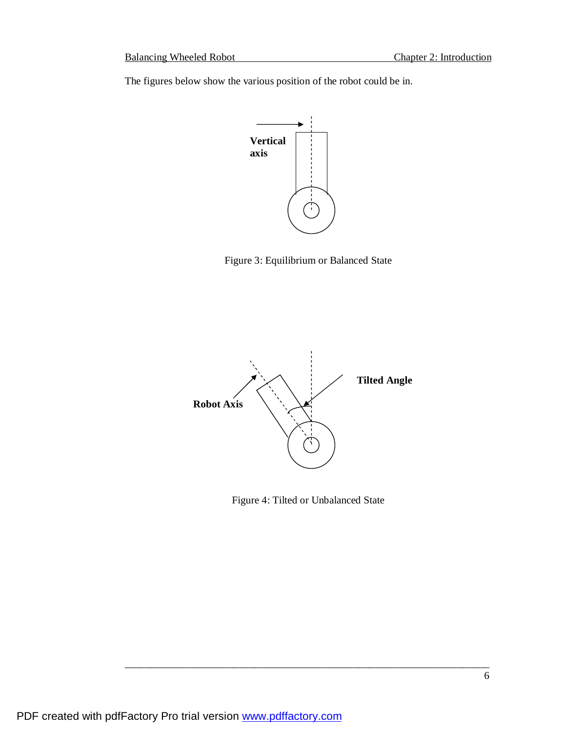The figures below show the various position of the robot could be in.

Vertical axis

Figure 3: Equilibrium or Balanced State

Robot Axis

Tilted Angle

Figure 4: Tilted or Unbalanced State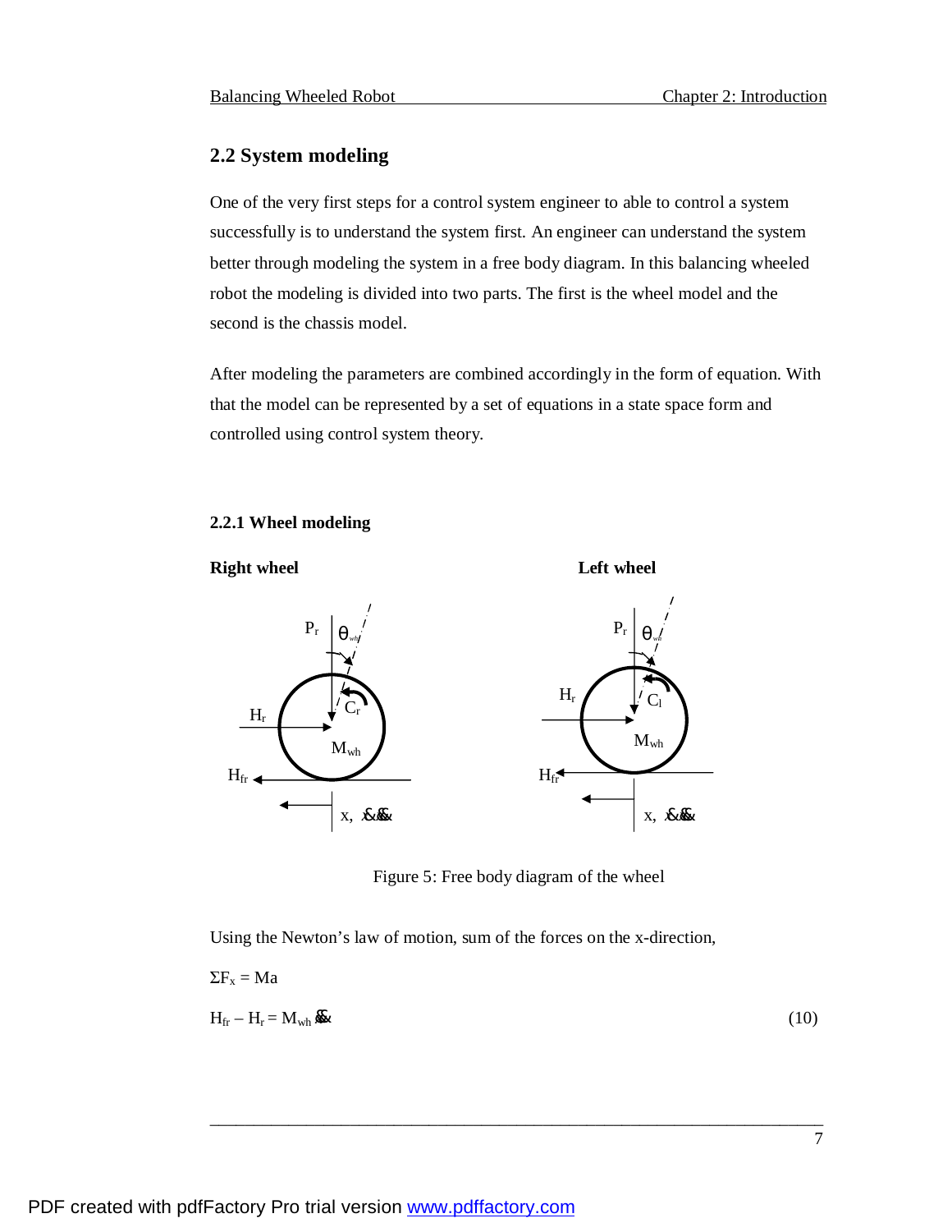## 2.2 System modeling

One of the very first steps for a control system engineer to able to control a system successfully is to understand the system first. An engineer can understand the system better through modeling the system in a free body diagram. In this balancing wheeled robot the modeling is divided into two parts. The first is the wheel model and the second is the chassis model.

After modeling the parameters are combined accordingly in the form of equation. With that the model can be represented by a set of equations in a state space form and controlled using control system theory.

### 2.2.1 Wheel modeling

**Right wheel** **Left wheel**

$P_r$ $\theta_{wh}$ $C_r$ $H_r$ $M_{wh}$ $H_{fr}$ x, $\dot{x}$, $\ddot{x}$

$P_r$ $\theta_{wh}$ $C_l$ $H_r$ $M_{wh}$ $H_{fr}$ x, $\dot{x}$, $\ddot{x}$

Figure 5: Free body diagram of the wheel

Using the Newton's law of motion, sum of the forces on the x-direction,

$\Sigma F_x = Ma$

$$H_{fr} - H_r = M_{wh}\ddot{x} \qquad (10)$$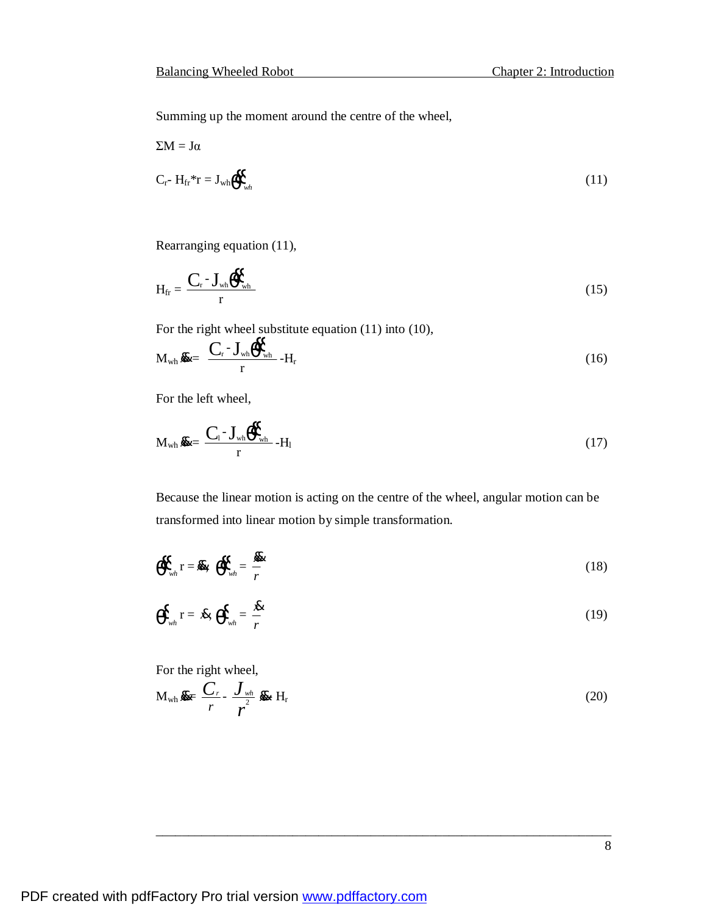Summing up the moment around the centre of the wheel,

$\Sigma M = J\alpha$

$$C_r - H_{fr} * r = J_{wh}\ddot{\theta}_{wh} \tag{11}$$

Rearranging equation (11),

$$H_{fr} = \frac{C_r - J_{wh}\ddot{\theta}_{wh}}{r} \tag{15}$$

For the right wheel substitute equation (11) into (10),

$$M_{wh}\ddot{x} = \frac{C_r - J_{wh}\ddot{\theta}_{wh}}{r} - H_r \tag{16}$$

For the left wheel,

$$M_{wh}\ddot{x} = \frac{C_l - J_{wh}\ddot{\theta}_{wh}}{r} - H_l \tag{17}$$

Because the linear motion is acting on the centre of the wheel, angular motion can be transformed into linear motion by simple transformation.

$$\ddot{\theta}_{wh} r = \ddot{x} \Rightarrow \ddot{\theta}_{wh} = \frac{\ddot{x}}{r} \tag{18}$$

$$\dot{\theta}_{wh} r = \dot{x} \Rightarrow \dot{\theta}_{wh} = \frac{\dot{x}}{r} \tag{19}$$

For the right wheel,

$$M_{wh}\ddot{x} = \frac{C_r}{r} - \frac{J_{wh}}{r^2}\ddot{x} - H_r \tag{20}$$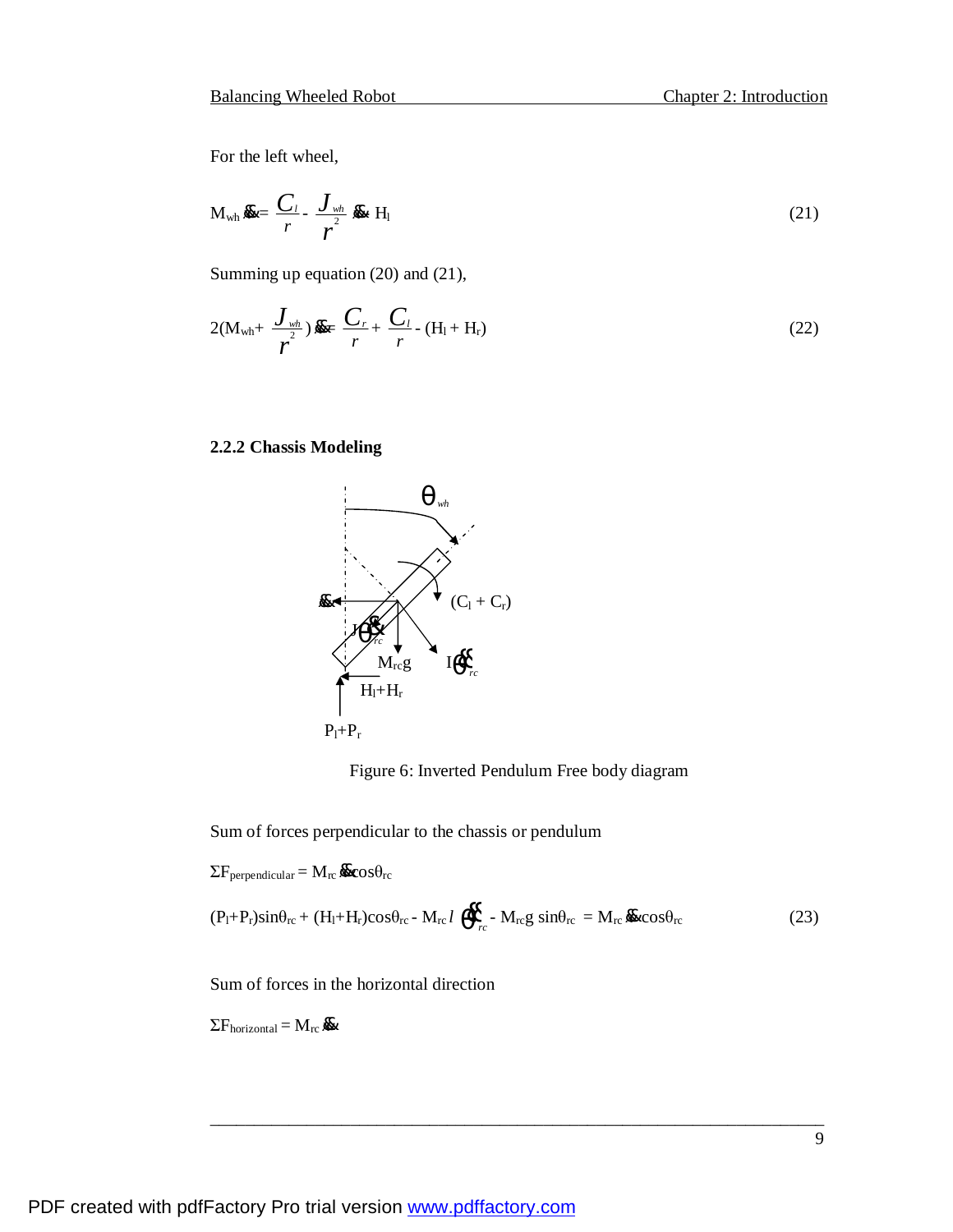For the left wheel,

$$M_{wh}\ddot{x} = \frac{C_l}{r} - \frac{J_{wh}}{r^2}\ddot{x} - H_l \tag{21}$$

Summing up equation (20) and (21),

$$2\left(M_{wh} + \frac{J_{wh}}{r^2}\right)\ddot{x} = \frac{C_r}{r} + \frac{C_l}{r} - (H_l + H_r) \tag{22}$$

### 2.2.2 Chassis Modeling

$\theta_{wh}$

$(C_l + C_r)$

$\ddot{x}$

$J\ddot{\theta}_{rc}$

$M_{rc}g$

$I\ddot{\theta}_{rc}$

$H_l+H_r$

$P_l+P_r$

Figure 6: Inverted Pendulum Free body diagram

Sum of forces perpendicular to the chassis or pendulum

$$\Sigma F_{perpendicular} = M_{rc}\ddot{x}\cos\theta_{rc}$$

$$(P_l+P_r)\sin\theta_{rc} + (H_l+H_r)\cos\theta_{rc} - M_{rc}\, l\, \ddot{\theta}_{rc} - M_{rc}g\sin\theta_{rc} = M_{rc}\ddot{x}\cos\theta_{rc} \tag{23}$$

Sum of forces in the horizontal direction

$$\Sigma F_{horizontal} = M_{rc}\ddot{x}$$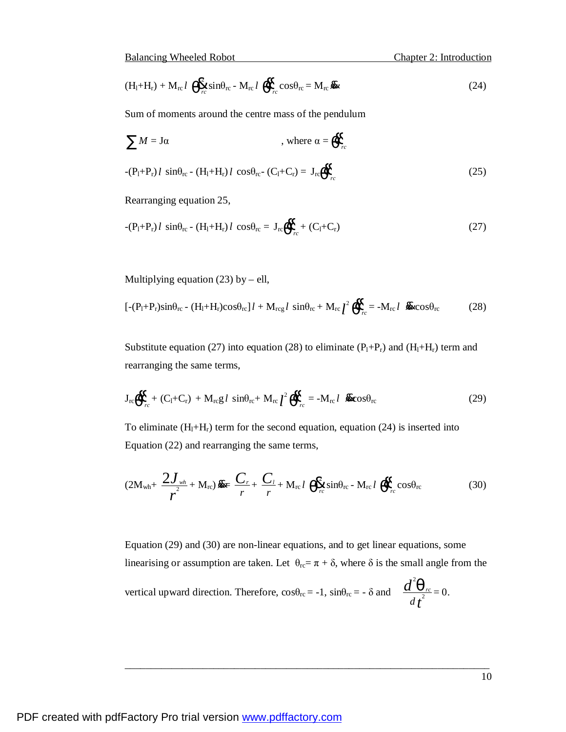$$(H_l+H_r) + M_{rc}\, l\, \dot{\theta}_{rc}^2 \sin\theta_{rc} - M_{rc}\, l\, \ddot{\theta}_{rc} \cos\theta_{rc} = M_{rc}\, \ddot{x} \tag{24}$$

Sum of moments around the centre mass of the pendulum

$$\sum M = J\alpha \qquad \text{, where } \alpha = \ddot{\theta}_{rc}$$

$$-(P_l+P_r)\, l\, \sin\theta_{rc} - (H_l+H_r)\, l\, \cos\theta_{rc} - (C_l+C_r) = J_{rc}\ddot{\theta}_{rc} \tag{25}$$

Rearranging equation 25,

$$-(P_l+P_r)\, l\, \sin\theta_{rc} - (H_l+H_r)\, l\, \cos\theta_{rc} = J_{rc}\ddot{\theta}_{rc} + (C_l+C_r) \tag{27}$$

Multiplying equation (23) by – ell,

$$[-(P_l+P_r)\sin\theta_{rc} - (H_l+H_r)\cos\theta_{rc}]\, l + M_{rcg}\, l\, \sin\theta_{rc} + M_{rc}\, l^2\, \ddot{\theta}_{rc} = -M_{rc}\, l\, \ddot{x}\cos\theta_{rc} \tag{28}$$

Substitute equation (27) into equation (28) to eliminate $(P_l+P_r)$ and $(H_l+H_r)$ term and rearranging the same terms,

$$J_{rc}\ddot{\theta}_{rc} + (C_l+C_r) + M_{rc}g\, l\, \sin\theta_{rc} + M_{rc}\, l^2\, \ddot{\theta}_{rc} = -M_{rc}\, l\, \ddot{x}\cos\theta_{rc} \tag{29}$$

To eliminate $(H_l+H_r)$ term for the second equation, equation (24) is inserted into Equation (22) and rearranging the same terms,

$$\left(2M_{wh} + \frac{2J_{wh}}{r^2} + M_{rc}\right)\ddot{x} = \frac{C_r}{r} + \frac{C_l}{r} + M_{rc}\, l\, \dot{\theta}_{rc}^2 \sin\theta_{rc} - M_{rc}\, l\, \ddot{\theta}_{rc} \cos\theta_{rc} \tag{30}$$

Equation (29) and (30) are non-linear equations, and to get linear equations, some linearising or assumption are taken. Let $\theta_{rc} = \pi + \delta$, where $\delta$ is the small angle from the vertical upward direction. Therefore, $\cos\theta_{rc} = -1$, $\sin\theta_{rc} = -\delta$ and $\frac{d^2\theta_{rc}}{dt^2} = 0$.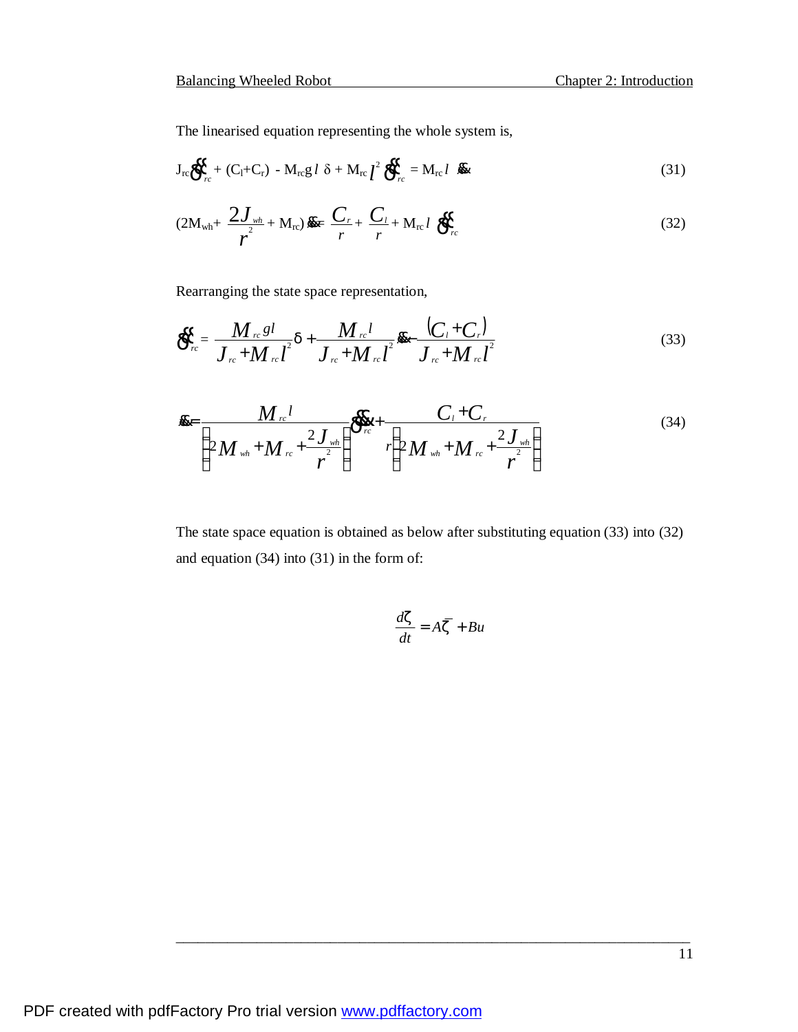The linearised equation representing the whole system is,

$$J_{rc}\ddot{\delta}_{rc} + (C_l+C_r) - M_{rc}g\,l\,\delta + M_{rc}\,l^2\,\ddot{\delta}_{rc} = M_{rc}\,l\,\ddot{x} \tag{31}$$

$$\left(2M_{wh} + \frac{2J_{wh}}{r^2} + M_{rc}\right)\ddot{x} = \frac{C_r}{r} + \frac{C_l}{r} + M_{rc}\,l\,\ddot{\delta}_{rc} \tag{32}$$

Rearranging the state space representation,

$$\ddot{\delta}_{rc} = \frac{M_{rc}gl}{J_{rc}+M_{rc}l^2}\delta + \frac{M_{rc}l}{J_{rc}+M_{rc}l^2}\ddot{x} - \frac{(C_l+C_r)}{J_{rc}+M_{rc}l^2} \tag{33}$$

$$\ddot{x} = \frac{M_{rc}l}{\left(2M_{wh}+M_{rc}+\frac{2J_{wh}}{r^2}\right)}\ddot{\delta}_{rc} + \frac{C_l+C_r}{r\left(2M_{wh}+M_{rc}+\frac{2J_{wh}}{r^2}\right)} \tag{34}$$

The state space equation is obtained as below after substituting equation (33) into (32) and equation (34) into (31) in the form of:

$$\frac{d\zeta}{dt} = A\bar{\zeta} + Bu$$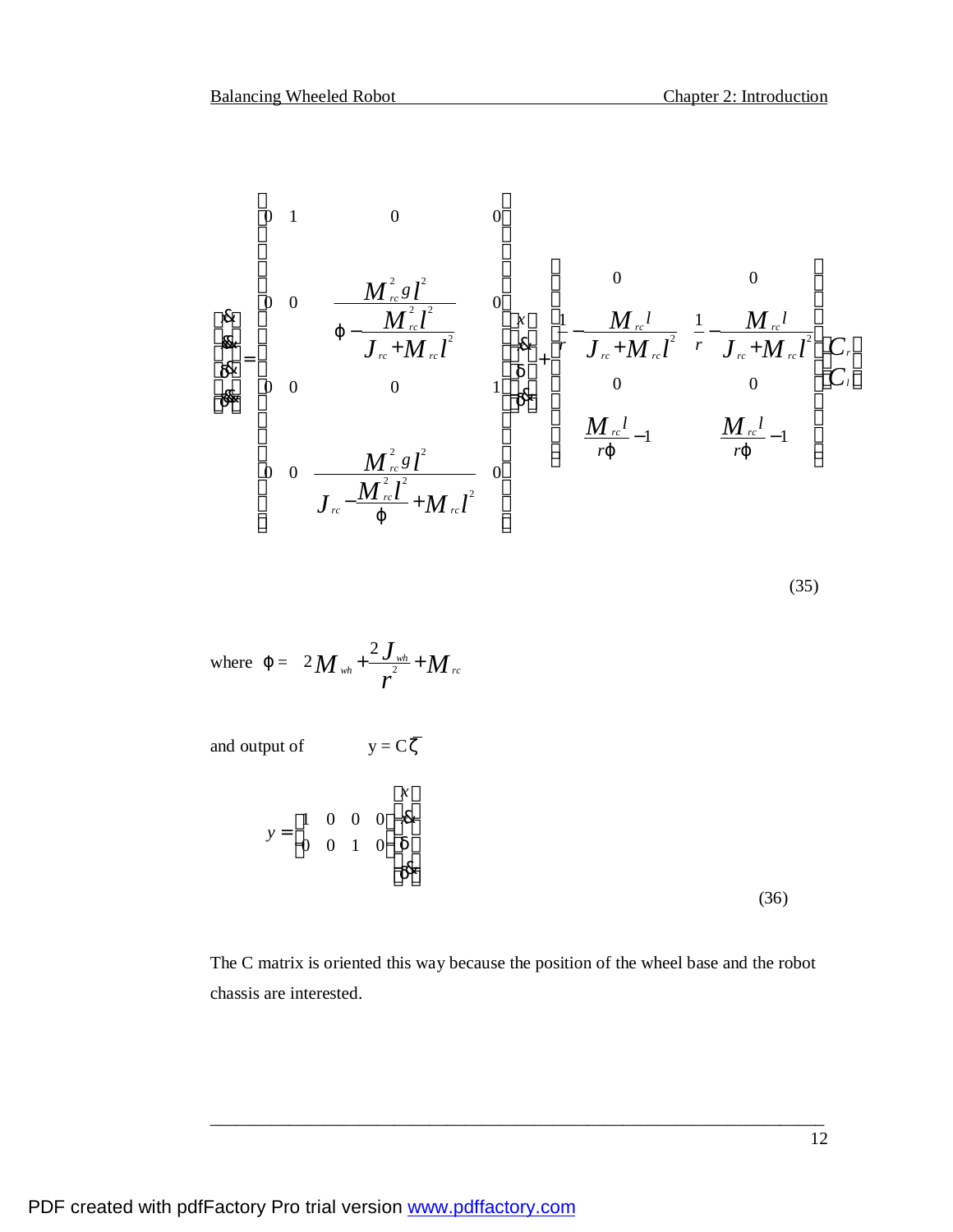$$
\begin{bmatrix} \dot{x} \\ \ddot{x} \\ \dot{\theta} \\ \ddot{\theta} \end{bmatrix} = \begin{bmatrix} 0 & 1 & 0 & 0 \\ 0 & 0 & \dfrac{M_{rc}^{2} g l^{2}}{\phi - \dfrac{M_{rc}^{2} l^{2}}{J_{rc} + M_{rc} l^{2}}} & 0 \\ 0 & 0 & 0 & 1 \\ 0 & 0 & \dfrac{M_{rc}^{2} g l^{2}}{J_{rc} - \dfrac{M_{rc}^{2} l^{2}}{\phi} + M_{rc} l^{2}} & 0 \end{bmatrix} \begin{bmatrix} x \\ \dot{x} \\ \theta \\ \dot{\theta} \end{bmatrix} + \begin{bmatrix} 0 & 0 \\ \dfrac{1}{r} - \dfrac{M_{rc} l}{J_{rc} + M_{rc} l^{2}} & \dfrac{1}{r} - \dfrac{M_{rc} l}{J_{rc} + M_{rc} l^{2}} \\ 0 & 0 \\ \dfrac{M_{rc} l}{r\phi} - 1 & \dfrac{M_{rc} l}{r\phi} - 1 \end{bmatrix} \begin{bmatrix} C_{r} \\ C_{l} \end{bmatrix}
$$

(35)

where $\phi = \; 2M_{wh} + \dfrac{2J_{wh}}{r^{2}} + M_{rc}$

and output of $\quad y = C\overline{\zeta}$

$$
y = \begin{bmatrix} 1 & 0 & 0 & 0 \\ 0 & 0 & 1 & 0 \end{bmatrix} \begin{bmatrix} x \\ \dot{x} \\ \theta \\ \dot{\theta} \end{bmatrix}
$$

(36)

The C matrix is oriented this way because the position of the wheel base and the robot chassis are interested.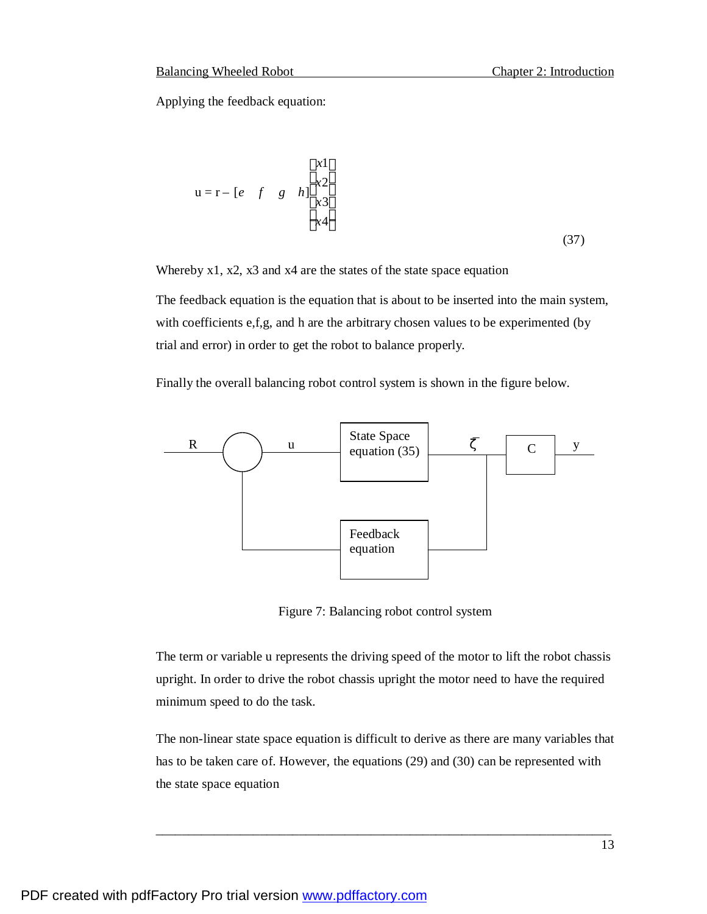Applying the feedback equation:

$$u = r - \begin{bmatrix} e & f & g & h \end{bmatrix} \begin{bmatrix} x1 \\ x2 \\ x3 \\ x4 \end{bmatrix} \tag{37}$$

Whereby x1, x2, x3 and x4 are the states of the state space equation

The feedback equation is the equation that is about to be inserted into the main system, with coefficients e,f,g, and h are the arbitrary chosen values to be experimented (by trial and error) in order to get the robot to balance properly.

Finally the overall balancing robot control system is shown in the figure below.

R

u

State Space equation (35)

$\bar{\zeta}$

C

y

Feedback equation

Figure 7: Balancing robot control system

The term or variable u represents the driving speed of the motor to lift the robot chassis upright. In order to drive the robot chassis upright the motor need to have the required minimum speed to do the task.

The non-linear state space equation is difficult to derive as there are many variables that has to be taken care of. However, the equations (29) and (30) can be represented with the state space equation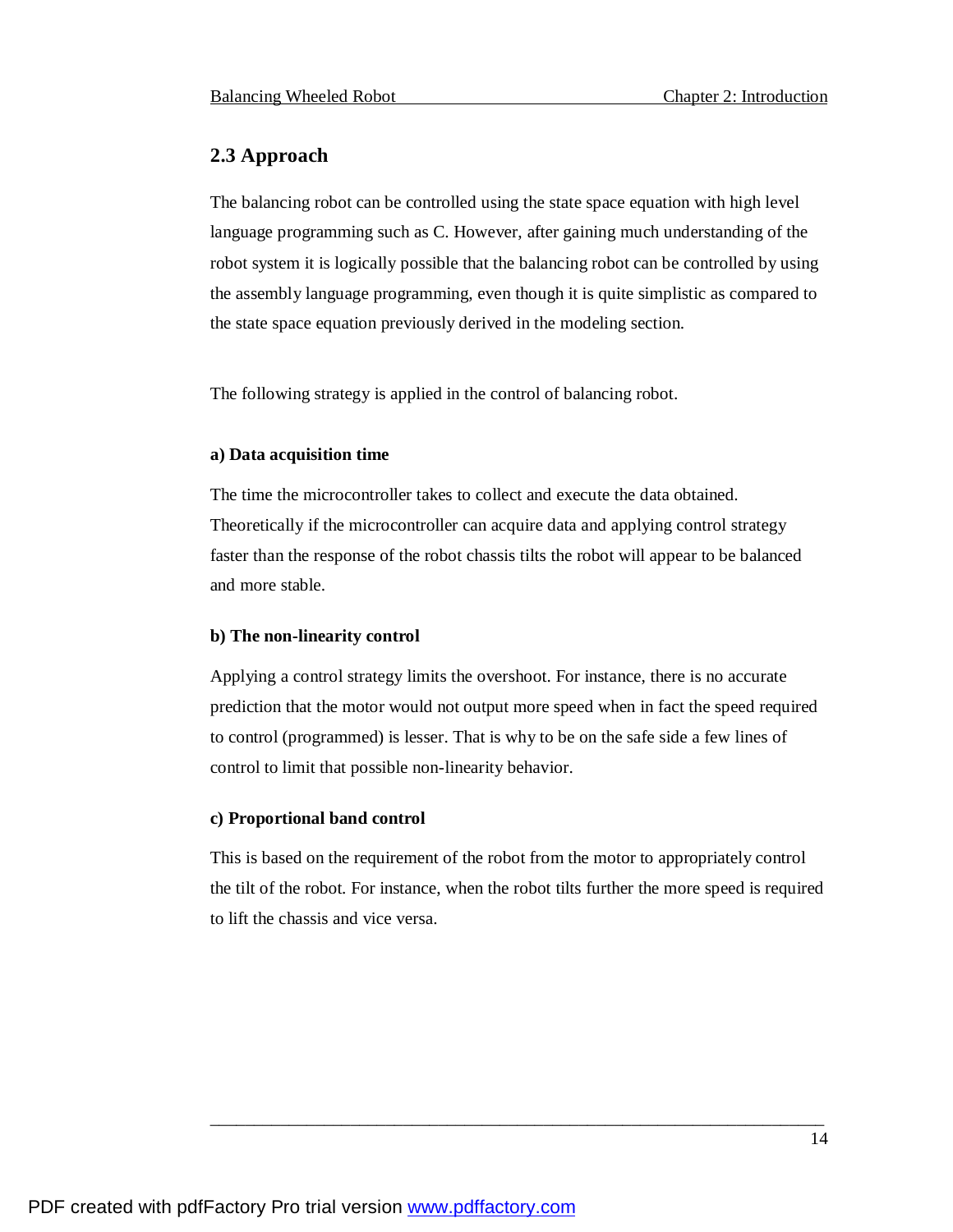## 2.3 Approach

The balancing robot can be controlled using the state space equation with high level language programming such as C. However, after gaining much understanding of the robot system it is logically possible that the balancing robot can be controlled by using the assembly language programming, even though it is quite simplistic as compared to the state space equation previously derived in the modeling section.

The following strategy is applied in the control of balancing robot.

**a) Data acquisition time**

The time the microcontroller takes to collect and execute the data obtained. Theoretically if the microcontroller can acquire data and applying control strategy faster than the response of the robot chassis tilts the robot will appear to be balanced and more stable.

**b) The non-linearity control**

Applying a control strategy limits the overshoot. For instance, there is no accurate prediction that the motor would not output more speed when in fact the speed required to control (programmed) is lesser. That is why to be on the safe side a few lines of control to limit that possible non-linearity behavior.

**c) Proportional band control**

This is based on the requirement of the robot from the motor to appropriately control the tilt of the robot. For instance, when the robot tilts further the more speed is required to lift the chassis and vice versa.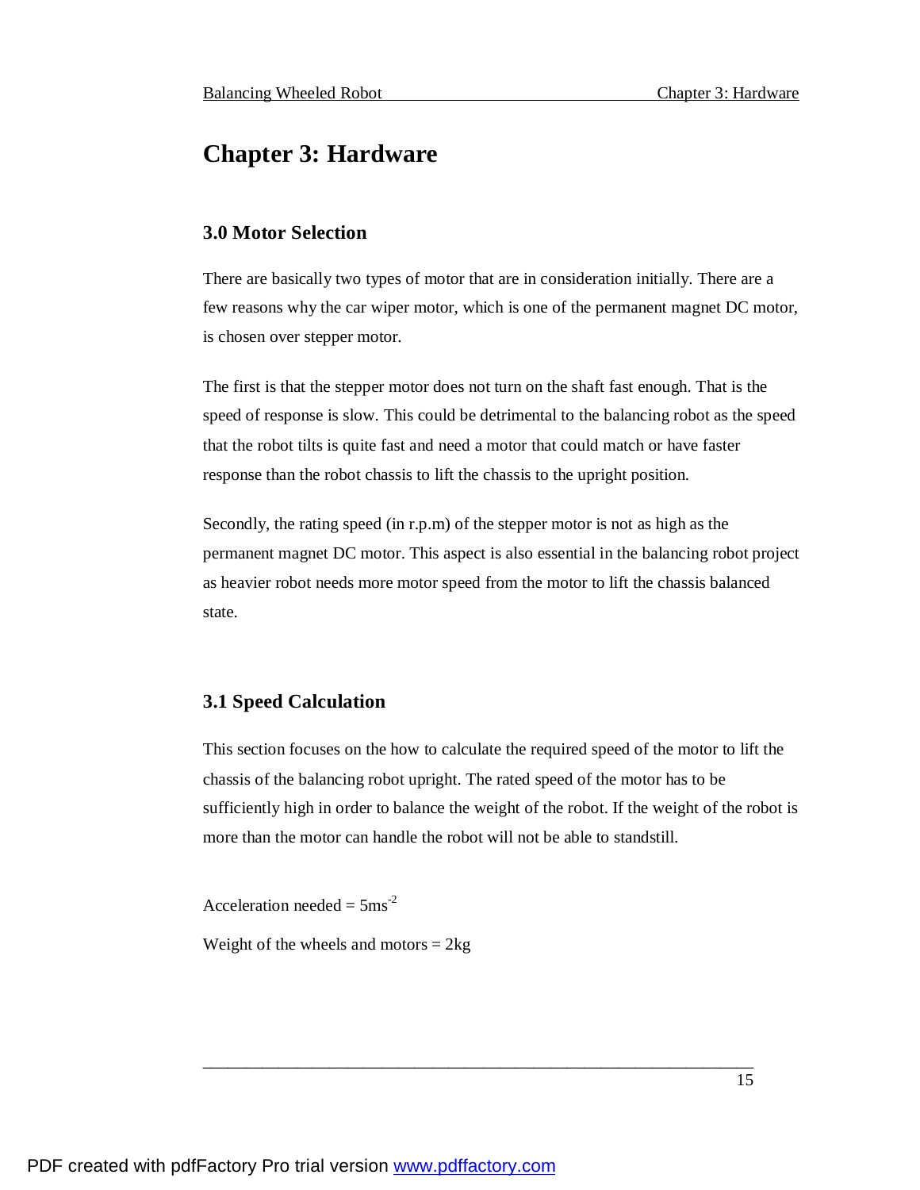# Chapter 3: Hardware

## 3.0 Motor Selection

There are basically two types of motor that are in consideration initially. There are a few reasons why the car wiper motor, which is one of the permanent magnet DC motor, is chosen over stepper motor.

The first is that the stepper motor does not turn on the shaft fast enough. That is the speed of response is slow. This could be detrimental to the balancing robot as the speed that the robot tilts is quite fast and need a motor that could match or have faster response than the robot chassis to lift the chassis to the upright position.

Secondly, the rating speed (in r.p.m) of the stepper motor is not as high as the permanent magnet DC motor. This aspect is also essential in the balancing robot project as heavier robot needs more motor speed from the motor to lift the chassis balanced state.

## 3.1 Speed Calculation

This section focuses on the how to calculate the required speed of the motor to lift the chassis of the balancing robot upright. The rated speed of the motor has to be sufficiently high in order to balance the weight of the robot. If the weight of the robot is more than the motor can handle the robot will not be able to standstill.

Acceleration needed = $5ms^{-2}$

Weight of the wheels and motors = 2kg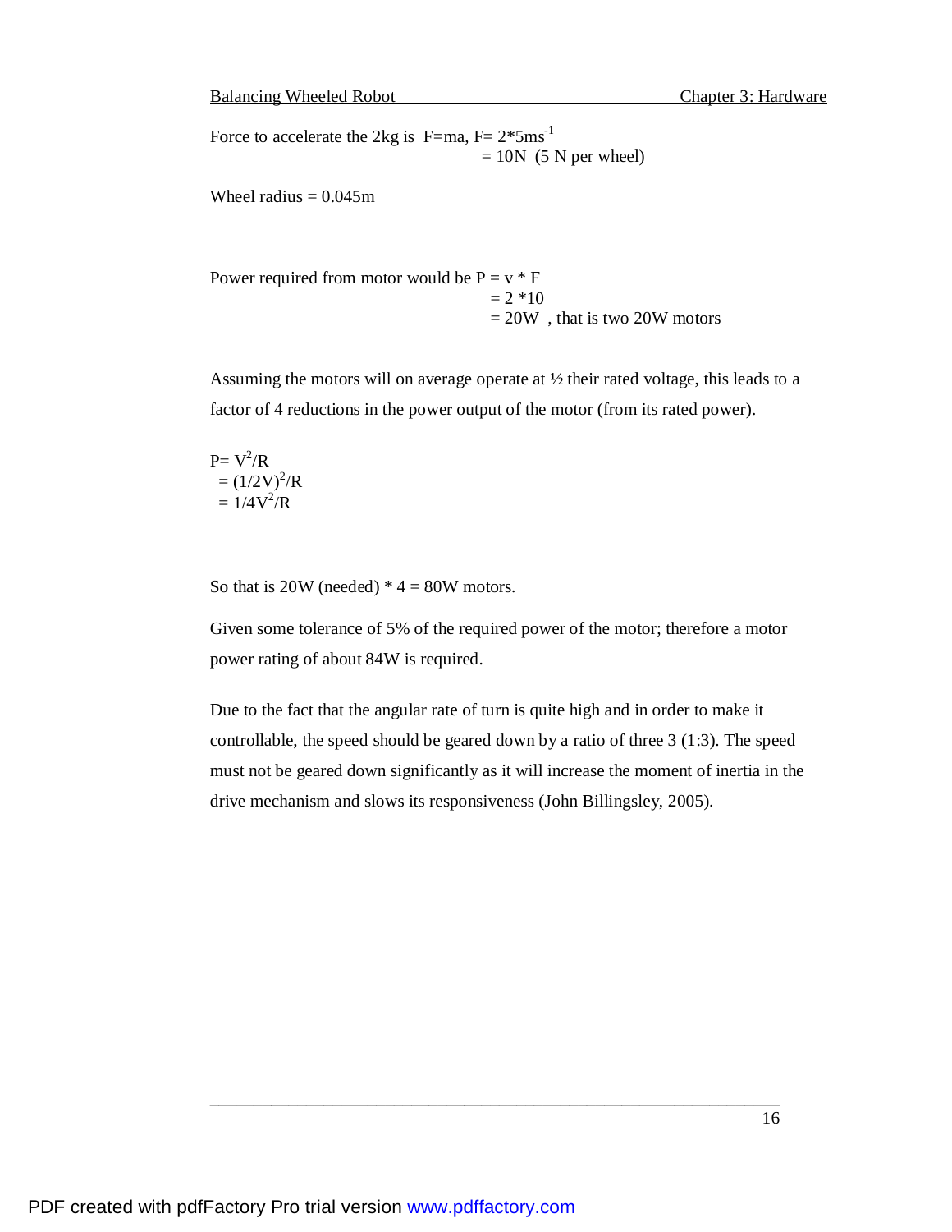Force to accelerate the 2kg is $F=ma$, $F= 2*5ms^{-1}$
$= 10N$ (5 N per wheel)

Wheel radius = 0.045m

Power required from motor would be $P = v * F$
$= 2 *10$
$= 20W$ , that is two 20W motors

Assuming the motors will on average operate at ½ their rated voltage, this leads to a factor of 4 reductions in the power output of the motor (from its rated power).

$$P= V^2/R$$
$$= (1/2V)^2/R$$
$$= 1/4V^2/R$$

So that is 20W (needed) * 4 = 80W motors.

Given some tolerance of 5% of the required power of the motor; therefore a motor power rating of about 84W is required.

Due to the fact that the angular rate of turn is quite high and in order to make it controllable, the speed should be geared down by a ratio of three 3 (1:3). The speed must not be geared down significantly as it will increase the moment of inertia in the drive mechanism and slows its responsiveness (John Billingsley, 2005).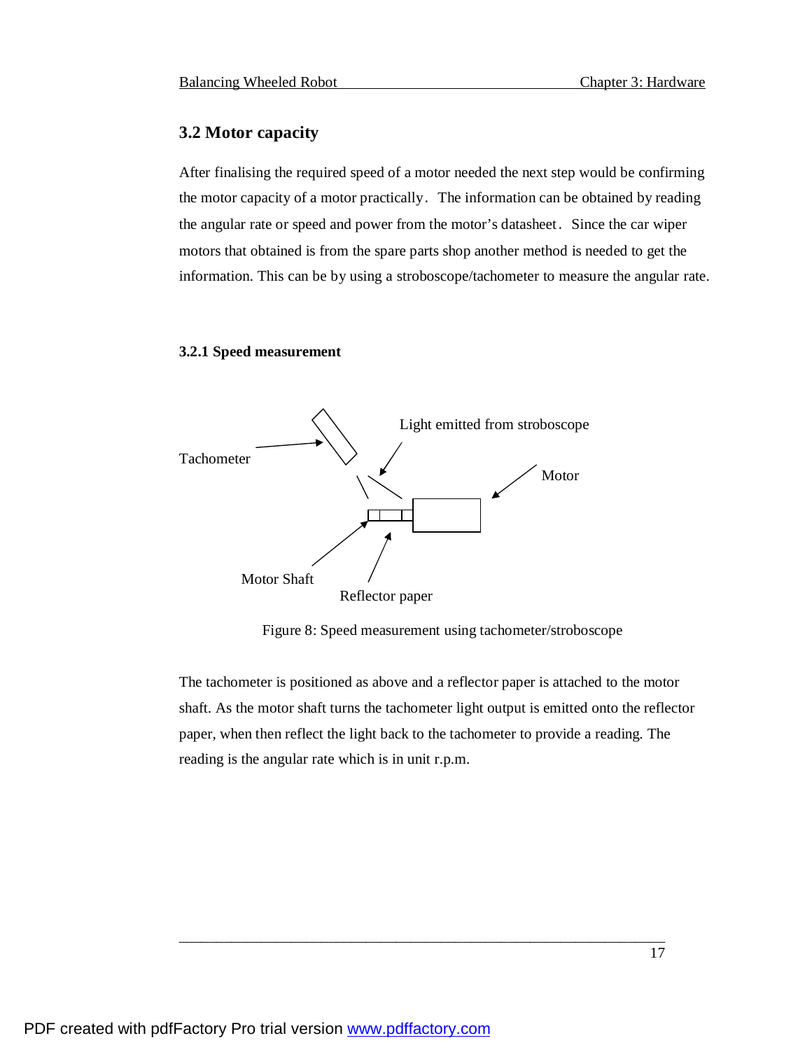## 3.2 Motor capacity

After finalising the required speed of a motor needed the next step would be confirming the motor capacity of a motor practically. The information can be obtained by reading the angular rate or speed and power from the motor's datasheet. Since the car wiper motors that obtained is from the spare parts shop another method is needed to get the information. This can be by using a stroboscope/tachometer to measure the angular rate.

### 3.2.1 Speed measurement

Tachometer

Light emitted from stroboscope

Motor

Motor Shaft

Reflector paper

Figure 8: Speed measurement using tachometer/stroboscope

The tachometer is positioned as above and a reflector paper is attached to the motor shaft. As the motor shaft turns the tachometer light output is emitted onto the reflector paper, when then reflect the light back to the tachometer to provide a reading. The reading is the angular rate which is in unit r.p.m.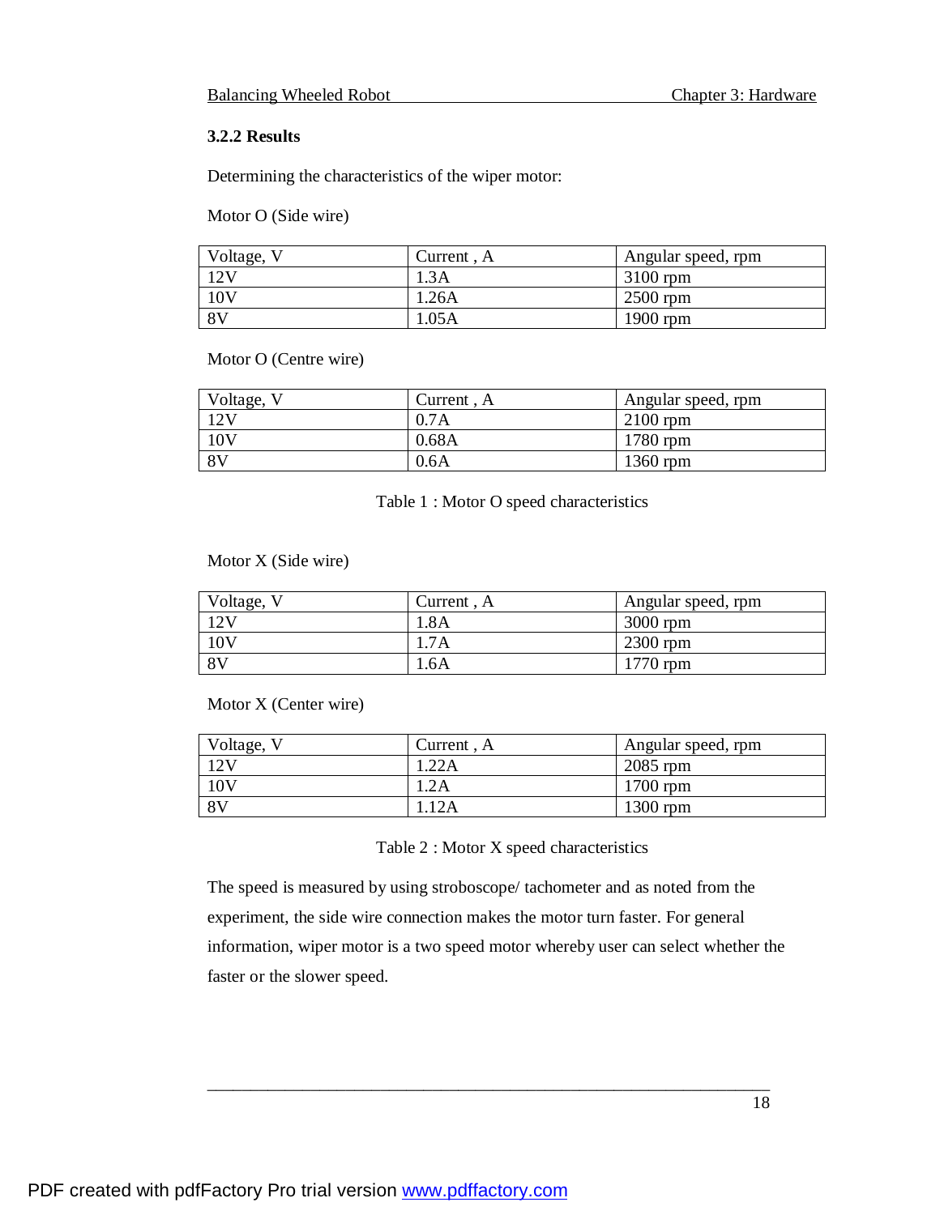### 3.2.2 Results

Determining the characteristics of the wiper motor:

Motor O (Side wire)

| Voltage, V | Current , A | Angular speed, rpm |
|---|---|---|
| 12V | 1.3A | 3100 rpm |
| 10V | 1.26A | 2500 rpm |
| 8V | 1.05A | 1900 rpm |

Motor O (Centre wire)

| Voltage, V | Current , A | Angular speed, rpm |
|---|---|---|
| 12V | 0.7A | 2100 rpm |
| 10V | 0.68A | 1780 rpm |
| 8V | 0.6A | 1360 rpm |

Table 1 : Motor O speed characteristics

Motor X (Side wire)

| Voltage, V | Current , A | Angular speed, rpm |
|---|---|---|
| 12V | 1.8A | 3000 rpm |
| 10V | 1.7A | 2300 rpm |
| 8V | 1.6A | 1770 rpm |

Motor X (Center wire)

| Voltage, V | Current , A | Angular speed, rpm |
|---|---|---|
| 12V | 1.22A | 2085 rpm |
| 10V | 1.2A | 1700 rpm |
| 8V | 1.12A | 1300 rpm |

Table 2 : Motor X speed characteristics

The speed is measured by using stroboscope/ tachometer and as noted from the experiment, the side wire connection makes the motor turn faster. For general information, wiper motor is a two speed motor whereby user can select whether the faster or the slower speed.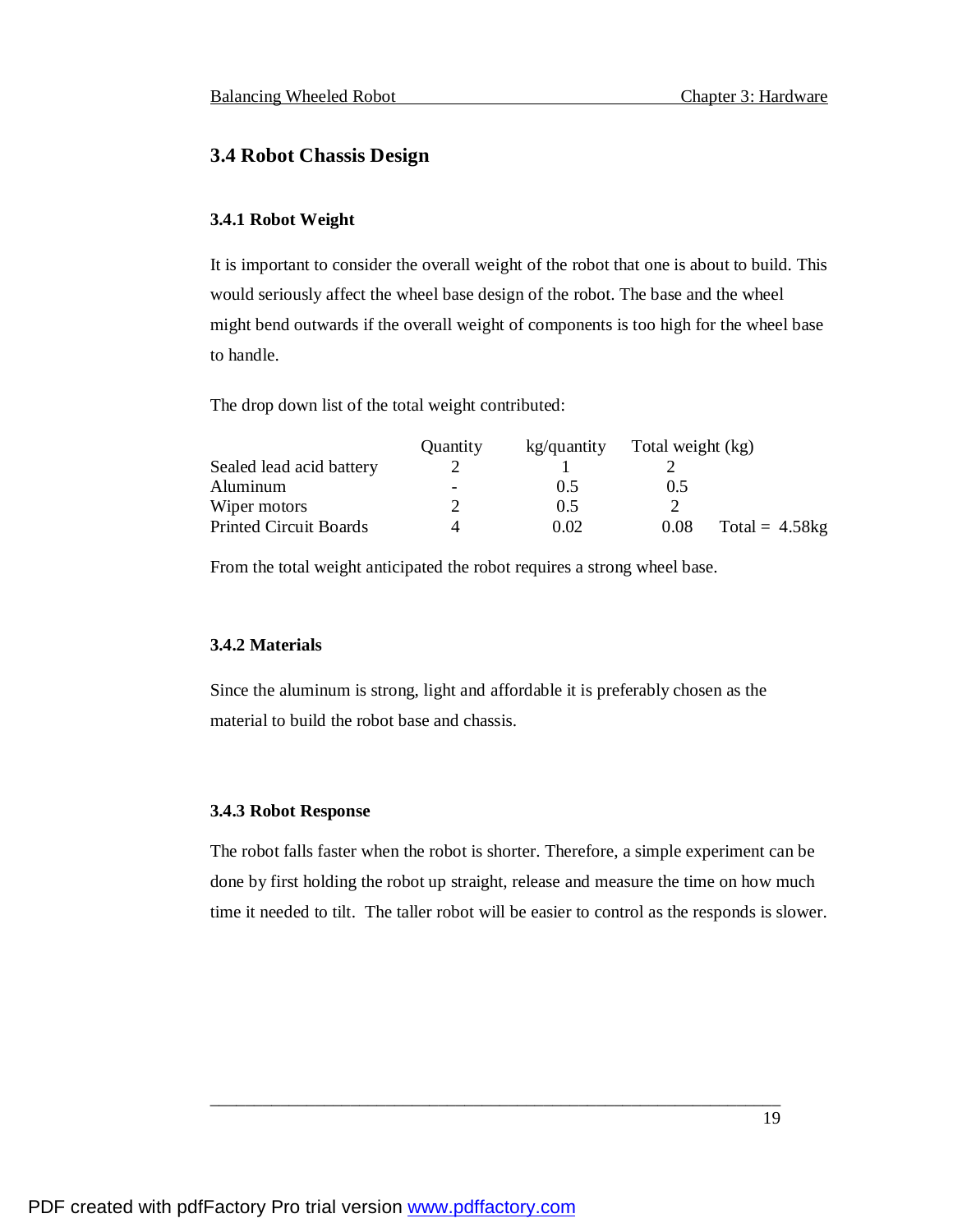## 3.4 Robot Chassis Design

### 3.4.1 Robot Weight

It is important to consider the overall weight of the robot that one is about to build. This would seriously affect the wheel base design of the robot. The base and the wheel might bend outwards if the overall weight of components is too high for the wheel base to handle.

The drop down list of the total weight contributed:

| | Quantity | kg/quantity | Total weight (kg) | |
|---|---|---|---|---|
| Sealed lead acid battery | 2 | 1 | 2 | |
| Aluminum | - | 0.5 | 0.5 | |
| Wiper motors | 2 | 0.5 | 2 | |
| Printed Circuit Boards | 4 | 0.02 | 0.08 | Total = 4.58kg |

From the total weight anticipated the robot requires a strong wheel base.

### 3.4.2 Materials

Since the aluminum is strong, light and affordable it is preferably chosen as the material to build the robot base and chassis.

### 3.4.3 Robot Response

The robot falls faster when the robot is shorter. Therefore, a simple experiment can be done by first holding the robot up straight, release and measure the time on how much time it needed to tilt. The taller robot will be easier to control as the responds is slower.

PDF created with pdfFactory Pro trial version www.pdffactory.com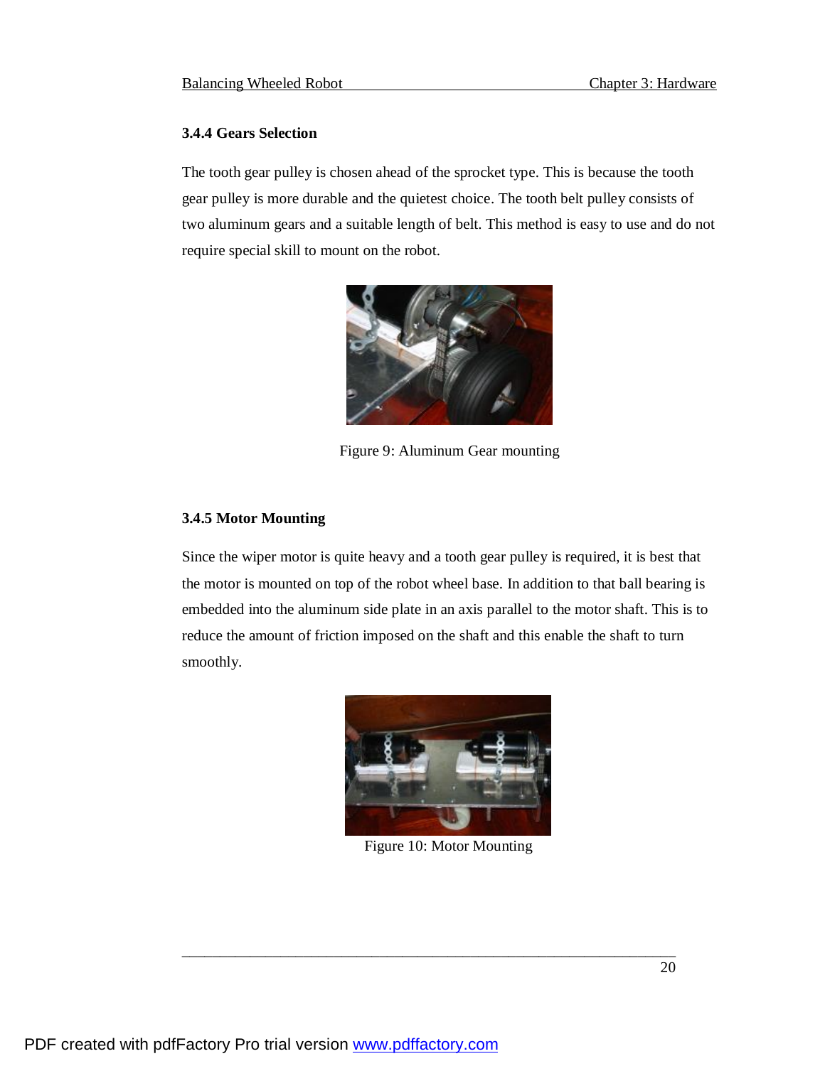### 3.4.4 Gears Selection

The tooth gear pulley is chosen ahead of the sprocket type. This is because the tooth gear pulley is more durable and the quietest choice. The tooth belt pulley consists of two aluminum gears and a suitable length of belt. This method is easy to use and do not require special skill to mount on the robot.

Figure 9: Aluminum Gear mounting

### 3.4.5 Motor Mounting

Since the wiper motor is quite heavy and a tooth gear pulley is required, it is best that the motor is mounted on top of the robot wheel base. In addition to that ball bearing is embedded into the aluminum side plate in an axis parallel to the motor shaft. This is to reduce the amount of friction imposed on the shaft and this enable the shaft to turn smoothly.

Figure 10: Motor Mounting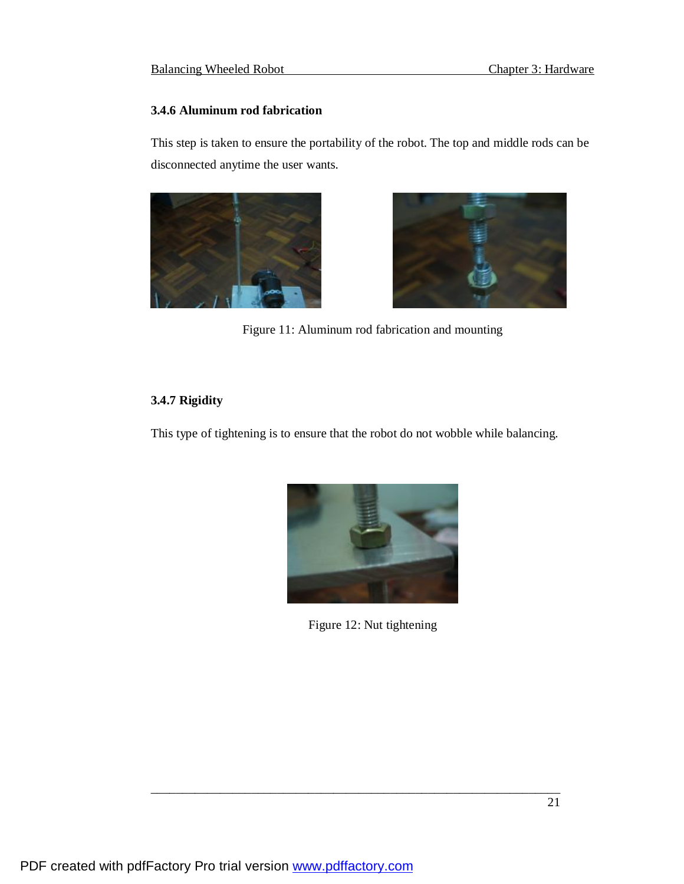### 3.4.6 Aluminum rod fabrication

This step is taken to ensure the portability of the robot. The top and middle rods can be disconnected anytime the user wants.

Figure 11: Aluminum rod fabrication and mounting

### 3.4.7 Rigidity

This type of tightening is to ensure that the robot do not wobble while balancing.

Figure 12: Nut tightening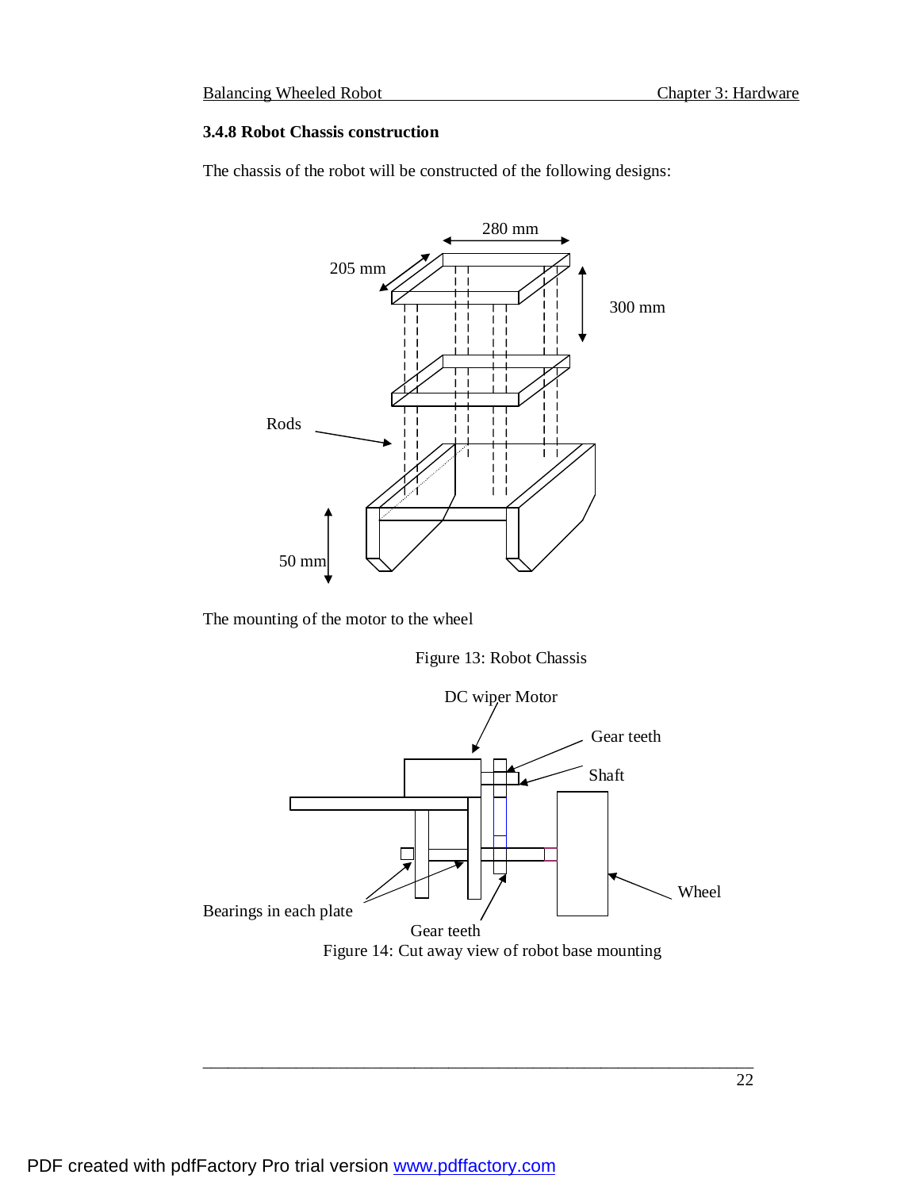### 3.4.8 Robot Chassis construction

The chassis of the robot will be constructed of the following designs:

280 mm

205 mm

300 mm

Rods

50 mm

The mounting of the motor to the wheel

Figure 13: Robot Chassis

DC wiper Motor

Gear teeth

Shaft

Wheel

Bearings in each plate

Gear teeth

Figure 14: Cut away view of robot base mounting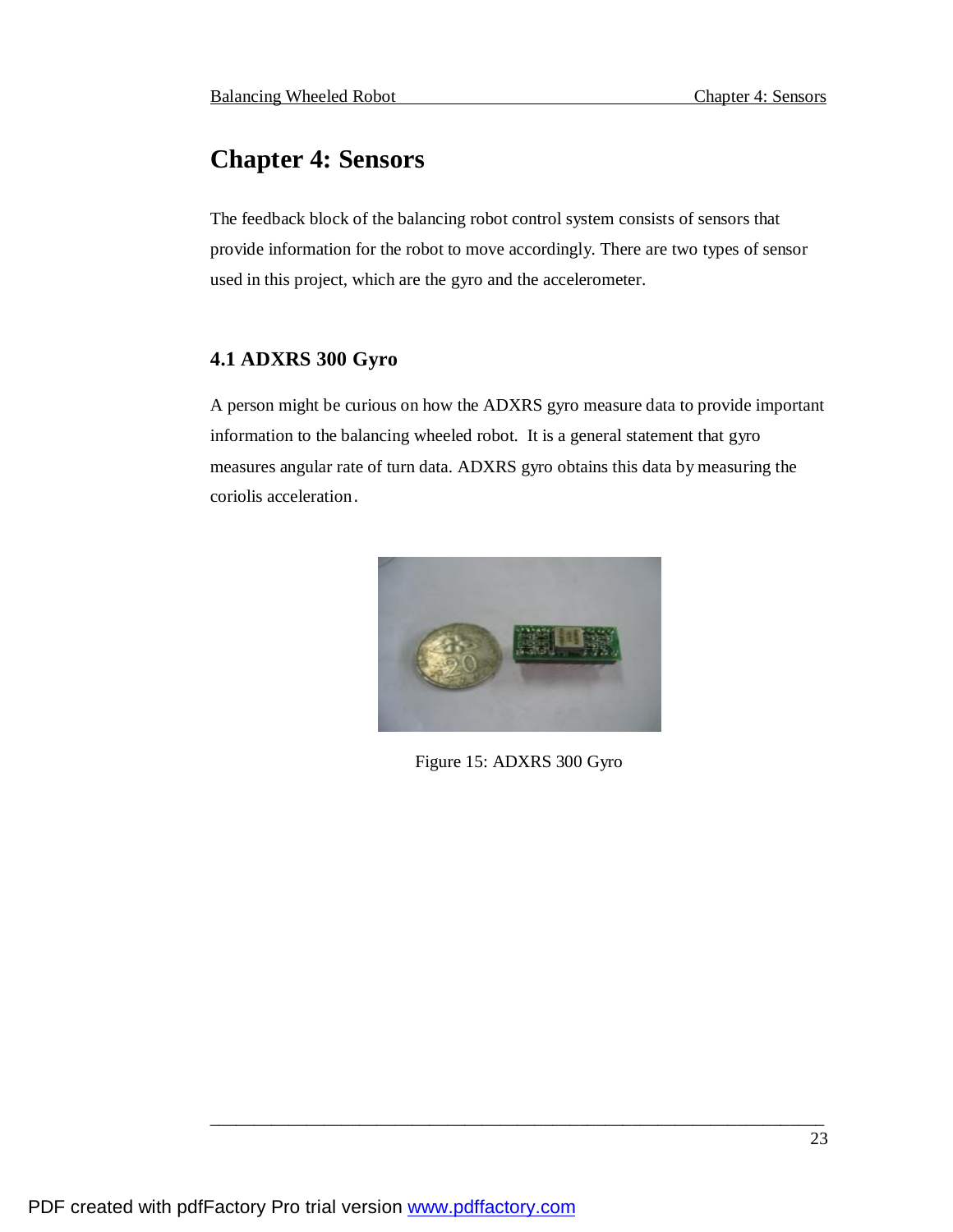# Chapter 4: Sensors

The feedback block of the balancing robot control system consists of sensors that provide information for the robot to move accordingly. There are two types of sensor used in this project, which are the gyro and the accelerometer.

## 4.1 ADXRS 300 Gyro

A person might be curious on how the ADXRS gyro measure data to provide important information to the balancing wheeled robot. It is a general statement that gyro measures angular rate of turn data. ADXRS gyro obtains this data by measuring the coriolis acceleration.

Figure 15: ADXRS 300 Gyro

PDF created with pdfFactory Pro trial version www.pdffactory.com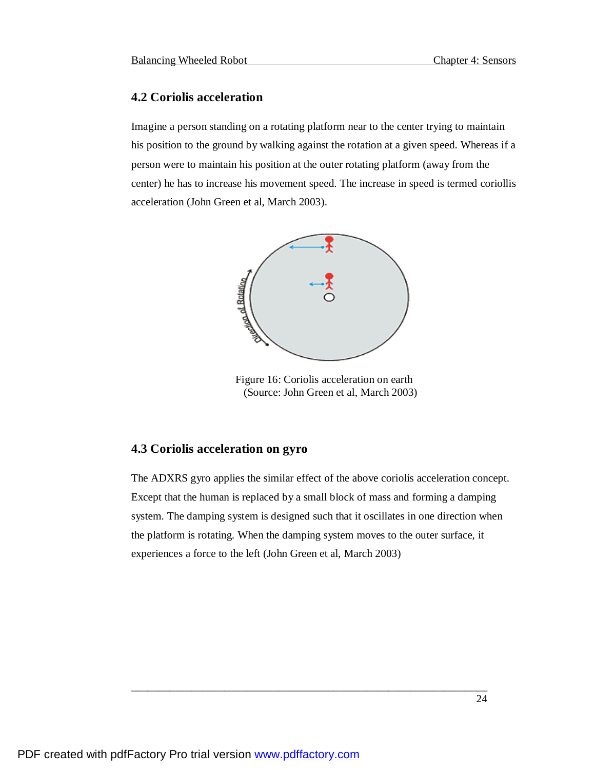## 4.2 Coriolis acceleration

Imagine a person standing on a rotating platform near to the center trying to maintain his position to the ground by walking against the rotation at a given speed. Whereas if a person were to maintain his position at the outer rotating platform (away from the center) he has to increase his movement speed. The increase in speed is termed coriollis acceleration (John Green et al, March 2003).

Figure 16: Coriolis acceleration on earth
(Source: John Green et al, March 2003)

## 4.3 Coriolis acceleration on gyro

The ADXRS gyro applies the similar effect of the above coriolis acceleration concept. Except that the human is replaced by a small block of mass and forming a damping system. The damping system is designed such that it oscillates in one direction when the platform is rotating. When the damping system moves to the outer surface, it experiences a force to the left (John Green et al, March 2003)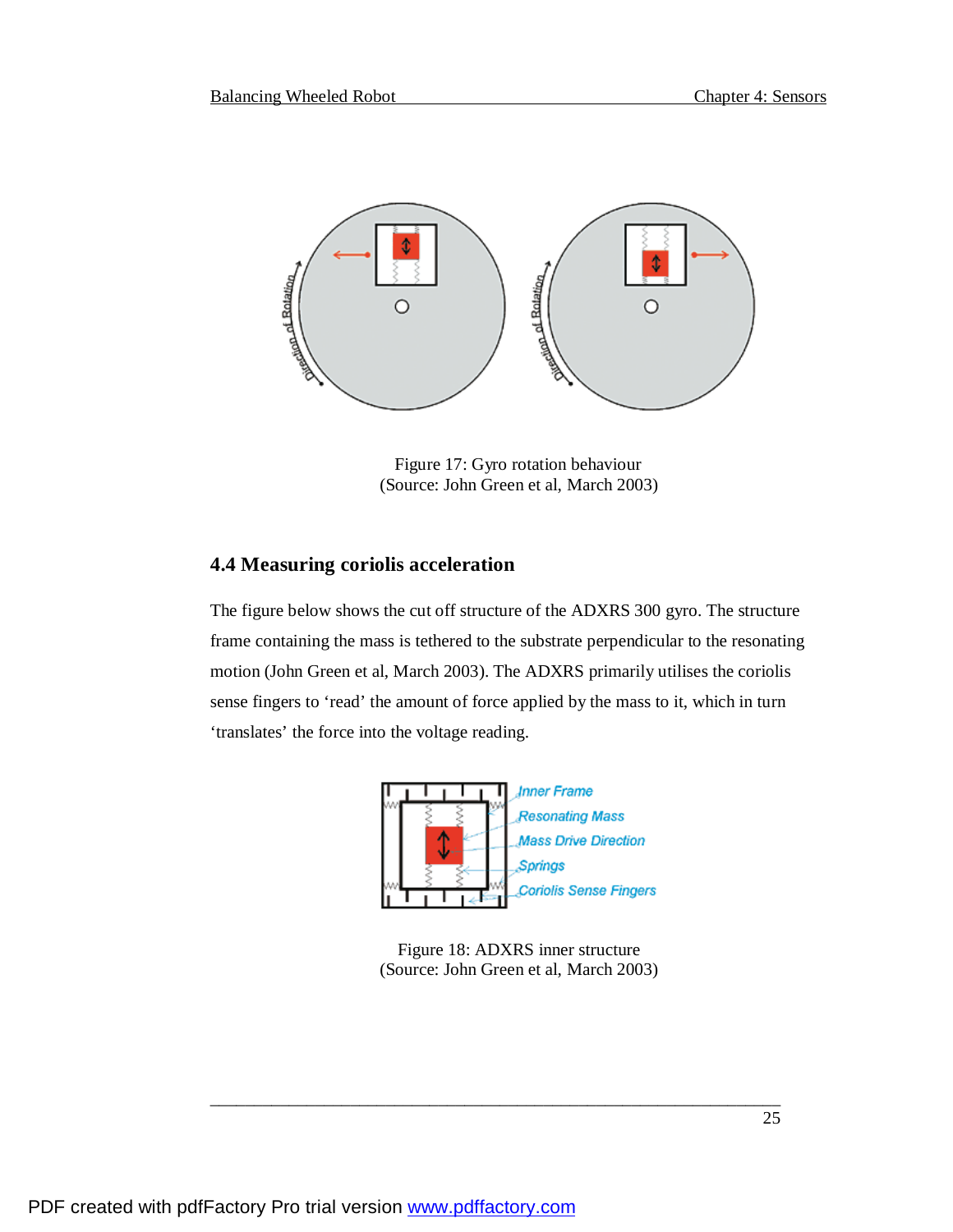Direction of Rotation

Direction of Rotation

Figure 17: Gyro rotation behaviour
(Source: John Green et al, March 2003)

## 4.4 Measuring coriolis acceleration

The figure below shows the cut off structure of the ADXRS 300 gyro. The structure frame containing the mass is tethered to the substrate perpendicular to the resonating motion (John Green et al, March 2003). The ADXRS primarily utilises the coriolis sense fingers to 'read' the amount of force applied by the mass to it, which in turn 'translates' the force into the voltage reading.

Inner Frame

Resonating Mass

Mass Drive Direction

Springs

Coriolis Sense Fingers

Figure 18: ADXRS inner structure
(Source: John Green et al, March 2003)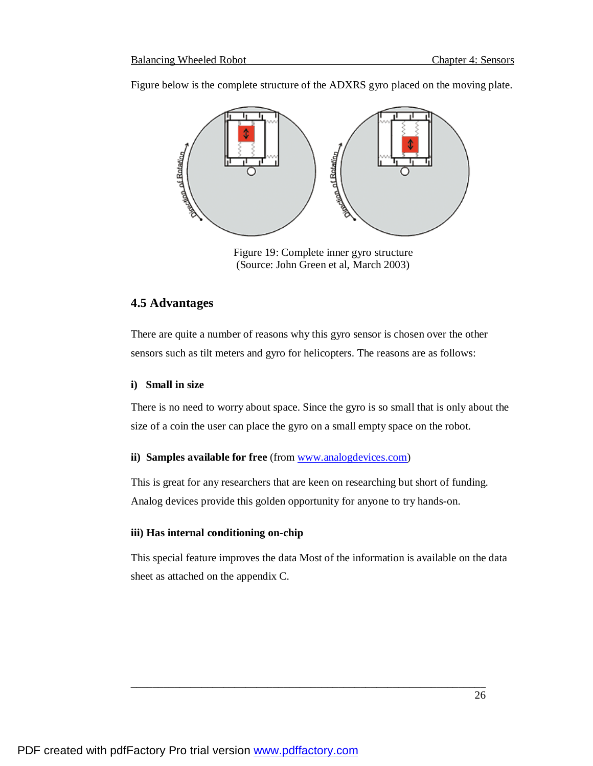Figure below is the complete structure of the ADXRS gyro placed on the moving plate.

Direction of Rotation

Direction of Rotation

Figure 19: Complete inner gyro structure
(Source: John Green et al, March 2003)

## 4.5 Advantages

There are quite a number of reasons why this gyro sensor is chosen over the other sensors such as tilt meters and gyro for helicopters. The reasons are as follows:

**i) Small in size**

There is no need to worry about space. Since the gyro is so small that is only about the size of a coin the user can place the gyro on a small empty space on the robot.

**ii) Samples available for free** (from www.analogdevices.com)

This is great for any researchers that are keen on researching but short of funding. Analog devices provide this golden opportunity for anyone to try hands-on.

**iii) Has internal conditioning on-chip**

This special feature improves the data Most of the information is available on the data sheet as attached on the appendix C.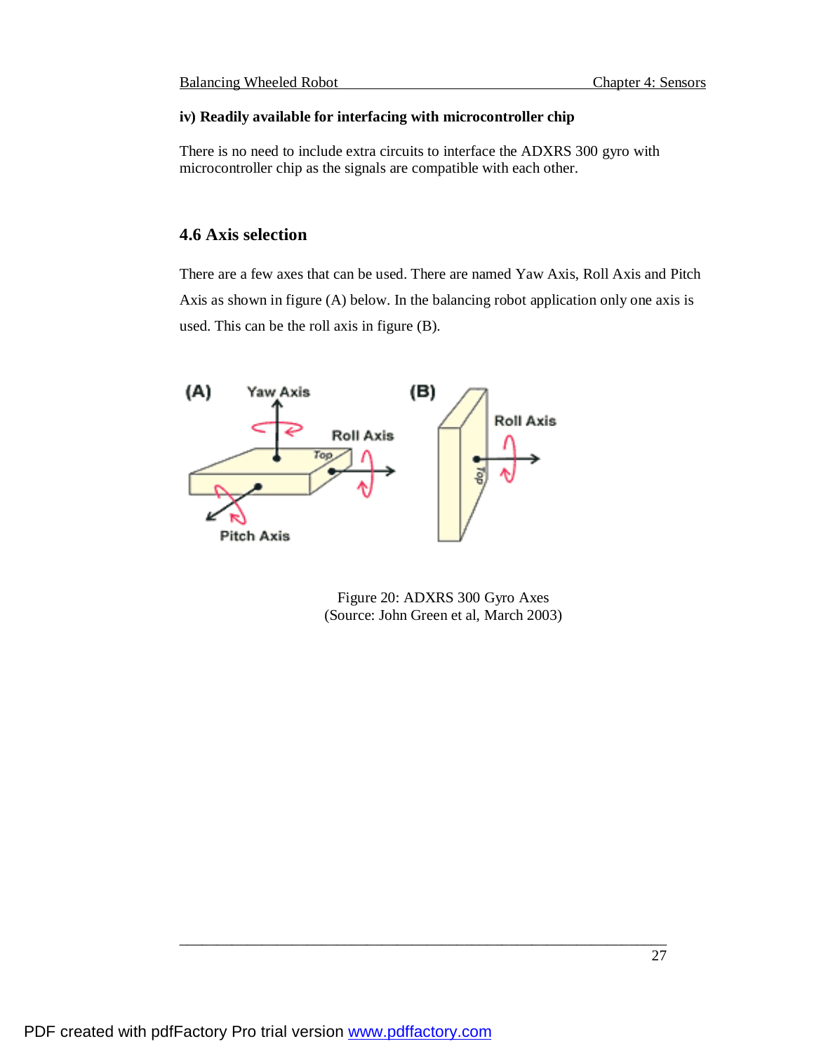**iv) Readily available for interfacing with microcontroller chip**

There is no need to include extra circuits to interface the ADXRS 300 gyro with microcontroller chip as the signals are compatible with each other.

## 4.6 Axis selection

There are a few axes that can be used. There are named Yaw Axis, Roll Axis and Pitch Axis as shown in figure (A) below. In the balancing robot application only one axis is used. This can be the roll axis in figure (B).

Figure 20: ADXRS 300 Gyro Axes
(Source: John Green et al, March 2003)

PDF created with pdfFactory Pro trial version www.pdffactory.com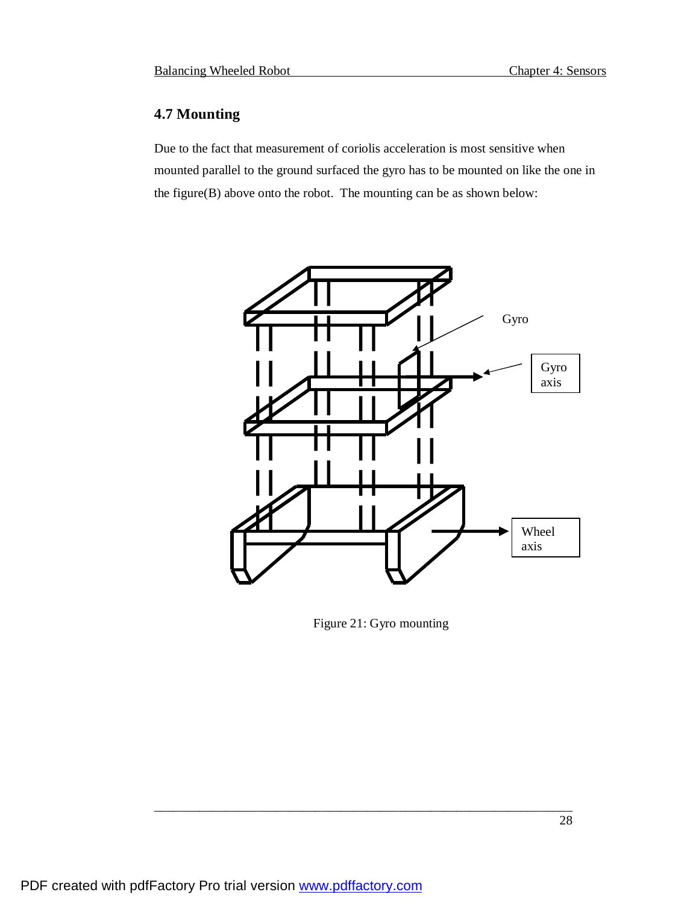## 4.7 Mounting

Due to the fact that measurement of coriolis acceleration is most sensitive when mounted parallel to the ground surfaced the gyro has to be mounted on like the one in the figure(B) above onto the robot. The mounting can be as shown below:

Gyro

Gyro axis

Wheel axis

Figure 21: Gyro mounting

PDF created with pdfFactory Pro trial version www.pdffactory.com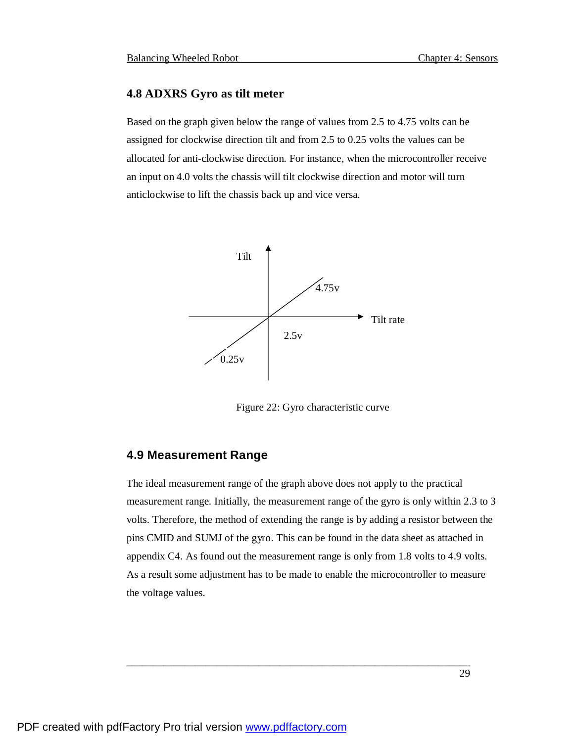### 4.8 ADXRS Gyro as tilt meter

Based on the graph given below the range of values from 2.5 to 4.75 volts can be assigned for clockwise direction tilt and from 2.5 to 0.25 volts the values can be allocated for anti-clockwise direction. For instance, when the microcontroller receive an input on 4.0 volts the chassis will tilt clockwise direction and motor will turn anticlockwise to lift the chassis back up and vice versa.

Tilt

4.75v

Tilt rate

2.5v

0.25v

Figure 22: Gyro characteristic curve

### 4.9 Measurement Range

The ideal measurement range of the graph above does not apply to the practical measurement range. Initially, the measurement range of the gyro is only within 2.3 to 3 volts. Therefore, the method of extending the range is by adding a resistor between the pins CMID and SUMJ of the gyro. This can be found in the data sheet as attached in appendix C4. As found out the measurement range is only from 1.8 volts to 4.9 volts. As a result some adjustment has to be made to enable the microcontroller to measure the voltage values.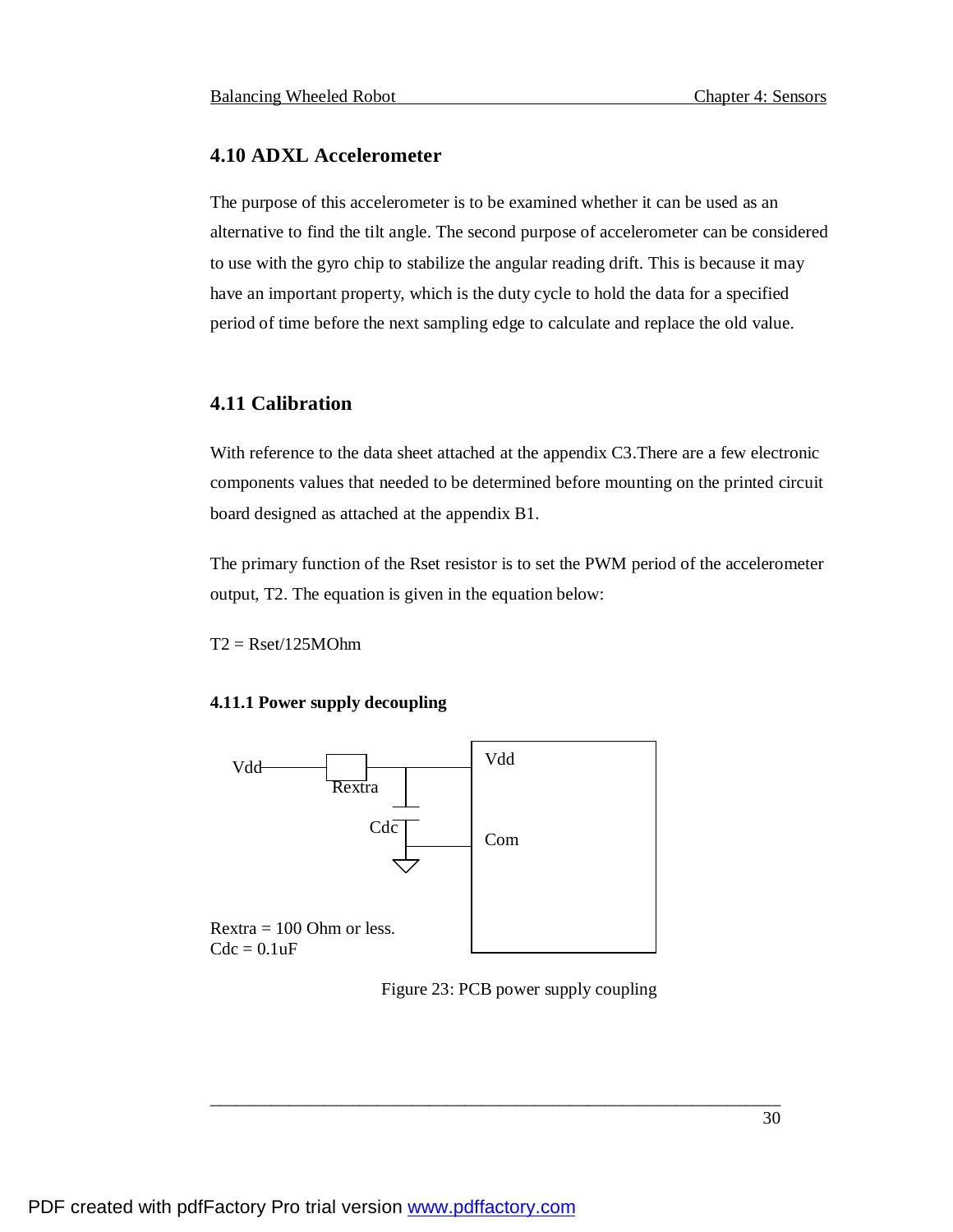## 4.10 ADXL Accelerometer

The purpose of this accelerometer is to be examined whether it can be used as an alternative to find the tilt angle. The second purpose of accelerometer can be considered to use with the gyro chip to stabilize the angular reading drift. This is because it may have an important property, which is the duty cycle to hold the data for a specified period of time before the next sampling edge to calculate and replace the old value.

## 4.11 Calibration

With reference to the data sheet attached at the appendix C3.There are a few electronic components values that needed to be determined before mounting on the printed circuit board designed as attached at the appendix B1.

The primary function of the Rset resistor is to set the PWM period of the accelerometer output, T2. The equation is given in the equation below:

T2 = Rset/125MOhm

### 4.11.1 Power supply decoupling

Vdd

Rextra

Cdc

Vdd

Com

Rextra = 100 Ohm or less.
Cdc = 0.1uF

Figure 23: PCB power supply coupling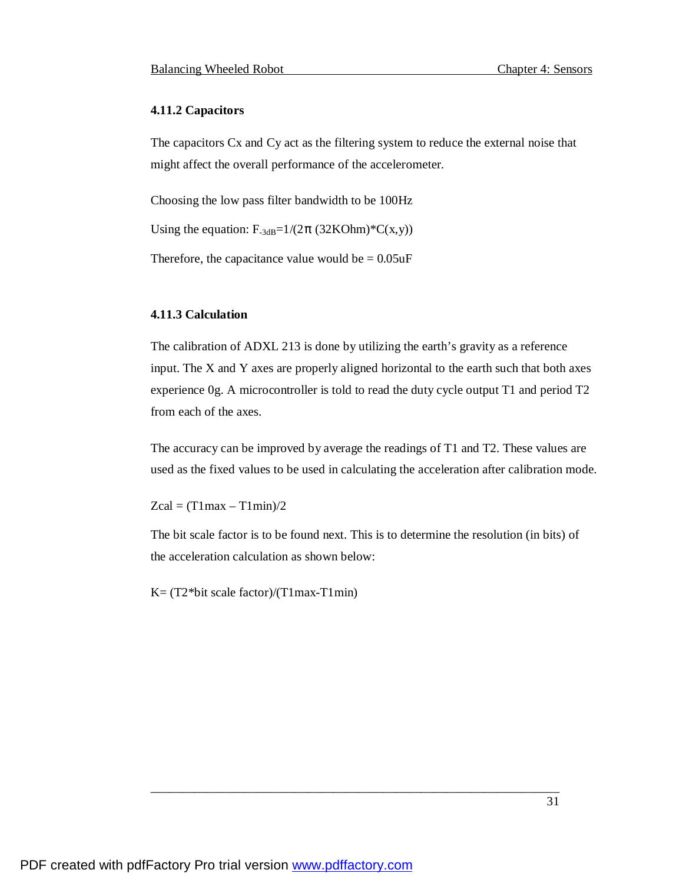#### 4.11.2 Capacitors

The capacitors Cx and Cy act as the filtering system to reduce the external noise that might affect the overall performance of the accelerometer.

Choosing the low pass filter bandwidth to be 100Hz

Using the equation: $F_{-3dB}=1/(2\pi\,(32KOhm)*C(x,y))$

Therefore, the capacitance value would be = 0.05uF

#### 4.11.3 Calculation

The calibration of ADXL 213 is done by utilizing the earth's gravity as a reference input. The X and Y axes are properly aligned horizontal to the earth such that both axes experience 0g. A microcontroller is told to read the duty cycle output T1 and period T2 from each of the axes.

The accuracy can be improved by average the readings of T1 and T2. These values are used as the fixed values to be used in calculating the acceleration after calibration mode.

Zcal = (T1max – T1min)/2

The bit scale factor is to be found next. This is to determine the resolution (in bits) of the acceleration calculation as shown below:

K= (T2*bit scale factor)/(T1max-T1min)

PDF created with pdfFactory Pro trial version www.pdffactory.com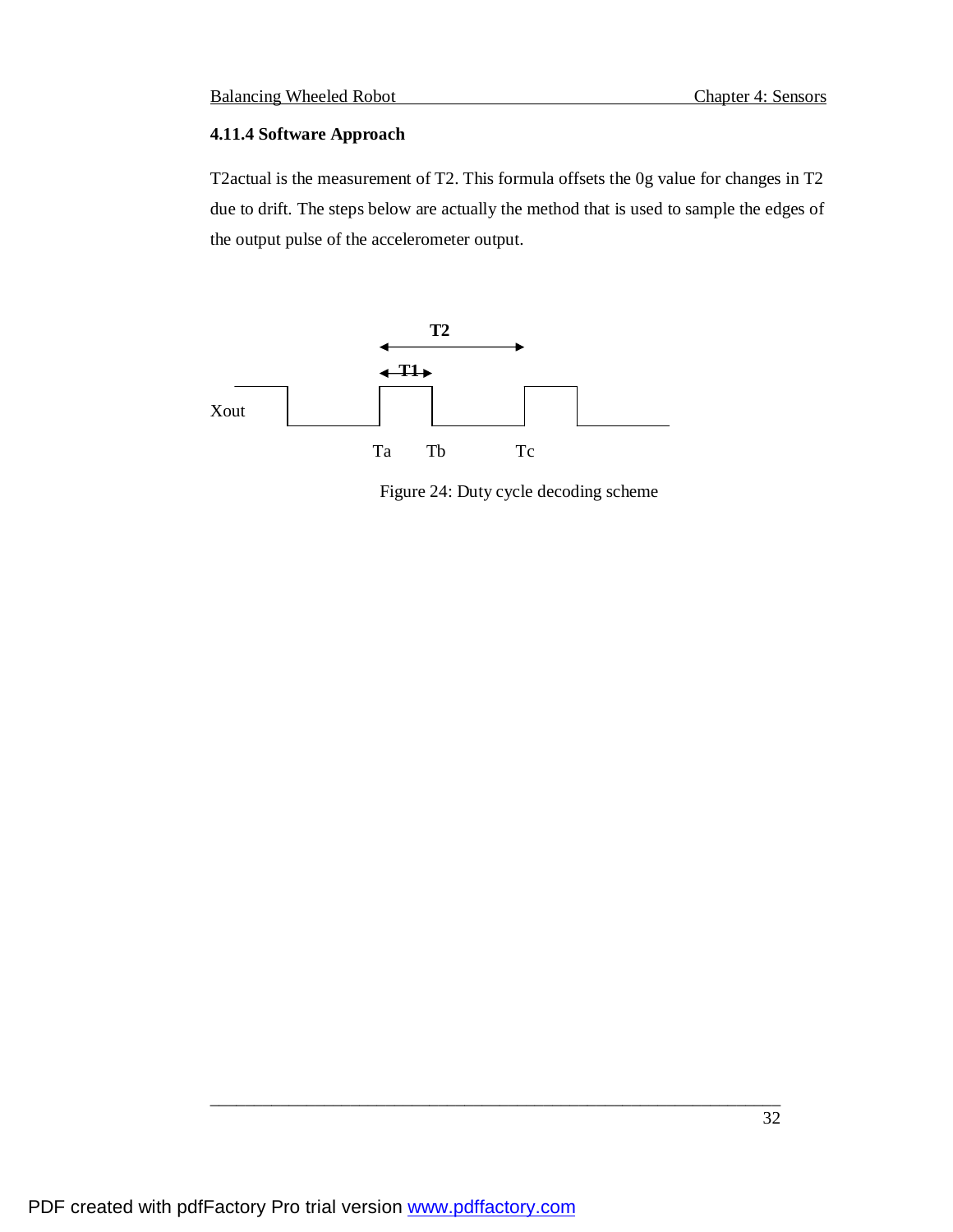### 4.11.4 Software Approach

T2actual is the measurement of T2. This formula offsets the 0g value for changes in T2 due to drift. The steps below are actually the method that is used to sample the edges of the output pulse of the accelerometer output.

Figure 24: Duty cycle decoding scheme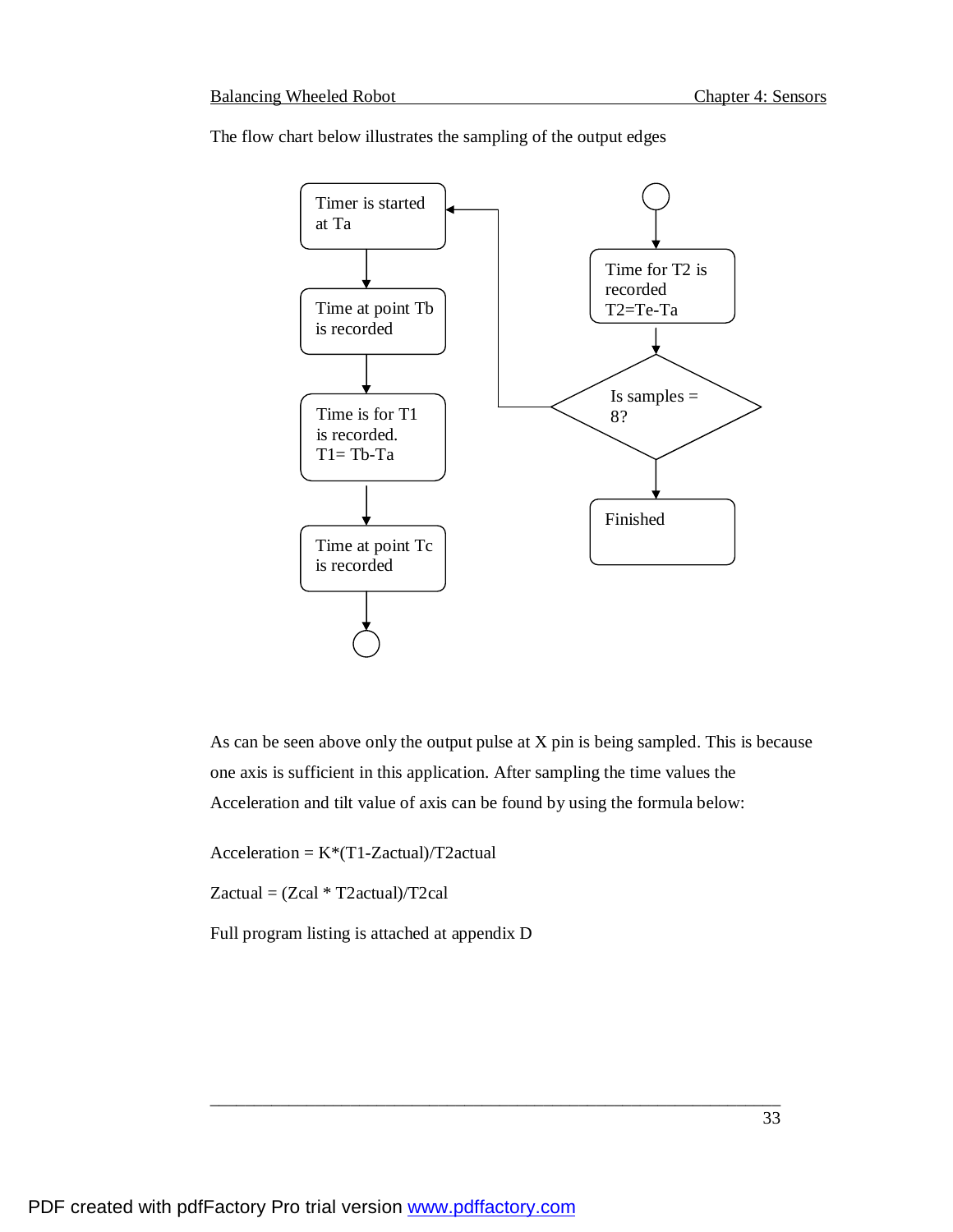The flow chart below illustrates the sampling of the output edges

Timer is started at Ta

Time at point Tb is recorded

Time is for T1 is recorded. T1= Tb-Ta

Time at point Tc is recorded

Time for T2 is recorded T2=Te-Ta

Is samples = 8?

Finished

As can be seen above only the output pulse at X pin is being sampled. This is because one axis is sufficient in this application. After sampling the time values the Acceleration and tilt value of axis can be found by using the formula below:

Acceleration = K*(T1-Zactual)/T2actual

Zactual = (Zcal * T2actual)/T2cal

Full program listing is attached at appendix D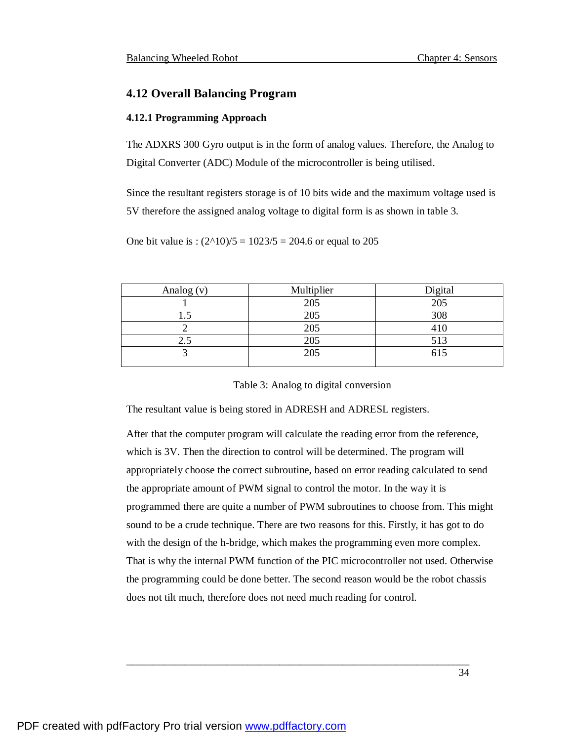## 4.12 Overall Balancing Program

### 4.12.1 Programming Approach

The ADXRS 300 Gyro output is in the form of analog values. Therefore, the Analog to Digital Converter (ADC) Module of the microcontroller is being utilised.

Since the resultant registers storage is of 10 bits wide and the maximum voltage used is 5V therefore the assigned analog voltage to digital form is as shown in table 3.

One bit value is : $(2^{10})/5 = 1023/5 = 204.6$ or equal to 205

| Analog (v) | Multiplier | Digital |
|---|---|---|
| 1 | 205 | 205 |
| 1.5 | 205 | 308 |
| 2 | 205 | 410 |
| 2.5 | 205 | 513 |
| 3 | 205 | 615 |

Table 3: Analog to digital conversion

The resultant value is being stored in ADRESH and ADRESL registers.

After that the computer program will calculate the reading error from the reference, which is 3V. Then the direction to control will be determined. The program will appropriately choose the correct subroutine, based on error reading calculated to send the appropriate amount of PWM signal to control the motor. In the way it is programmed there are quite a number of PWM subroutines to choose from. This might sound to be a crude technique. There are two reasons for this. Firstly, it has got to do with the design of the h-bridge, which makes the programming even more complex. That is why the internal PWM function of the PIC microcontroller not used. Otherwise the programming could be done better. The second reason would be the robot chassis does not tilt much, therefore does not need much reading for control.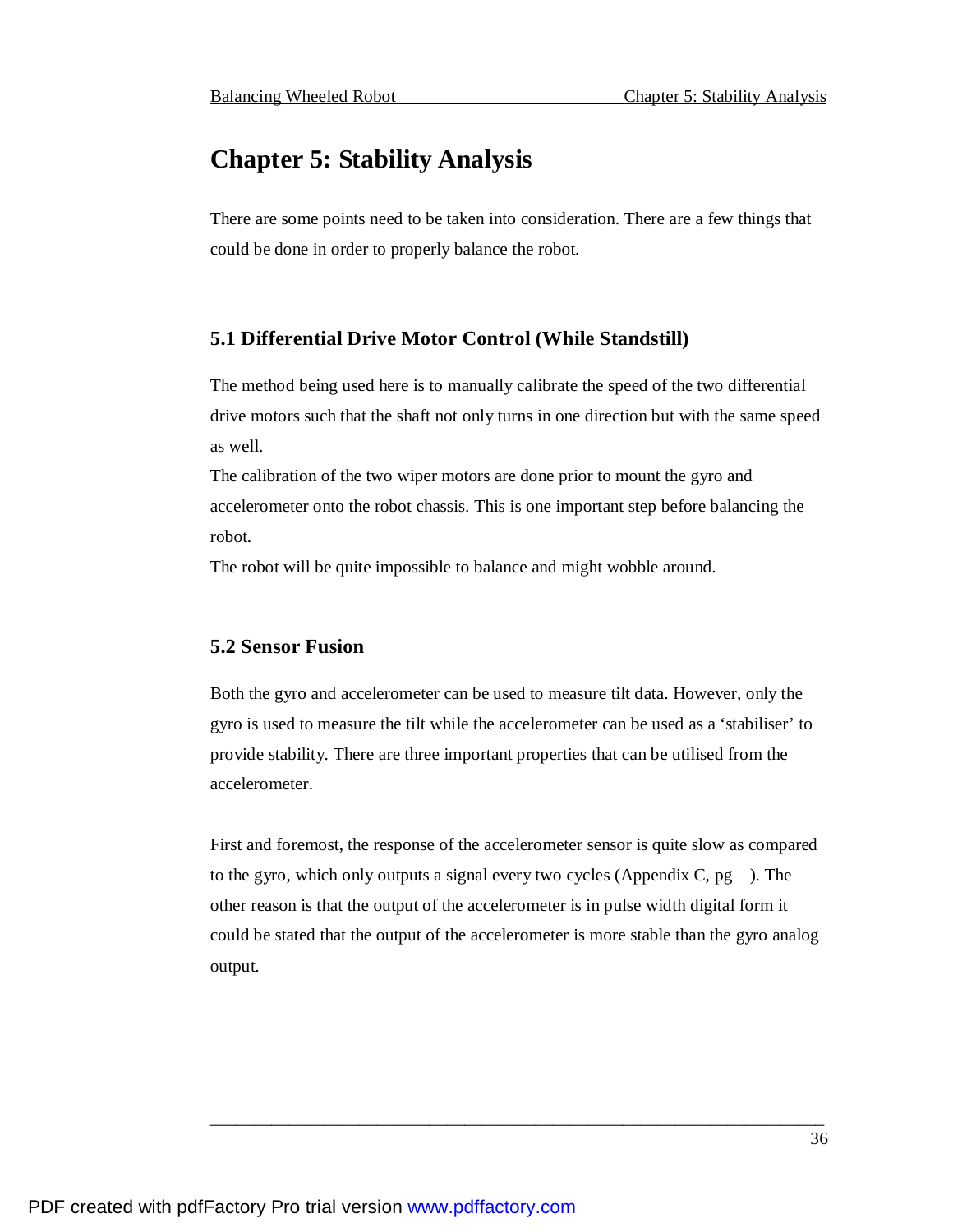# Chapter 5: Stability Analysis

There are some points need to be taken into consideration. There are a few things that could be done in order to properly balance the robot.

## 5.1 Differential Drive Motor Control (While Standstill)

The method being used here is to manually calibrate the speed of the two differential drive motors such that the shaft not only turns in one direction but with the same speed as well.

The calibration of the two wiper motors are done prior to mount the gyro and accelerometer onto the robot chassis. This is one important step before balancing the robot.

The robot will be quite impossible to balance and might wobble around.

## 5.2 Sensor Fusion

Both the gyro and accelerometer can be used to measure tilt data. However, only the gyro is used to measure the tilt while the accelerometer can be used as a 'stabiliser' to provide stability. There are three important properties that can be utilised from the accelerometer.

First and foremost, the response of the accelerometer sensor is quite slow as compared to the gyro, which only outputs a signal every two cycles (Appendix C, pg ). The other reason is that the output of the accelerometer is in pulse width digital form it could be stated that the output of the accelerometer is more stable than the gyro analog output.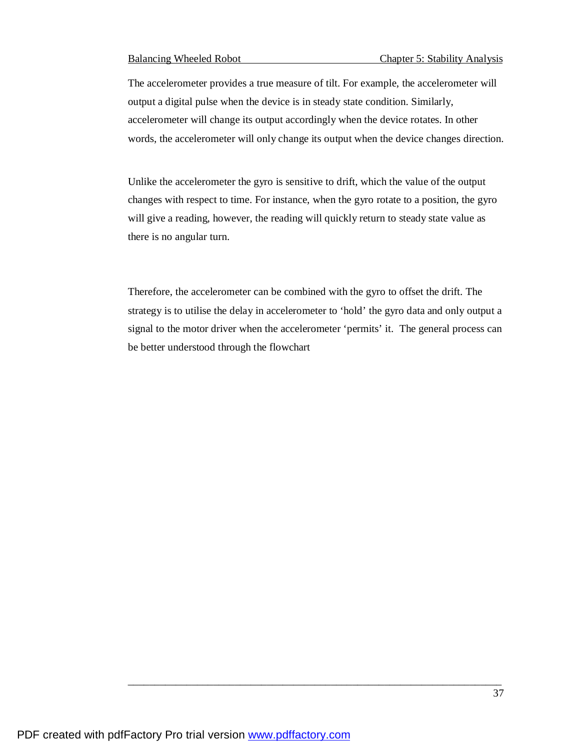The accelerometer provides a true measure of tilt. For example, the accelerometer will output a digital pulse when the device is in steady state condition. Similarly, accelerometer will change its output accordingly when the device rotates. In other words, the accelerometer will only change its output when the device changes direction.

Unlike the accelerometer the gyro is sensitive to drift, which the value of the output changes with respect to time. For instance, when the gyro rotate to a position, the gyro will give a reading, however, the reading will quickly return to steady state value as there is no angular turn.

Therefore, the accelerometer can be combined with the gyro to offset the drift. The strategy is to utilise the delay in accelerometer to 'hold' the gyro data and only output a signal to the motor driver when the accelerometer 'permits' it. The general process can be better understood through the flowchart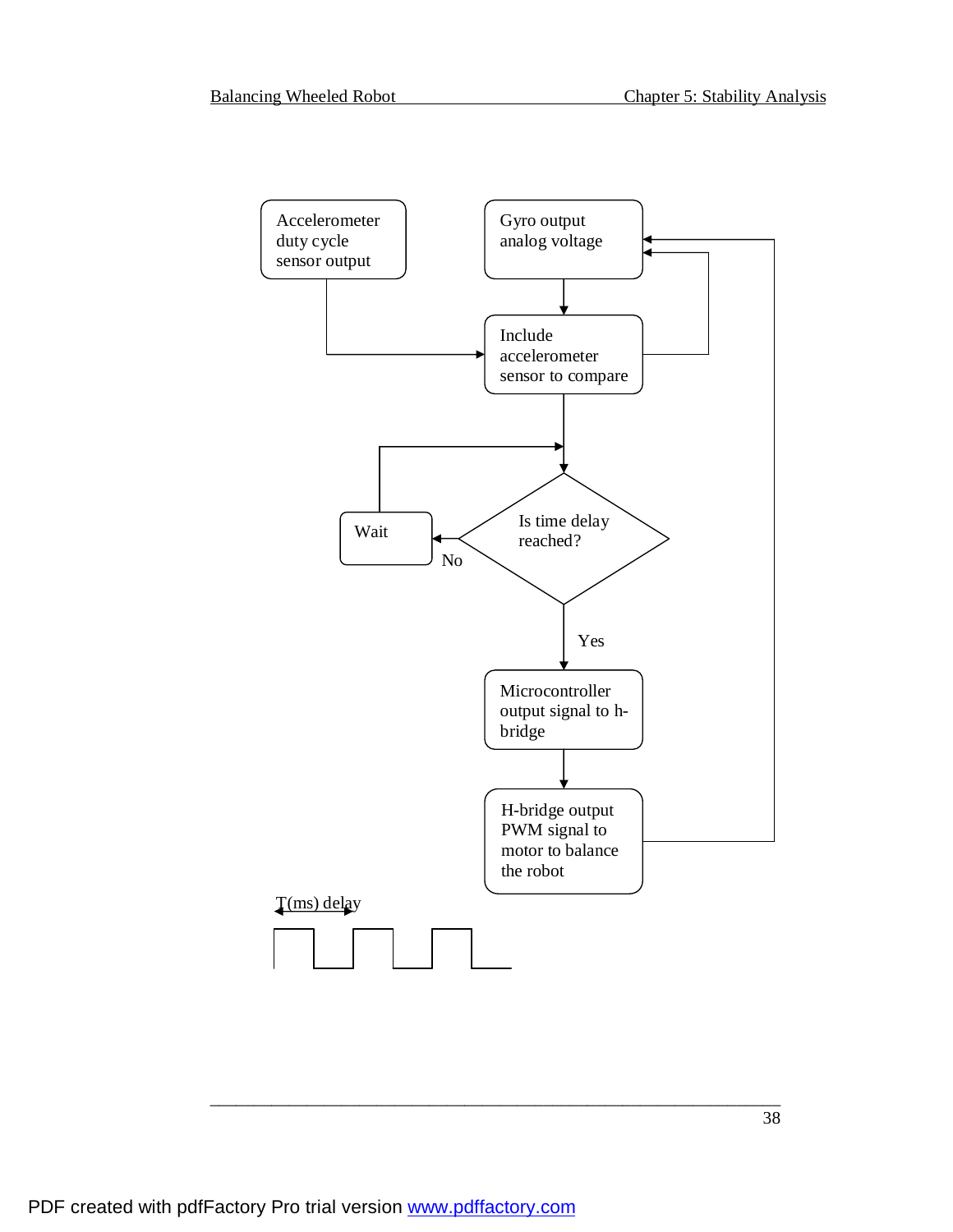Accelerometer duty cycle sensor output

Gyro output analog voltage

Include accelerometer sensor to compare

Is time delay reached?

Wait

No

Yes

Microcontroller output signal to h-bridge

H-bridge output PWM signal to motor to balance the robot

T(ms) delay

PDF created with pdfFactory Pro trial version www.pdffactory.com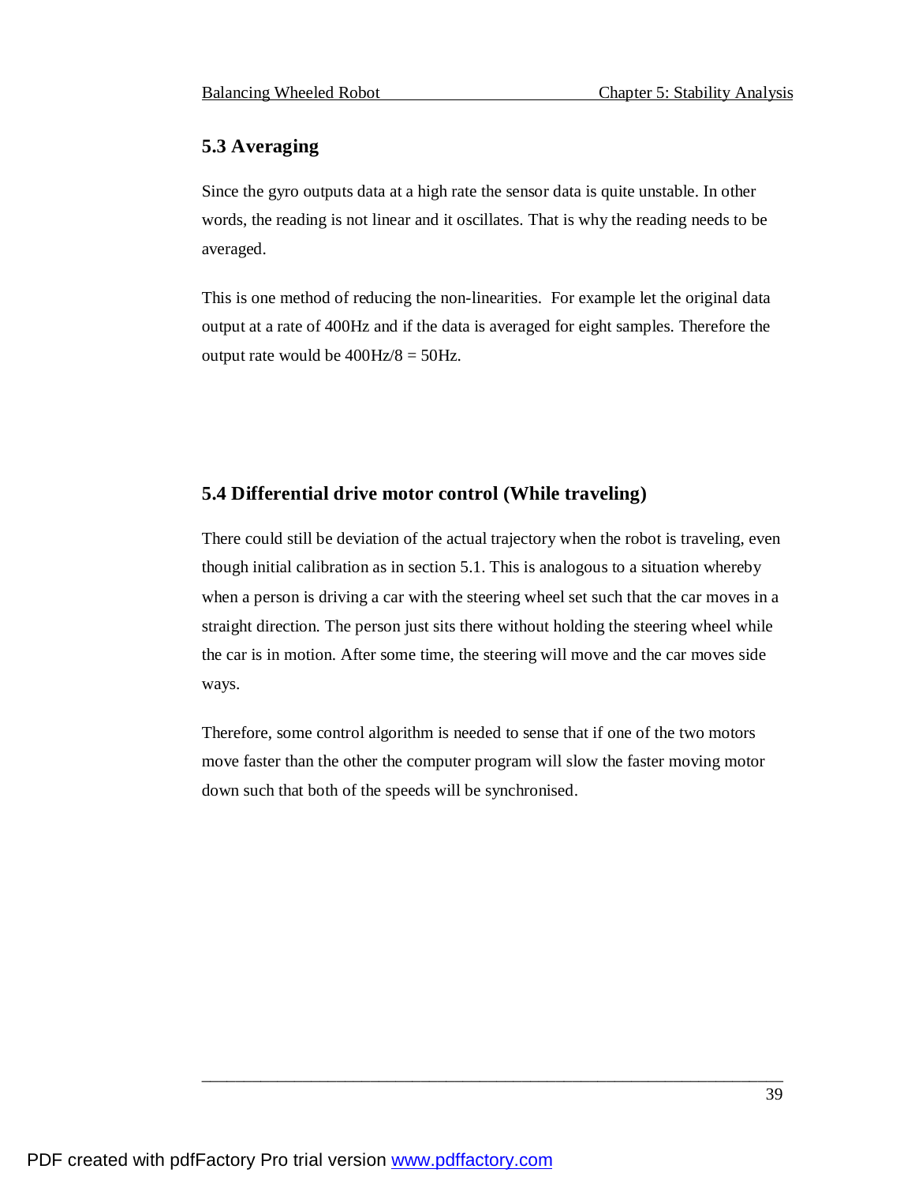## 5.3 Averaging

Since the gyro outputs data at a high rate the sensor data is quite unstable. In other words, the reading is not linear and it oscillates. That is why the reading needs to be averaged.

This is one method of reducing the non-linearities. For example let the original data output at a rate of 400Hz and if the data is averaged for eight samples. Therefore the output rate would be 400Hz/8 = 50Hz.

## 5.4 Differential drive motor control (While traveling)

There could still be deviation of the actual trajectory when the robot is traveling, even though initial calibration as in section 5.1. This is analogous to a situation whereby when a person is driving a car with the steering wheel set such that the car moves in a straight direction. The person just sits there without holding the steering wheel while the car is in motion. After some time, the steering will move and the car moves side ways.

Therefore, some control algorithm is needed to sense that if one of the two motors move faster than the other the computer program will slow the faster moving motor down such that both of the speeds will be synchronised.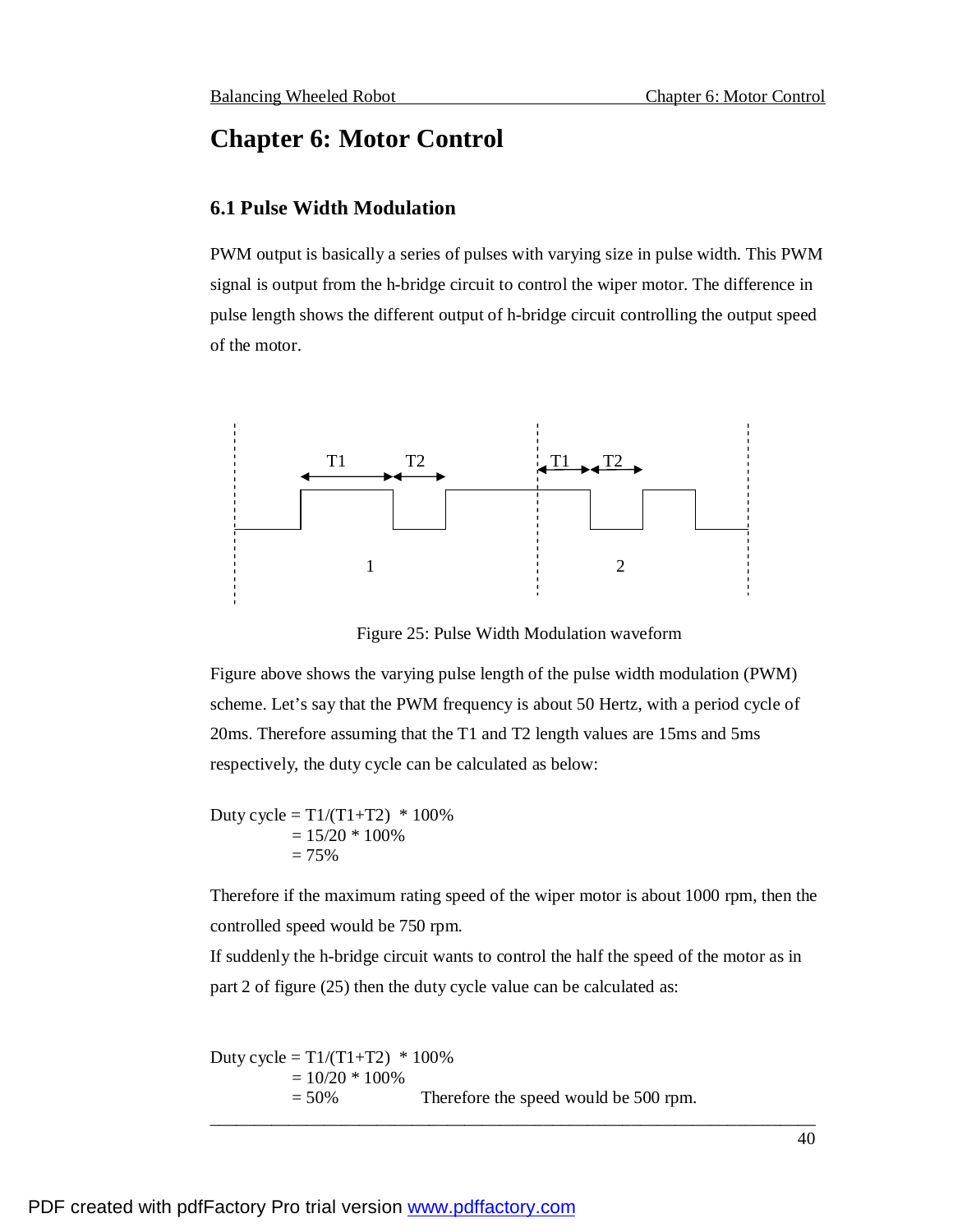# Chapter 6: Motor Control

## 6.1 Pulse Width Modulation

PWM output is basically a series of pulses with varying size in pulse width. This PWM signal is output from the h-bridge circuit to control the wiper motor. The difference in pulse length shows the different output of h-bridge circuit controlling the output speed of the motor.

T1 T2 T1 T2

1 2

Figure 25: Pulse Width Modulation waveform

Figure above shows the varying pulse length of the pulse width modulation (PWM) scheme. Let's say that the PWM frequency is about 50 Hertz, with a period cycle of 20ms. Therefore assuming that the T1 and T2 length values are 15ms and 5ms respectively, the duty cycle can be calculated as below:

$$\begin{aligned}\text{Duty cycle} &= T1/(T1+T2) * 100\% \\ &= 15/20 * 100\% \\ &= 75\%\end{aligned}$$

Therefore if the maximum rating speed of the wiper motor is about 1000 rpm, then the controlled speed would be 750 rpm.

If suddenly the h-bridge circuit wants to control the half the speed of the motor as in part 2 of figure (25) then the duty cycle value can be calculated as:

$$\begin{aligned}\text{Duty cycle} &= T1/(T1+T2) * 100\% \\ &= 10/20 * 100\% \\ &= 50\%\end{aligned}$$

Therefore the speed would be 500 rpm.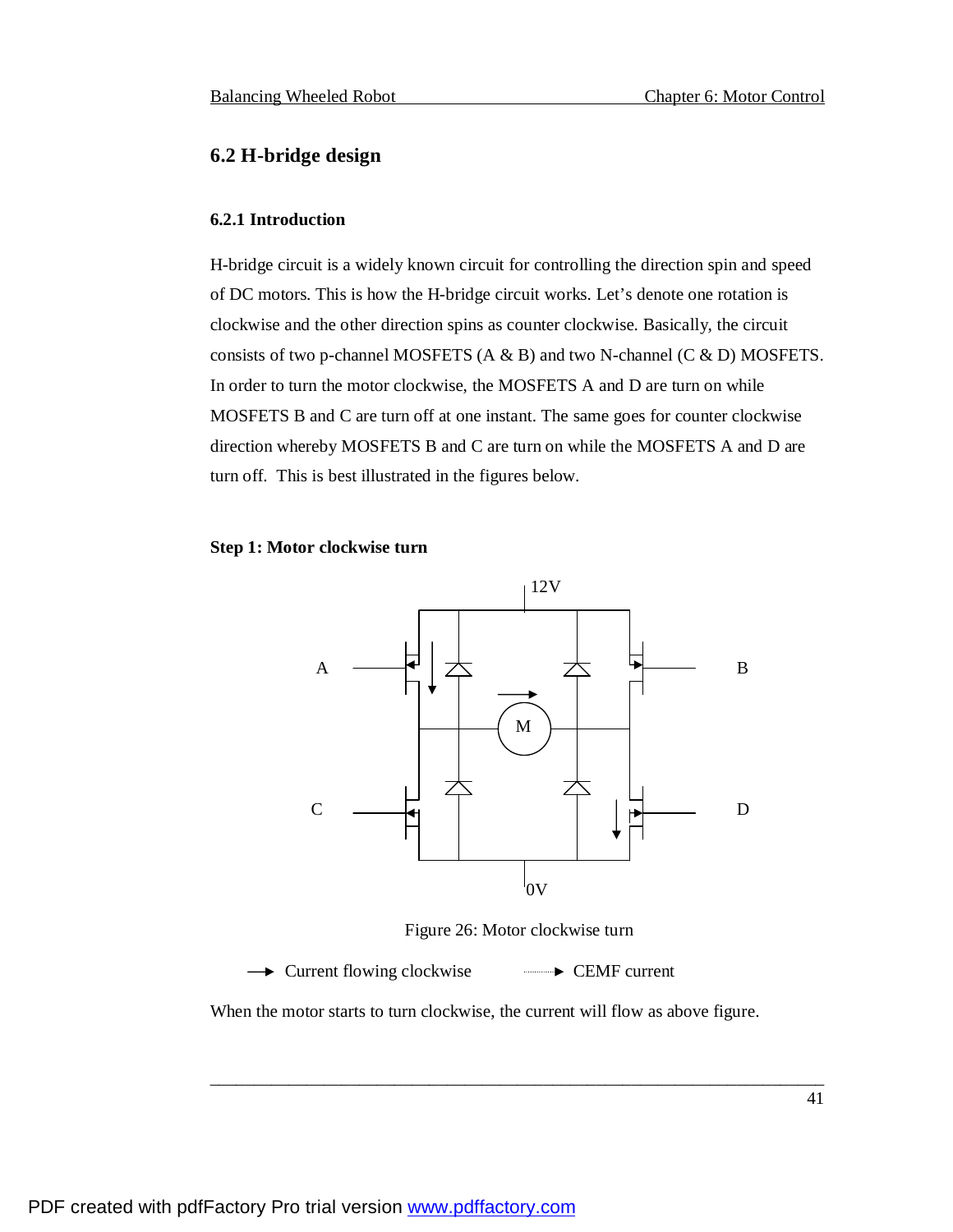## 6.2 H-bridge design

### 6.2.1 Introduction

H-bridge circuit is a widely known circuit for controlling the direction spin and speed of DC motors. This is how the H-bridge circuit works. Let's denote one rotation is clockwise and the other direction spins as counter clockwise. Basically, the circuit consists of two p-channel MOSFETS (A & B) and two N-channel (C & D) MOSFETS. In order to turn the motor clockwise, the MOSFETS A and D are turn on while MOSFETS B and C are turn off at one instant. The same goes for counter clockwise direction whereby MOSFETS B and C are turn on while the MOSFETS A and D are turn off. This is best illustrated in the figures below.

**Step 1: Motor clockwise turn**

12V

A

B

M

C

D

0V

Figure 26: Motor clockwise turn

Current flowing clockwise    CEMF current

When the motor starts to turn clockwise, the current will flow as above figure.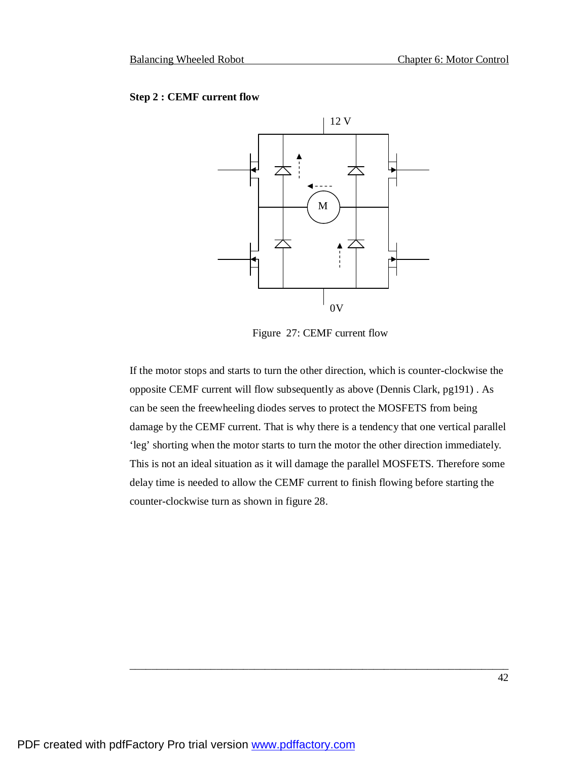**Step 2 : CEMF current flow**

12 V

M

0V

Figure 27: CEMF current flow

If the motor stops and starts to turn the other direction, which is counter-clockwise the opposite CEMF current will flow subsequently as above (Dennis Clark, pg191) . As can be seen the freewheeling diodes serves to protect the MOSFETS from being damage by the CEMF current. That is why there is a tendency that one vertical parallel 'leg' shorting when the motor starts to turn the motor the other direction immediately. This is not an ideal situation as it will damage the parallel MOSFETS. Therefore some delay time is needed to allow the CEMF current to finish flowing before starting the counter-clockwise turn as shown in figure 28.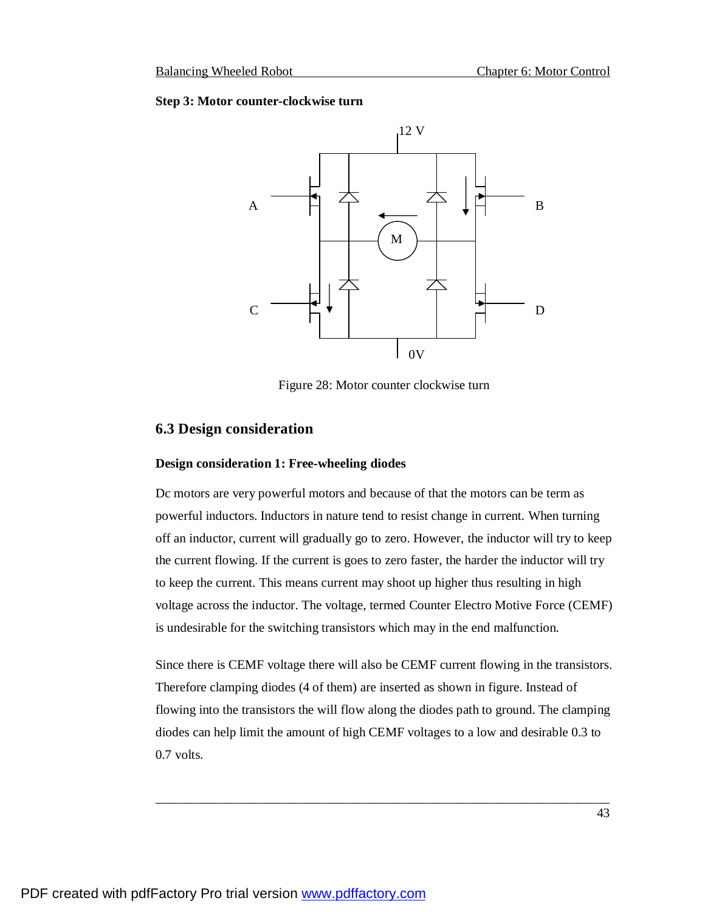**Step 3: Motor counter-clockwise turn**

12 V

A

B

M

C

D

0V

Figure 28: Motor counter clockwise turn

## 6.3 Design consideration

**Design consideration 1: Free-wheeling diodes**

Dc motors are very powerful motors and because of that the motors can be term as powerful inductors. Inductors in nature tend to resist change in current. When turning off an inductor, current will gradually go to zero. However, the inductor will try to keep the current flowing. If the current is goes to zero faster, the harder the inductor will try to keep the current. This means current may shoot up higher thus resulting in high voltage across the inductor. The voltage, termed Counter Electro Motive Force (CEMF) is undesirable for the switching transistors which may in the end malfunction.

Since there is CEMF voltage there will also be CEMF current flowing in the transistors. Therefore clamping diodes (4 of them) are inserted as shown in figure. Instead of flowing into the transistors the will flow along the diodes path to ground. The clamping diodes can help limit the amount of high CEMF voltages to a low and desirable 0.3 to 0.7 volts.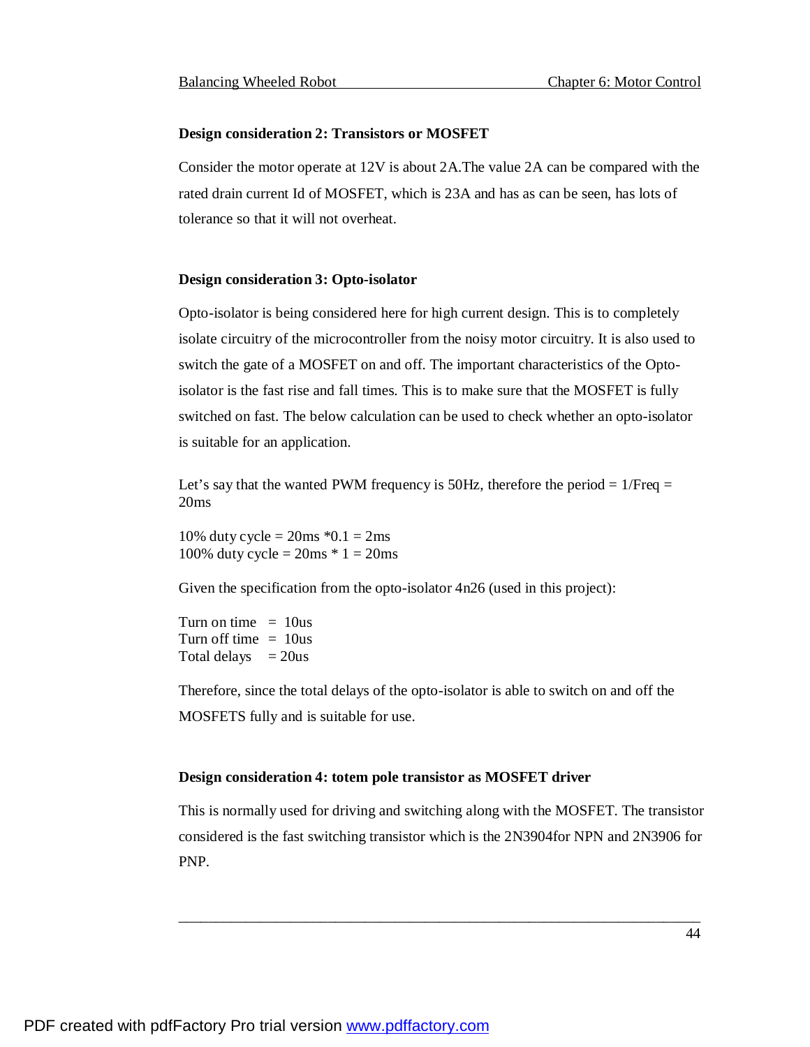**Design consideration 2: Transistors or MOSFET**

Consider the motor operate at 12V is about 2A.The value 2A can be compared with the rated drain current Id of MOSFET, which is 23A and has as can be seen, has lots of tolerance so that it will not overheat.

**Design consideration 3: Opto-isolator**

Opto-isolator is being considered here for high current design. This is to completely isolate circuitry of the microcontroller from the noisy motor circuitry. It is also used to switch the gate of a MOSFET on and off. The important characteristics of the Opto-isolator is the fast rise and fall times. This is to make sure that the MOSFET is fully switched on fast. The below calculation can be used to check whether an opto-isolator is suitable for an application.

Let's say that the wanted PWM frequency is 50Hz, therefore the period = 1/Freq = 20ms

10% duty cycle = 20ms *0.1 = 2ms
100% duty cycle = 20ms * 1 = 20ms

Given the specification from the opto-isolator 4n26 (used in this project):

Turn on time = 10us
Turn off time = 10us
Total delays = 20us

Therefore, since the total delays of the opto-isolator is able to switch on and off the MOSFETS fully and is suitable for use.

**Design consideration 4: totem pole transistor as MOSFET driver**

This is normally used for driving and switching along with the MOSFET. The transistor considered is the fast switching transistor which is the 2N3904for NPN and 2N3906 for PNP.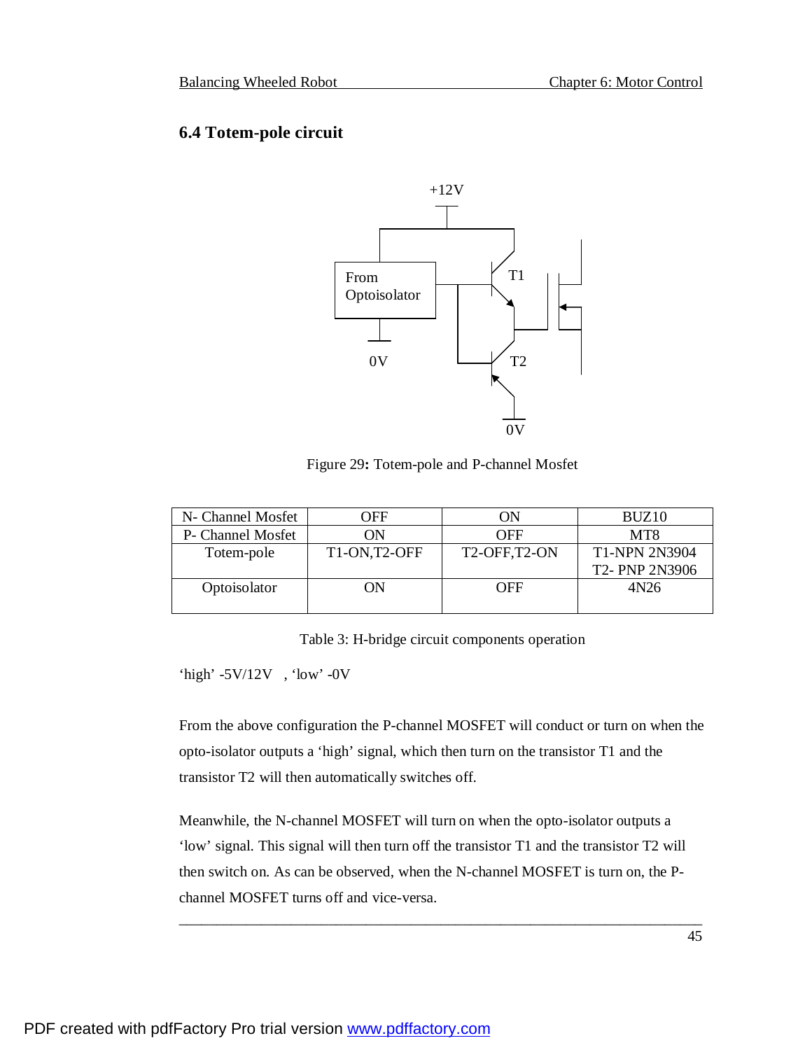## 6.4 Totem-pole circuit

+12V

From Optoisolator

0V

T1

T2

0V

Figure 29**:** Totem-pole and P-channel Mosfet

| | | | |
|---|---|---|---|
| N- Channel Mosfet | OFF | ON | BUZ10 |
| P- Channel Mosfet | ON | OFF | MT8 |
| Totem-pole | T1-ON,T2-OFF | T2-OFF,T2-ON | T1-NPN 2N3904<br>T2- PNP 2N3906 |
| Optoisolator | ON | OFF | 4N26 |

Table 3: H-bridge circuit components operation

'high' -5V/12V , 'low' -0V

From the above configuration the P-channel MOSFET will conduct or turn on when the opto-isolator outputs a 'high' signal, which then turn on the transistor T1 and the transistor T2 will then automatically switches off.

Meanwhile, the N-channel MOSFET will turn on when the opto-isolator outputs a 'low' signal. This signal will then turn off the transistor T1 and the transistor T2 will then switch on. As can be observed, when the N-channel MOSFET is turn on, the P-channel MOSFET turns off and vice-versa.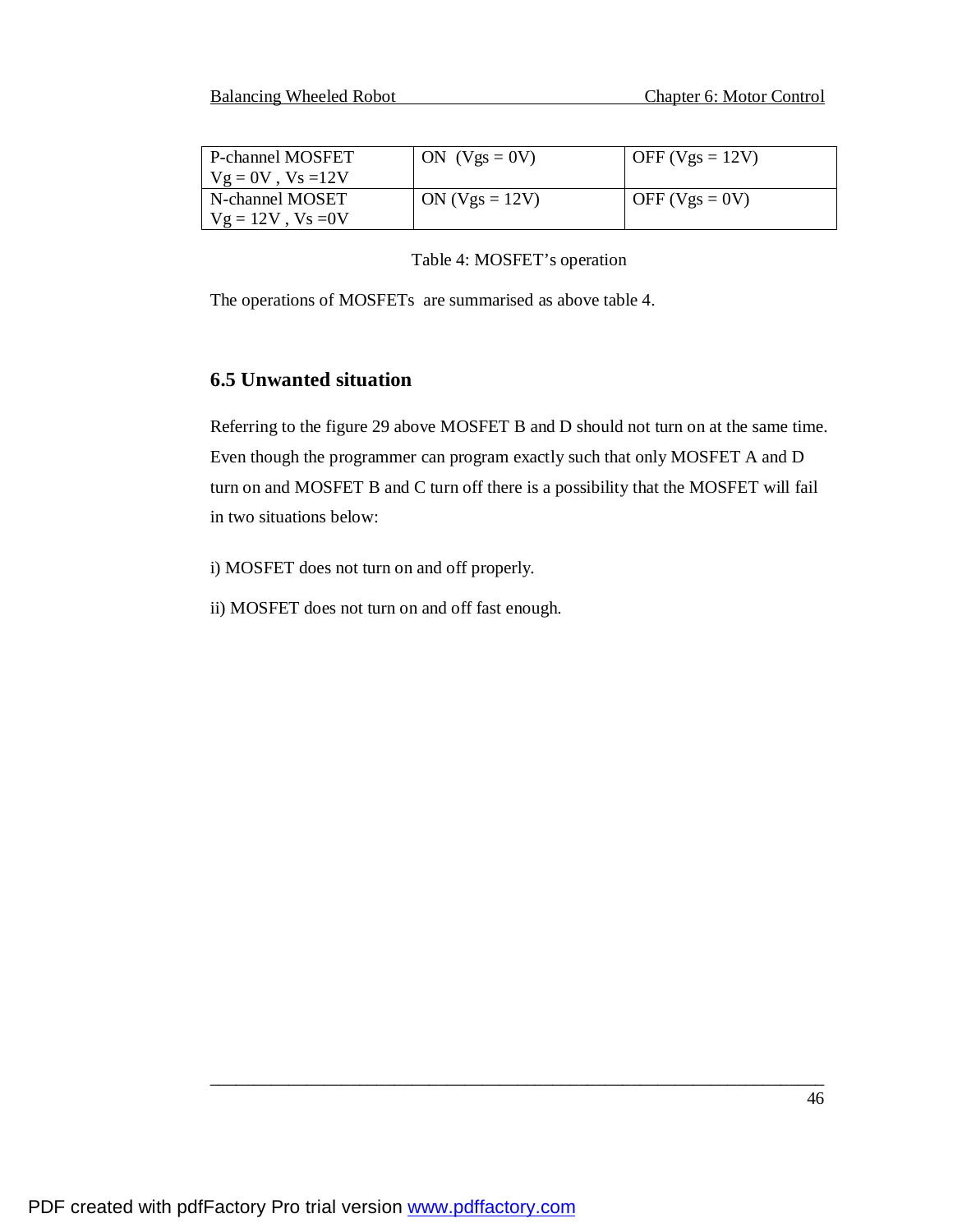| P-channel MOSFET Vg = 0V , Vs =12V | ON (Vgs = 0V) | OFF (Vgs = 12V) |
|---|---|---|
| N-channel MOSET Vg = 12V , Vs =0V | ON (Vgs = 12V) | OFF (Vgs = 0V) |

Table 4: MOSFET's operation

The operations of MOSFETs are summarised as above table 4.

## 6.5 Unwanted situation

Referring to the figure 29 above MOSFET B and D should not turn on at the same time. Even though the programmer can program exactly such that only MOSFET A and D turn on and MOSFET B and C turn off there is a possibility that the MOSFET will fail in two situations below:

i) MOSFET does not turn on and off properly.

ii) MOSFET does not turn on and off fast enough.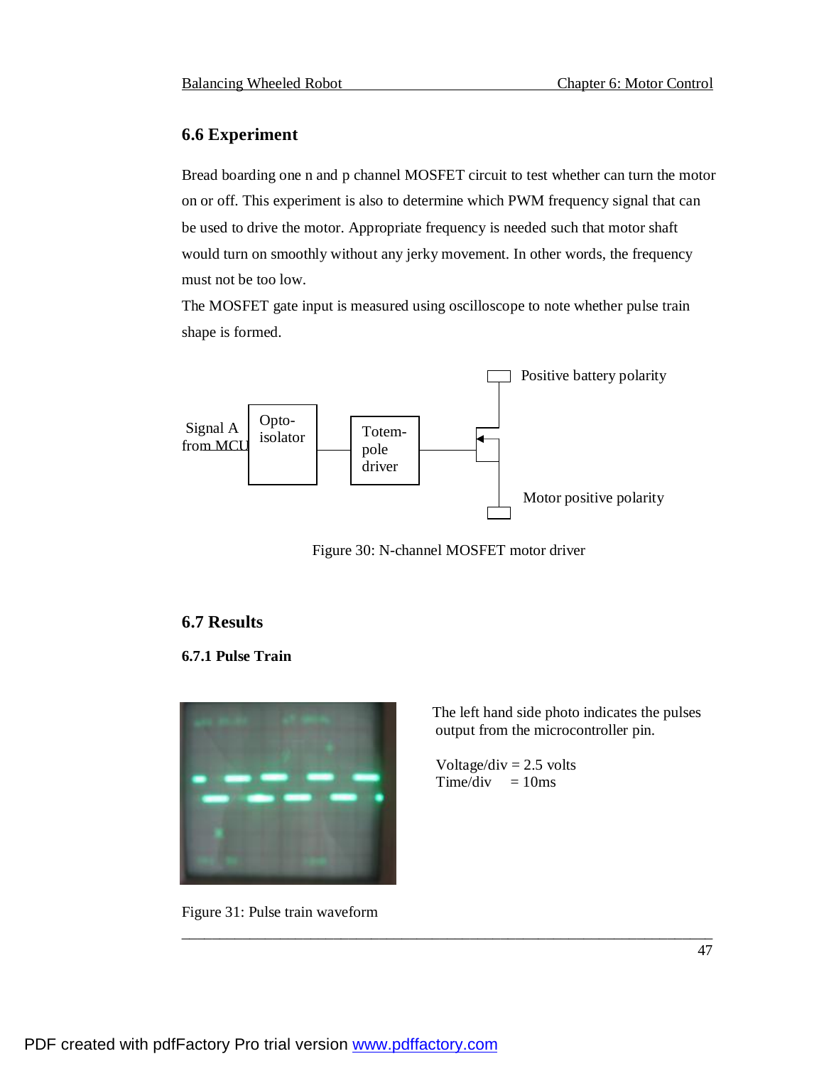## 6.6 Experiment

Bread boarding one n and p channel MOSFET circuit to test whether can turn the motor on or off. This experiment is also to determine which PWM frequency signal that can be used to drive the motor. Appropriate frequency is needed such that motor shaft would turn on smoothly without any jerky movement. In other words, the frequency must not be too low.

The MOSFET gate input is measured using oscilloscope to note whether pulse train shape is formed.

Signal A from MCU

Opto-isolator

Totem-pole driver

Positive battery polarity

Motor positive polarity

Figure 30: N-channel MOSFET motor driver

## 6.7 Results

### 6.7.1 Pulse Train

The left hand side photo indicates the pulses output from the microcontroller pin.

Voltage/div = 2.5 volts
Time/div = 10ms

Figure 31: Pulse train waveform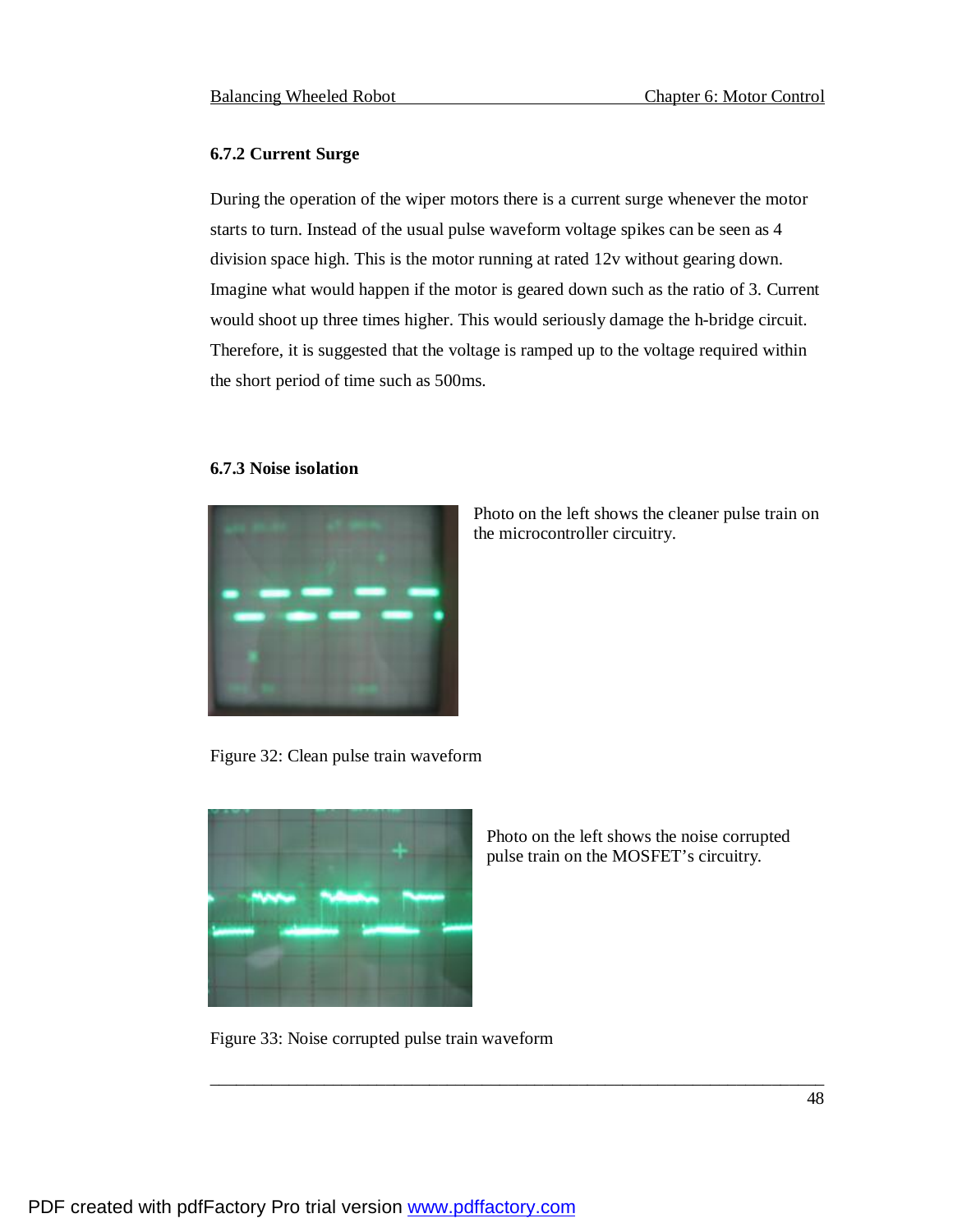### 6.7.2 Current Surge

During the operation of the wiper motors there is a current surge whenever the motor starts to turn. Instead of the usual pulse waveform voltage spikes can be seen as 4 division space high. This is the motor running at rated 12v without gearing down. Imagine what would happen if the motor is geared down such as the ratio of 3. Current would shoot up three times higher. This would seriously damage the h-bridge circuit. Therefore, it is suggested that the voltage is ramped up to the voltage required within the short period of time such as 500ms.

### 6.7.3 Noise isolation

Photo on the left shows the cleaner pulse train on the microcontroller circuitry.

Figure 32: Clean pulse train waveform

Photo on the left shows the noise corrupted pulse train on the MOSFET's circuitry.

Figure 33: Noise corrupted pulse train waveform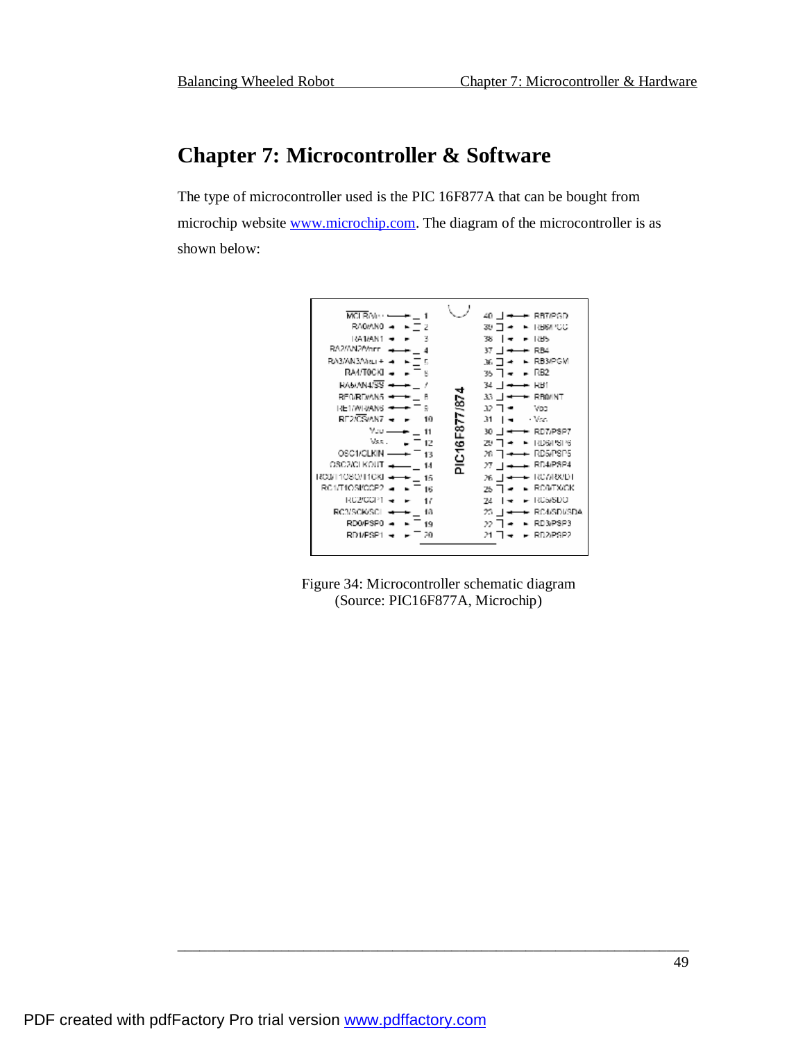# Chapter 7: Microcontroller & Software

The type of microcontroller used is the PIC 16F877A that can be bought from microchip website www.microchip.com. The diagram of the microcontroller is as shown below:

MCLR/Vpp 1
RA0/AN0 2
RA1/AN1 3
RA2/AN2/Vref- 4
RA3/AN3/Vref+ 5
RA4/T0CKI 6
RA5/AN4/SS 7
RE0/RD/AN5 8
RE1/WR/AN6 9
RE2/CS/AN7 10
Vdd 11
Vss 12
OSC1/CLKIN 13
OSC2/CLKOUT 14
RC0/T1OSO/T1CKI 15
RC1/T1OSI/CCP2 16
RC2/CCP1 17
RC3/SCK/SCL 18
RD0/PSP0 19
RD1/PSP1 20

PIC16F877/874

40 RB7/PGD
39 RB6/PGC
38 RB5
37 RB4
36 RB3/PGM
35 RB2
34 RB1
33 RB0/INT
32 Vdd
31 Vss
30 RD7/PSP7
29 RD6/PSP6
28 RD5/PSP5
27 RD4/PSP4
26 RC7/RX/DT
25 RC6/TX/CK
24 RC5/SDO
23 RC4/SDI/SDA
22 RD3/PSP3
21 RD2/PSP2

Figure 34: Microcontroller schematic diagram
(Source: PIC16F877A, Microchip)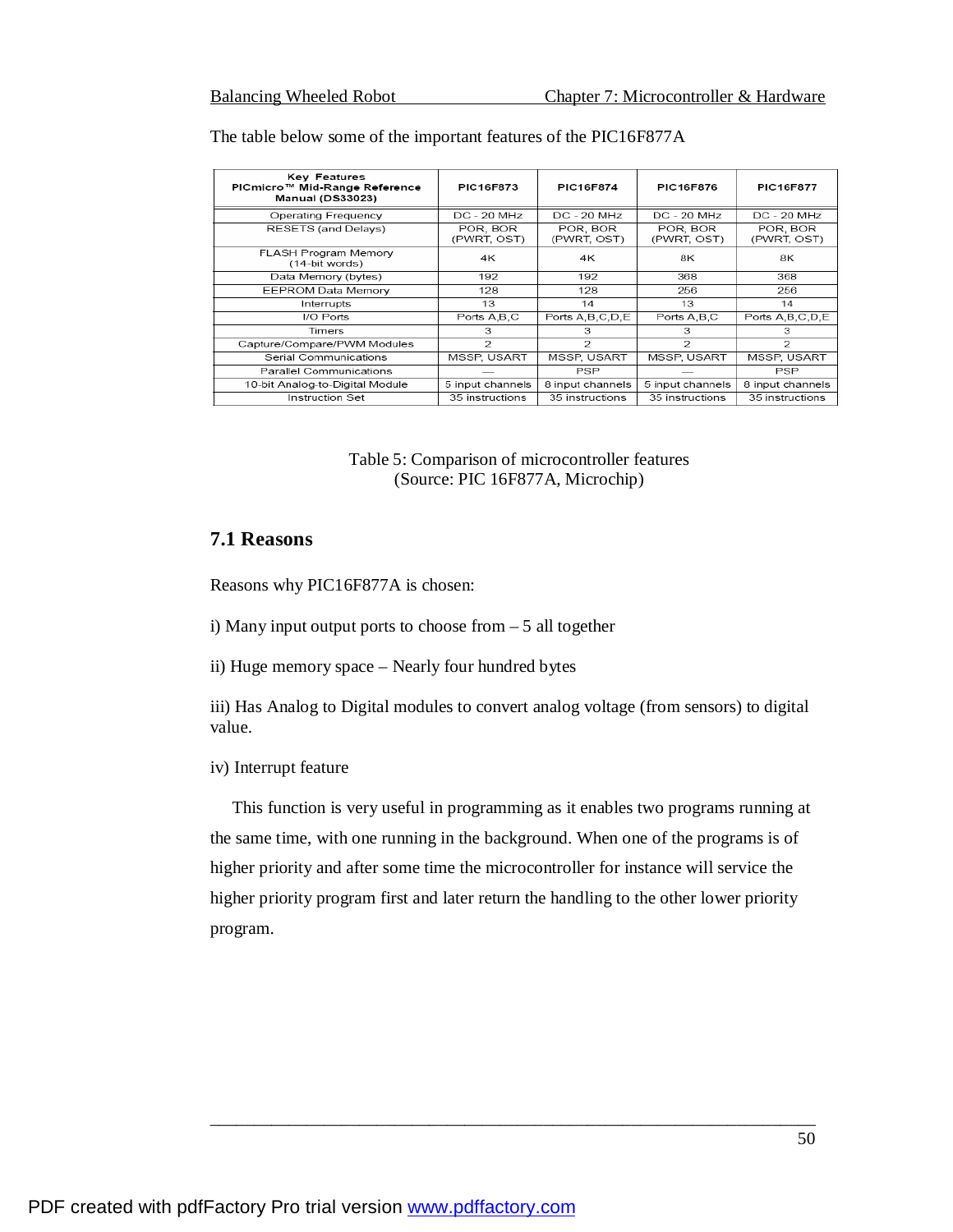The table below some of the important features of the PIC16F877A

| Key Features PICmicro™ Mid-Range Reference Manual (DS33023) | PIC16F873 | PIC16F874 | PIC16F876 | PIC16F877 |
|---|---|---|---|---|
| Operating Frequency | DC - 20 MHz | DC - 20 MHz | DC - 20 MHz | DC - 20 MHz |
| RESETS (and Delays) | POR, BOR (PWRT, OST) | POR, BOR (PWRT, OST) | POR, BOR (PWRT, OST) | POR, BOR (PWRT, OST) |
| FLASH Program Memory (14-bit words) | 4K | 4K | 8K | 8K |
| Data Memory (bytes) | 192 | 192 | 368 | 368 |
| EEPROM Data Memory | 128 | 128 | 256 | 256 |
| Interrupts | 13 | 14 | 13 | 14 |
| I/O Ports | Ports A,B,C | Ports A,B,C,D,E | Ports A,B,C | Ports A,B,C,D,E |
| Timers | 3 | 3 | 3 | 3 |
| Capture/Compare/PWM Modules | 2 | 2 | 2 | 2 |
| Serial Communications | MSSP, USART | MSSP, USART | MSSP, USART | MSSP, USART |
| Parallel Communications | — | PSP | — | PSP |
| 10-bit Analog-to-Digital Module | 5 input channels | 8 input channels | 5 input channels | 8 input channels |
| Instruction Set | 35 instructions | 35 instructions | 35 instructions | 35 instructions |

Table 5: Comparison of microcontroller features
(Source: PIC 16F877A, Microchip)

## 7.1 Reasons

Reasons why PIC16F877A is chosen:

i) Many input output ports to choose from – 5 all together

ii) Huge memory space – Nearly four hundred bytes

iii) Has Analog to Digital modules to convert analog voltage (from sensors) to digital value.

iv) Interrupt feature

This function is very useful in programming as it enables two programs running at the same time, with one running in the background. When one of the programs is of higher priority and after some time the microcontroller for instance will service the higher priority program first and later return the handling to the other lower priority program.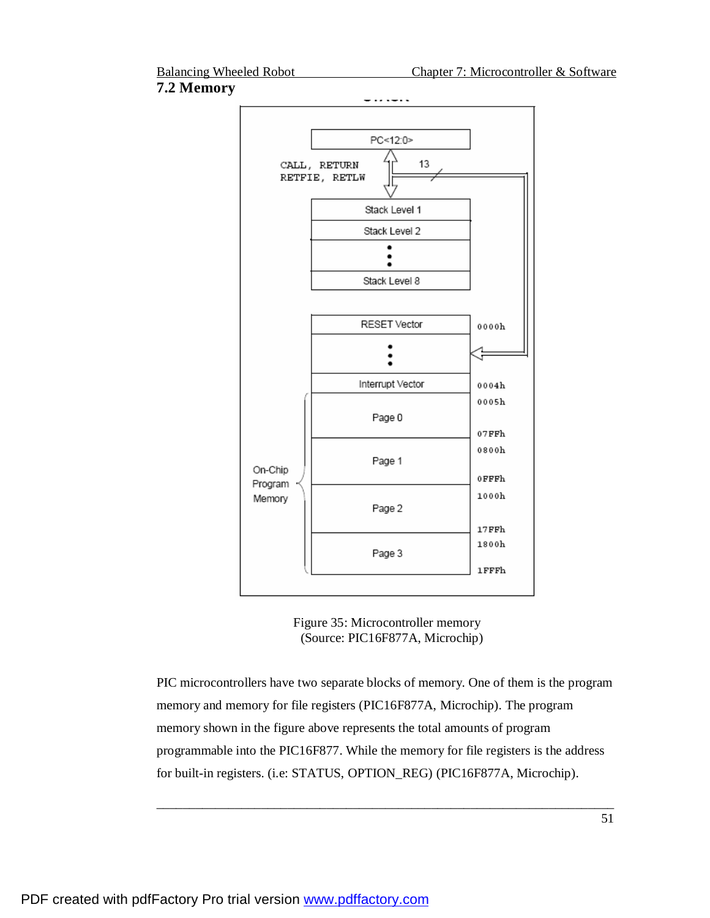## 7.2 Memory

PC<12:0>

CALL, RETURN
RETFIE, RETLW

13

Stack Level 1
Stack Level 2
Stack Level 8

RESET Vector
0000h

Interrupt Vector
0004h
0005h

Page 0
07FFh
0800h

Page 1
0FFFh
1000h

Page 2
17FFh
1800h

Page 3
1FFFh

On-Chip
Program
Memory

Figure 35: Microcontroller memory
(Source: PIC16F877A, Microchip)

PIC microcontrollers have two separate blocks of memory. One of them is the program memory and memory for file registers (PIC16F877A, Microchip). The program memory shown in the figure above represents the total amounts of program programmable into the PIC16F877. While the memory for file registers is the address for built-in registers. (i.e: STATUS, OPTION_REG) (PIC16F877A, Microchip).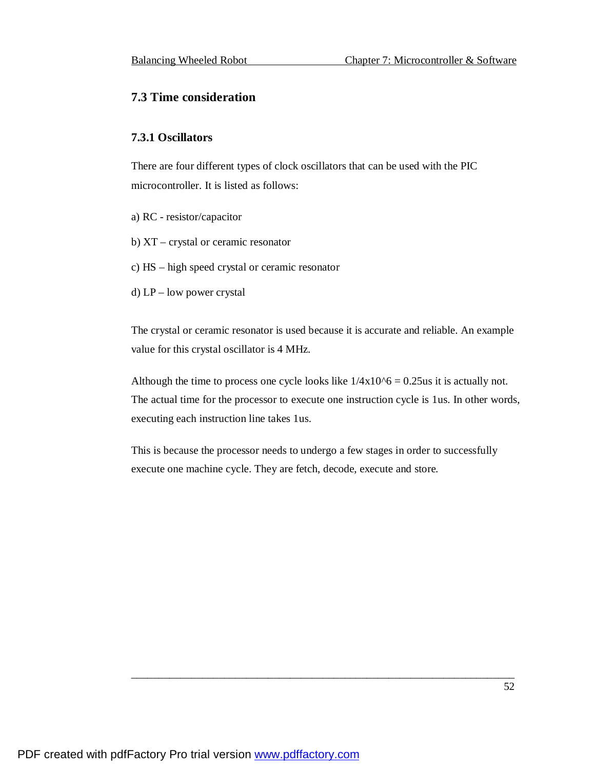## 7.3 Time consideration

### 7.3.1 Oscillators

There are four different types of clock oscillators that can be used with the PIC microcontroller. It is listed as follows:

a) RC - resistor/capacitor

b) XT – crystal or ceramic resonator

c) HS – high speed crystal or ceramic resonator

d) LP – low power crystal

The crystal or ceramic resonator is used because it is accurate and reliable. An example value for this crystal oscillator is 4 MHz.

Although the time to process one cycle looks like $1/4x10^6 = 0.25us$ it is actually not. The actual time for the processor to execute one instruction cycle is 1us. In other words, executing each instruction line takes 1us.

This is because the processor needs to undergo a few stages in order to successfully execute one machine cycle. They are fetch, decode, execute and store.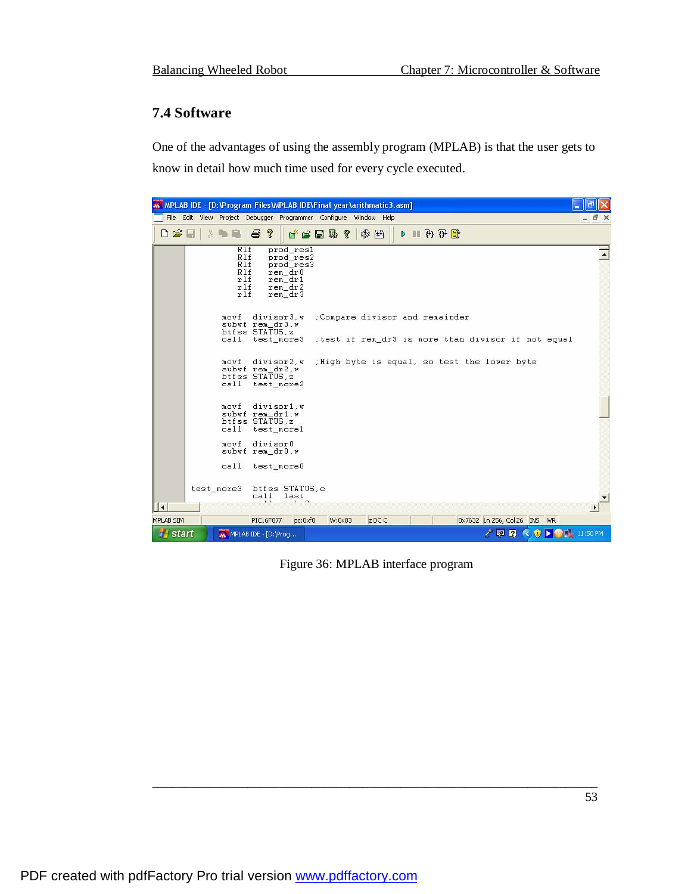## 7.4 Software

One of the advantages of using the assembly program (MPLAB) is that the user gets to know in detail how much time used for every cycle executed.

```
            Rlf     prod_res1
            Rlf     prod_res2
            Rlf     prod_res3
            Rlf     rem_dr0
            rlf     rem_dr1
            rlf     rem_dr2
            rlf     rem_dr3


        movf   divisor3,w   ;Compare divisor and remainder
        subwf  rem_dr3,w
        btfss  STATUS,z
        call   test_more3   ;test if rem_dr3 is more than divisor if not equal


        movf   divisor2,w   ;High byte is equal, so test the lower byte
        subwf  rem_dr2,w
        btfss  STATUS,z
        call   test_more2


        movf   divisor1,w
        subwf  rem_dr1,w
        btfss  STATUS,z
        call   test_more1

        movf   divisor0
        subwf  rem_dr0,w

        call   test_more0


test_more3  btfss STATUS,c
            call  last
```

Figure 36: MPLAB interface program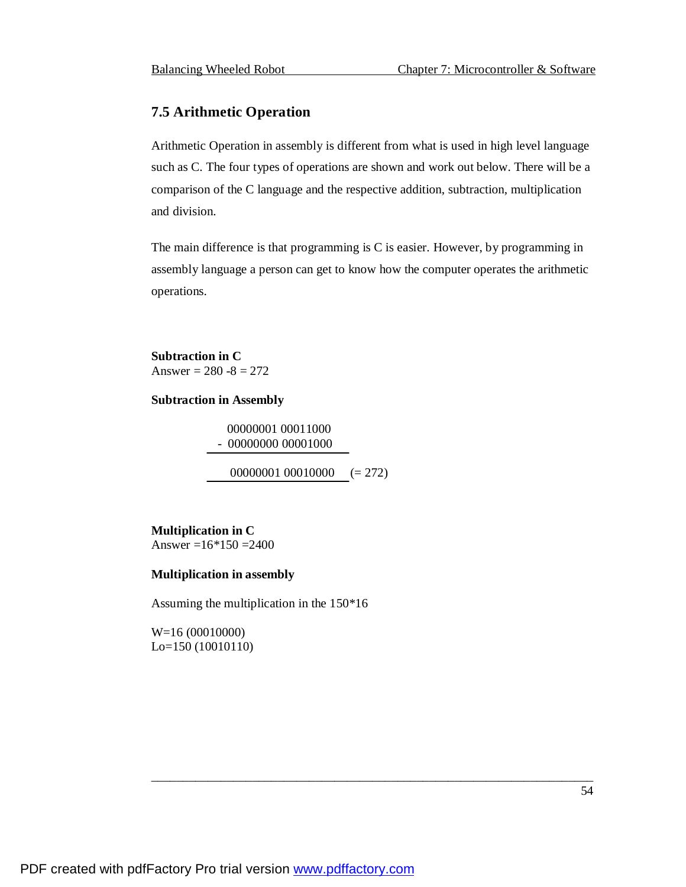## 7.5 Arithmetic Operation

Arithmetic Operation in assembly is different from what is used in high level language such as C. The four types of operations are shown and work out below. There will be a comparison of the C language and the respective addition, subtraction, multiplication and division.

The main difference is that programming is C is easier. However, by programming in assembly language a person can get to know how the computer operates the arithmetic operations.

**Subtraction in C**
Answer = 280 -8 = 272

**Subtraction in Assembly**

```
   00000001 00011000
-  00000000 00001000
--------------------
   00000001 00010000   (= 272)
```

**Multiplication in C**
Answer =16*150 =2400

**Multiplication in assembly**

Assuming the multiplication in the 150*16

W=16 (00010000)
Lo=150 (10010110)

PDF created with pdfFactory Pro trial version www.pdffactory.com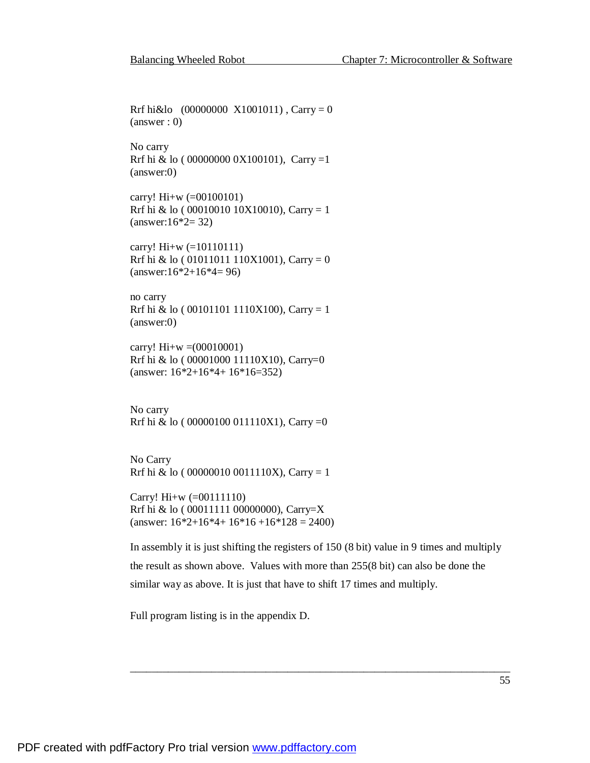Rrf hi&lo (00000000 X1001011) , Carry = 0
(answer : 0)

No carry
Rrf hi & lo ( 00000000 0X100101), Carry =1
(answer:0)

carry! Hi+w (=00100101)
Rrf hi & lo ( 00010010 10X10010), Carry = 1
(answer:16*2= 32)

carry! Hi+w (=10110111)
Rrf hi & lo ( 01011011 110X1001), Carry = 0
(answer:16*2+16*4= 96)

no carry
Rrf hi & lo ( 00101101 1110X100), Carry = 1
(answer:0)

carry! Hi+w =(00010001)
Rrf hi & lo ( 00001000 11110X10), Carry=0
(answer: 16*2+16*4+ 16*16=352)

No carry
Rrf hi & lo ( 00000100 011110X1), Carry =0

No Carry
Rrf hi & lo ( 00000010 0011110X), Carry = 1

Carry! Hi+w (=00111110)
Rrf hi & lo ( 00011111 00000000), Carry=X
(answer: 16*2+16*4+ 16*16 +16*128 = 2400)

In assembly it is just shifting the registers of 150 (8 bit) value in 9 times and multiply the result as shown above. Values with more than 255(8 bit) can also be done the similar way as above. It is just that have to shift 17 times and multiply.

Full program listing is in the appendix D.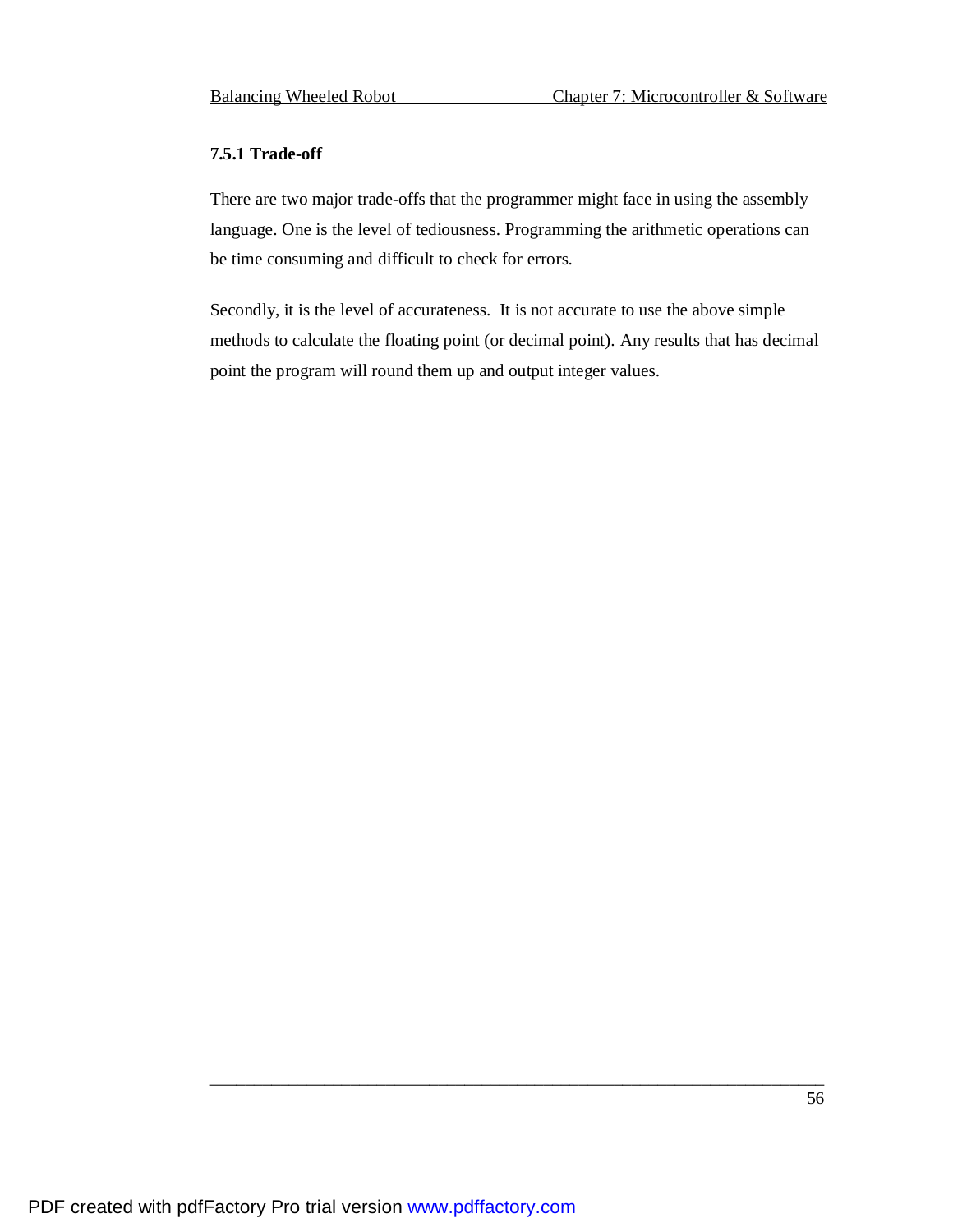### 7.5.1 Trade-off

There are two major trade-offs that the programmer might face in using the assembly language. One is the level of tediousness. Programming the arithmetic operations can be time consuming and difficult to check for errors.

Secondly, it is the level of accurateness. It is not accurate to use the above simple methods to calculate the floating point (or decimal point). Any results that has decimal point the program will round them up and output integer values.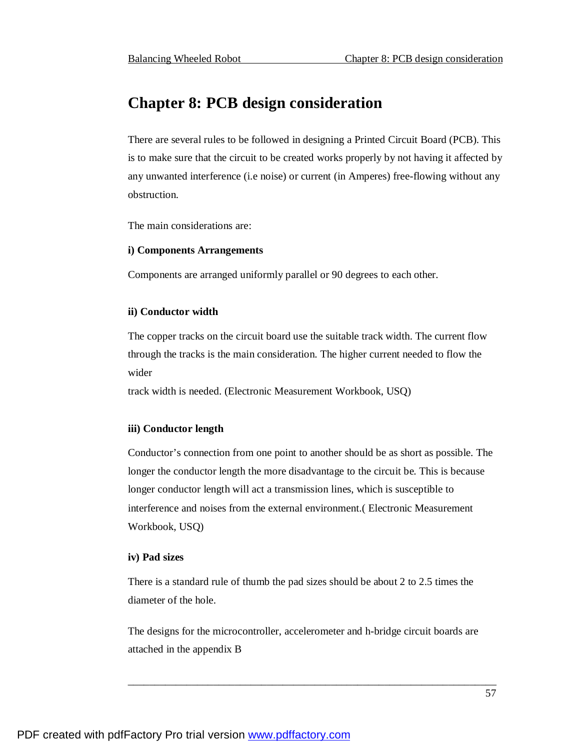# Chapter 8: PCB design consideration

There are several rules to be followed in designing a Printed Circuit Board (PCB). This is to make sure that the circuit to be created works properly by not having it affected by any unwanted interference (i.e noise) or current (in Amperes) free-flowing without any obstruction.

The main considerations are:

**i) Components Arrangements**

Components are arranged uniformly parallel or 90 degrees to each other.

**ii) Conductor width**

The copper tracks on the circuit board use the suitable track width. The current flow through the tracks is the main consideration. The higher current needed to flow the wider
track width is needed. (Electronic Measurement Workbook, USQ)

**iii) Conductor length**

Conductor's connection from one point to another should be as short as possible. The longer the conductor length the more disadvantage to the circuit be. This is because longer conductor length will act a transmission lines, which is susceptible to interference and noises from the external environment.( Electronic Measurement Workbook, USQ)

**iv) Pad sizes**

There is a standard rule of thumb the pad sizes should be about 2 to 2.5 times the diameter of the hole.

The designs for the microcontroller, accelerometer and h-bridge circuit boards are attached in the appendix B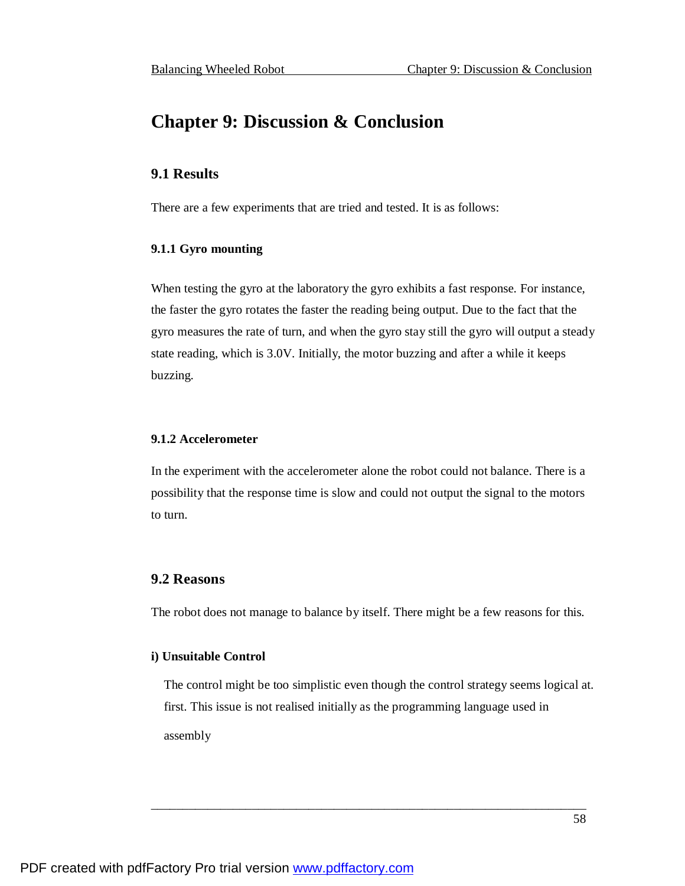# Chapter 9: Discussion & Conclusion

## 9.1 Results

There are a few experiments that are tried and tested. It is as follows:

### 9.1.1 Gyro mounting

When testing the gyro at the laboratory the gyro exhibits a fast response. For instance, the faster the gyro rotates the faster the reading being output. Due to the fact that the gyro measures the rate of turn, and when the gyro stay still the gyro will output a steady state reading, which is 3.0V. Initially, the motor buzzing and after a while it keeps buzzing.

### 9.1.2 Accelerometer

In the experiment with the accelerometer alone the robot could not balance. There is a possibility that the response time is slow and could not output the signal to the motors to turn.

## 9.2 Reasons

The robot does not manage to balance by itself. There might be a few reasons for this.

**i) Unsuitable Control**

The control might be too simplistic even though the control strategy seems logical at. first. This issue is not realised initially as the programming language used in assembly

PDF created with pdfFactory Pro trial version www.pdffactory.com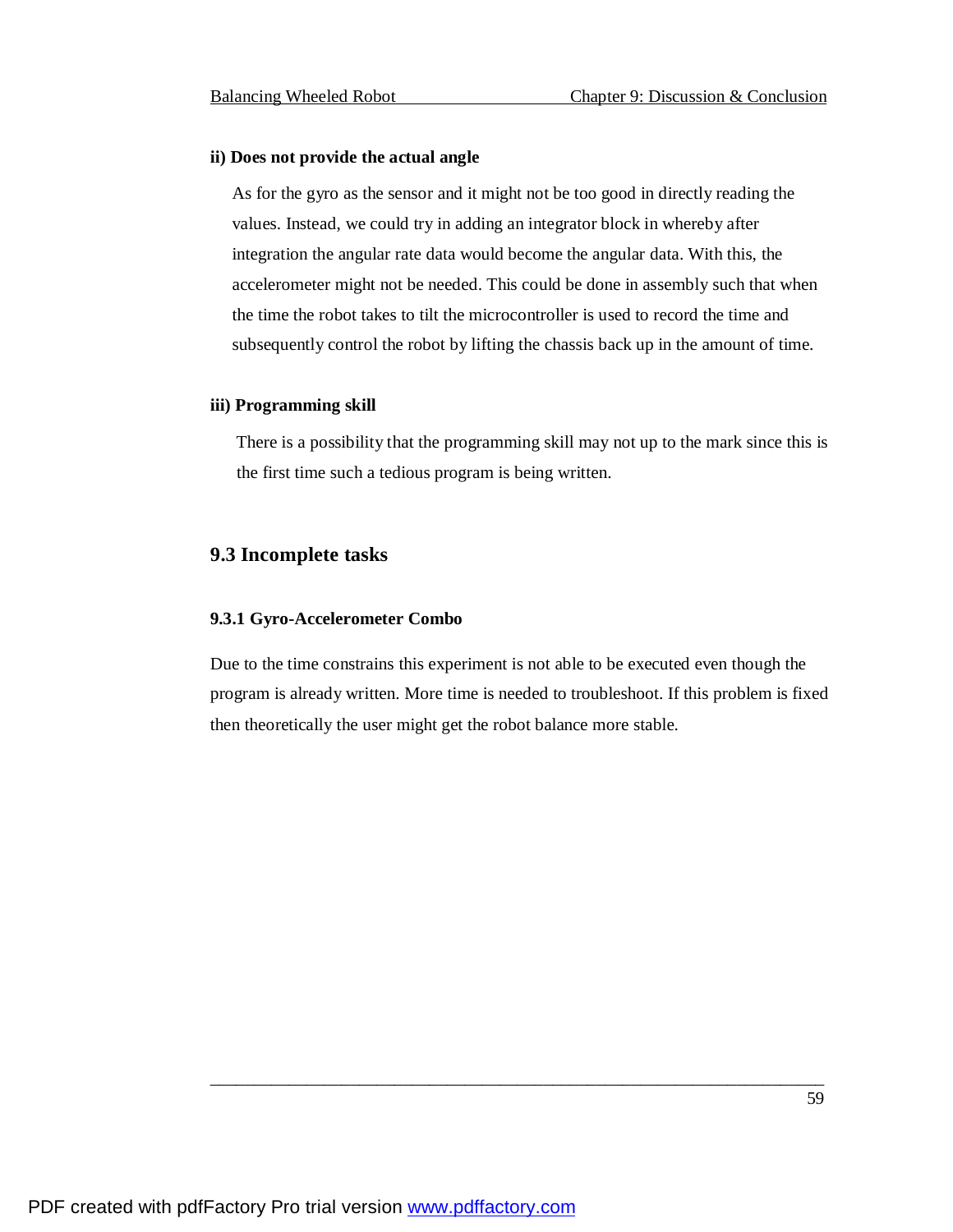**ii) Does not provide the actual angle**

As for the gyro as the sensor and it might not be too good in directly reading the values. Instead, we could try in adding an integrator block in whereby after integration the angular rate data would become the angular data. With this, the accelerometer might not be needed. This could be done in assembly such that when the time the robot takes to tilt the microcontroller is used to record the time and subsequently control the robot by lifting the chassis back up in the amount of time.

**iii) Programming skill**

There is a possibility that the programming skill may not up to the mark since this is the first time such a tedious program is being written.

## 9.3 Incomplete tasks

### 9.3.1 Gyro-Accelerometer Combo

Due to the time constrains this experiment is not able to be executed even though the program is already written. More time is needed to troubleshoot. If this problem is fixed then theoretically the user might get the robot balance more stable.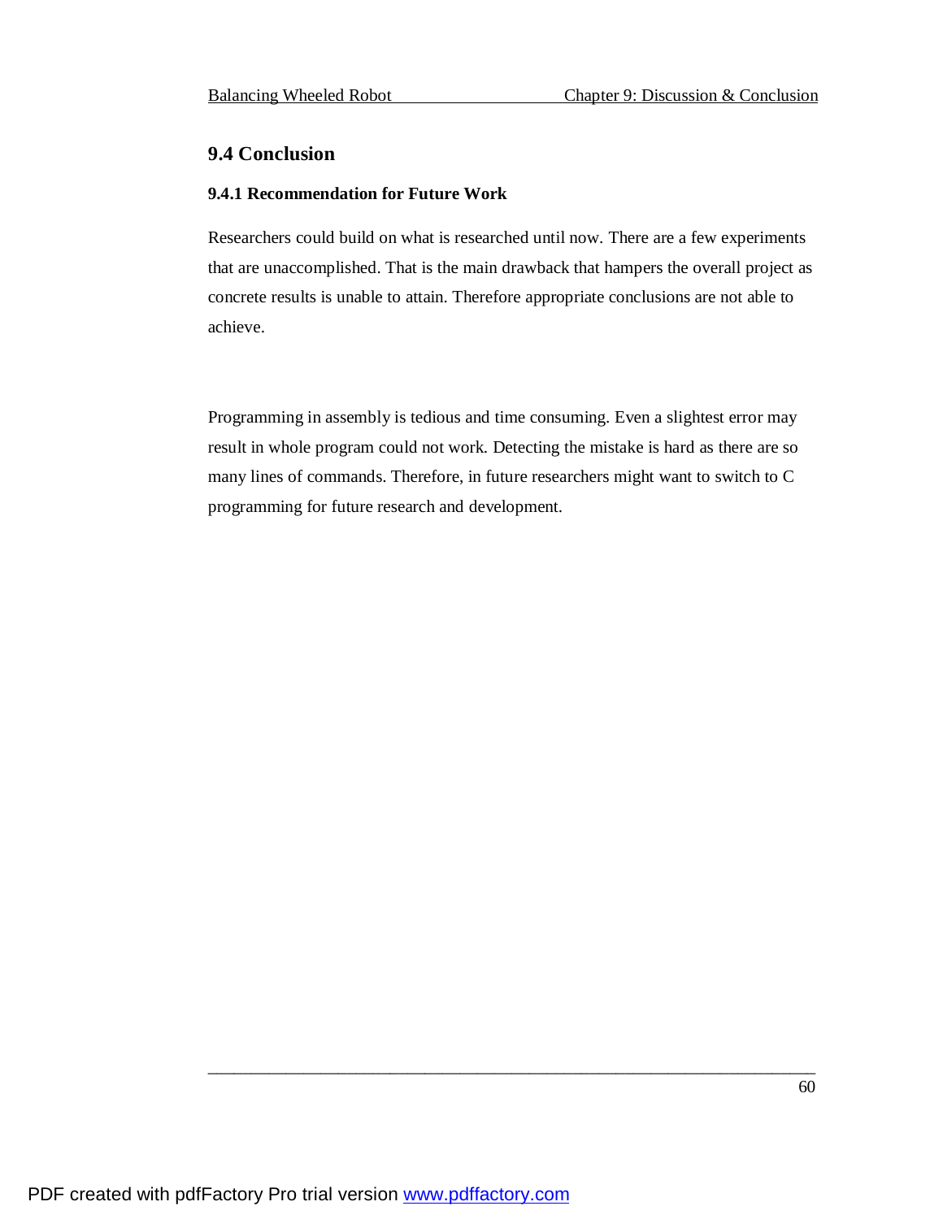## 9.4 Conclusion

### 9.4.1 Recommendation for Future Work

Researchers could build on what is researched until now. There are a few experiments that are unaccomplished. That is the main drawback that hampers the overall project as concrete results is unable to attain. Therefore appropriate conclusions are not able to achieve.

Programming in assembly is tedious and time consuming. Even a slightest error may result in whole program could not work. Detecting the mistake is hard as there are so many lines of commands. Therefore, in future researchers might want to switch to C programming for future research and development.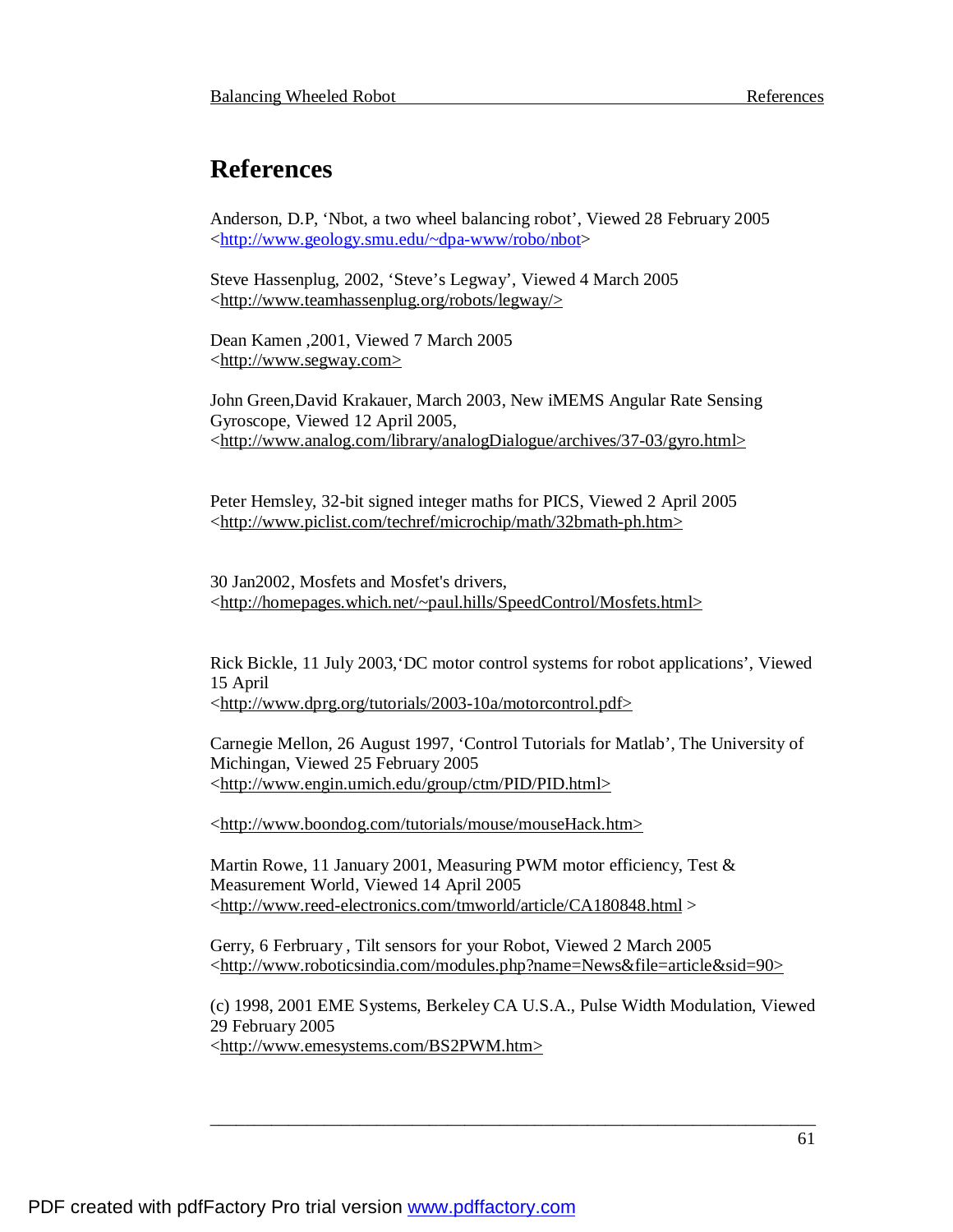# References

Anderson, D.P, 'Nbot, a two wheel balancing robot', Viewed 28 February 2005 <http://www.geology.smu.edu/~dpa-www/robo/nbot>

Steve Hassenplug, 2002, 'Steve's Legway', Viewed 4 March 2005 <http://www.teamhassenplug.org/robots/legway/>

Dean Kamen ,2001, Viewed 7 March 2005 <http://www.segway.com>

John Green,David Krakauer, March 2003, New iMEMS Angular Rate Sensing Gyroscope, Viewed 12 April 2005, <http://www.analog.com/library/analogDialogue/archives/37-03/gyro.html>

Peter Hemsley, 32-bit signed integer maths for PICS, Viewed 2 April 2005 <http://www.piclist.com/techref/microchip/math/32bmath-ph.htm>

30 Jan2002, Mosfets and Mosfet's drivers, <http://homepages.which.net/~paul.hills/SpeedControl/Mosfets.html>

Rick Bickle, 11 July 2003,'DC motor control systems for robot applications', Viewed 15 April <http://www.dprg.org/tutorials/2003-10a/motorcontrol.pdf>

Carnegie Mellon, 26 August 1997, 'Control Tutorials for Matlab', The University of Michingan, Viewed 25 February 2005 <http://www.engin.umich.edu/group/ctm/PID/PID.html>

<http://www.boondog.com/tutorials/mouse/mouseHack.htm>

Martin Rowe, 11 January 2001, Measuring PWM motor efficiency, Test & Measurement World, Viewed 14 April 2005 <http://www.reed-electronics.com/tmworld/article/CA180848.html >

Gerry, 6 Ferbruary , Tilt sensors for your Robot, Viewed 2 March 2005 <http://www.roboticsindia.com/modules.php?name=News&file=article&sid=90>

(c) 1998, 2001 EME Systems, Berkeley CA U.S.A., Pulse Width Modulation, Viewed 29 February 2005 <http://www.emesystems.com/BS2PWM.htm>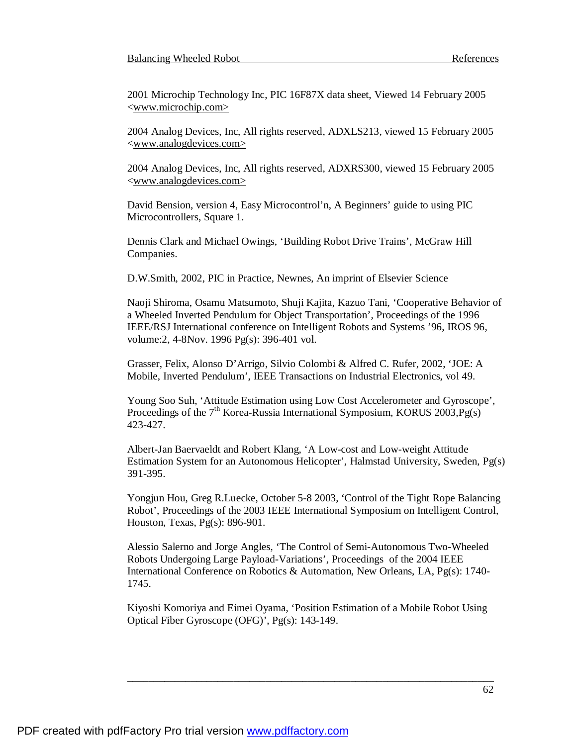2001 Microchip Technology Inc, PIC 16F87X data sheet, Viewed 14 February 2005 <www.microchip.com>

2004 Analog Devices, Inc, All rights reserved, ADXLS213, viewed 15 February 2005 <www.analogdevices.com>

2004 Analog Devices, Inc, All rights reserved, ADXRS300, viewed 15 February 2005 <www.analogdevices.com>

David Bension, version 4, Easy Microcontrol'n, A Beginners' guide to using PIC Microcontrollers, Square 1.

Dennis Clark and Michael Owings, 'Building Robot Drive Trains', McGraw Hill Companies.

D.W.Smith, 2002, PIC in Practice, Newnes, An imprint of Elsevier Science

Naoji Shiroma, Osamu Matsumoto, Shuji Kajita, Kazuo Tani, 'Cooperative Behavior of a Wheeled Inverted Pendulum for Object Transportation', Proceedings of the 1996 IEEE/RSJ International conference on Intelligent Robots and Systems '96, IROS 96, volume:2, 4-8Nov. 1996 Pg(s): 396-401 vol.

Grasser, Felix, Alonso D'Arrigo, Silvio Colombi & Alfred C. Rufer, 2002, 'JOE: A Mobile, Inverted Pendulum', IEEE Transactions on Industrial Electronics, vol 49.

Young Soo Suh, 'Attitude Estimation using Low Cost Accelerometer and Gyroscope', Proceedings of the 7th Korea-Russia International Symposium, KORUS 2003,Pg(s) 423-427.

Albert-Jan Baervaeldt and Robert Klang, 'A Low-cost and Low-weight Attitude Estimation System for an Autonomous Helicopter', Halmstad University, Sweden, Pg(s) 391-395.

Yongjun Hou, Greg R.Luecke, October 5-8 2003, 'Control of the Tight Rope Balancing Robot', Proceedings of the 2003 IEEE International Symposium on Intelligent Control, Houston, Texas, Pg(s): 896-901.

Alessio Salerno and Jorge Angles, 'The Control of Semi-Autonomous Two-Wheeled Robots Undergoing Large Payload-Variations', Proceedings of the 2004 IEEE International Conference on Robotics & Automation, New Orleans, LA, Pg(s): 1740-1745.

Kiyoshi Komoriya and Eimei Oyama, 'Position Estimation of a Mobile Robot Using Optical Fiber Gyroscope (OFG)', Pg(s): 143-149.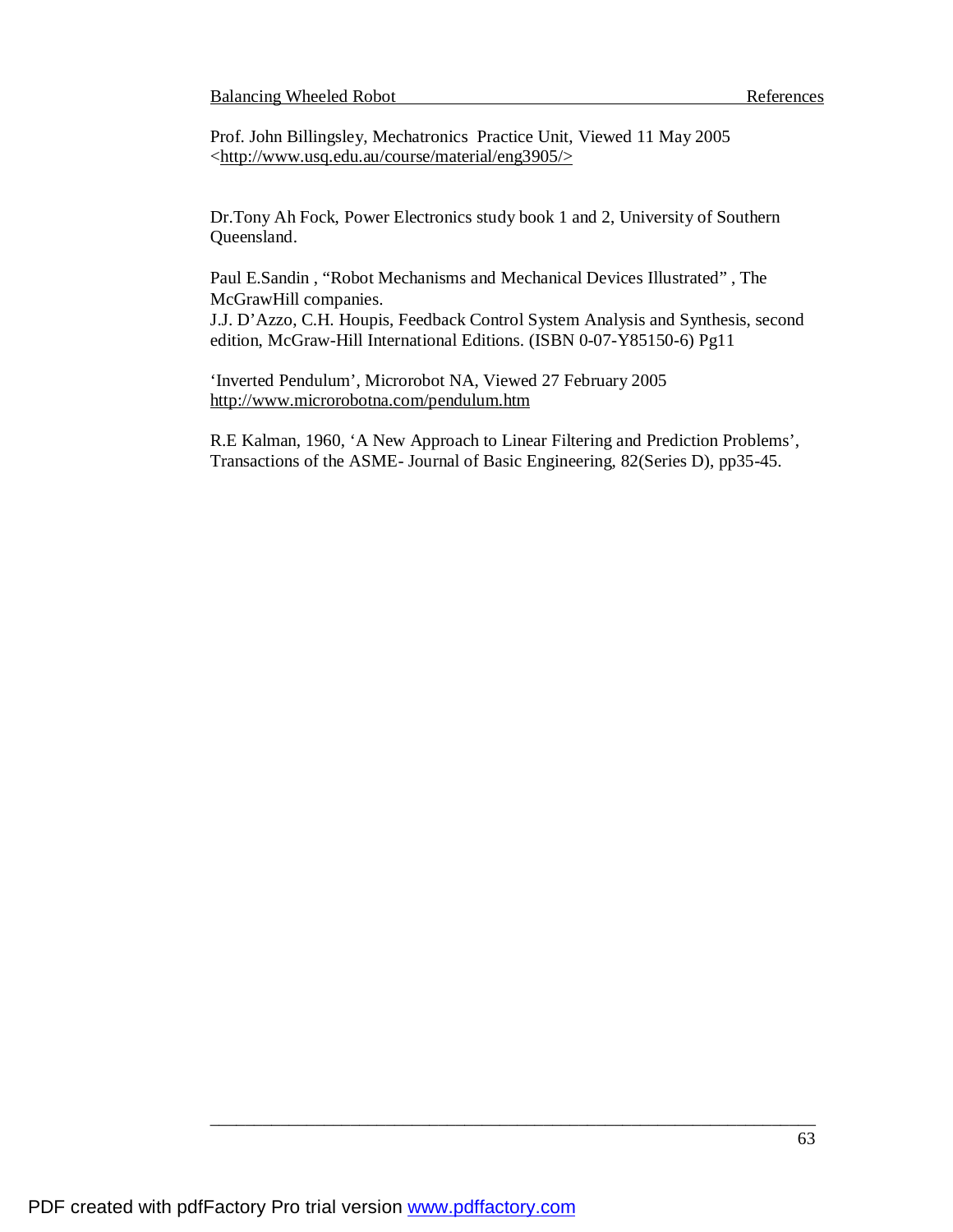Prof. John Billingsley, Mechatronics Practice Unit, Viewed 11 May 2005
<http://www.usq.edu.au/course/material/eng3905/>

Dr.Tony Ah Fock, Power Electronics study book 1 and 2, University of Southern Queensland.

Paul E.Sandin , "Robot Mechanisms and Mechanical Devices Illustrated" , The McGrawHill companies.
J.J. D'Azzo, C.H. Houpis, Feedback Control System Analysis and Synthesis, second edition, McGraw-Hill International Editions. (ISBN 0-07-Y85150-6) Pg11

'Inverted Pendulum', Microrobot NA, Viewed 27 February 2005
http://www.microrobotna.com/pendulum.htm

R.E Kalman, 1960, 'A New Approach to Linear Filtering and Prediction Problems', Transactions of the ASME- Journal of Basic Engineering, 82(Series D), pp35-45.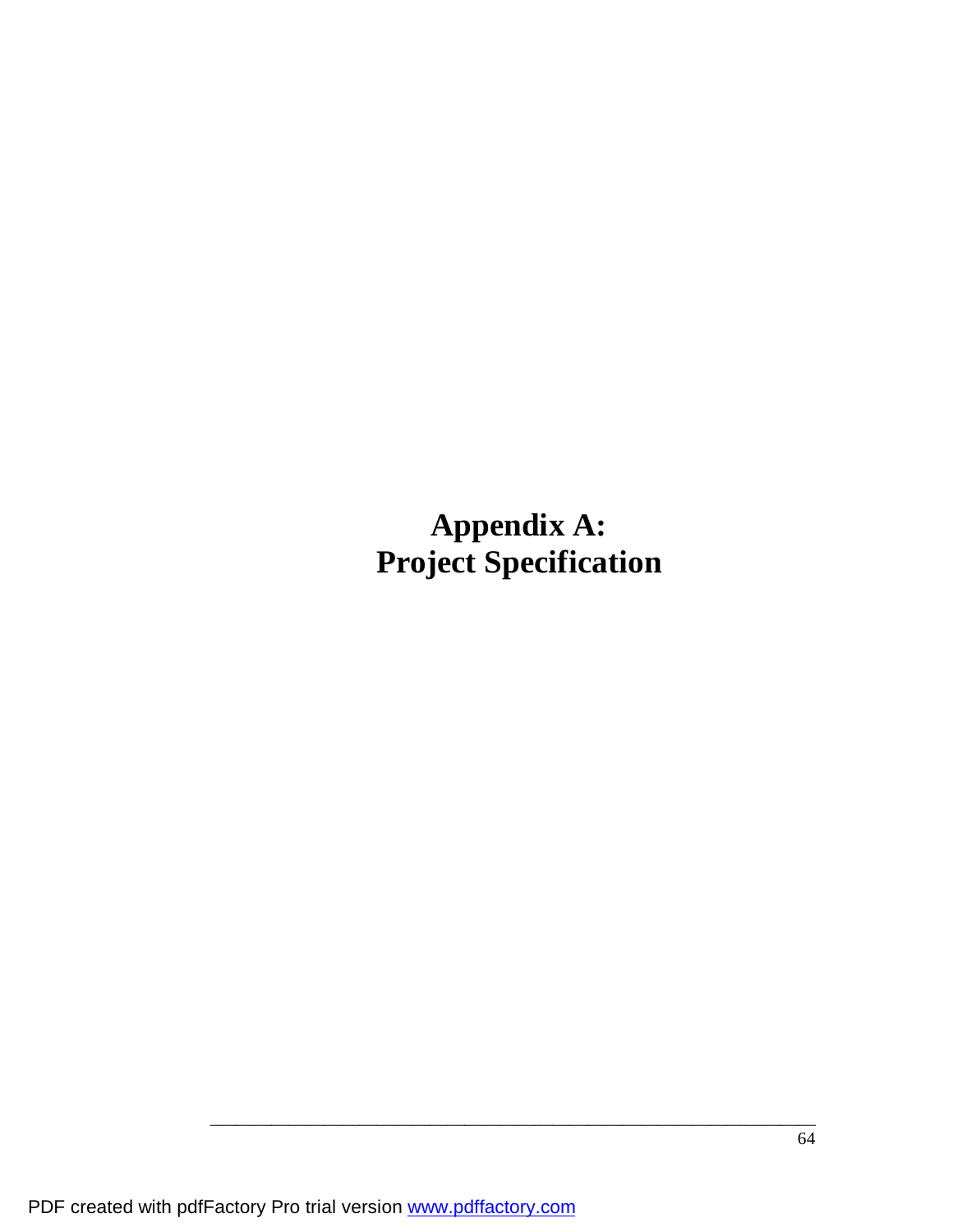# Appendix A: Project Specification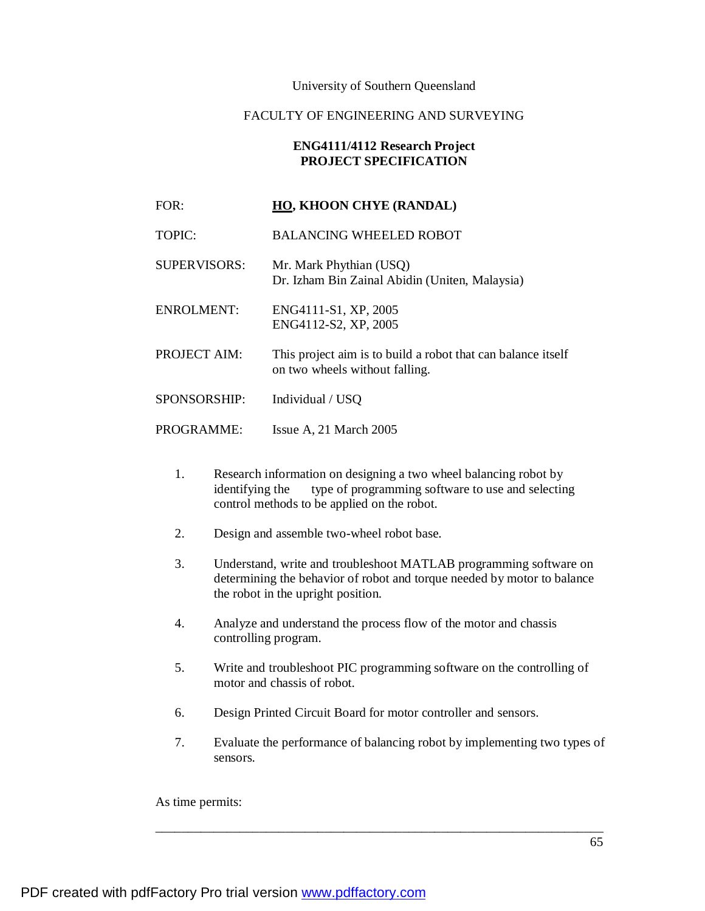University of Southern Queensland

FACULTY OF ENGINEERING AND SURVEYING

**ENG4111/4112 Research Project**
**PROJECT SPECIFICATION**

| | |
|---|---|
| FOR: | **<u>HO</u>, KHOON CHYE (RANDAL)** |
| TOPIC: | BALANCING WHEELED ROBOT |
| SUPERVISORS: | Mr. Mark Phythian (USQ)<br>Dr. Izham Bin Zainal Abidin (Uniten, Malaysia) |
| ENROLMENT: | ENG4111-S1, XP, 2005<br>ENG4112-S2, XP, 2005 |
| PROJECT AIM: | This project aim is to build a robot that can balance itself on two wheels without falling. |
| SPONSORSHIP: | Individual / USQ |
| PROGRAMME: | Issue A, 21 March 2005 |

1. Research information on designing a two wheel balancing robot by identifying the type of programming software to use and selecting control methods to be applied on the robot.

2. Design and assemble two-wheel robot base.

3. Understand, write and troubleshoot MATLAB programming software on determining the behavior of robot and torque needed by motor to balance the robot in the upright position.

4. Analyze and understand the process flow of the motor and chassis controlling program.

5. Write and troubleshoot PIC programming software on the controlling of motor and chassis of robot.

6. Design Printed Circuit Board for motor controller and sensors.

7. Evaluate the performance of balancing robot by implementing two types of sensors.

As time permits: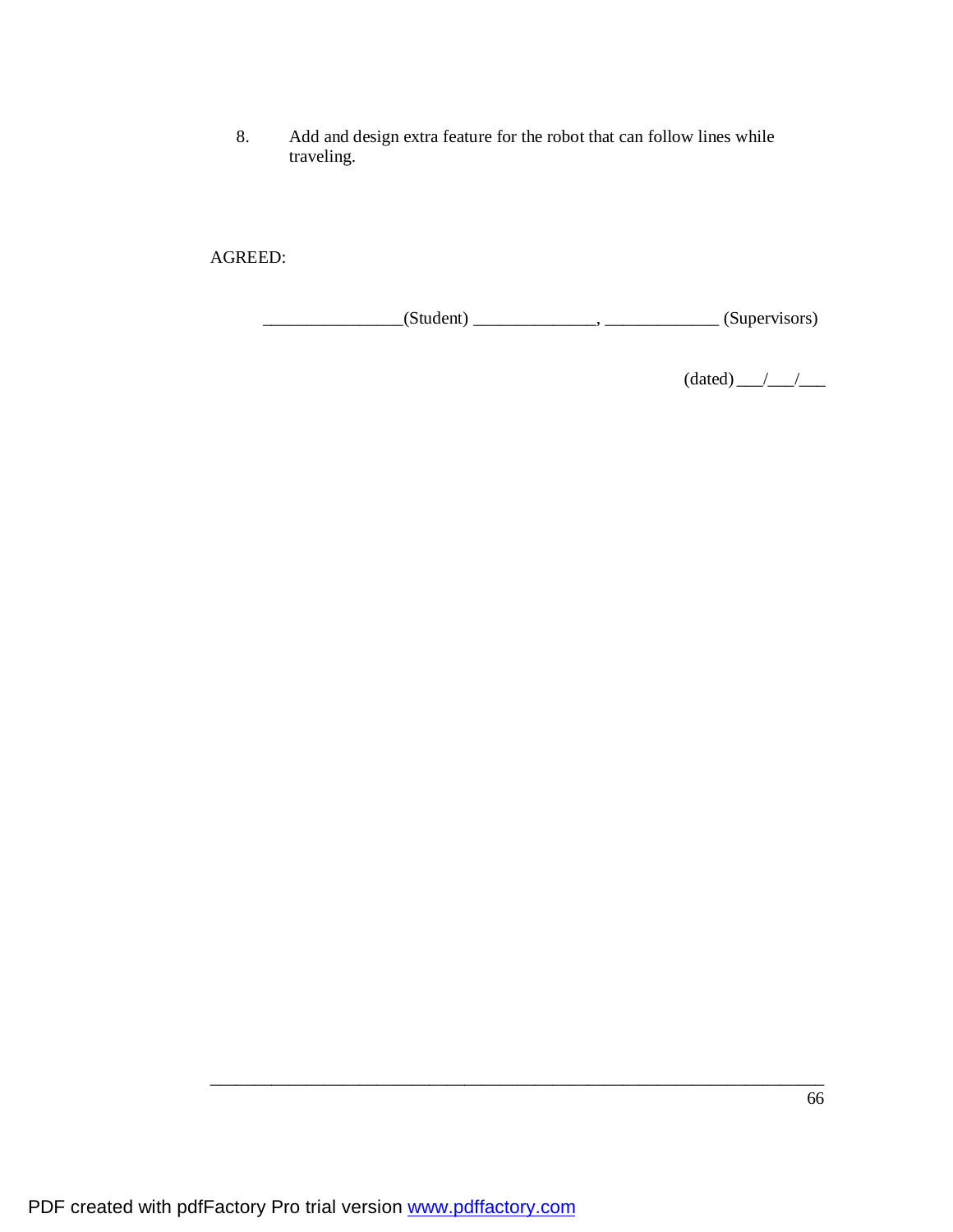8. Add and design extra feature for the robot that can follow lines while traveling.

AGREED:

________________(Student) ______________, _____________ (Supervisors)

(dated) ___/___/___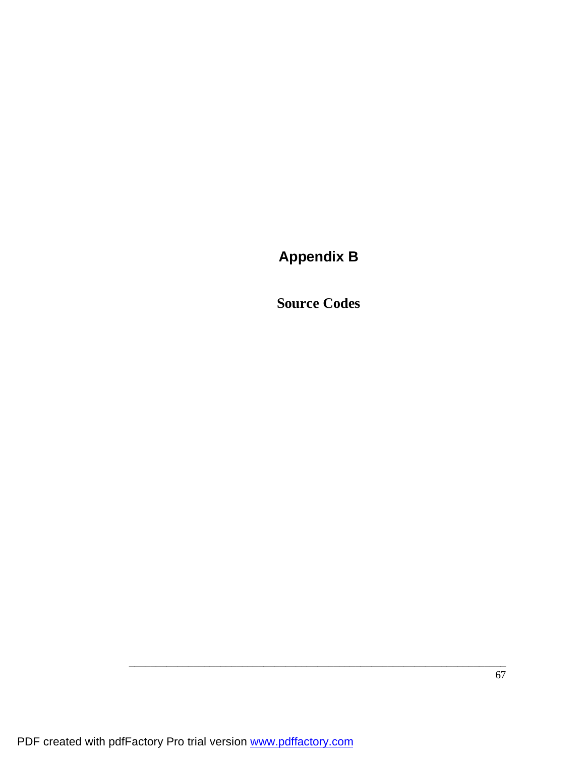# Appendix B

## Source Codes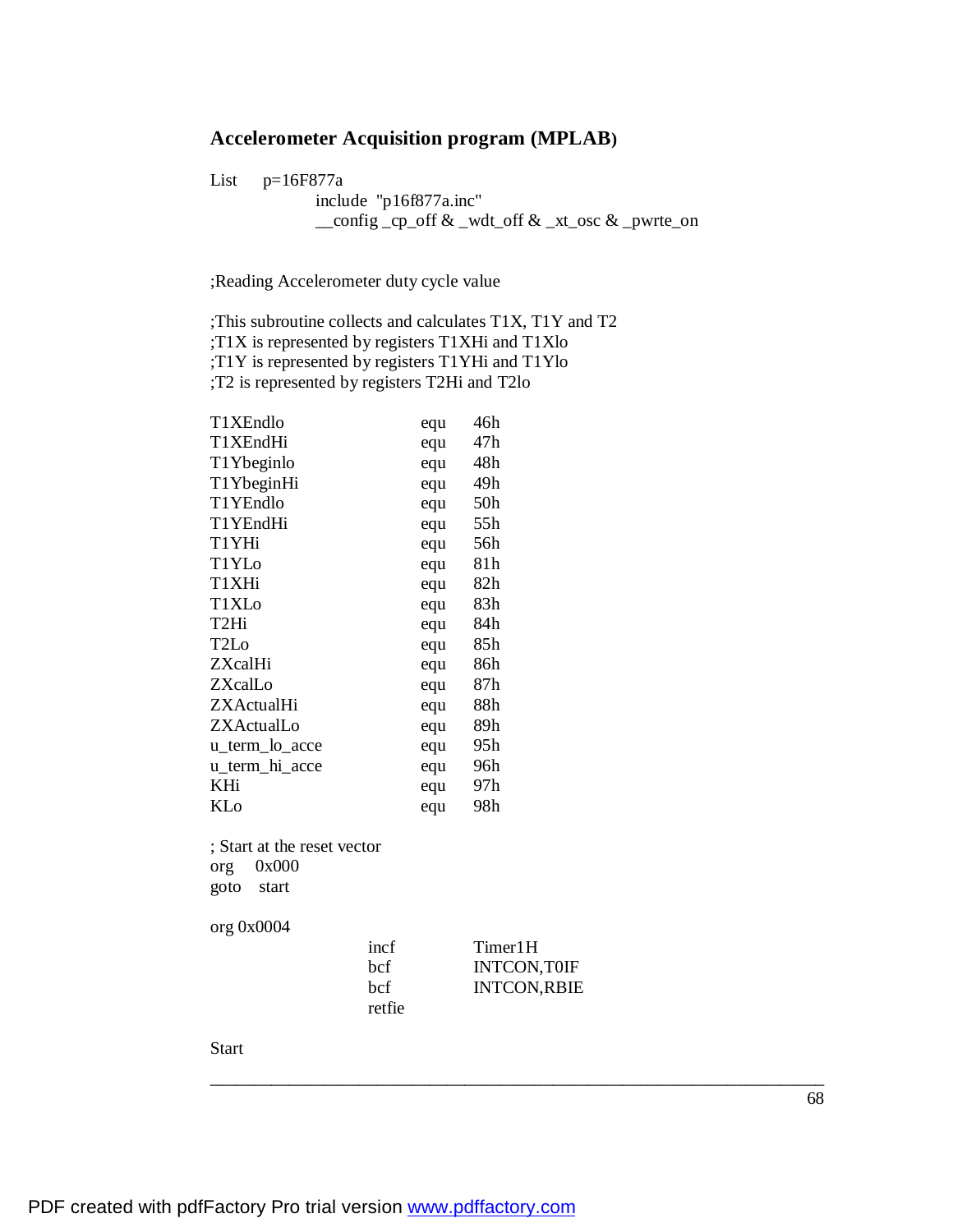## Accelerometer Acquisition program (MPLAB)

```
List     p=16F877a
              include  "p16f877a.inc"
              __config _cp_off & _wdt_off & _xt_osc & _pwrte_on


;Reading Accelerometer duty cycle value

;This subroutine collects and calculates T1X, T1Y and T2
;T1X is represented by registers T1XHi and T1Xlo
;T1Y is represented by registers T1YHi and T1Ylo
;T2 is represented by registers T2Hi and T2lo

T1XEndlo            equ     46h
T1XEndHi            equ     47h
T1Ybeginlo          equ     48h
T1YbeginHi          equ     49h
T1YEndlo            equ     50h
T1YEndHi            equ     55h
T1YHi               equ     56h
T1YLo               equ     81h
T1XHi               equ     82h
T1XLo               equ     83h
T2Hi                equ     84h
T2Lo                equ     85h
ZXcalHi             equ     86h
ZXcalLo             equ     87h
ZXActualHi          equ     88h
ZXActualLo          equ     89h
u_term_lo_acce      equ     95h
u_term_hi_acce      equ     96h
KHi                 equ     97h
KLo                 equ     98h

; Start at the reset vector
org     0x000
goto    start

org 0x0004
            incf        Timer1H
            bcf         INTCON,T0IF
            bcf         INTCON,RBIE
            retfie

Start
```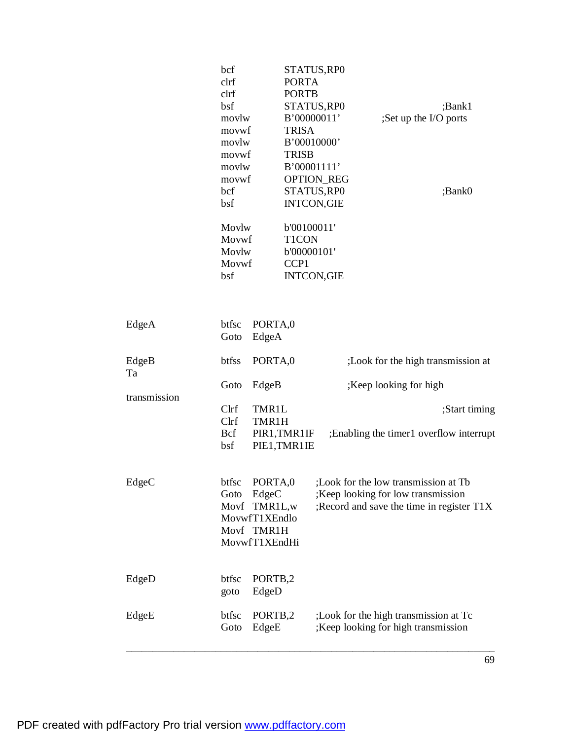```
            bcf         STATUS,RP0
            clrf        PORTA
            clrf        PORTB
            bsf         STATUS,RP0                  ;Bank1
            movlw       B'00000011'         ;Set up the I/O ports
            movwf       TRISA
            movlw       B'00010000'
            movwf       TRISB
            movlw       B'00001111'
            movwf       OPTION_REG
            bcf         STATUS,RP0                  ;Bank0
            bsf         INTCON,GIE

            Movlw       b'00100011'
            Movwf       T1CON
            Movlw       b'00000101'
            Movwf       CCP1
            bsf         INTCON,GIE


EdgeA       btfsc   PORTA,0
            Goto    EdgeA

EdgeB       btfss   PORTA,0             ;Look for the high transmission at
Ta
            Goto    EdgeB               ;Keep looking for high
transmission
            Clrf    TMR1L                           ;Start timing
            Clrf    TMR1H
            Bcf     PIR1,TMR1IF     ;Enabling the timer1 overflow interrupt
            bsf     PIE1,TMR1IE


EdgeC       btfsc   PORTA,0         ;Look for the low transmission at Tb
            Goto    EdgeC           ;Keep looking for low transmission
            Movf    TMR1L,w         ;Record and save the time in register T1X
            MovwfT1XEndlo
            Movf    TMR1H
            MovwfT1XEndHi


EdgeD       btfsc   PORTB,2
            goto    EdgeD

EdgeE       btfsc   PORTB,2         ;Look for the high transmission at Tc
            Goto    EdgeE           ;Keep looking for high transmission
```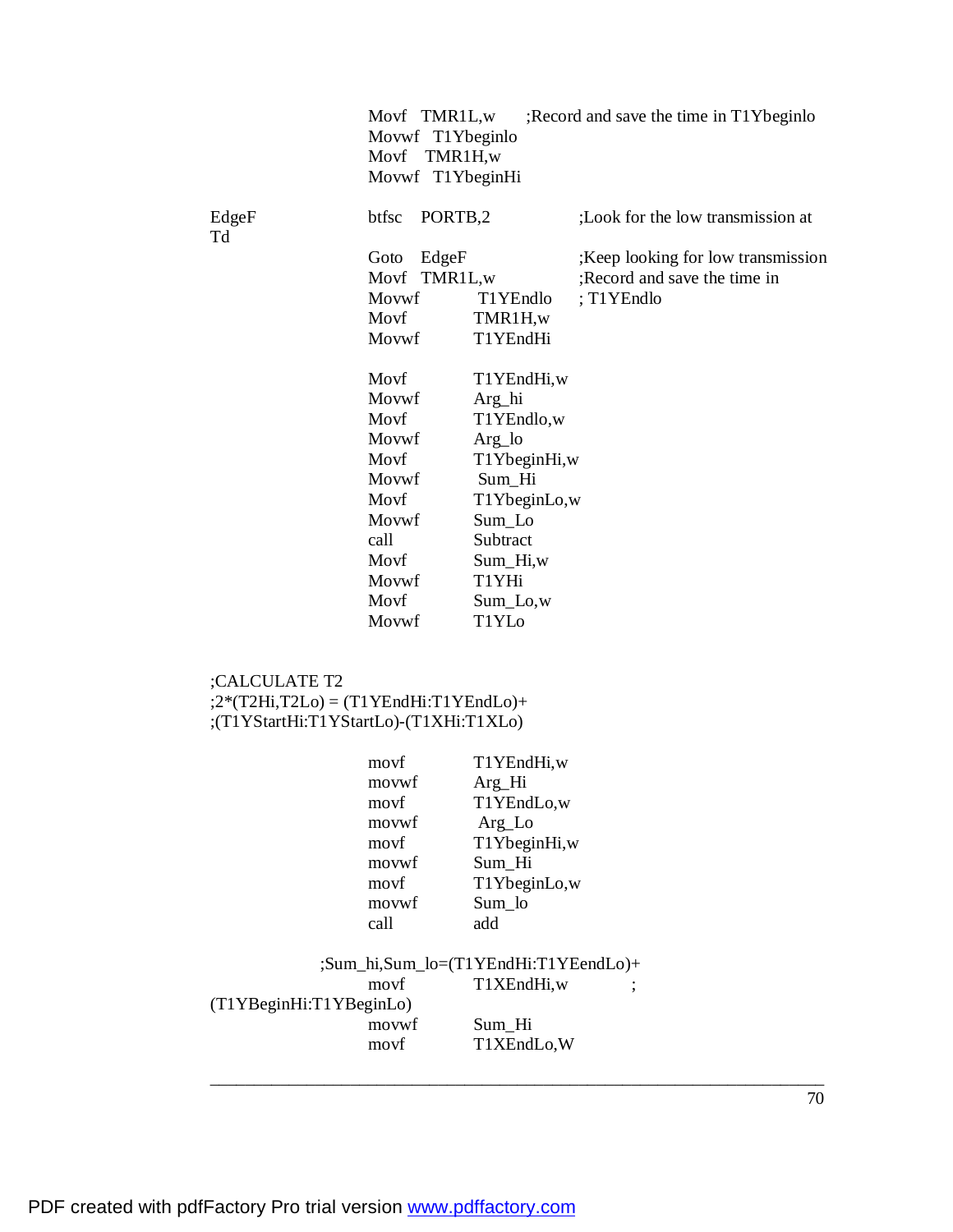```
                Movf   TMR1L,w       ;Record and save the time in T1Ybeginlo
                Movwf  T1Ybeginlo
                Movf   TMR1H,w
                Movwf  T1YbeginHi

EdgeF           btfsc  PORTB,2               ;Look for the low transmission at
Td
                Goto   EdgeF                 ;Keep looking for low transmission
                Movf   TMR1L,w               ;Record and save the time in
                Movwf       T1YEndlo         ; T1YEndlo
                Movf        TMR1H,w
                Movwf       T1YEndHi

                Movf        T1YEndHi,w
                Movwf       Arg_hi
                Movf        T1YEndlo,w
                Movwf       Arg_lo
                Movf        T1YbeginHi,w
                Movwf        Sum_Hi
                Movf        T1YbeginLo,w
                Movwf       Sum_Lo
                call        Subtract
                Movf        Sum_Hi,w
                Movwf       T1YHi
                Movf        Sum_Lo,w
                Movwf       T1YLo


;CALCULATE T2
;2*(T2Hi,T2Lo) = (T1YEndHi:T1YEndLo)+
;(T1YStartHi:T1YStartLo)-(T1XHi:T1XLo)

                movf        T1YEndHi,w
                movwf       Arg_Hi
                movf        T1YEndLo,w
                movwf        Arg_Lo
                movf        T1YbeginHi,w
                movwf       Sum_Hi
                movf        T1YbeginLo,w
                movwf       Sum_lo
                call        add

           ;Sum_hi,Sum_lo=(T1YEndHi:T1YEendLo)+
                movf        T1XEndHi,w            ;
(T1YBeginHi:T1YBeginLo)
                movwf       Sum_Hi
                movf        T1XEndLo,W
```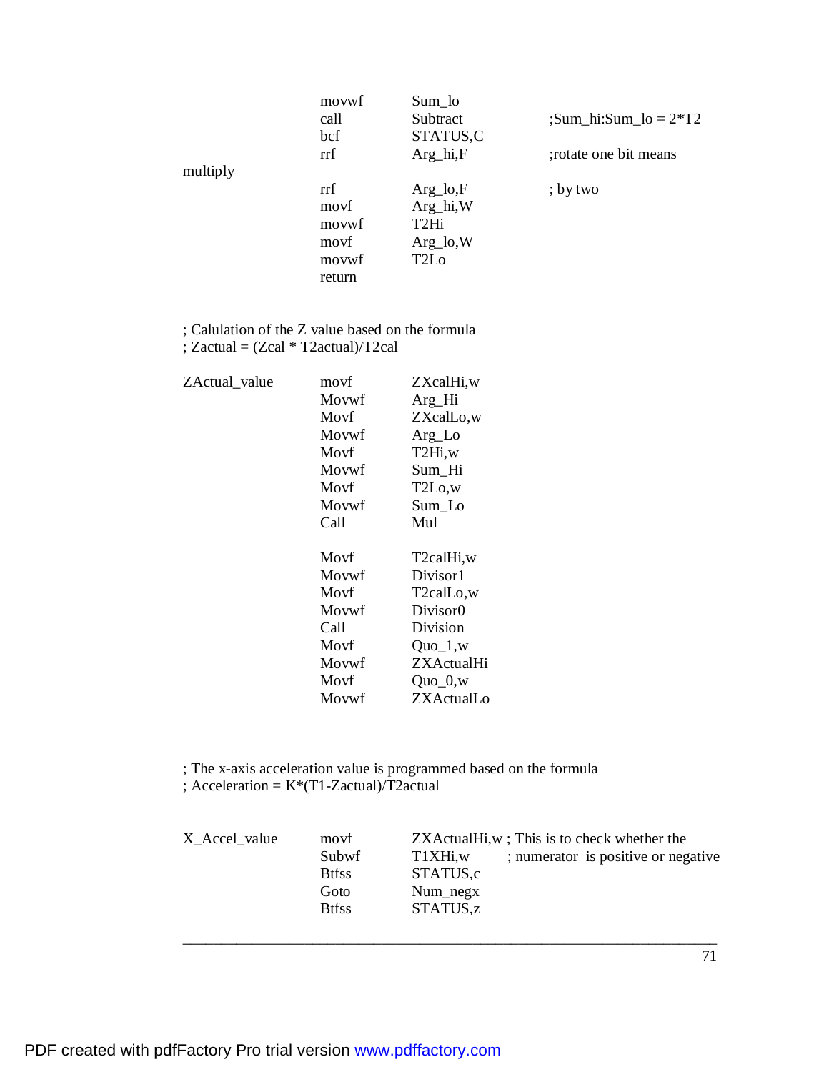```
                movwf       Sum_lo
                call        Subtract            ;Sum_hi:Sum_lo = 2*T2
                bcf         STATUS,C
                rrf         Arg_hi,F            ;rotate one bit means
multiply
                rrf         Arg_lo,F            ; by two
                movf        Arg_hi,W
                movwf       T2Hi
                movf        Arg_lo,W
                movwf       T2Lo
                return


; Calulation of the Z value based on the formula
; Zactual = (Zcal * T2actual)/T2cal

ZActual_value   movf        ZXcalHi,w
                Movwf       Arg_Hi
                Movf        ZXcalLo,w
                Movwf       Arg_Lo
                Movf        T2Hi,w
                Movwf       Sum_Hi
                Movf        T2Lo,w
                Movwf       Sum_Lo
                Call        Mul

                Movf        T2calHi,w
                Movwf       Divisor1
                Movf        T2calLo,w
                Movwf       Divisor0
                Call        Division
                Movf        Quo_1,w
                Movwf       ZXActualHi
                Movf        Quo_0,w
                Movwf       ZXActualLo


; The x-axis acceleration value is programmed based on the formula
; Acceleration = K*(T1-Zactual)/T2actual


X_Accel_value   movf        ZXActualHi,w ; This is to check whether the
                Subwf       T1XHi,w      ; numerator  is positive or negative
                Btfss       STATUS,c
                Goto        Num_negx
                Btfss       STATUS,z
```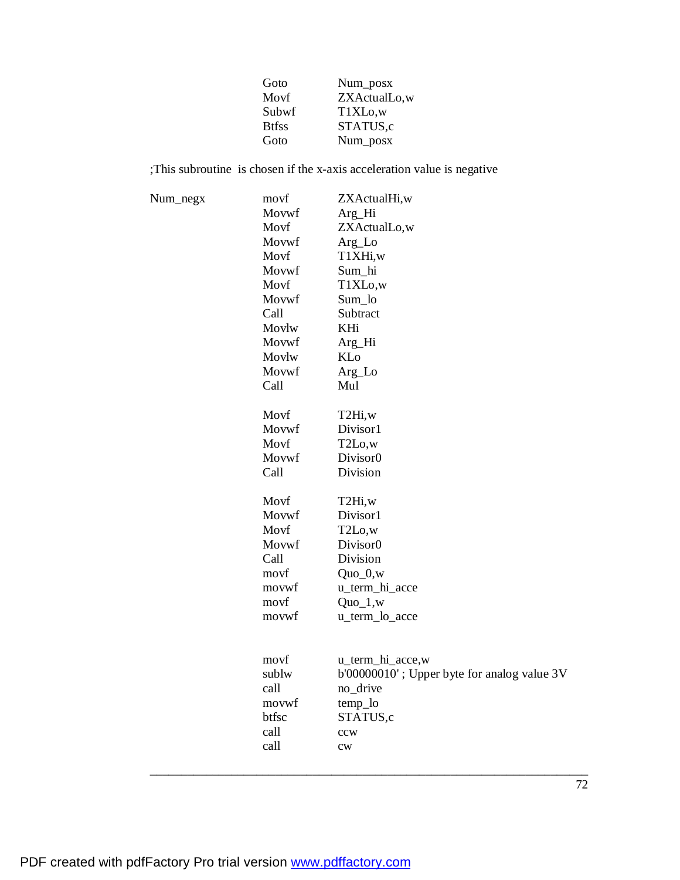```
            Goto        Num_posx
            Movf        ZXActualLo,w
            Subwf       T1XLo,w
            Btfss       STATUS,c
            Goto        Num_posx
```

;This subroutine is chosen if the x-axis acceleration value is negative

```
Num_negx    movf        ZXActualHi,w
            Movwf       Arg_Hi
            Movf        ZXActualLo,w
            Movwf       Arg_Lo
            Movf        T1XHi,w
            Movwf       Sum_hi
            Movf        T1XLo,w
            Movwf       Sum_lo
            Call        Subtract
            Movlw       KHi
            Movwf       Arg_Hi
            Movlw       KLo
            Movwf       Arg_Lo
            Call        Mul

            Movf        T2Hi,w
            Movwf       Divisor1
            Movf        T2Lo,w
            Movwf       Divisor0
            Call        Division

            Movf        T2Hi,w
            Movwf       Divisor1
            Movf        T2Lo,w
            Movwf       Divisor0
            Call        Division
            movf        Quo_0,w
            movwf       u_term_hi_acce
            movf        Quo_1,w
            movwf       u_term_lo_acce


            movf        u_term_hi_acce,w
            sublw       b'00000010' ; Upper byte for analog value 3V
            call        no_drive
            movwf       temp_lo
            btfsc       STATUS,c
            call        ccw
            call        cw
```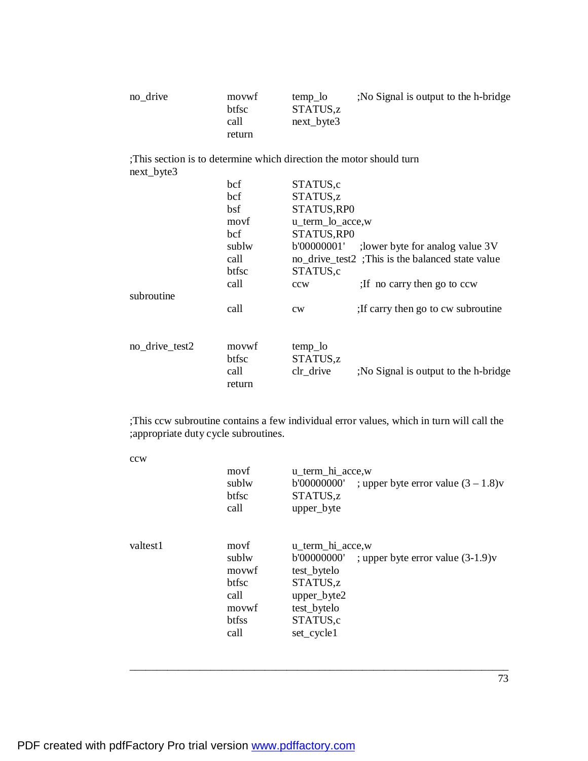```
no_drive        movwf   temp_lo         ;No Signal is output to the h-bridge
                btfsc   STATUS,z
                call    next_byte3
                return

;This section is to determine which direction the motor should turn
next_byte3
                bcf     STATUS,c
                bcf     STATUS,z
                bsf     STATUS,RP0
                movf    u_term_lo_acce,w
                bcf     STATUS,RP0
                sublw   b'00000001'     ;lower byte for analog value 3V
                call    no_drive_test2  ;This is the balanced state value
                btfsc   STATUS,c
                call    ccw             ;If  no carry then go to ccw
subroutine
                call    cw              ;If carry then go to cw subroutine


no_drive_test2  movwf   temp_lo
                btfsc   STATUS,z
                call    clr_drive       ;No Signal is output to the h-bridge
                return


;This ccw subroutine contains a few individual error values, which in turn will call the
;appropriate duty cycle subroutines.

ccw
                movf    u_term_hi_acce,w
                sublw   b'00000000'     ; upper byte error value (3 – 1.8)v
                btfsc   STATUS,z
                call    upper_byte


valtest1        movf    u_term_hi_acce,w
                sublw   b'00000000'     ; upper byte error value (3-1.9)v
                movwf   test_bytelo
                btfsc   STATUS,z
                call    upper_byte2
                movwf   test_bytelo
                btfss   STATUS,c
                call    set_cycle1
```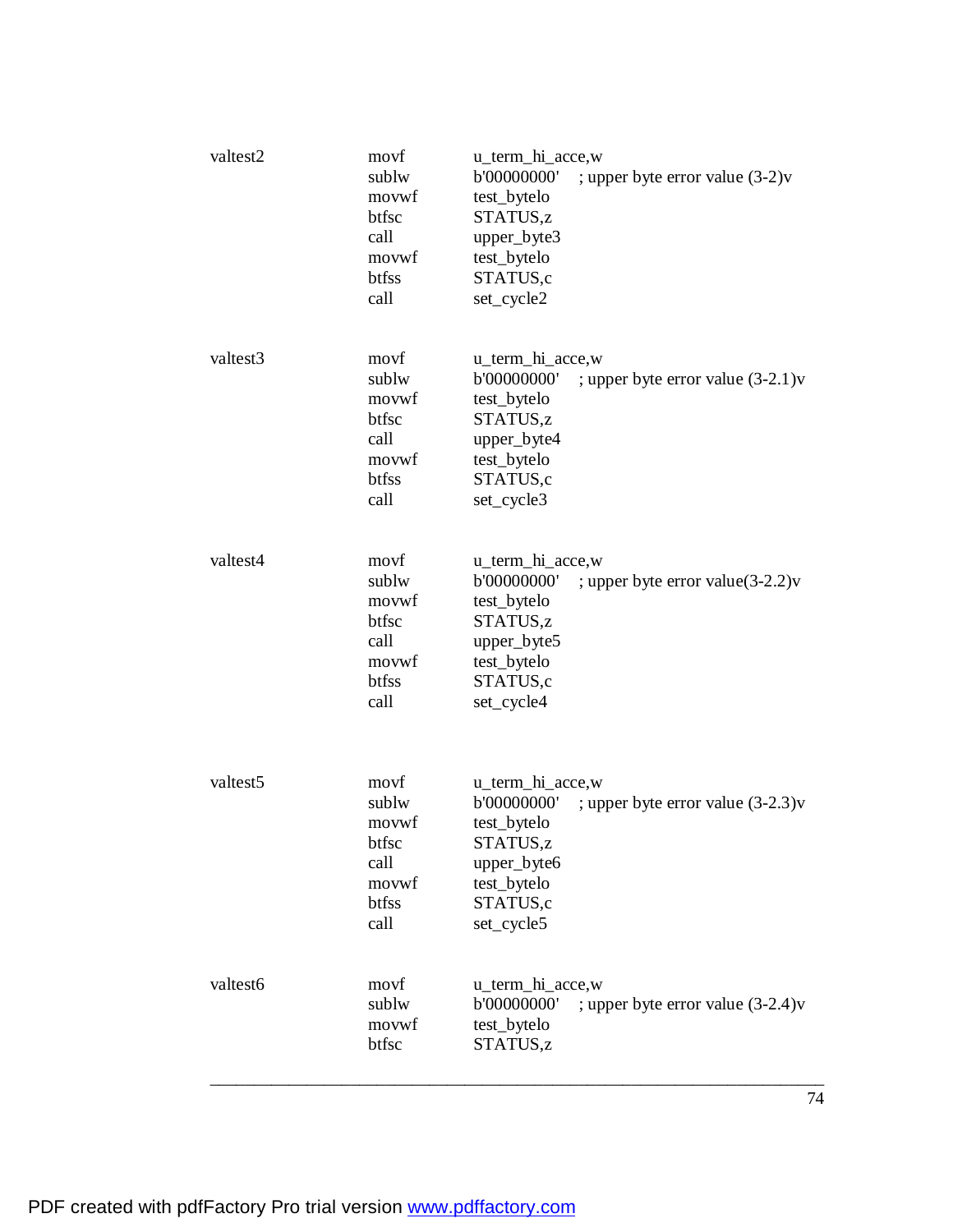```
valtest2        movf    u_term_hi_acce,w
                sublw   b'00000000'     ; upper byte error value (3-2)v
                movwf   test_bytelo
                btfsc   STATUS,z
                call    upper_byte3
                movwf   test_bytelo
                btfss   STATUS,c
                call    set_cycle2


valtest3        movf    u_term_hi_acce,w
                sublw   b'00000000'     ; upper byte error value (3-2.1)v
                movwf   test_bytelo
                btfsc   STATUS,z
                call    upper_byte4
                movwf   test_bytelo
                btfss   STATUS,c
                call    set_cycle3


valtest4        movf    u_term_hi_acce,w
                sublw   b'00000000'     ; upper byte error value(3-2.2)v
                movwf   test_bytelo
                btfsc   STATUS,z
                call    upper_byte5
                movwf   test_bytelo
                btfss   STATUS,c
                call    set_cycle4


valtest5        movf    u_term_hi_acce,w
                sublw   b'00000000'     ; upper byte error value (3-2.3)v
                movwf   test_bytelo
                btfsc   STATUS,z
                call    upper_byte6
                movwf   test_bytelo
                btfss   STATUS,c
                call    set_cycle5


valtest6        movf    u_term_hi_acce,w
                sublw   b'00000000'     ; upper byte error value (3-2.4)v
                movwf   test_bytelo
                btfsc   STATUS,z
```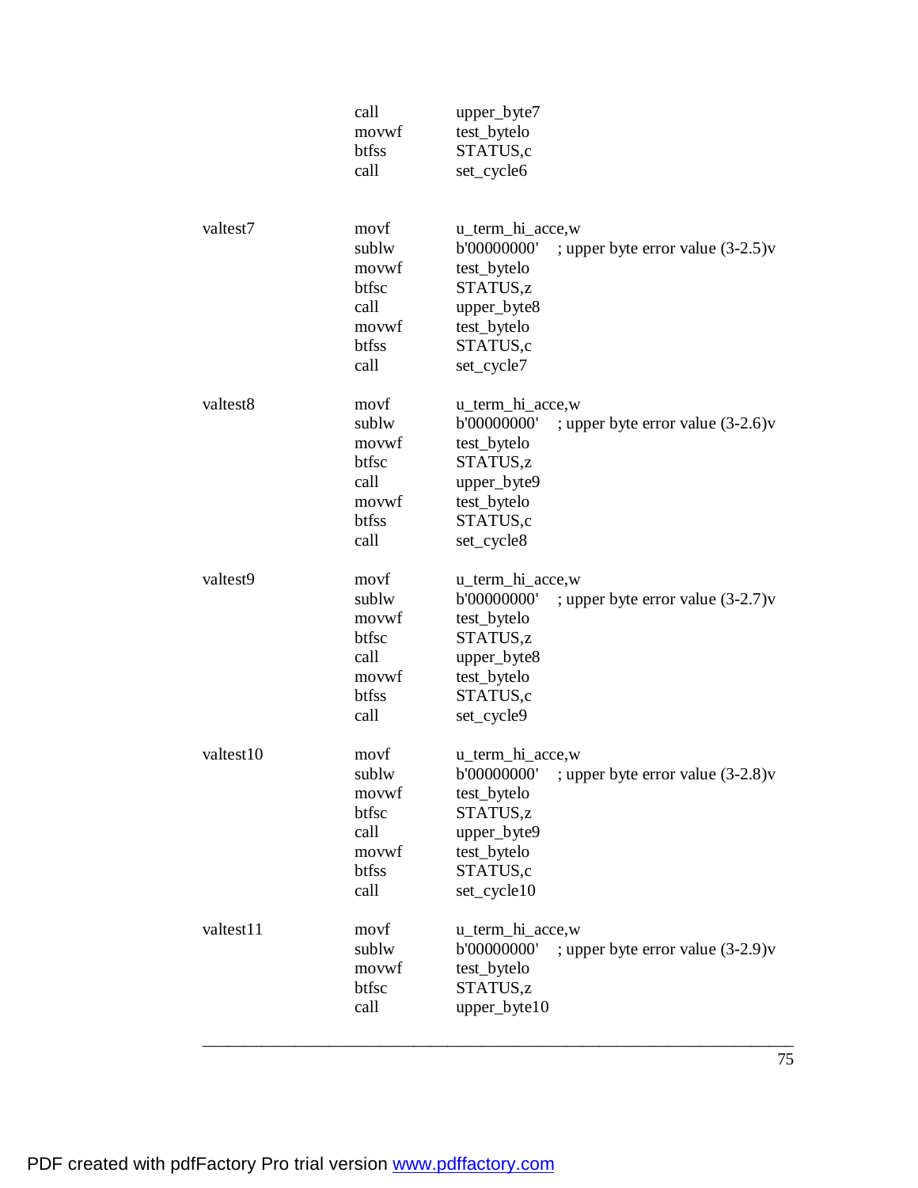```
                call        upper_byte7
                movwf       test_bytelo
                btfss       STATUS,c
                call        set_cycle6


valtest7        movf        u_term_hi_acce,w
                sublw       b'00000000'   ; upper byte error value (3-2.5)v
                movwf       test_bytelo
                btfsc       STATUS,z
                call        upper_byte8
                movwf       test_bytelo
                btfss       STATUS,c
                call        set_cycle7

valtest8        movf        u_term_hi_acce,w
                sublw       b'00000000'   ; upper byte error value (3-2.6)v
                movwf       test_bytelo
                btfsc       STATUS,z
                call        upper_byte9
                movwf       test_bytelo
                btfss       STATUS,c
                call        set_cycle8

valtest9        movf        u_term_hi_acce,w
                sublw       b'00000000'   ; upper byte error value (3-2.7)v
                movwf       test_bytelo
                btfsc       STATUS,z
                call        upper_byte8
                movwf       test_bytelo
                btfss       STATUS,c
                call        set_cycle9

valtest10       movf        u_term_hi_acce,w
                sublw       b'00000000'   ; upper byte error value (3-2.8)v
                movwf       test_bytelo
                btfsc       STATUS,z
                call        upper_byte9
                movwf       test_bytelo
                btfss       STATUS,c
                call        set_cycle10

valtest11       movf        u_term_hi_acce,w
                sublw       b'00000000'   ; upper byte error value (3-2.9)v
                movwf       test_bytelo
                btfsc       STATUS,z
                call        upper_byte10
```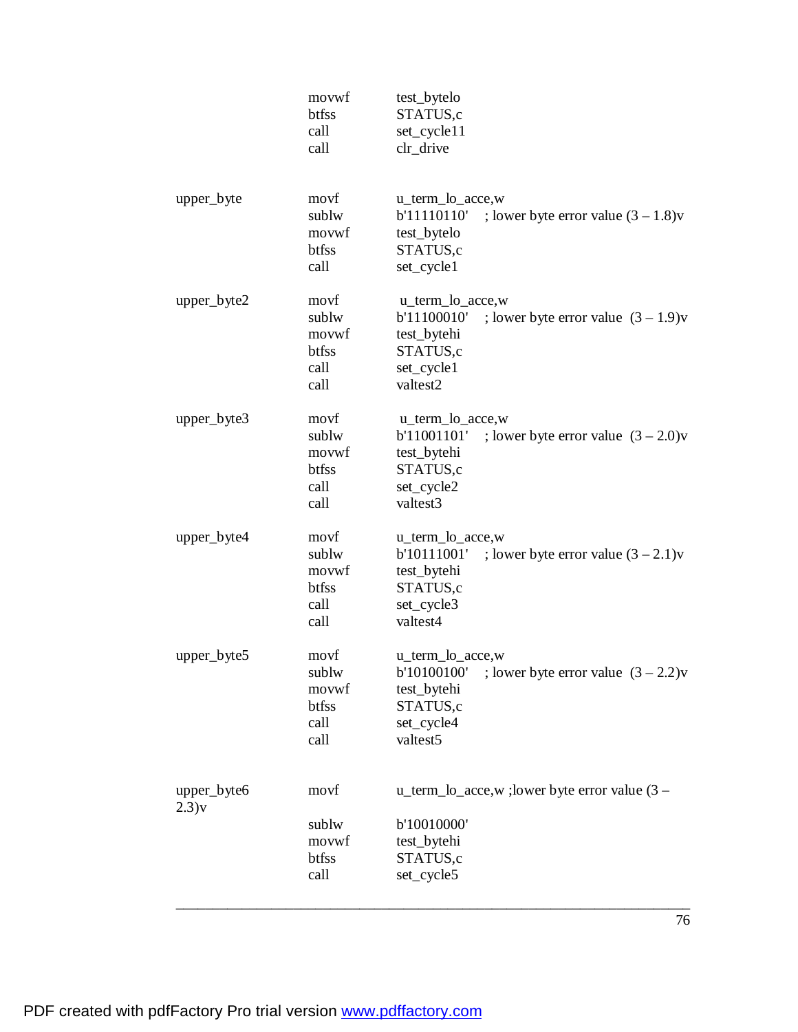```
                movwf       test_bytelo
                btfss       STATUS,c
                call        set_cycle11
                call        clr_drive


upper_byte      movf        u_term_lo_acce,w
                sublw       b'11110110'    ; lower byte error value (3 – 1.8)v
                movwf       test_bytelo
                btfss       STATUS,c
                call        set_cycle1

upper_byte2     movf         u_term_lo_acce,w
                sublw       b'11100010'    ; lower byte error value  (3 – 1.9)v
                movwf       test_bytehi
                btfss       STATUS,c
                call        set_cycle1
                call        valtest2

upper_byte3     movf         u_term_lo_acce,w
                sublw       b'11001101'    ; lower byte error value  (3 – 2.0)v
                movwf       test_bytehi
                btfss       STATUS,c
                call        set_cycle2
                call        valtest3

upper_byte4     movf        u_term_lo_acce,w
                sublw       b'10111001'    ; lower byte error value (3 – 2.1)v
                movwf       test_bytehi
                btfss       STATUS,c
                call        set_cycle3
                call        valtest4

upper_byte5     movf        u_term_lo_acce,w
                sublw       b'10100100'    ; lower byte error value  (3 – 2.2)v
                movwf       test_bytehi
                btfss       STATUS,c
                call        set_cycle4
                call        valtest5


upper_byte6     movf        u_term_lo_acce,w ;lower byte error value (3 –
2.3)v
                sublw       b'10010000'
                movwf       test_bytehi
                btfss       STATUS,c
                call        set_cycle5
```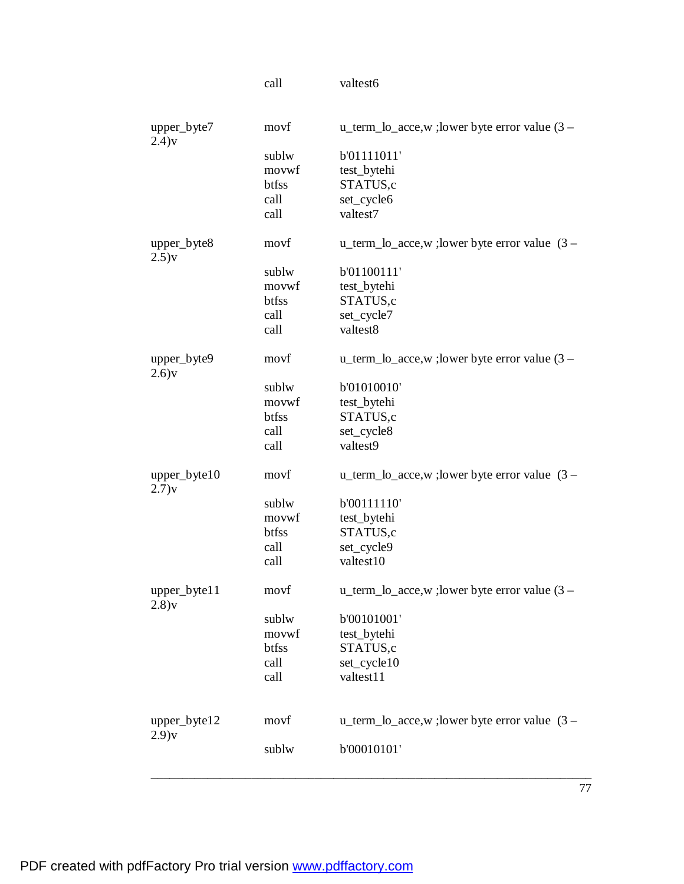```
                call        valtest6

upper_byte7     movf        u_term_lo_acce,w ;lower byte error value (3 –
2.4)v
                sublw       b'01111011'
                movwf       test_bytehi
                btfss       STATUS,c
                call        set_cycle6
                call        valtest7

upper_byte8     movf        u_term_lo_acce,w ;lower byte error value  (3 –
2.5)v
                sublw       b'01100111'
                movwf       test_bytehi
                btfss       STATUS,c
                call        set_cycle7
                call        valtest8

upper_byte9     movf        u_term_lo_acce,w ;lower byte error value (3 –
2.6)v
                sublw       b'01010010'
                movwf       test_bytehi
                btfss       STATUS,c
                call        set_cycle8
                call        valtest9

upper_byte10    movf        u_term_lo_acce,w ;lower byte error value  (3 –
2.7)v
                sublw       b'00111110'
                movwf       test_bytehi
                btfss       STATUS,c
                call        set_cycle9
                call        valtest10

upper_byte11    movf        u_term_lo_acce,w ;lower byte error value (3 –
2.8)v
                sublw       b'00101001'
                movwf       test_bytehi
                btfss       STATUS,c
                call        set_cycle10
                call        valtest11


upper_byte12    movf        u_term_lo_acce,w ;lower byte error value  (3 –
2.9)v
                sublw       b'00010101'
```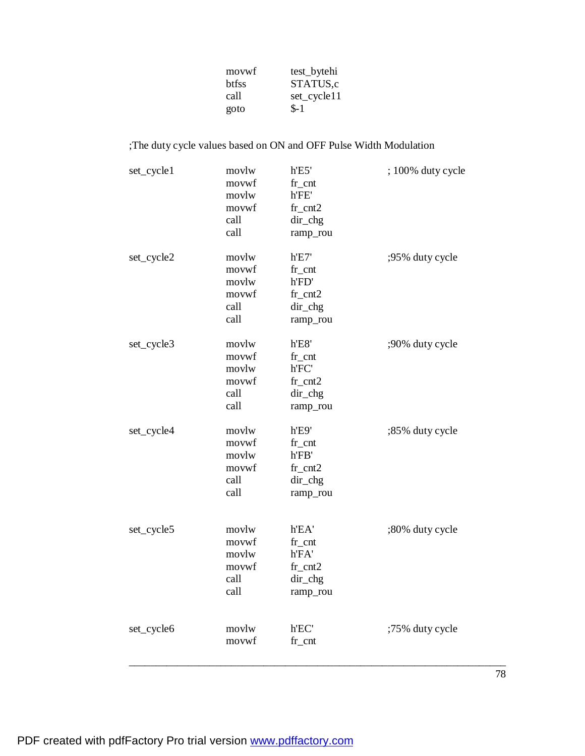```
            movwf       test_bytehi
            btfss       STATUS,c
            call        set_cycle11
            goto        $-1
```

;The duty cycle values based on ON and OFF Pulse Width Modulation

```
set_cycle1      movlw       h'E5'           ; 100% duty cycle
                movwf       fr_cnt
                movlw       h'FE'
                movwf       fr_cnt2
                call        dir_chg
                call        ramp_rou

set_cycle2      movlw       h'E7'           ;95% duty cycle
                movwf       fr_cnt
                movlw       h'FD'
                movwf       fr_cnt2
                call        dir_chg
                call        ramp_rou

set_cycle3      movlw       h'E8'           ;90% duty cycle
                movwf       fr_cnt
                movlw       h'FC'
                movwf       fr_cnt2
                call        dir_chg
                call        ramp_rou

set_cycle4      movlw       h'E9'           ;85% duty cycle
                movwf       fr_cnt
                movlw       h'FB'
                movwf       fr_cnt2
                call        dir_chg
                call        ramp_rou


set_cycle5      movlw       h'EA'           ;80% duty cycle
                movwf       fr_cnt
                movlw       h'FA'
                movwf       fr_cnt2
                call        dir_chg
                call        ramp_rou


set_cycle6      movlw       h'EC'           ;75% duty cycle
                movwf       fr_cnt
```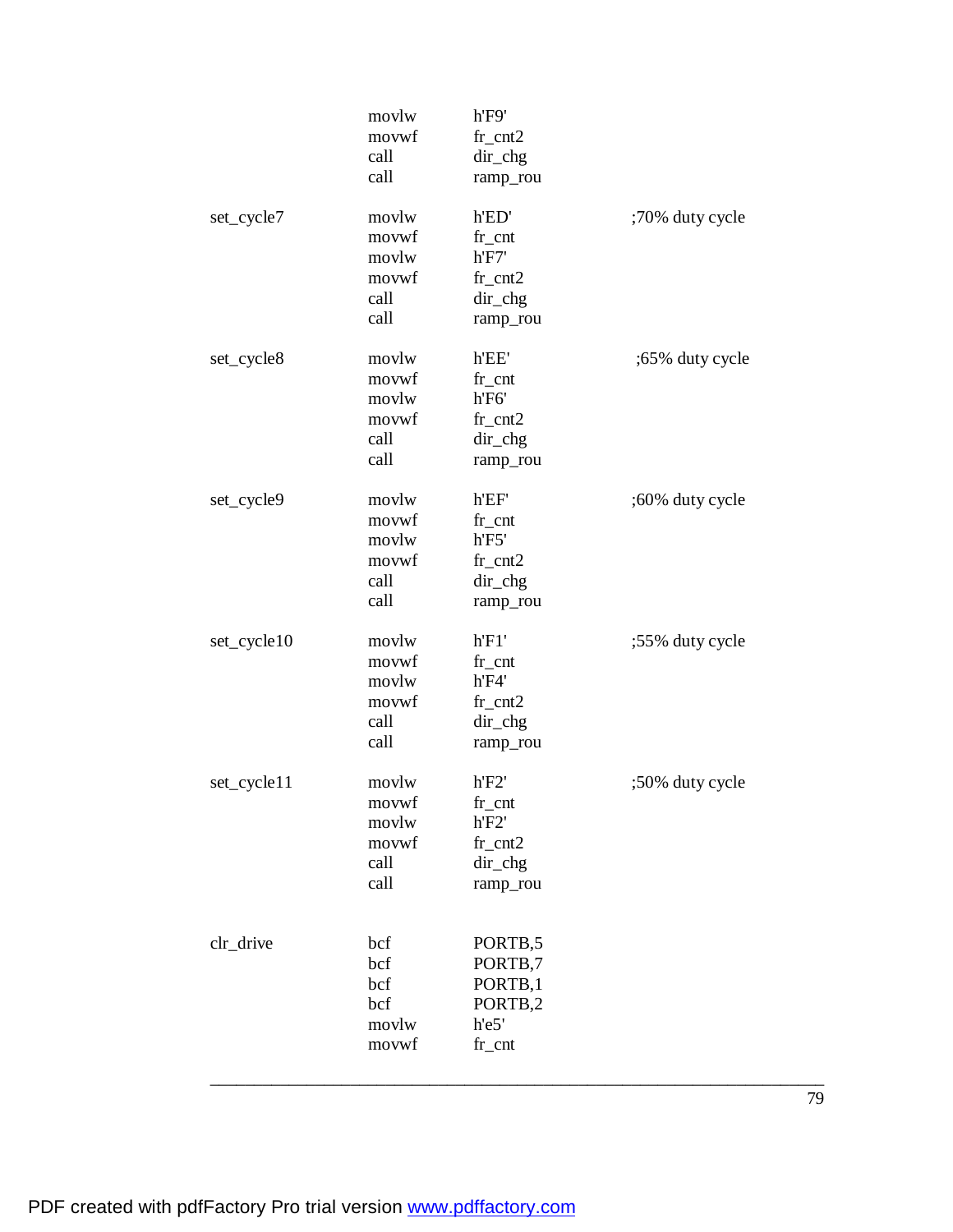```
                movlw       h'F9'
                movwf       fr_cnt2
                call        dir_chg
                call        ramp_rou

set_cycle7      movlw       h'ED'              ;70% duty cycle
                movwf       fr_cnt
                movlw       h'F7'
                movwf       fr_cnt2
                call        dir_chg
                call        ramp_rou

set_cycle8      movlw       h'EE'               ;65% duty cycle
                movwf       fr_cnt
                movlw       h'F6'
                movwf       fr_cnt2
                call        dir_chg
                call        ramp_rou

set_cycle9      movlw       h'EF'              ;60% duty cycle
                movwf       fr_cnt
                movlw       h'F5'
                movwf       fr_cnt2
                call        dir_chg
                call        ramp_rou

set_cycle10     movlw       h'F1'              ;55% duty cycle
                movwf       fr_cnt
                movlw       h'F4'
                movwf       fr_cnt2
                call        dir_chg
                call        ramp_rou

set_cycle11     movlw       h'F2'              ;50% duty cycle
                movwf       fr_cnt
                movlw       h'F2'
                movwf       fr_cnt2
                call        dir_chg
                call        ramp_rou


clr_drive       bcf         PORTB,5
                bcf         PORTB,7
                bcf         PORTB,1
                bcf         PORTB,2
                movlw       h'e5'
                movwf       fr_cnt
```

PDF created with pdfFactory Pro trial version www.pdffactory.com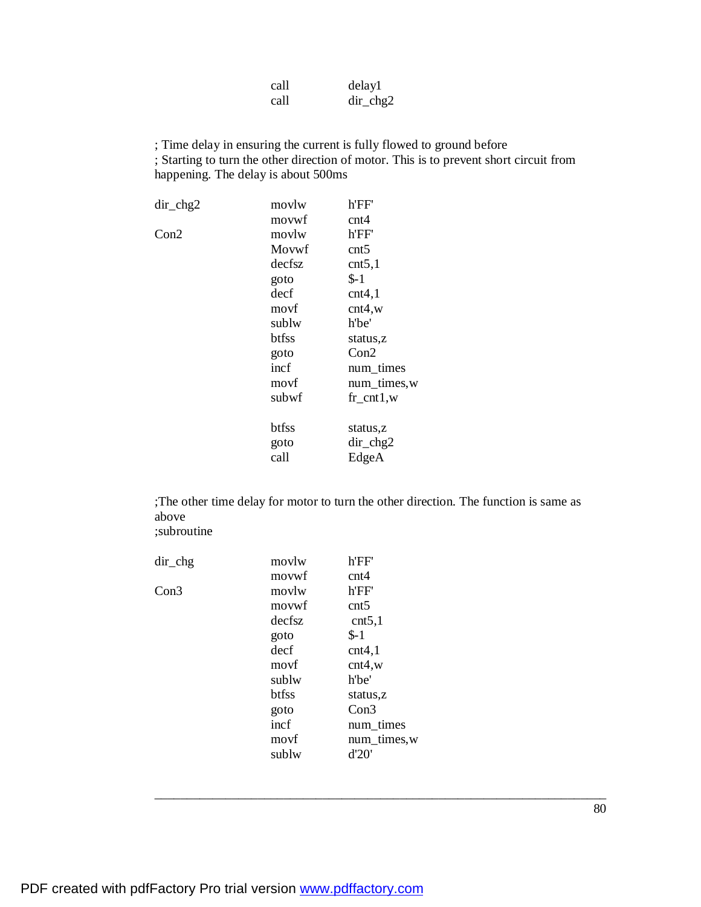```
                call            delay1
                call            dir_chg2
```

; Time delay in ensuring the current is fully flowed to ground before
; Starting to turn the other direction of motor. This is to prevent short circuit from happening. The delay is about 500ms

```
dir_chg2        movlw           h'FF'
                movwf           cnt4
Con2            movlw           h'FF'
                Movwf           cnt5
                decfsz          cnt5,1
                goto            $-1
                decf            cnt4,1
                movf            cnt4,w
                sublw           h'be'
                btfss           status,z
                goto            Con2
                incf            num_times
                movf            num_times,w
                subwf           fr_cnt1,w

                btfss           status,z
                goto            dir_chg2
                call            EdgeA
```

;The other time delay for motor to turn the other direction. The function is same as above
;subroutine

```
dir_chg         movlw           h'FF'
                movwf           cnt4
Con3            movlw           h'FF'
                movwf           cnt5
                decfsz           cnt5,1
                goto            $-1
                decf            cnt4,1
                movf            cnt4,w
                sublw           h'be'
                btfss           status,z
                goto            Con3
                incf            num_times
                movf            num_times,w
                sublw           d'20'
```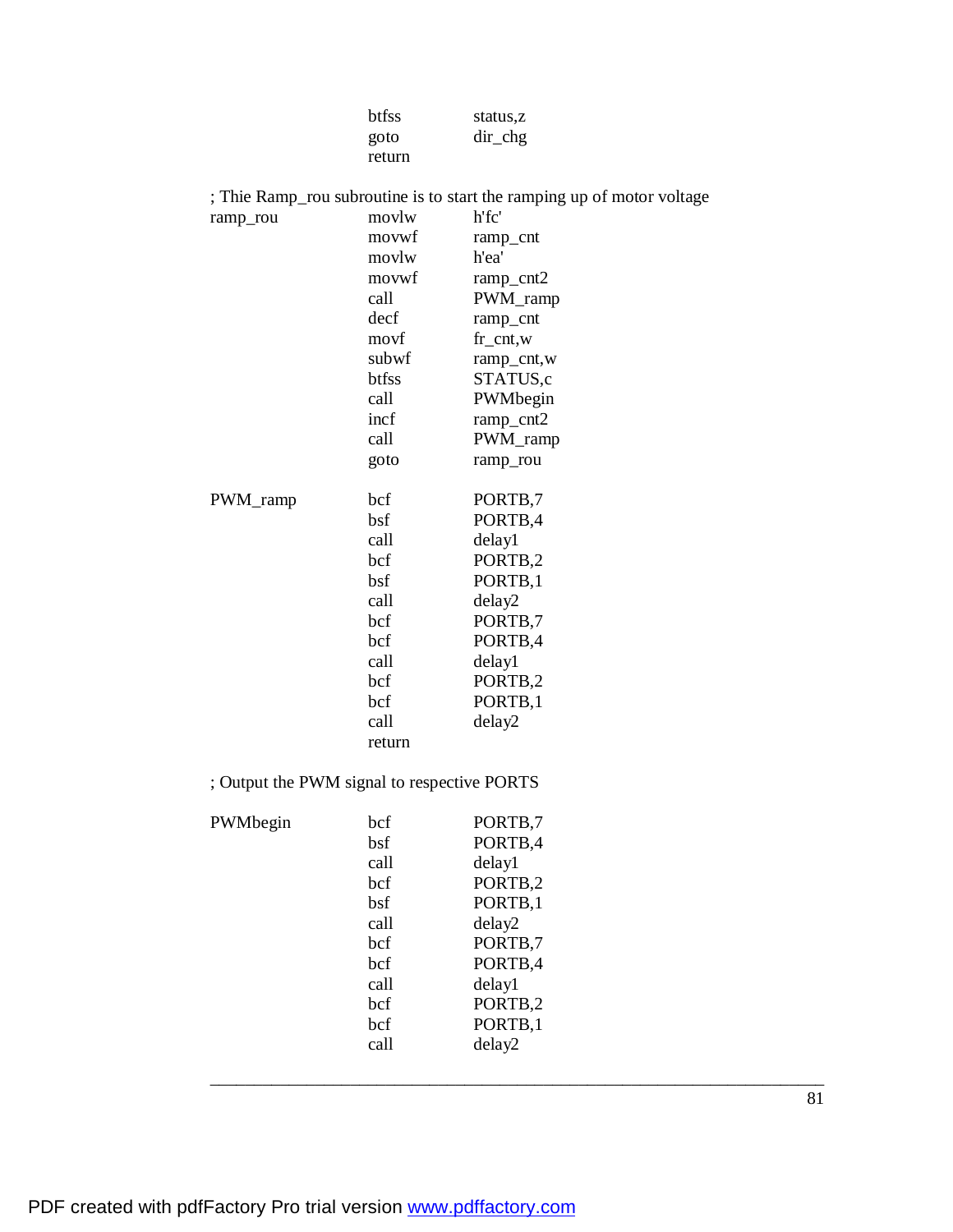```
                btfss       status,z
                goto        dir_chg
                return

; Thie Ramp_rou subroutine is to start the ramping up of motor voltage
ramp_rou        movlw       h'fc'
                movwf       ramp_cnt
                movlw       h'ea'
                movwf       ramp_cnt2
                call        PWM_ramp
                decf        ramp_cnt
                movf        fr_cnt,w
                subwf       ramp_cnt,w
                btfss       STATUS,c
                call        PWMbegin
                incf        ramp_cnt2
                call        PWM_ramp
                goto        ramp_rou

PWM_ramp        bcf         PORTB,7
                bsf         PORTB,4
                call        delay1
                bcf         PORTB,2
                bsf         PORTB,1
                call        delay2
                bcf         PORTB,7
                bcf         PORTB,4
                call        delay1
                bcf         PORTB,2
                bcf         PORTB,1
                call        delay2
                return

; Output the PWM signal to respective PORTS

PWMbegin        bcf         PORTB,7
                bsf         PORTB,4
                call        delay1
                bcf         PORTB,2
                bsf         PORTB,1
                call        delay2
                bcf         PORTB,7
                bcf         PORTB,4
                call        delay1
                bcf         PORTB,2
                bcf         PORTB,1
                call        delay2
```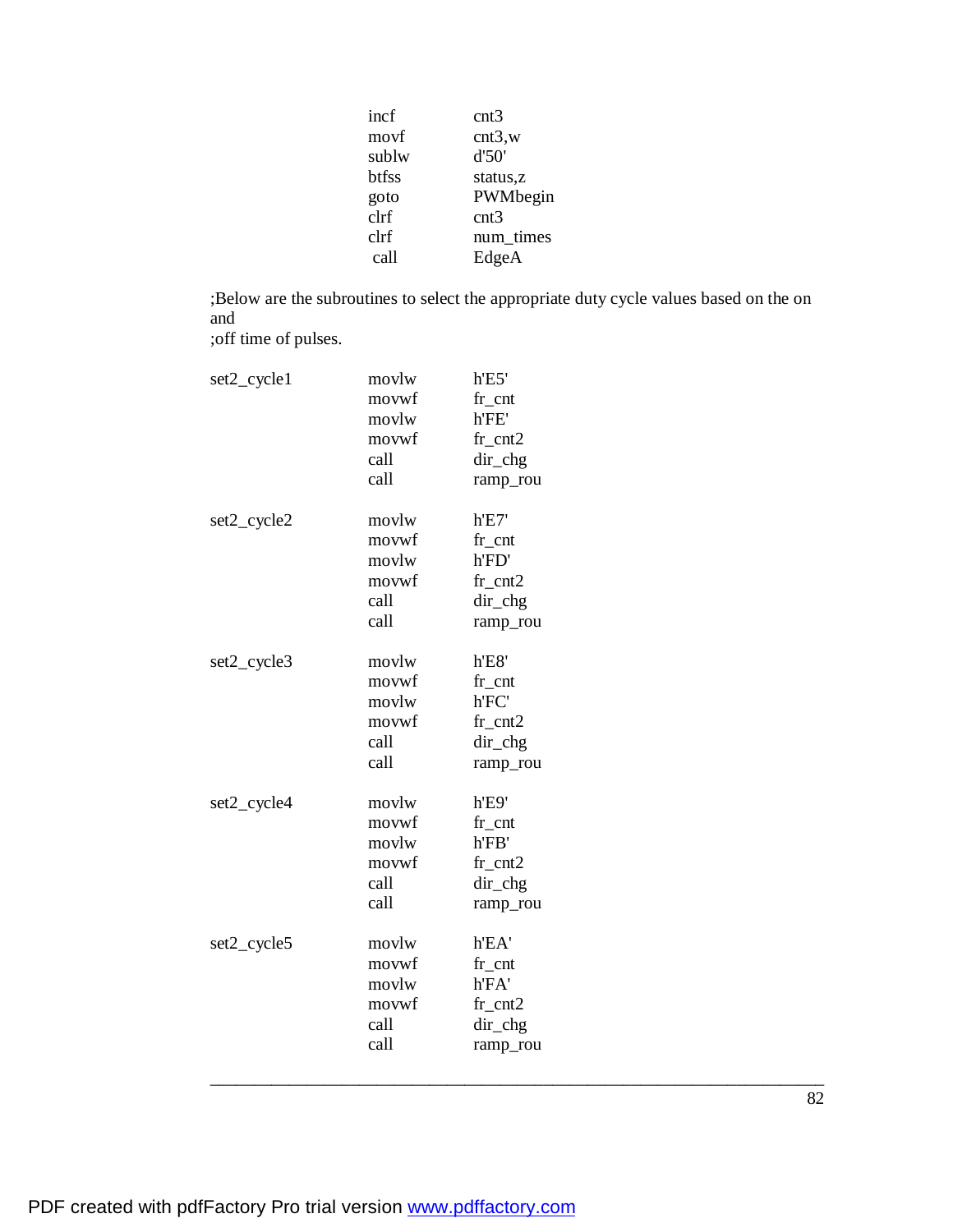```
                incf        cnt3
                movf        cnt3,w
                sublw       d'50'
                btfss       status,z
                goto        PWMbegin
                clrf        cnt3
                clrf        num_times
                call        EdgeA

;Below are the subroutines to select the appropriate duty cycle values based on the on
and
;off time of pulses.

set2_cycle1     movlw       h'E5'
                movwf       fr_cnt
                movlw       h'FE'
                movwf       fr_cnt2
                call        dir_chg
                call        ramp_rou

set2_cycle2     movlw       h'E7'
                movwf       fr_cnt
                movlw       h'FD'
                movwf       fr_cnt2
                call        dir_chg
                call        ramp_rou

set2_cycle3     movlw       h'E8'
                movwf       fr_cnt
                movlw       h'FC'
                movwf       fr_cnt2
                call        dir_chg
                call        ramp_rou

set2_cycle4     movlw       h'E9'
                movwf       fr_cnt
                movlw       h'FB'
                movwf       fr_cnt2
                call        dir_chg
                call        ramp_rou

set2_cycle5     movlw       h'EA'
                movwf       fr_cnt
                movlw       h'FA'
                movwf       fr_cnt2
                call        dir_chg
                call        ramp_rou
```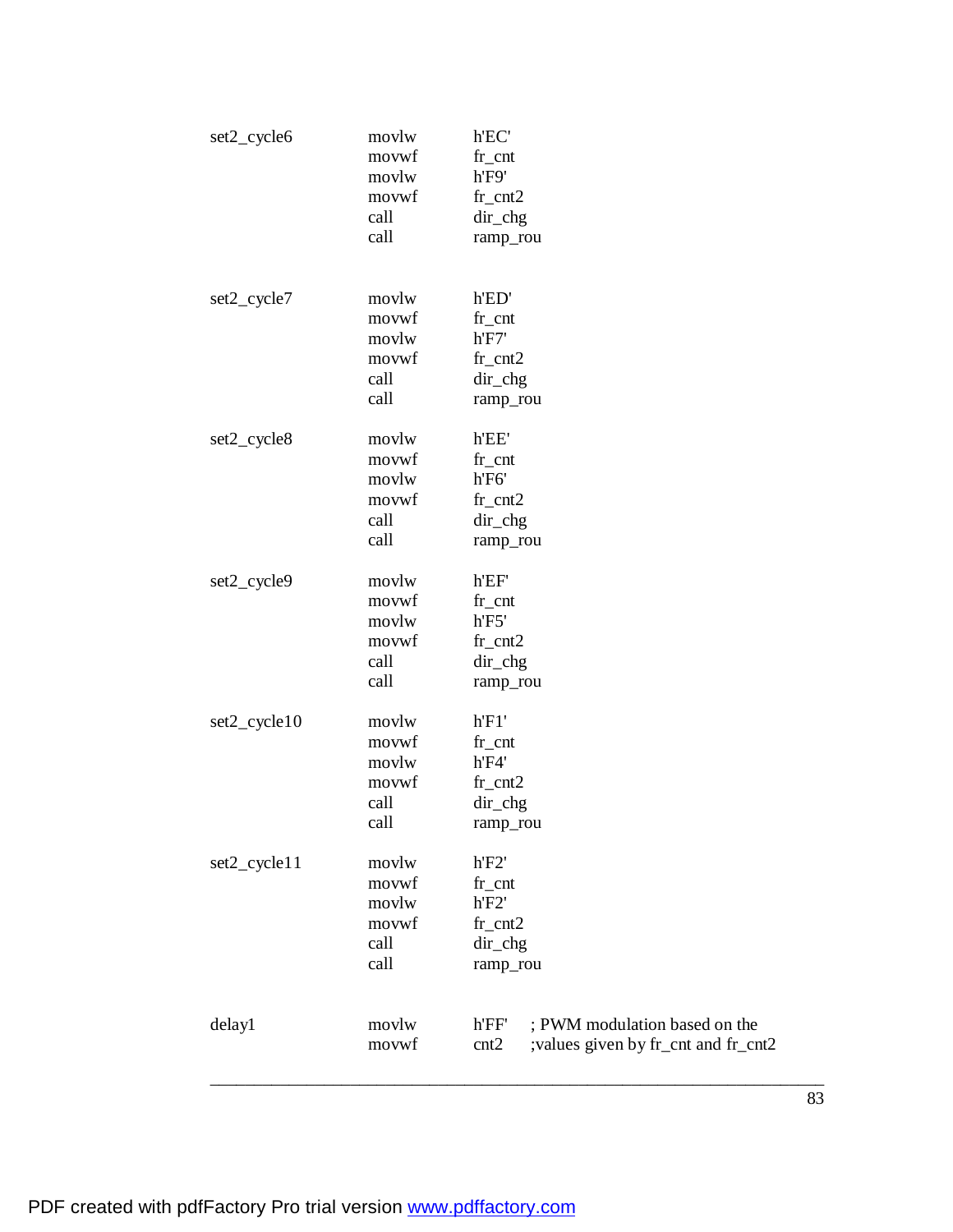```
set2_cycle6     movlw   h'EC'
                movwf   fr_cnt
                movlw   h'F9'
                movwf   fr_cnt2
                call    dir_chg
                call    ramp_rou


set2_cycle7     movlw   h'ED'
                movwf   fr_cnt
                movlw   h'F7'
                movwf   fr_cnt2
                call    dir_chg
                call    ramp_rou

set2_cycle8     movlw   h'EE'
                movwf   fr_cnt
                movlw   h'F6'
                movwf   fr_cnt2
                call    dir_chg
                call    ramp_rou

set2_cycle9     movlw   h'EF'
                movwf   fr_cnt
                movlw   h'F5'
                movwf   fr_cnt2
                call    dir_chg
                call    ramp_rou

set2_cycle10    movlw   h'F1'
                movwf   fr_cnt
                movlw   h'F4'
                movwf   fr_cnt2
                call    dir_chg
                call    ramp_rou

set2_cycle11    movlw   h'F2'
                movwf   fr_cnt
                movlw   h'F2'
                movwf   fr_cnt2
                call    dir_chg
                call    ramp_rou


delay1          movlw   h'FF'   ; PWM modulation based on the
                movwf   cnt2    ;values given by fr_cnt and fr_cnt2
```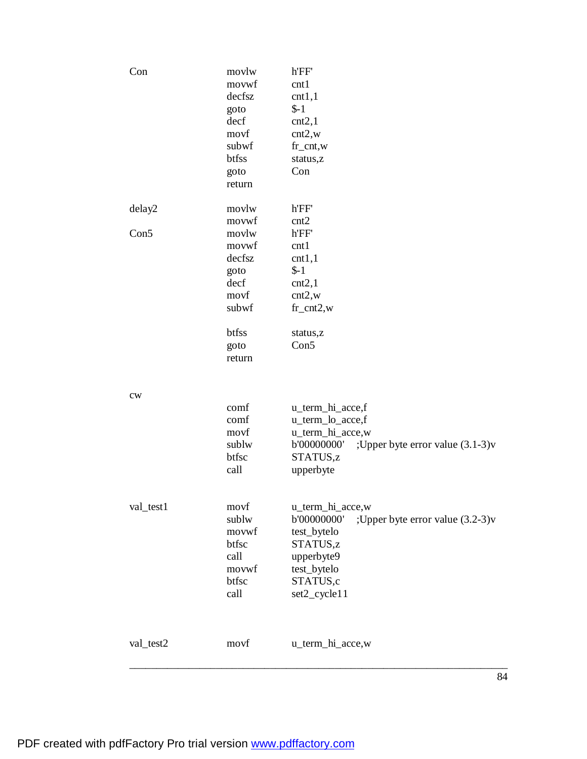```
Con             movlw       h'FF'
                movwf       cnt1
                decfsz      cnt1,1
                goto        $-1
                decf        cnt2,1
                movf        cnt2,w
                subwf       fr_cnt,w
                btfss       status,z
                goto        Con
                return

delay2          movlw       h'FF'
                movwf       cnt2
Con5            movlw       h'FF'
                movwf       cnt1
                decfsz      cnt1,1
                goto        $-1
                decf        cnt2,1
                movf        cnt2,w
                subwf       fr_cnt2,w

                btfss       status,z
                goto        Con5
                return


cw
                comf        u_term_hi_acce,f
                comf        u_term_lo_acce,f
                movf        u_term_hi_acce,w
                sublw       b'00000000'    ;Upper byte error value (3.1-3)v
                btfsc       STATUS,z
                call        upperbyte


val_test1       movf        u_term_hi_acce,w
                sublw       b'00000000'    ;Upper byte error value (3.2-3)v
                movwf       test_bytelo
                btfsc       STATUS,z
                call        upperbyte9
                movwf       test_bytelo
                btfsc       STATUS,c
                call        set2_cycle11



val_test2       movf        u_term_hi_acce,w
```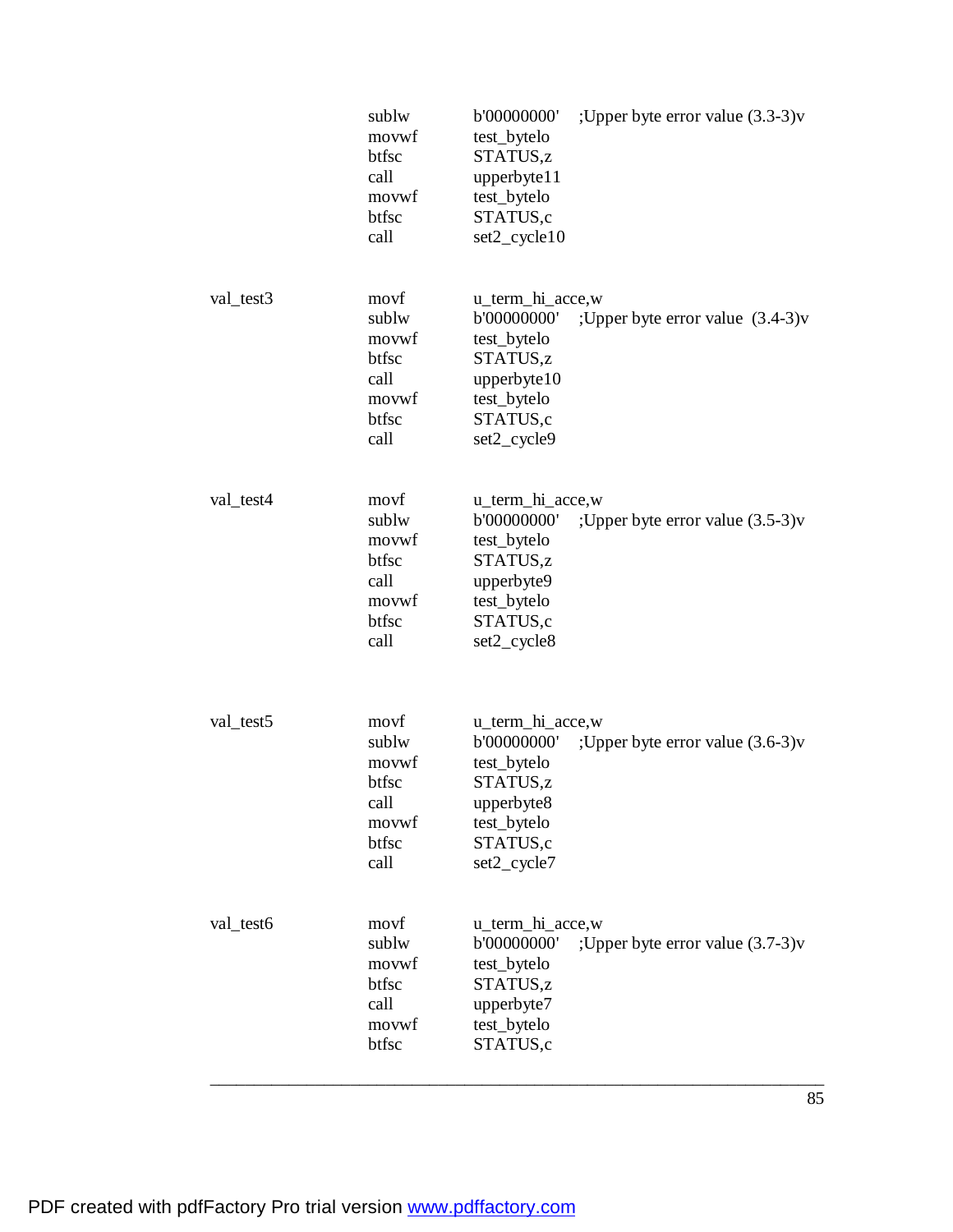```
                sublw       b'00000000'   ;Upper byte error value (3.3-3)v
                movwf       test_bytelo
                btfsc       STATUS,z
                call        upperbyte11
                movwf       test_bytelo
                btfsc       STATUS,c
                call        set2_cycle10


val_test3       movf        u_term_hi_acce,w
                sublw       b'00000000'   ;Upper byte error value  (3.4-3)v
                movwf       test_bytelo
                btfsc       STATUS,z
                call        upperbyte10
                movwf       test_bytelo
                btfsc       STATUS,c
                call        set2_cycle9


val_test4       movf        u_term_hi_acce,w
                sublw       b'00000000'   ;Upper byte error value (3.5-3)v
                movwf       test_bytelo
                btfsc       STATUS,z
                call        upperbyte9
                movwf       test_bytelo
                btfsc       STATUS,c
                call        set2_cycle8


val_test5       movf        u_term_hi_acce,w
                sublw       b'00000000'   ;Upper byte error value (3.6-3)v
                movwf       test_bytelo
                btfsc       STATUS,z
                call        upperbyte8
                movwf       test_bytelo
                btfsc       STATUS,c
                call        set2_cycle7


val_test6       movf        u_term_hi_acce,w
                sublw       b'00000000'   ;Upper byte error value (3.7-3)v
                movwf       test_bytelo
                btfsc       STATUS,z
                call        upperbyte7
                movwf       test_bytelo
                btfsc       STATUS,c
```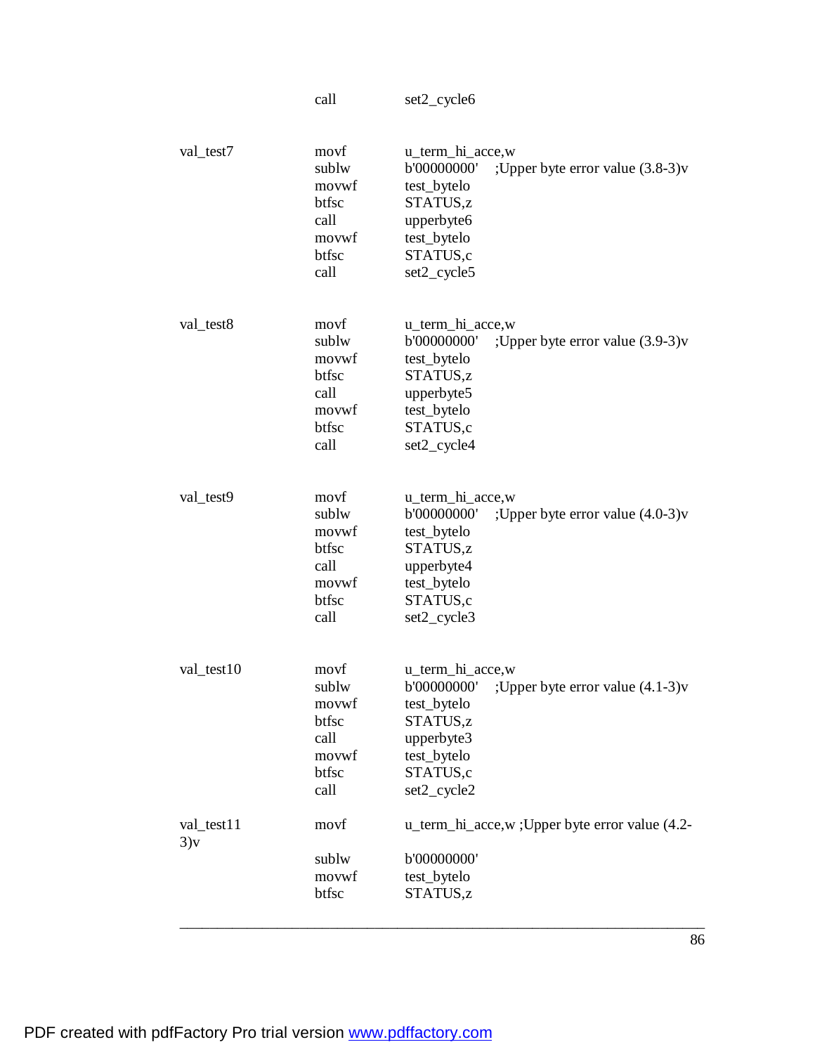```
                call        set2_cycle6

val_test7       movf        u_term_hi_acce,w
                sublw       b'00000000'    ;Upper byte error value (3.8-3)v
                movwf       test_bytelo
                btfsc       STATUS,z
                call        upperbyte6
                movwf       test_bytelo
                btfsc       STATUS,c
                call        set2_cycle5

val_test8       movf        u_term_hi_acce,w
                sublw       b'00000000'    ;Upper byte error value (3.9-3)v
                movwf       test_bytelo
                btfsc       STATUS,z
                call        upperbyte5
                movwf       test_bytelo
                btfsc       STATUS,c
                call        set2_cycle4

val_test9       movf        u_term_hi_acce,w
                sublw       b'00000000'    ;Upper byte error value (4.0-3)v
                movwf       test_bytelo
                btfsc       STATUS,z
                call        upperbyte4
                movwf       test_bytelo
                btfsc       STATUS,c
                call        set2_cycle3

val_test10      movf        u_term_hi_acce,w
                sublw       b'00000000'    ;Upper byte error value (4.1-3)v
                movwf       test_bytelo
                btfsc       STATUS,z
                call        upperbyte3
                movwf       test_bytelo
                btfsc       STATUS,c
                call        set2_cycle2

val_test11      movf        u_term_hi_acce,w ;Upper byte error value (4.2-
3)v
                sublw       b'00000000'
                movwf       test_bytelo
                btfsc       STATUS,z
```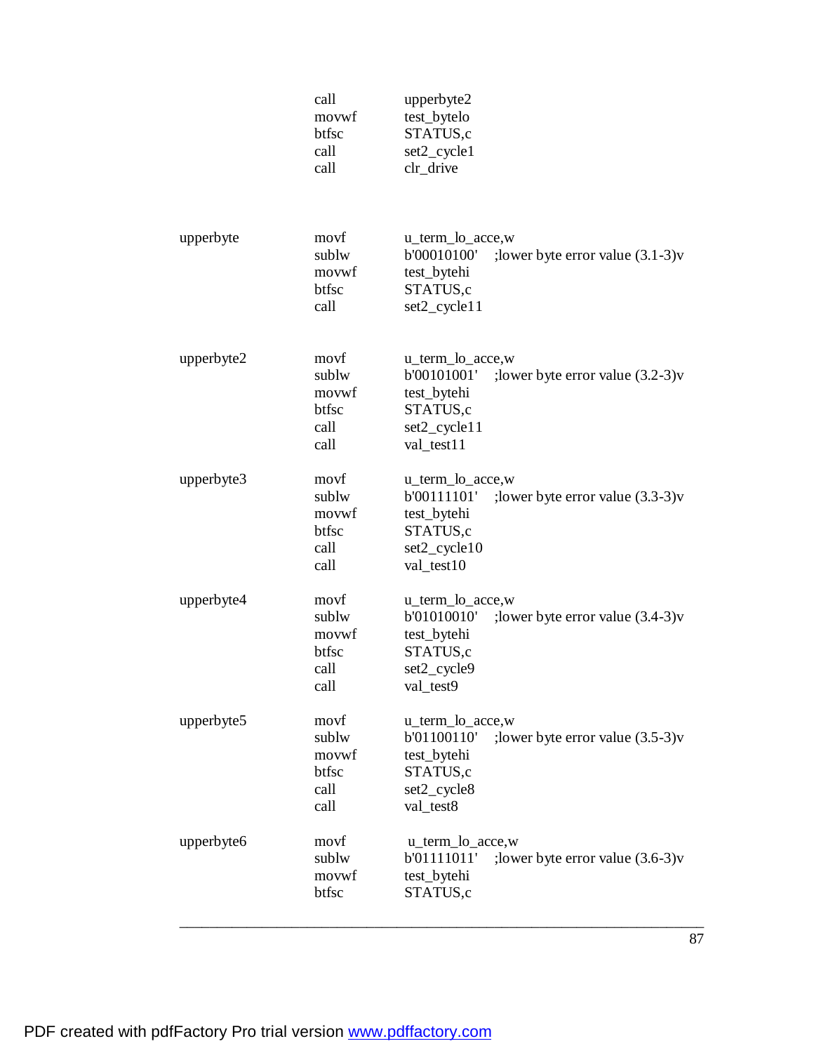```
                call        upperbyte2
                movwf       test_bytelo
                btfsc       STATUS,c
                call        set2_cycle1
                call        clr_drive



upperbyte       movf        u_term_lo_acce,w
                sublw       b'00010100'    ;lower byte error value (3.1-3)v
                movwf       test_bytehi
                btfsc       STATUS,c
                call        set2_cycle11


upperbyte2      movf        u_term_lo_acce,w
                sublw       b'00101001'    ;lower byte error value (3.2-3)v
                movwf       test_bytehi
                btfsc       STATUS,c
                call        set2_cycle11
                call        val_test11

upperbyte3      movf        u_term_lo_acce,w
                sublw       b'00111101'    ;lower byte error value (3.3-3)v
                movwf       test_bytehi
                btfsc       STATUS,c
                call        set2_cycle10
                call        val_test10

upperbyte4      movf        u_term_lo_acce,w
                sublw       b'01010010'    ;lower byte error value (3.4-3)v
                movwf       test_bytehi
                btfsc       STATUS,c
                call        set2_cycle9
                call        val_test9

upperbyte5      movf        u_term_lo_acce,w
                sublw       b'01100110'    ;lower byte error value (3.5-3)v
                movwf       test_bytehi
                btfsc       STATUS,c
                call        set2_cycle8
                call        val_test8

upperbyte6      movf        u_term_lo_acce,w
                sublw       b'01111011'    ;lower byte error value (3.6-3)v
                movwf       test_bytehi
                btfsc       STATUS,c
```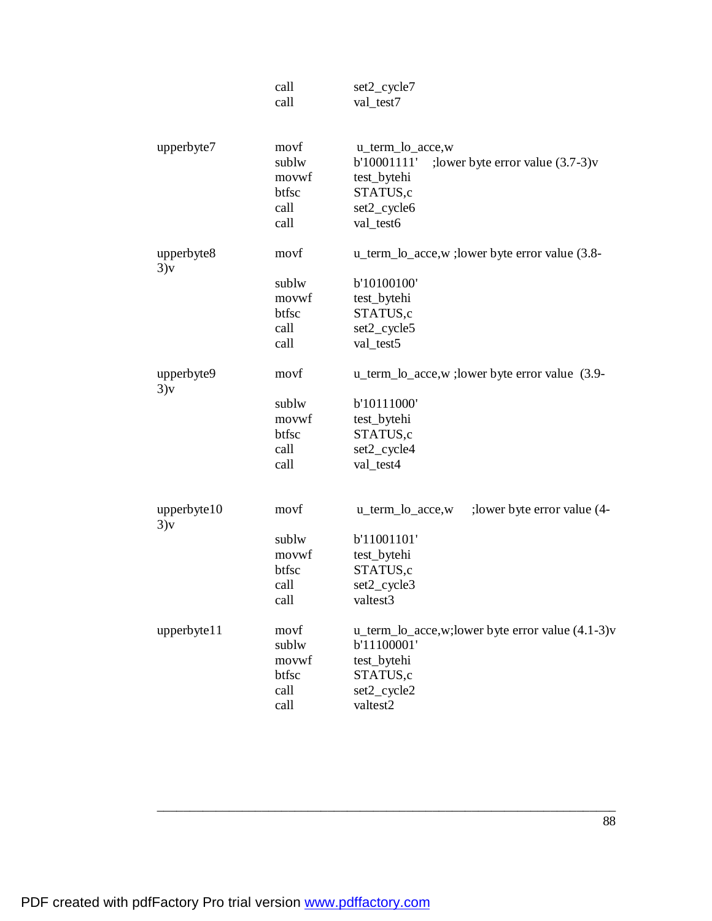```
                call        set2_cycle7
                call        val_test7


upperbyte7      movf         u_term_lo_acce,w
                sublw       b'10001111'    ;lower byte error value (3.7-3)v
                movwf       test_bytehi
                btfsc       STATUS,c
                call        set2_cycle6
                call        val_test6

upperbyte8      movf        u_term_lo_acce,w ;lower byte error value (3.8-
3)v
                sublw       b'10100100'
                movwf       test_bytehi
                btfsc       STATUS,c
                call        set2_cycle5
                call        val_test5

upperbyte9      movf        u_term_lo_acce,w ;lower byte error value  (3.9-
3)v
                sublw       b'10111000'
                movwf       test_bytehi
                btfsc       STATUS,c
                call        set2_cycle4
                call        val_test4


upperbyte10     movf         u_term_lo_acce,w      ;lower byte error value (4-
3)v
                sublw       b'11001101'
                movwf       test_bytehi
                btfsc       STATUS,c
                call        set2_cycle3
                call        valtest3

upperbyte11     movf        u_term_lo_acce,w;lower byte error value (4.1-3)v
                sublw       b'11100001'
                movwf       test_bytehi
                btfsc       STATUS,c
                call        set2_cycle2
                call        valtest2
```

PDF created with pdfFactory Pro trial version www.pdffactory.com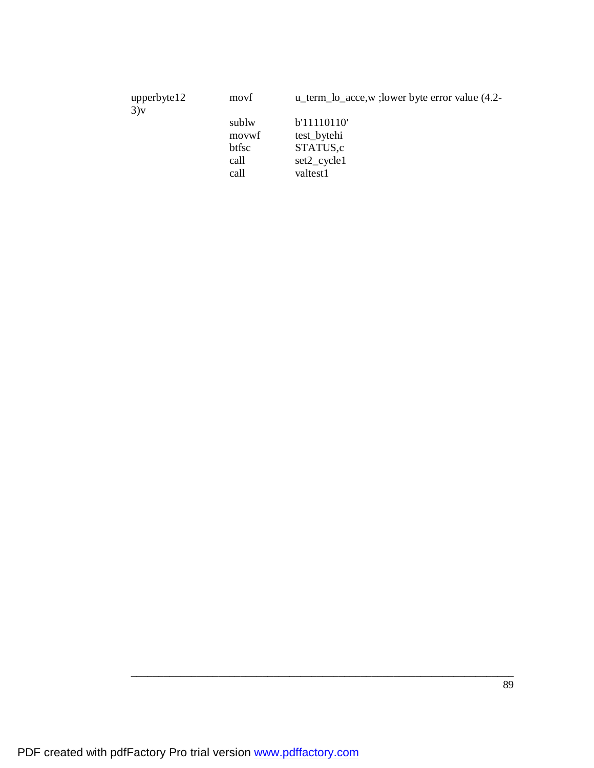```
upperbyte12    movf     u_term_lo_acce,w ;lower byte error value (4.2-
3)v
               sublw    b'11110110'
               movwf    test_bytehi
               btfsc    STATUS,c
               call     set2_cycle1
               call     valtest1
```

PDF created with pdfFactory Pro trial version www.pdffactory.com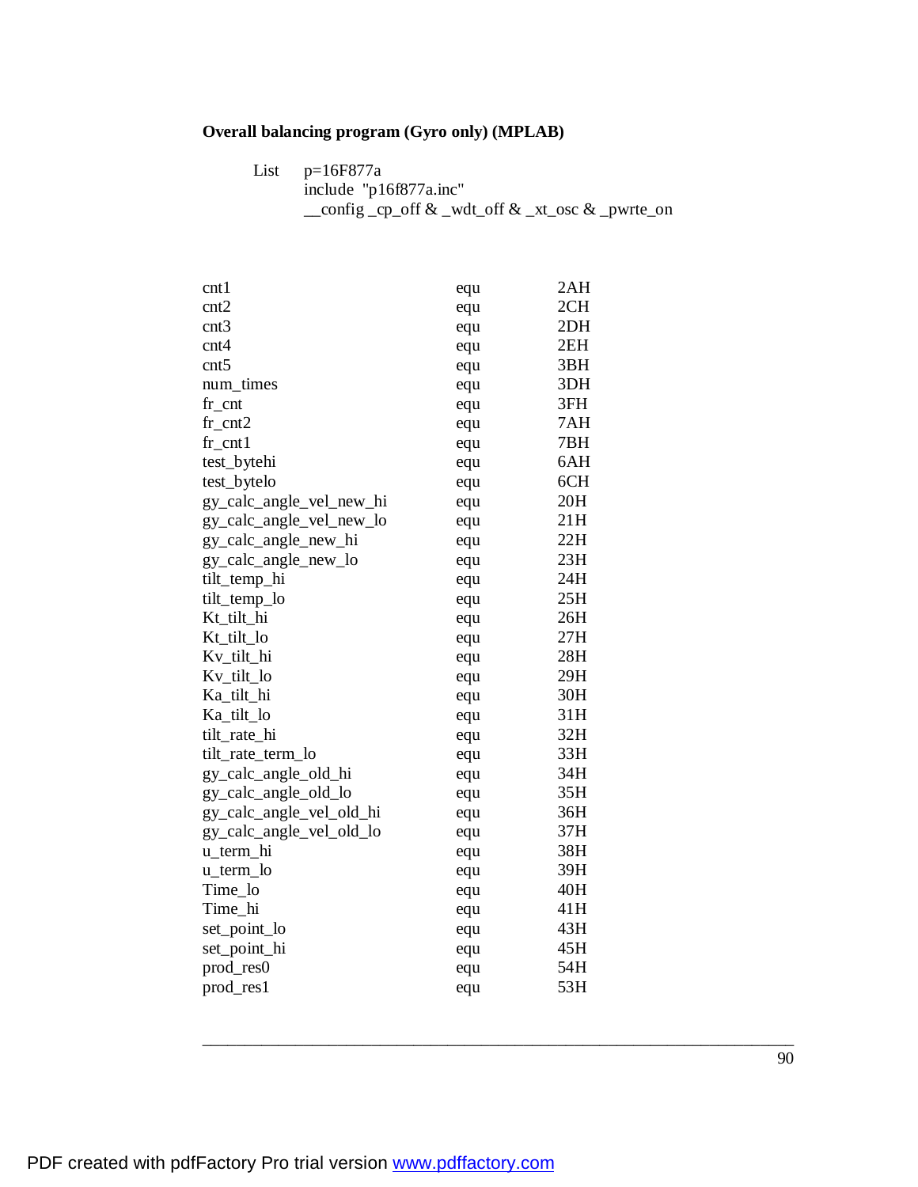**Overall balancing program (Gyro only) (MPLAB)**

```
        List    p=16F877a
                include  "p16f877a.inc"
                __config _cp_off & _wdt_off & _xt_osc & _pwrte_on



cnt1                            equu    2AH
```

```
cnt1                            equ     2AH
cnt2                            equ     2CH
cnt3                            equ     2DH
cnt4                            equ     2EH
cnt5                            equ     3BH
num_times                       equ     3DH
fr_cnt                          equ     3FH
fr_cnt2                         equ     7AH
fr_cnt1                         equ     7BH
test_bytehi                     equ     6AH
test_bytelo                     equ     6CH
gy_calc_angle_vel_new_hi        equ     20H
gy_calc_angle_vel_new_lo        equ     21H
gy_calc_angle_new_hi            equ     22H
gy_calc_angle_new_lo            equ     23H
tilt_temp_hi                    equ     24H
tilt_temp_lo                    equ     25H
Kt_tilt_hi                      equ     26H
Kt_tilt_lo                      equ     27H
Kv_tilt_hi                      equ     28H
Kv_tilt_lo                      equ     29H
Ka_tilt_hi                      equ     30H
Ka_tilt_lo                      equ     31H
tilt_rate_hi                    equ     32H
tilt_rate_term_lo               equ     33H
gy_calc_angle_old_hi            equ     34H
gy_calc_angle_old_lo            equ     35H
gy_calc_angle_vel_old_hi        equ     36H
gy_calc_angle_vel_old_lo        equ     37H
u_term_hi                       equ     38H
u_term_lo                       equ     39H
Time_lo                         equ     40H
Time_hi                         equ     41H
set_point_lo                    equ     43H
set_point_hi                    equ     45H
prod_res0                       equ     54H
prod_res1                       equ     53H
```

**Overall balancing program (Gyro only) (MPLAB)**

```
        List    p=16F877a
                include  "p16f877a.inc"
                __config _cp_off & _wdt_off & _xt_osc & _pwrte_on
```

```
cnt1                            equ     2AH
cnt2                            equ     2CH
cnt3                            equ     2DH
cnt4                            equ     2EH
cnt5                            equ     3BH
num_times                       equ     3DH
fr_cnt                          equ     3FH
fr_cnt2                         equ     7AH
fr_cnt1                         equ     7BH
test_bytehi                     equ     6AH
test_bytelo                     equ     6CH
gy_calc_angle_vel_new_hi        equ     20H
gy_calc_angle_vel_new_lo        equ     21H
gy_calc_angle_new_hi            equ     22H
gy_calc_angle_new_lo            equ     23H
tilt_temp_hi                    equ     24H
tilt_temp_lo                    equ     25H
Kt_tilt_hi                      equ     26H
Kt_tilt_lo                      equ     27H
Kv_tilt_hi                      equ     28H
Kv_tilt_lo                      equ     29H
Ka_tilt_hi                      equ     30H
Ka_tilt_lo                      equ     31H
tilt_rate_hi                    equ     32H
tilt_rate_term_lo               equ     33H
gy_calc_angle_old_hi            equ     34H
gy_calc_angle_old_lo            equ     35H
gy_calc_angle_vel_old_hi        equ     36H
gy_calc_angle_vel_old_lo        equ     37H
u_term_hi                       equ     38H
u_term_lo                       equ     39H
Time_lo                         equ     40H
Time_hi                         equ     41H
set_point_lo                    equ     43H
set_point_hi                    equ     45H
prod_res0                       equ     54H
prod_res1                       equ     53H
```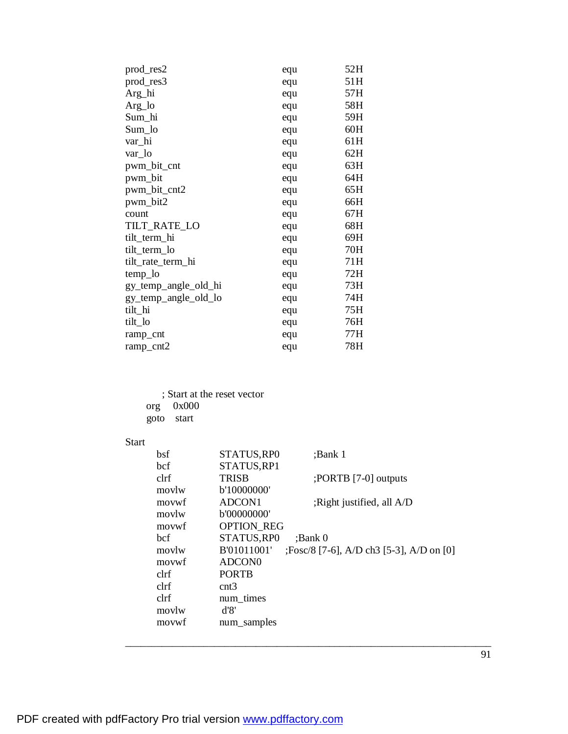```
prod_res2               equ     52H
prod_res3               equ     51H
Arg_hi                  equ     57H
Arg_lo                  equ     58H
Sum_hi                  equ     59H
Sum_lo                  equ     60H
var_hi                  equ     61H
var_lo                  equ     62H
pwm_bit_cnt             equ     63H
pwm_bit                 equ     64H
pwm_bit_cnt2            equ     65H
pwm_bit2                equ     66H
count                   equ     67H
TILT_RATE_LO            equ     68H
tilt_term_hi            equ     69H
tilt_term_lo            equ     70H
tilt_rate_term_hi       equ     71H
temp_lo                 equ     72H
gy_temp_angle_old_hi    equ     73H
gy_temp_angle_old_lo    equ     74H
tilt_hi                 equ     75H
tilt_lo                 equ     76H
ramp_cnt                equ     77H
ramp_cnt2               equ     78H


        ; Start at the reset vector
    org     0x000
    goto    start

Start
        bsf         STATUS,RP0          ;Bank 1
        bcf         STATUS,RP1
        clrf        TRISB               ;PORTB [7-0] outputs
        movlw       b'10000000'
        movwf       ADCON1              ;Right justified, all A/D
        movlw       b'00000000'
        movwf       OPTION_REG
        bcf         STATUS,RP0      ;Bank 0
        movlw       B'01011001'     ;Fosc/8 [7-6], A/D ch3 [5-3], A/D on [0]
        movwf       ADCON0
        clrf        PORTB
        clrf        cnt3
        clrf        num_times
        movlw        d'8'
        movwf       num_samples
```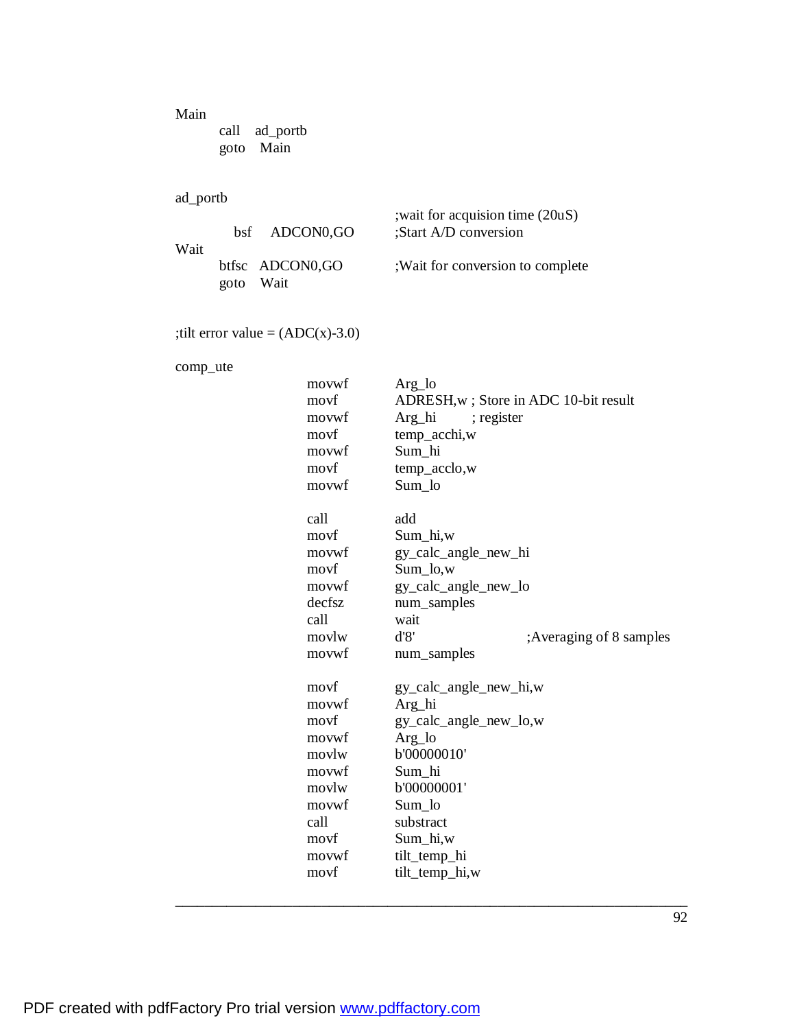```
Main
        call    ad_portb
        goto    Main


ad_portb
                                        ;wait for acquision time (20uS)
           bsf     ADCON0,GO            ;Start A/D conversion
Wait
        btfsc   ADCON0,GO               ;Wait for conversion to complete
        goto    Wait


;tilt error value = (ADC(x)-3.0)

comp_ute
                movwf       Arg_lo
                movf        ADRESH,w ; Store in ADC 10-bit result
                movwf       Arg_hi        ; register
                movf        temp_acchi,w
                movwf       Sum_hi
                movf        temp_acclo,w
                movwf       Sum_lo

                call        add
                movf        Sum_hi,w
                movwf       gy_calc_angle_new_hi
                movf        Sum_lo,w
                movwf       gy_calc_angle_new_lo
                decfsz      num_samples
                call        wait
                movlw       d'8'                    ;Averaging of 8 samples
                movwf       num_samples

                movf        gy_calc_angle_new_hi,w
                movwf       Arg_hi
                movf        gy_calc_angle_new_lo,w
                movwf       Arg_lo
                movlw       b'00000010'
                movwf       Sum_hi
                movlw       b'00000001'
                movwf       Sum_lo
                call        substract
                movf        Sum_hi,w
                movwf       tilt_temp_hi
                movf        tilt_temp_hi,w
```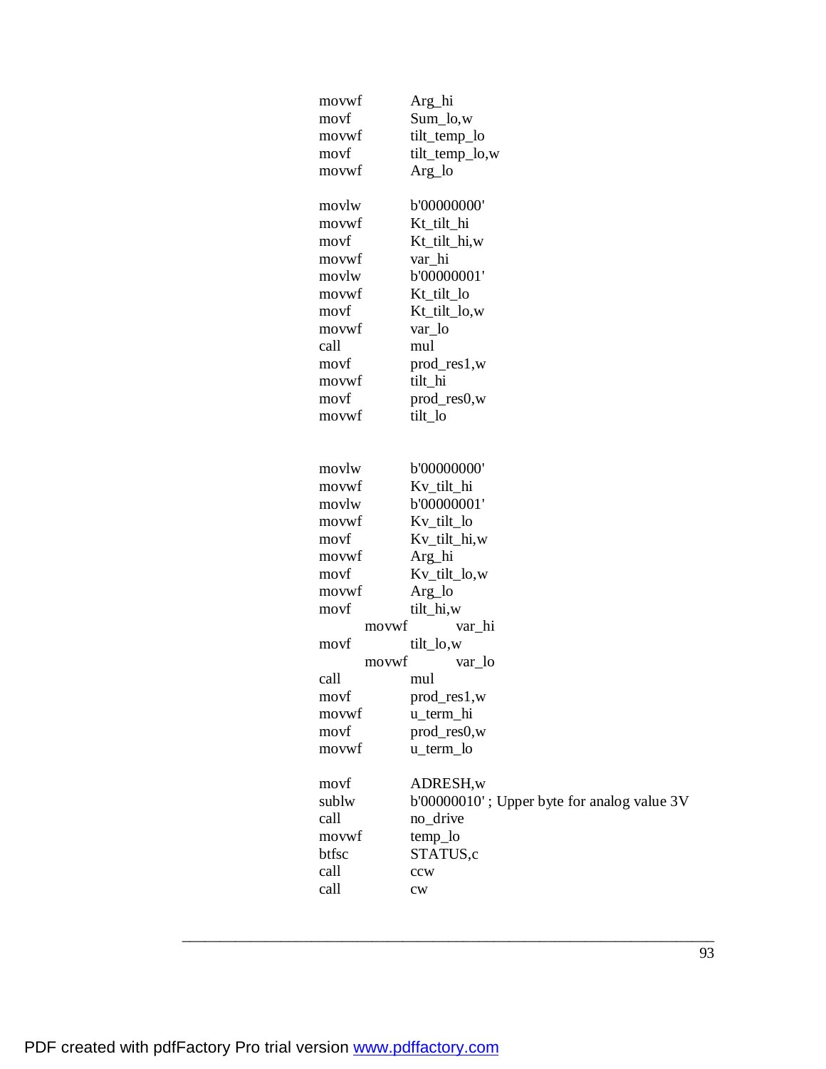```
movwf       Arg_hi
movf        Sum_lo,w
movwf       tilt_temp_lo
movf        tilt_temp_lo,w
movwf       Arg_lo

movlw       b'00000000'
movwf       Kt_tilt_hi
movf        Kt_tilt_hi,w
movwf       var_hi
movlw       b'00000001'
movwf       Kt_tilt_lo
movf        Kt_tilt_lo,w
movwf       var_lo
call        mul
movf        prod_res1,w
movwf       tilt_hi
movf        prod_res0,w
movwf       tilt_lo


movlw       b'00000000'
movwf       Kv_tilt_hi
movlw       b'00000001'
movwf       Kv_tilt_lo
movf        Kv_tilt_hi,w
movwf       Arg_hi
movf        Kv_tilt_lo,w
movwf       Arg_lo
movf        tilt_hi,w
        movwf       var_hi
movf        tilt_lo,w
        movwf       var_lo
call        mul
movf        prod_res1,w
movwf       u_term_hi
movf        prod_res0,w
movwf       u_term_lo

movf        ADRESH,w
sublw       b'00000010' ; Upper byte for analog value 3V
call        no_drive
movwf       temp_lo
btfsc       STATUS,c
call        ccw
call        cw
```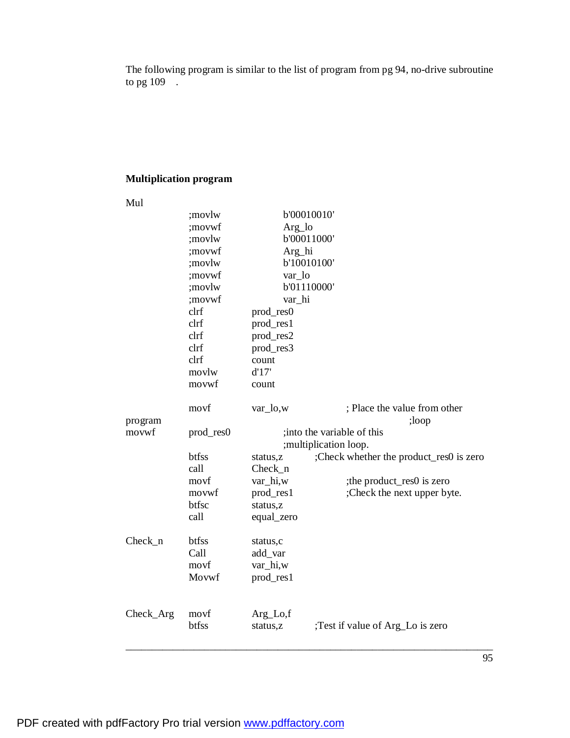The following program is similar to the list of program from pg 94, no-drive subroutine to pg 109 .

**Multiplication program**

```
Mul
        ;movlw          b'00010010'
        ;movwf          Arg_lo
        ;movlw          b'00011000'
        ;movwf          Arg_hi
        ;movlw          b'10010100'
        ;movwf          var_lo
        ;movlw          b'01110000'
        ;movwf          var_hi
        clrf        prod_res0
        clrf        prod_res1
        clrf        prod_res2
        clrf        prod_res3
        clrf        count
        movlw       d'17'
        movwf       count

        movf        var_lo,w                ; Place the value from other
program                                                 ;loop
movwf   prod_res0           ;into the variable of this
                            ;multiplication loop.
        btfss       status,z        ;Check whether the product_res0 is zero
        call        Check_n
        movf        var_hi,w                ;the product_res0 is zero
        movwf       prod_res1               ;Check the next upper byte.
        btfsc       status,z
        call        equal_zero

Check_n btfss       status,c
        Call        add_var
        movf        var_hi,w
        Movwf       prod_res1


Check_Arg   movf    Arg_Lo,f
        btfss       status,z        ;Test if value of Arg_Lo is zero
```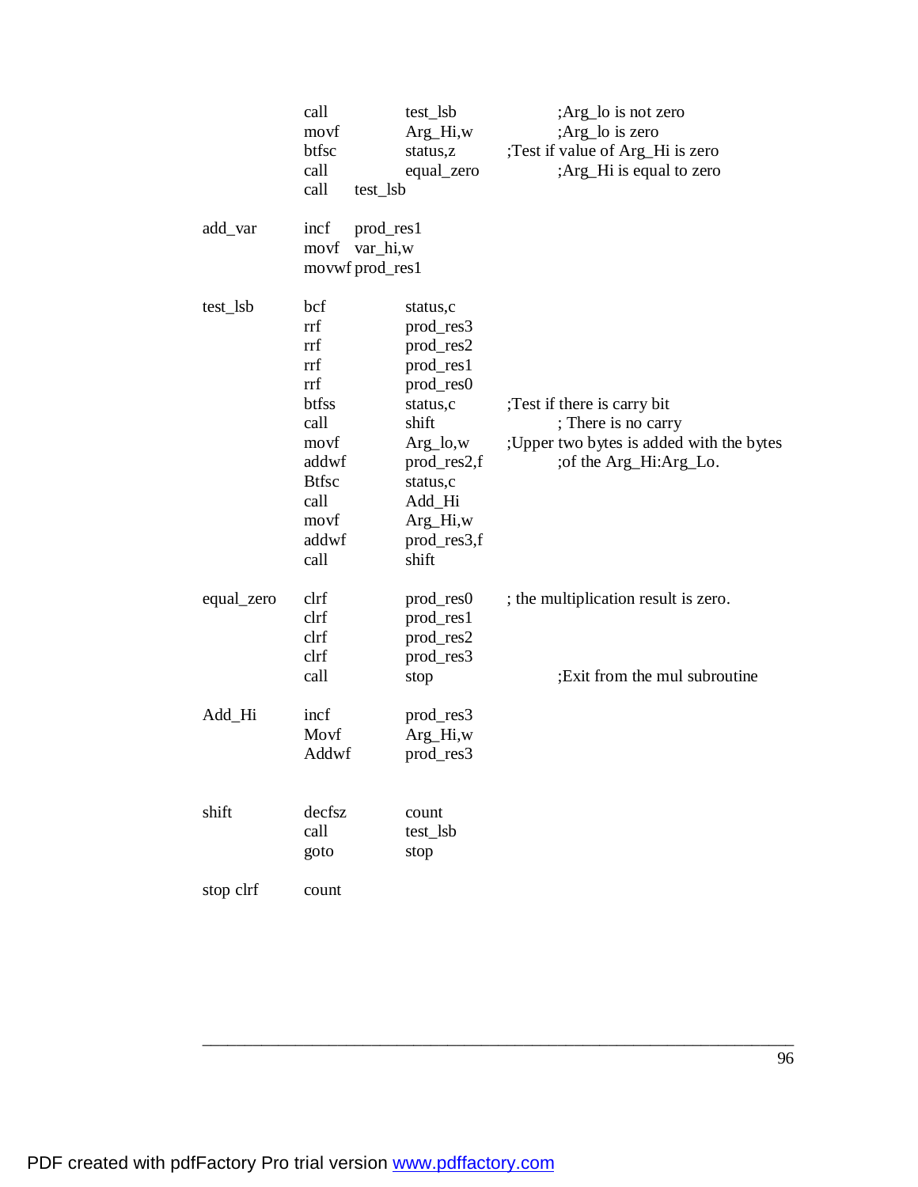```
            call        test_lsb            ;Arg_lo is not zero
            movf        Arg_Hi,w            ;Arg_lo is zero
            btfsc       status,z        ;Test if value of Arg_Hi is zero
            call        equal_zero          ;Arg_Hi is equal to zero
            call    test_lsb

add_var     incf    prod_res1
            movf    var_hi,w
            movwf prod_res1

test_lsb    bcf         status,c
            rrf         prod_res3
            rrf         prod_res2
            rrf         prod_res1
            rrf         prod_res0
            btfss       status,c        ;Test if there is carry bit
            call        shift               ; There is no carry
            movf        Arg_lo,w        ;Upper two bytes is added with the bytes
            addwf       prod_res2,f         ;of the Arg_Hi:Arg_Lo.
            Btfsc       status,c
            call        Add_Hi
            movf        Arg_Hi,w
            addwf       prod_res3,f
            call        shift

equal_zero  clrf        prod_res0       ; the multiplication result is zero.
            clrf        prod_res1
            clrf        prod_res2
            clrf        prod_res3
            call        stop                ;Exit from the mul subroutine

Add_Hi      incf        prod_res3
            Movf        Arg_Hi,w
            Addwf       prod_res3


shift       decfsz      count
            call        test_lsb
            goto        stop

stop clrf   count
```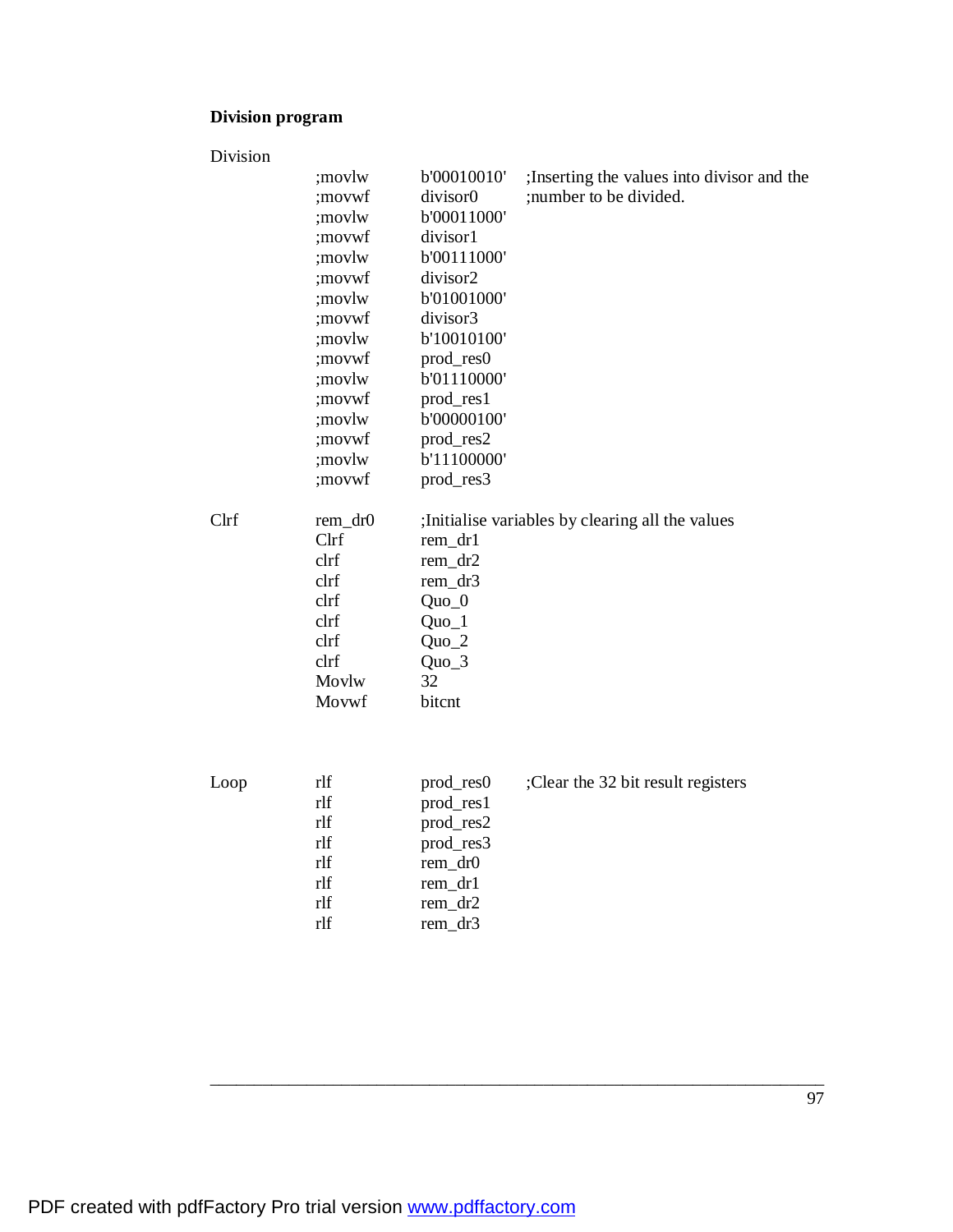**Division program**

```
Division
            ;movlw      b'00010010'     ;Inserting the values into divisor and the
            ;movwf      divisor0        ;number to be divided.
            ;movlw      b'00011000'
            ;movwf      divisor1
            ;movlw      b'00111000'
            ;movwf      divisor2
            ;movlw      b'01001000'
            ;movwf      divisor3
            ;movlw      b'10010100'
            ;movwf      prod_res0
            ;movlw      b'01110000'
            ;movwf      prod_res1
            ;movlw      b'00000100'
            ;movwf      prod_res2
            ;movlw      b'11100000'
            ;movwf      prod_res3

Clrf        rem_dr0     ;Initialise variables by clearing all the values
            Clrf        rem_dr1
            clrf        rem_dr2
            clrf        rem_dr3
            clrf        Quo_0
            clrf        Quo_1
            clrf        Quo_2
            clrf        Quo_3
            Movlw       32
            Movwf       bitcnt



Loop        rlf         prod_res0       ;Clear the 32 bit result registers
            rlf         prod_res1
            rlf         prod_res2
            rlf         prod_res3
            rlf         rem_dr0
            rlf         rem_dr1
            rlf         rem_dr2
            rlf         rem_dr3
```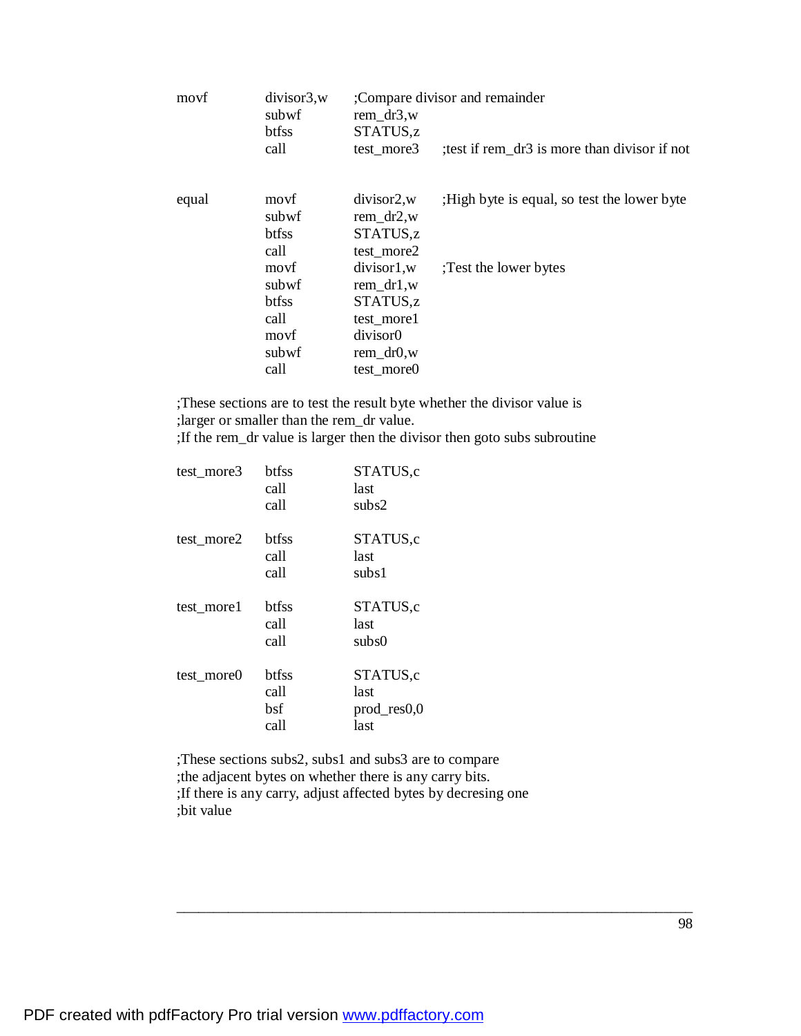```
movf        divisor3,w      ;Compare divisor and remainder
            subwf           rem_dr3,w
            btfss           STATUS,z
            call            test_more3      ;test if rem_dr3 is more than divisor if not


equal       movf            divisor2,w      ;High byte is equal, so test the lower byte
            subwf           rem_dr2,w
            btfss           STATUS,z
            call            test_more2
            movf            divisor1,w      ;Test the lower bytes
            subwf           rem_dr1,w
            btfss           STATUS,z
            call            test_more1
            movf            divisor0
            subwf           rem_dr0,w
            call            test_more0

;These sections are to test the result byte whether the divisor value is
;larger or smaller than the rem_dr value.
;If the rem_dr value is larger then the divisor then goto subs subroutine

test_more3  btfss           STATUS,c
            call            last
            call            subs2

test_more2  btfss           STATUS,c
            call            last
            call            subs1

test_more1  btfss           STATUS,c
            call            last
            call            subs0

test_more0  btfss           STATUS,c
            call            last
            bsf             prod_res0,0
            call            last

;These sections subs2, subs1 and subs3 are to compare
;the adjacent bytes on whether there is any carry bits.
;If there is any carry, adjust affected bytes by decresing one
;bit value
```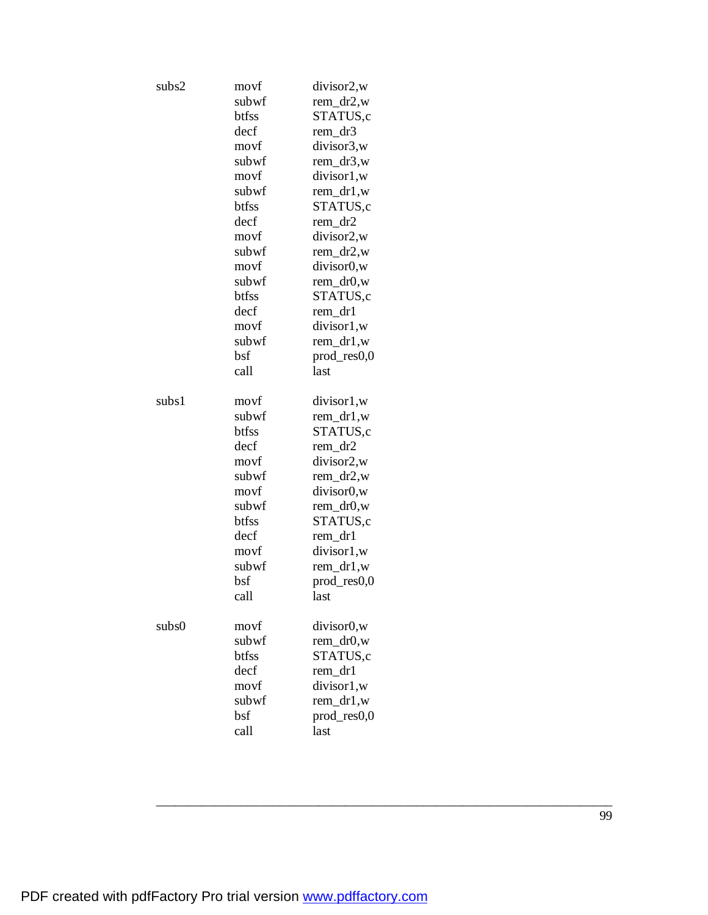```
subs2   movf    divisor2,w
        subwf   rem_dr2,w
        btfss   STATUS,c
        decf    rem_dr3
        movf    divisor3,w
        subwf   rem_dr3,w
        movf    divisor1,w
        subwf   rem_dr1,w
        btfss   STATUS,c
        decf    rem_dr2
        movf    divisor2,w
        subwf   rem_dr2,w
        movf    divisor0,w
        subwf   rem_dr0,w
        btfss   STATUS,c
        decf    rem_dr1
        movf    divisor1,w
        subwf   rem_dr1,w
        bsf     prod_res0,0
        call    last

subs1   movf    divisor1,w
        subwf   rem_dr1,w
        btfss   STATUS,c
        decf    rem_dr2
        movf    divisor2,w
        subwf   rem_dr2,w
        movf    divisor0,w
        subwf   rem_dr0,w
        btfss   STATUS,c
        decf    rem_dr1
        movf    divisor1,w
        subwf   rem_dr1,w
        bsf     prod_res0,0
        call    last

subs0   movf    divisor0,w
        subwf   rem_dr0,w
        btfss   STATUS,c
        decf    rem_dr1
        movf    divisor1,w
        subwf   rem_dr1,w
        bsf     prod_res0,0
        call    last
```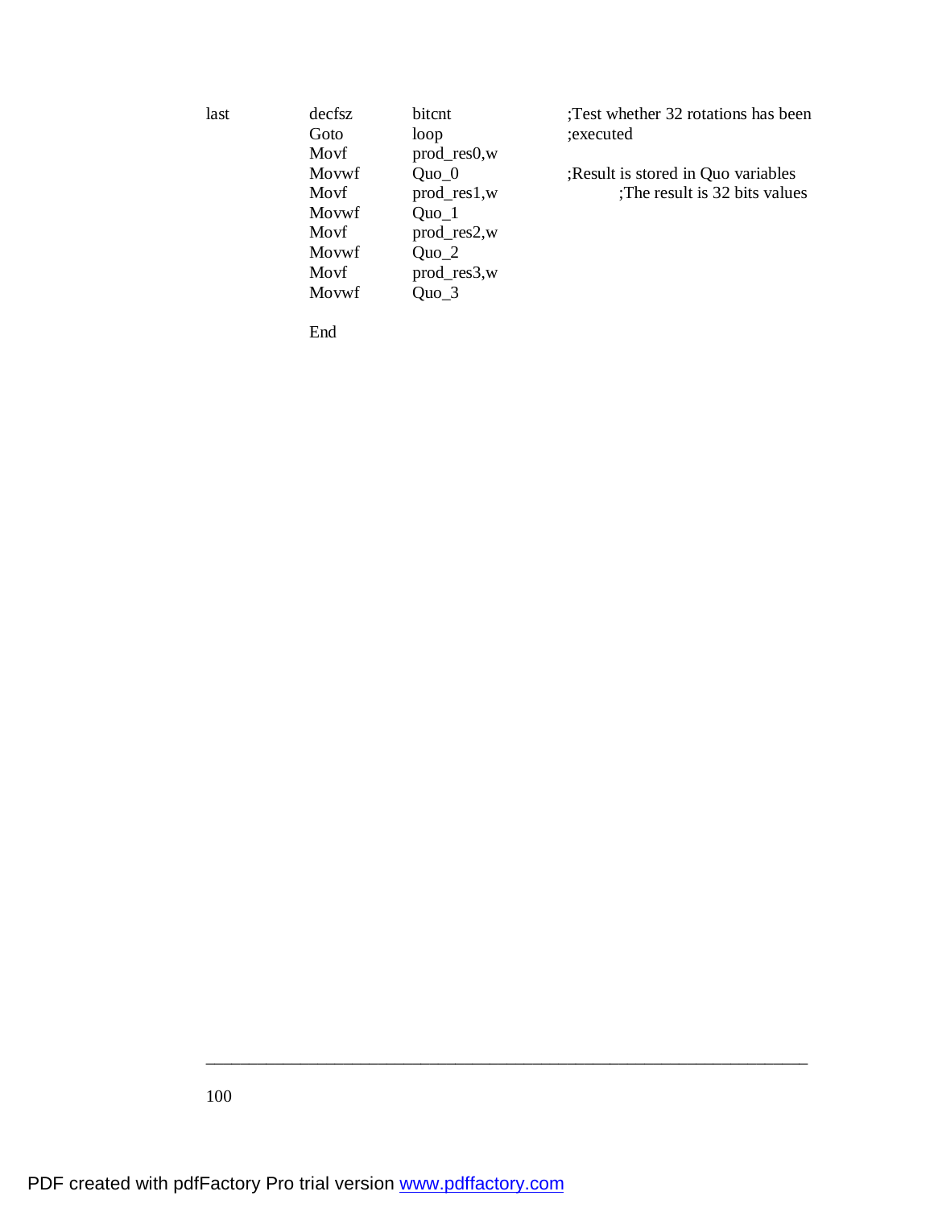```
last        decfsz      bitcnt          ;Test whether 32 rotations has been
            Goto        loop            ;executed
            Movf        prod_res0,w
            Movwf       Quo_0           ;Result is stored in Quo variables
            Movf        prod_res1,w             ;The result is 32 bits values
            Movwf       Quo_1
            Movf        prod_res2,w
            Movwf       Quo_2
            Movf        prod_res3,w
            Movwf       Quo_3

            End
```

PDF created with pdfFactory Pro trial version www.pdffactory.com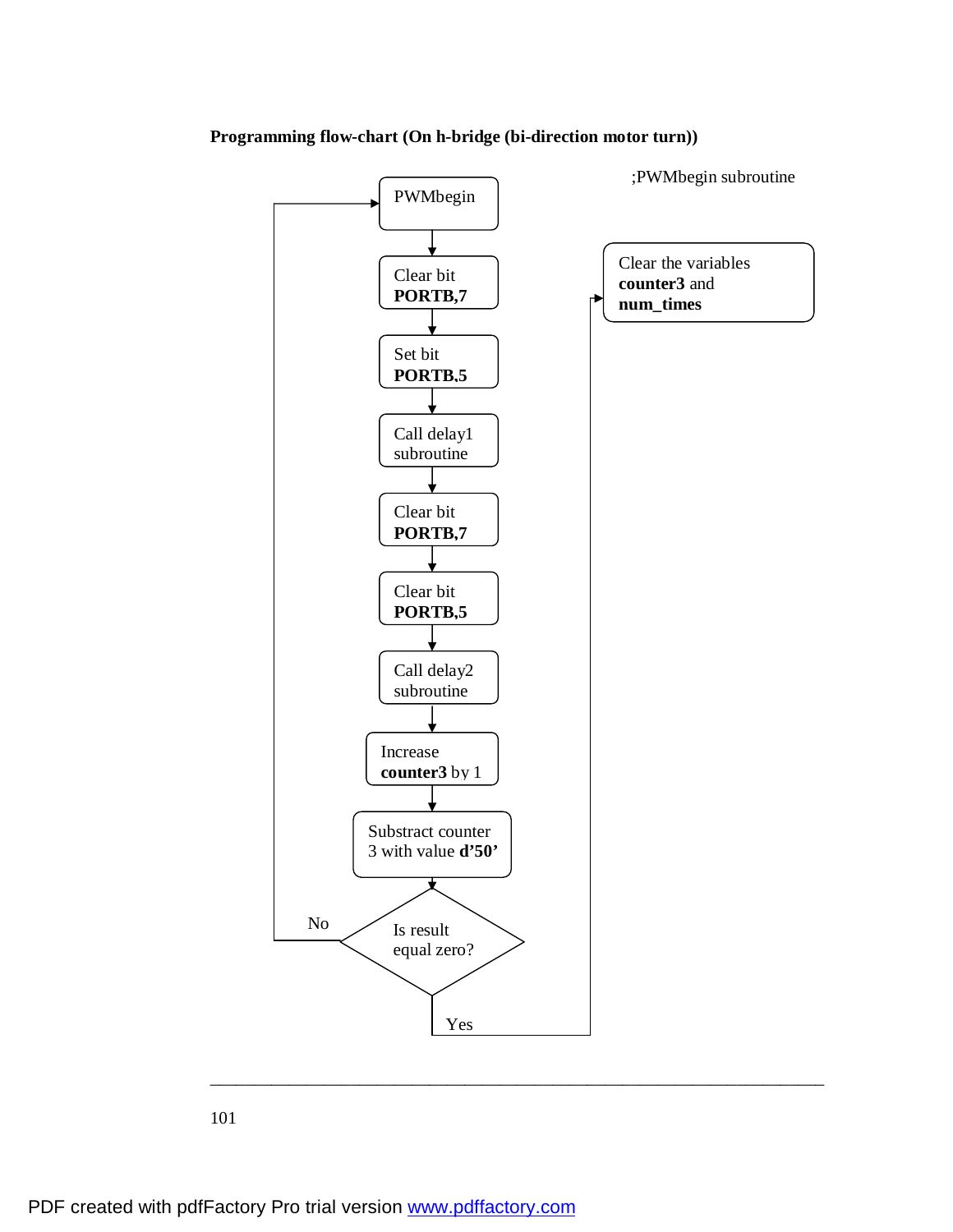**Programming flow-chart (On h-bridge (bi-direction motor turn))**

;PWMbegin subroutine

PWMbegin

Clear bit **PORTB,7**

Set bit **PORTB,5**

Call delay1 subroutine

Clear bit **PORTB,7**

Clear bit **PORTB,5**

Call delay2 subroutine

Increase **counter3** by 1

Substract counter 3 with value **d'50'**

Is result equal zero?

No

Yes

Clear the variables **counter3** and **num_times**

PDF created with pdfFactory Pro trial version www.pdffactory.com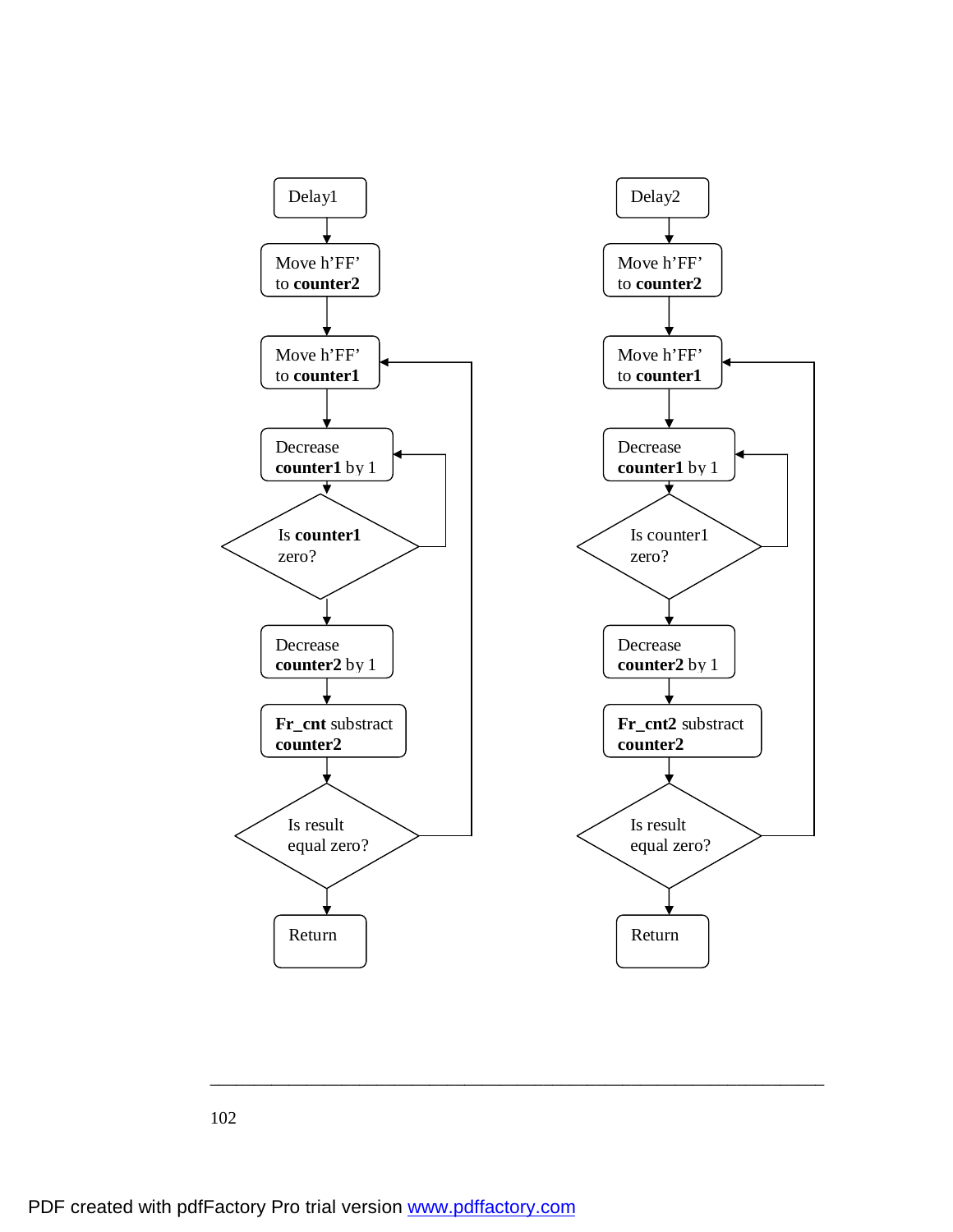Delay1

Move h'FF' to **counter2**

Move h'FF' to **counter1**

Decrease **counter1** by 1

Is **counter1** zero?

Decrease **counter2** by 1

**Fr_cnt** substract **counter2**

Is result equal zero?

Return

Delay2

Move h'FF' to **counter2**

Move h'FF' to **counter1**

Decrease **counter1** by 1

Is counter1 zero?

Decrease **counter2** by 1

**Fr_cnt2** substract **counter2**

Is result equal zero?

Return

PDF created with pdfFactory Pro trial version www.pdffactory.com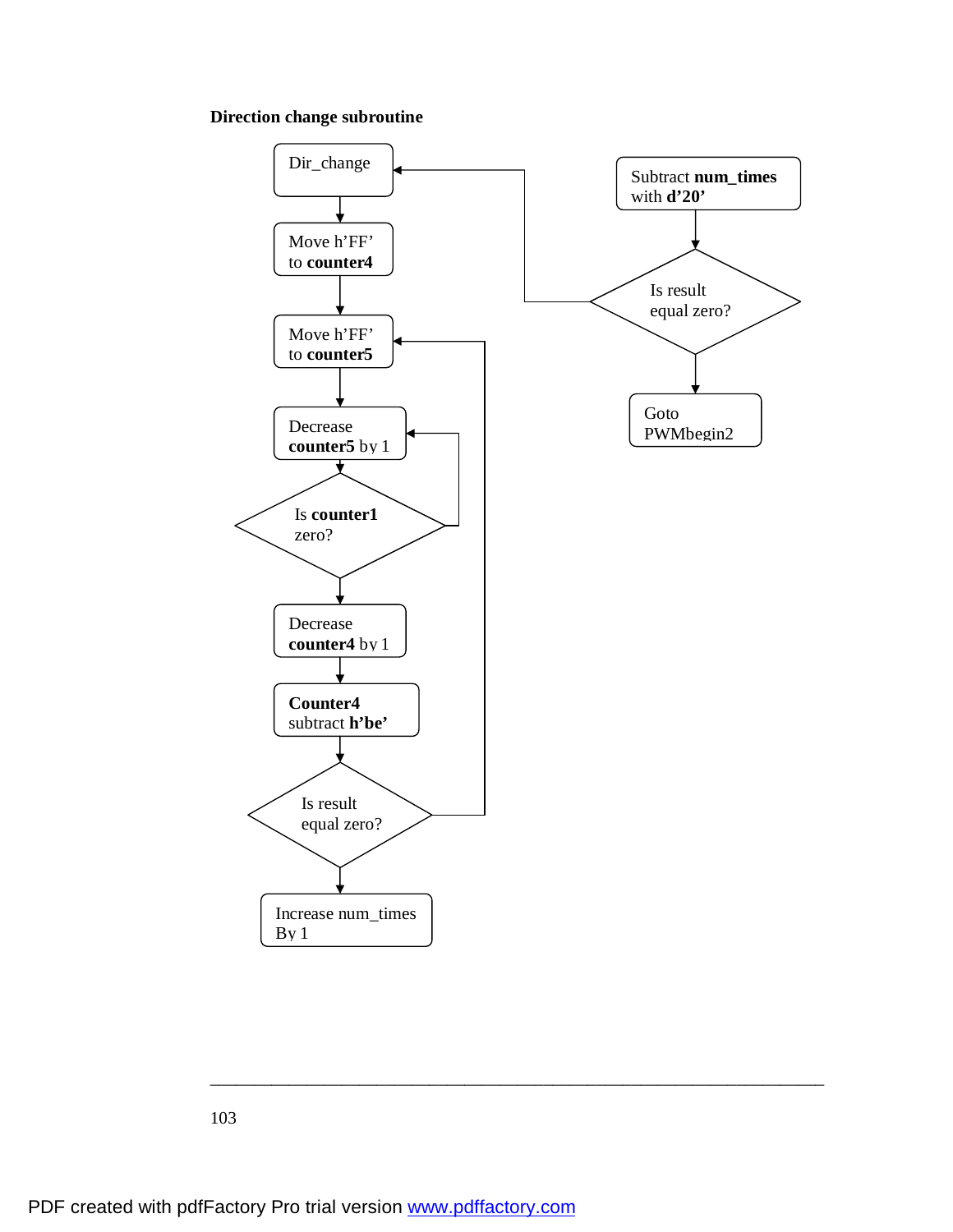**Direction change subroutine**

Dir_change

Move h’FF’ to **counter4**

Move h’FF’ to **counter5**

Decrease **counter5** by 1

Is **counter1** zero?

Decrease **counter4** by 1

**Counter4** subtract **h’be’**

Is result equal zero?

Increase num_times By 1

Subtract **num_times** with **d’20’**

Is result equal zero?

Goto PWMbegin2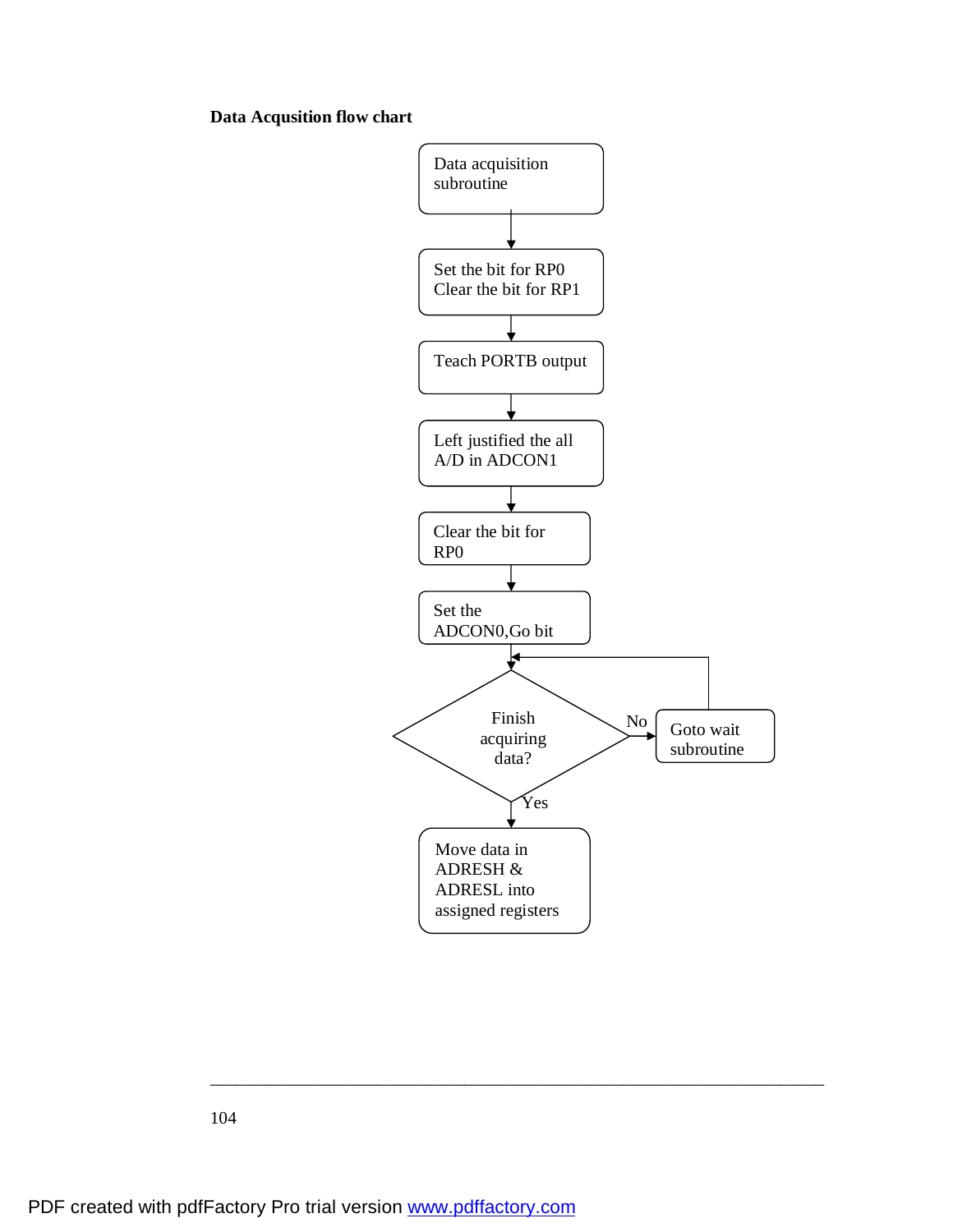**Data Acqusition flow chart**

Data acquisition subroutine

Set the bit for RP0
Clear the bit for RP1

Teach PORTB output

Left justified the all A/D in ADCON1

Clear the bit for RP0

Set the ADCON0,Go bit

Finish acquiring data?

No

Goto wait subroutine

Yes

Move data in ADRESH & ADRESL into assigned registers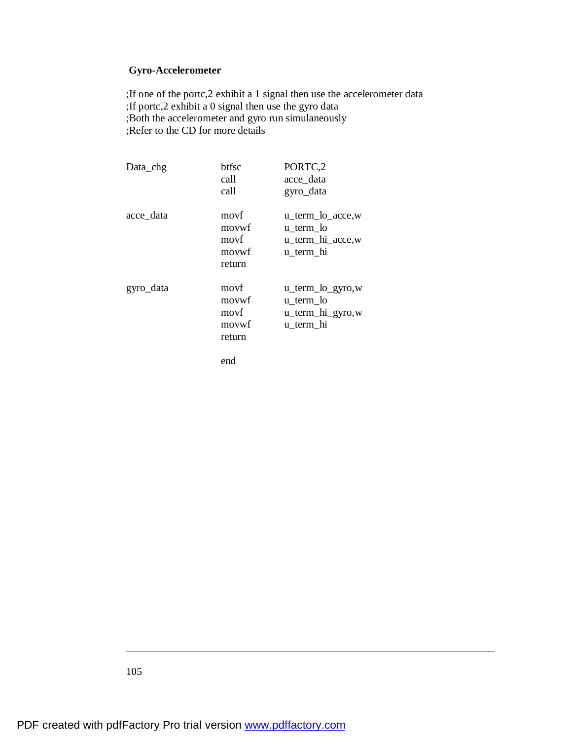**Gyro-Accelerometer**

```
;If one of the portc,2 exhibit a 1 signal then use the accelerometer data
;If portc,2 exhibit a 0 signal then use the gyro data
;Both the accelerometer and gyro run simulaneously
;Refer to the CD for more details


Data_chg        btfsc       PORTC,2
                call        acce_data
                call        gyro_data

acce_data       movf        u_term_lo_acce,w
                movwf       u_term_lo
                movf        u_term_hi_acce,w
                movwf       u_term_hi
                return

gyro_data       movf        u_term_lo_gyro,w
                movwf       u_term_lo
                movf        u_term_hi_gyro,w
                movwf       u_term_hi
                return

                end
```